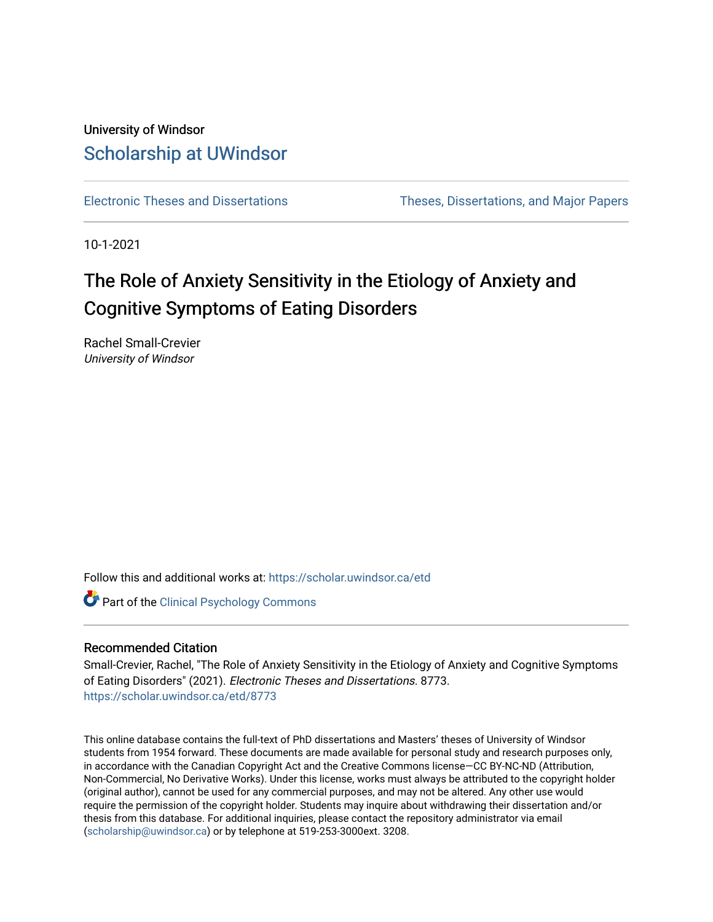University of Windsor

# Scholarship at UWindsor

Electronic Theses and Dissertations | Theses, Dissertations, and Major Papers

10-1-2021

# The Role of Anxiety Sensitivity in the Etiology of Anxiety and Cognitive Symptoms of Eating Disorders

Rachel Small-Crevier
*University of Windsor*

Follow this and additional works at: https://scholar.uwindsor.ca/etd

Part of the Clinical Psychology Commons

## Recommended Citation

Small-Crevier, Rachel, "The Role of Anxiety Sensitivity in the Etiology of Anxiety and Cognitive Symptoms of Eating Disorders" (2021). *Electronic Theses and Dissertations*. 8773.
https://scholar.uwindsor.ca/etd/8773

This online database contains the full-text of PhD dissertations and Masters' theses of University of Windsor students from 1954 forward. These documents are made available for personal study and research purposes only, in accordance with the Canadian Copyright Act and the Creative Commons license—CC BY-NC-ND (Attribution, Non-Commercial, No Derivative Works). Under this license, works must always be attributed to the copyright holder (original author), cannot be used for any commercial purposes, and may not be altered. Any other use would require the permission of the copyright holder. Students may inquire about withdrawing their dissertation and/or thesis from this database. For additional inquiries, please contact the repository administrator via email (scholarship@uwindsor.ca) or by telephone at 519-253-3000ext. 3208.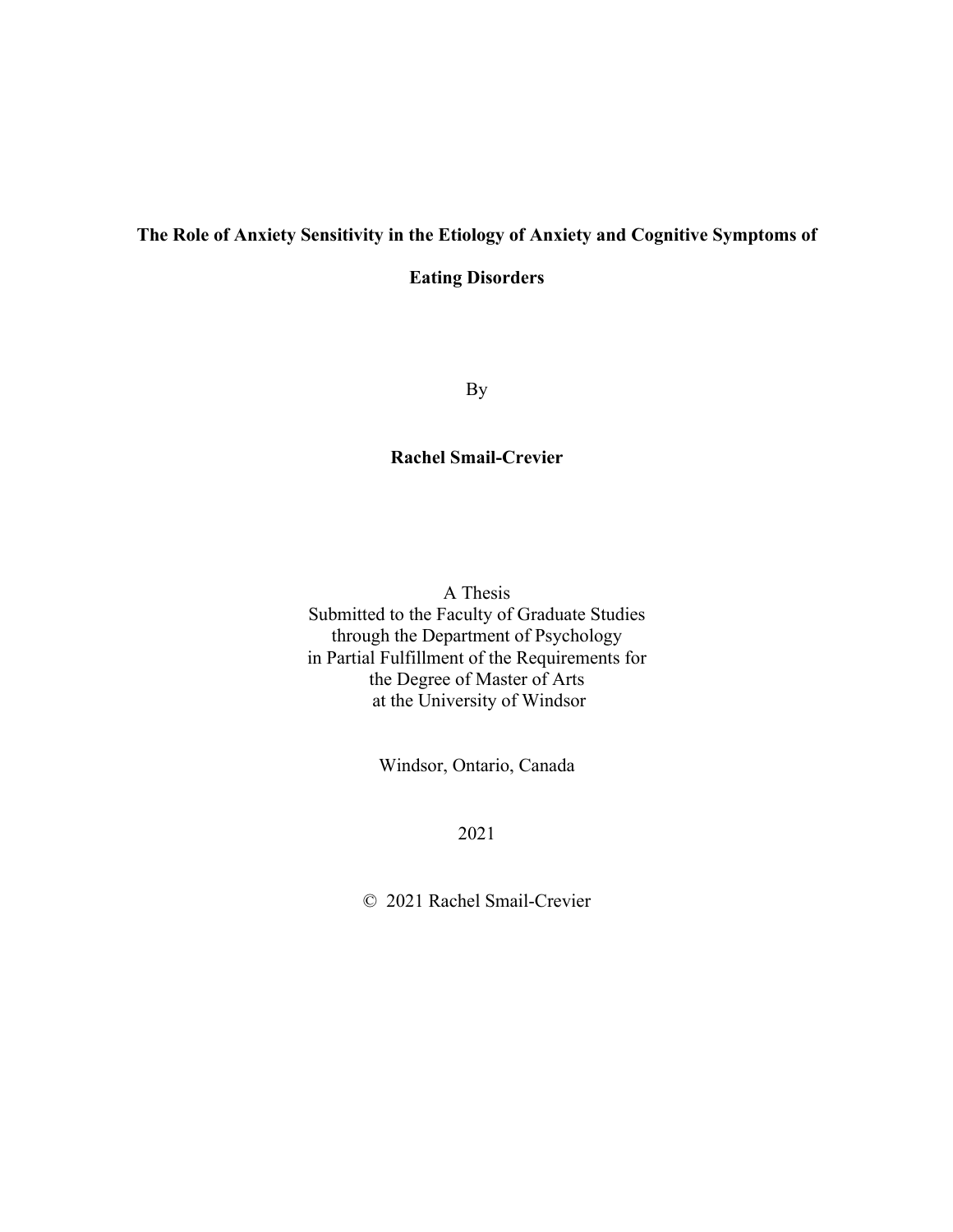# The Role of Anxiety Sensitivity in the Etiology of Anxiety and Cognitive Symptoms of Eating Disorders

By

**Rachel Smail-Crevier**

A Thesis
Submitted to the Faculty of Graduate Studies
through the Department of Psychology
in Partial Fulfillment of the Requirements for
the Degree of Master of Arts
at the University of Windsor

Windsor, Ontario, Canada

2021

© 2021 Rachel Smail-Crevier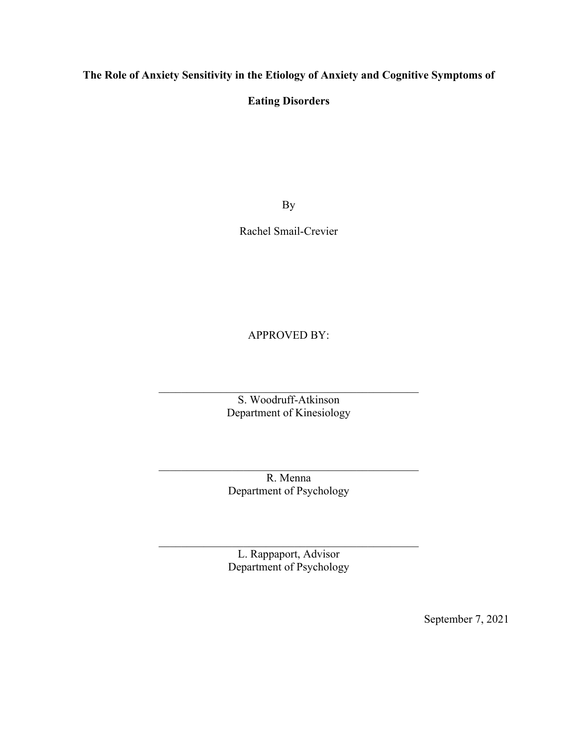**The Role of Anxiety Sensitivity in the Etiology of Anxiety and Cognitive Symptoms of Eating Disorders**

By

Rachel Smail-Crevier

APPROVED BY:

______________________________________________
S. Woodruff-Atkinson
Department of Kinesiology

______________________________________________
R. Menna
Department of Psychology

______________________________________________
L. Rappaport, Advisor
Department of Psychology

September 7, 2021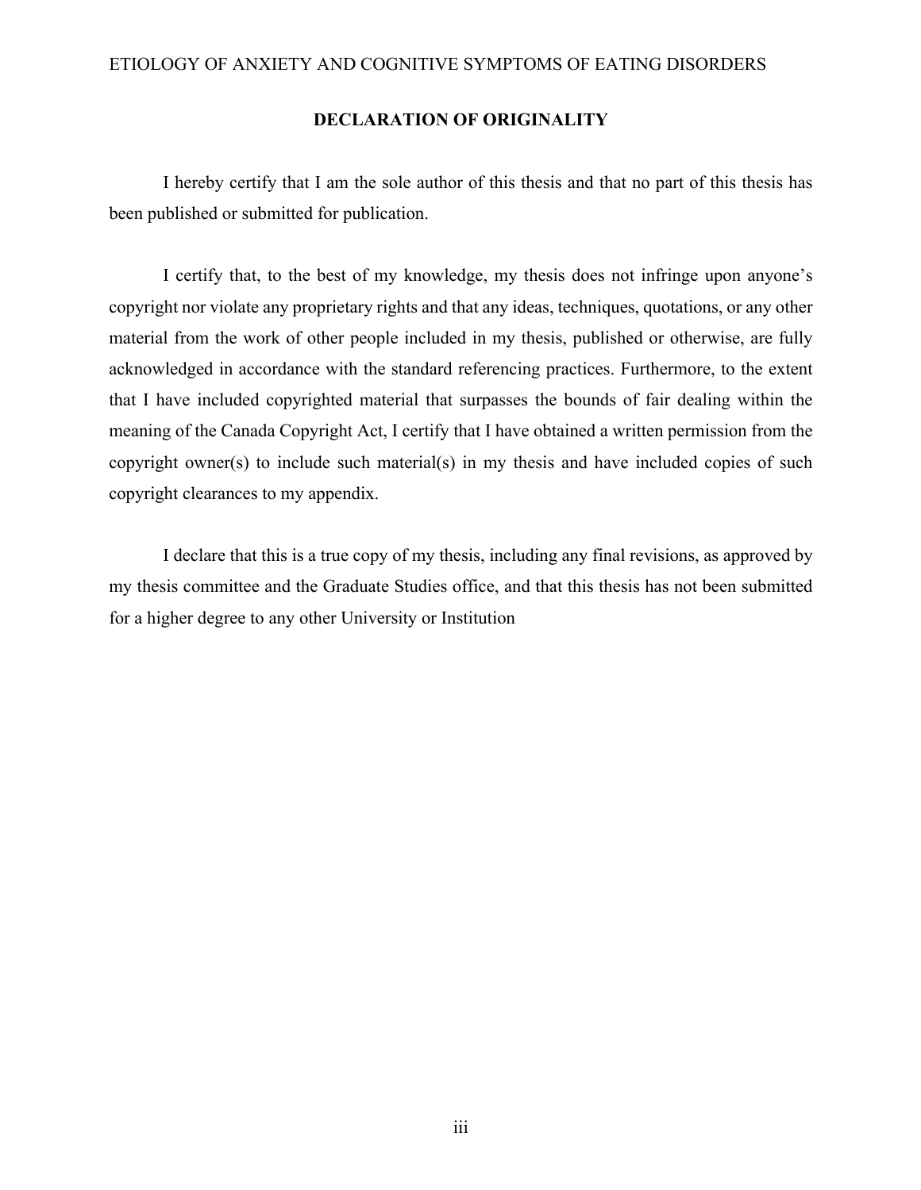## DECLARATION OF ORIGINALITY

I hereby certify that I am the sole author of this thesis and that no part of this thesis has been published or submitted for publication.

I certify that, to the best of my knowledge, my thesis does not infringe upon anyone's copyright nor violate any proprietary rights and that any ideas, techniques, quotations, or any other material from the work of other people included in my thesis, published or otherwise, are fully acknowledged in accordance with the standard referencing practices. Furthermore, to the extent that I have included copyrighted material that surpasses the bounds of fair dealing within the meaning of the Canada Copyright Act, I certify that I have obtained a written permission from the copyright owner(s) to include such material(s) in my thesis and have included copies of such copyright clearances to my appendix.

I declare that this is a true copy of my thesis, including any final revisions, as approved by my thesis committee and the Graduate Studies office, and that this thesis has not been submitted for a higher degree to any other University or Institution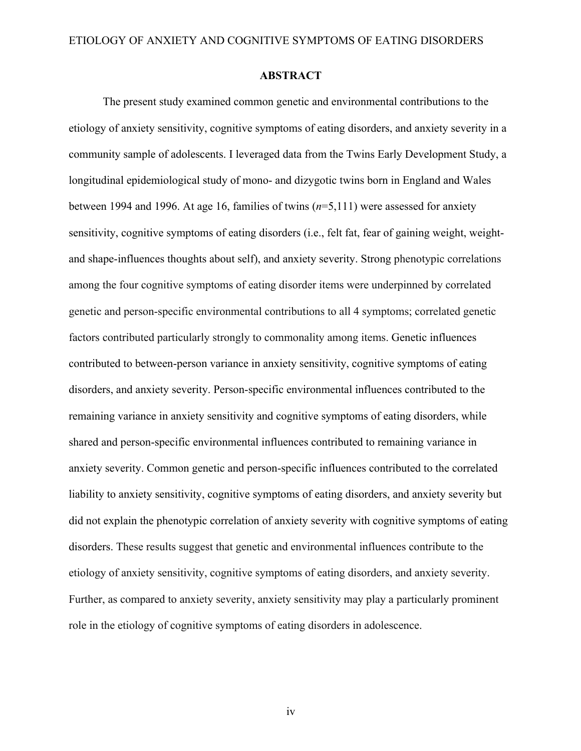## ABSTRACT

The present study examined common genetic and environmental contributions to the etiology of anxiety sensitivity, cognitive symptoms of eating disorders, and anxiety severity in a community sample of adolescents. I leveraged data from the Twins Early Development Study, a longitudinal epidemiological study of mono- and dizygotic twins born in England and Wales between 1994 and 1996. At age 16, families of twins (*n*=5,111) were assessed for anxiety sensitivity, cognitive symptoms of eating disorders (i.e., felt fat, fear of gaining weight, weight- and shape-influences thoughts about self), and anxiety severity. Strong phenotypic correlations among the four cognitive symptoms of eating disorder items were underpinned by correlated genetic and person-specific environmental contributions to all 4 symptoms; correlated genetic factors contributed particularly strongly to commonality among items. Genetic influences contributed to between-person variance in anxiety sensitivity, cognitive symptoms of eating disorders, and anxiety severity. Person-specific environmental influences contributed to the remaining variance in anxiety sensitivity and cognitive symptoms of eating disorders, while shared and person-specific environmental influences contributed to remaining variance in anxiety severity. Common genetic and person-specific influences contributed to the correlated liability to anxiety sensitivity, cognitive symptoms of eating disorders, and anxiety severity but did not explain the phenotypic correlation of anxiety severity with cognitive symptoms of eating disorders. These results suggest that genetic and environmental influences contribute to the etiology of anxiety sensitivity, cognitive symptoms of eating disorders, and anxiety severity. Further, as compared to anxiety severity, anxiety sensitivity may play a particularly prominent role in the etiology of cognitive symptoms of eating disorders in adolescence.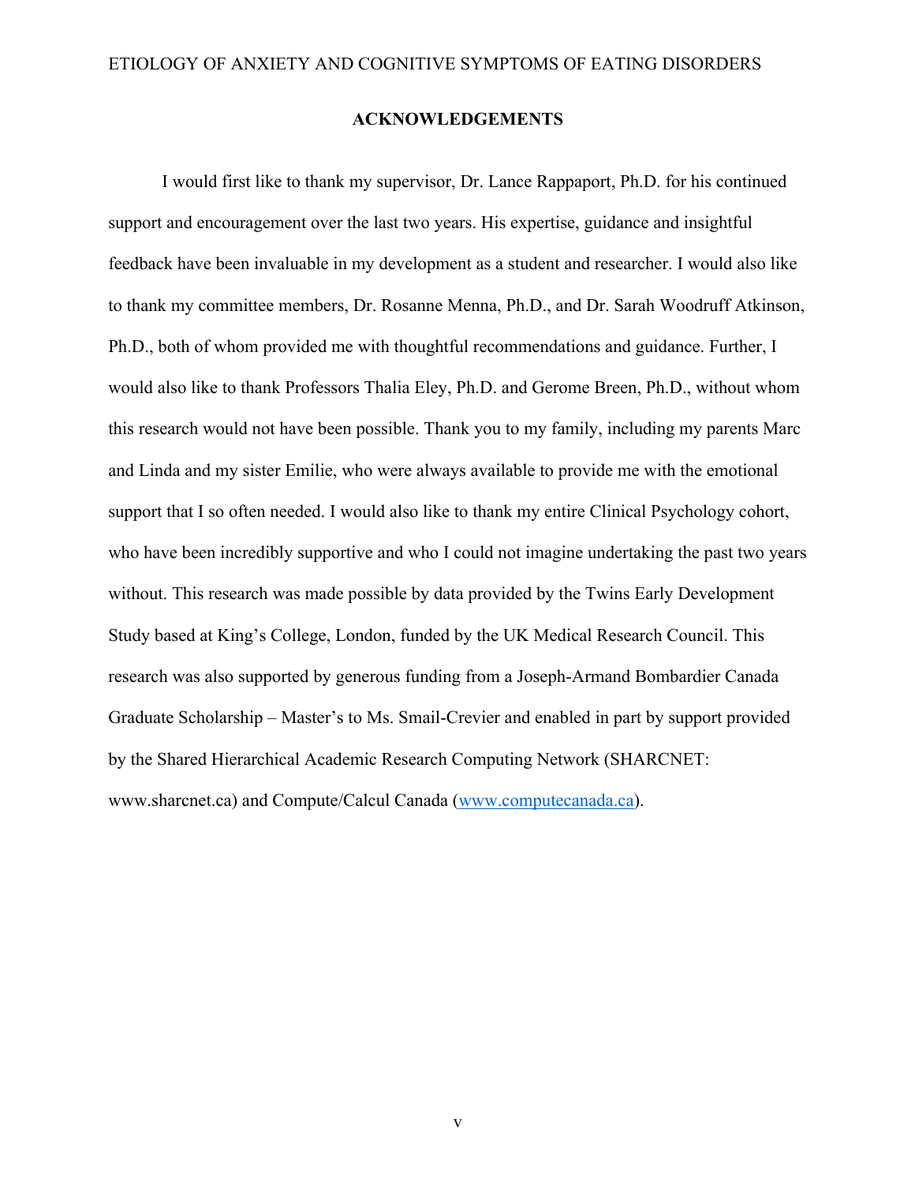## ACKNOWLEDGEMENTS

I would first like to thank my supervisor, Dr. Lance Rappaport, Ph.D. for his continued support and encouragement over the last two years. His expertise, guidance and insightful feedback have been invaluable in my development as a student and researcher. I would also like to thank my committee members, Dr. Rosanne Menna, Ph.D., and Dr. Sarah Woodruff Atkinson, Ph.D., both of whom provided me with thoughtful recommendations and guidance. Further, I would also like to thank Professors Thalia Eley, Ph.D. and Gerome Breen, Ph.D., without whom this research would not have been possible. Thank you to my family, including my parents Marc and Linda and my sister Emilie, who were always available to provide me with the emotional support that I so often needed. I would also like to thank my entire Clinical Psychology cohort, who have been incredibly supportive and who I could not imagine undertaking the past two years without. This research was made possible by data provided by the Twins Early Development Study based at King's College, London, funded by the UK Medical Research Council. This research was also supported by generous funding from a Joseph-Armand Bombardier Canada Graduate Scholarship – Master's to Ms. Smail-Crevier and enabled in part by support provided by the Shared Hierarchical Academic Research Computing Network (SHARCNET: www.sharcnet.ca) and Compute/Calcul Canada (www.computecanada.ca).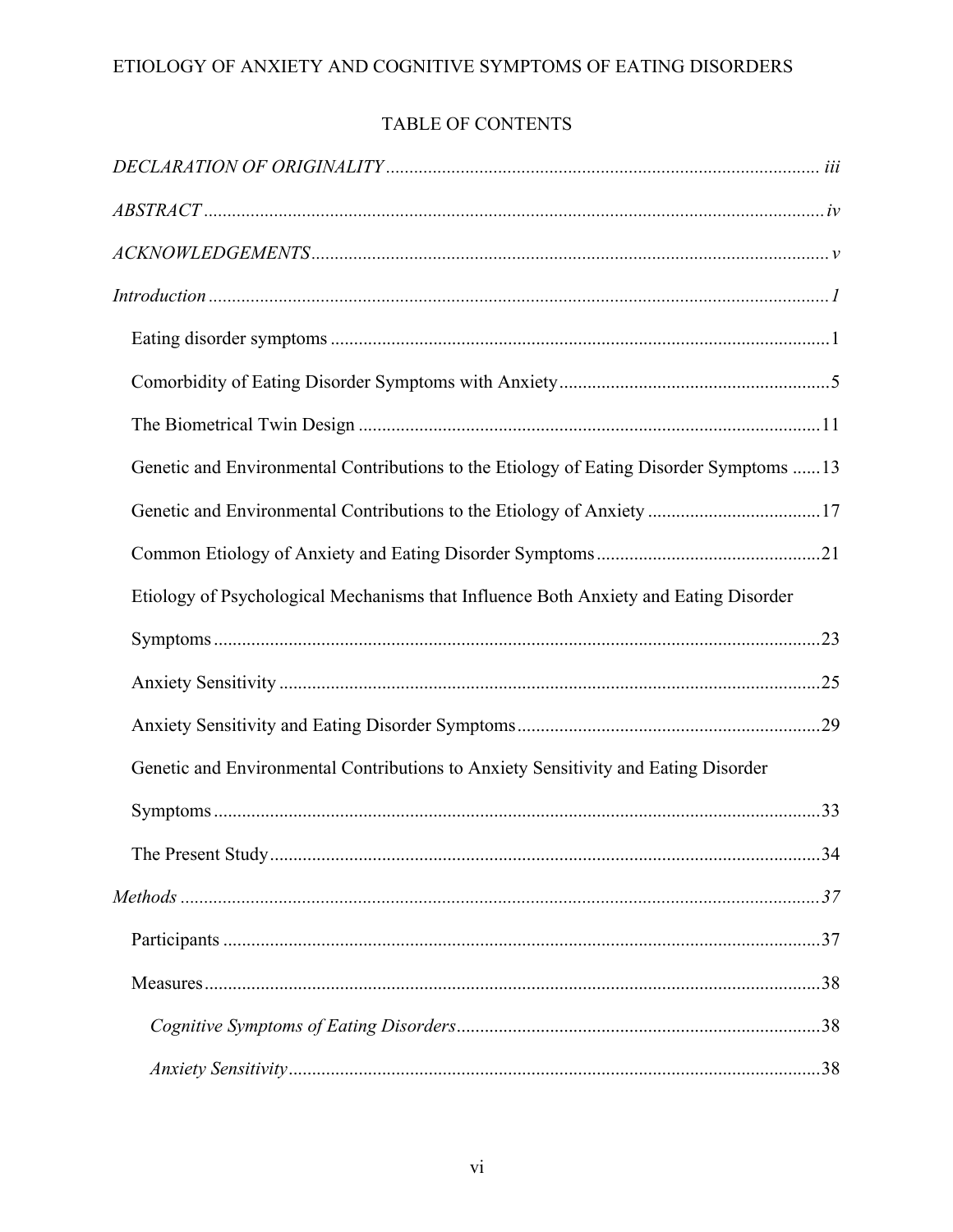# TABLE OF CONTENTS

*DECLARATION OF ORIGINALITY* ............................................................................................ *iii*

*ABSTRACT* .................................................................................................................................. *iv*

*ACKNOWLEDGEMENTS* ............................................................................................................. *v*

*Introduction* .................................................................................................................................. *1*

- Eating disorder symptoms ............................................................................................ 1
- Comorbidity of Eating Disorder Symptoms with Anxiety ........................................................... 5
- The Biometrical Twin Design ..................................................................................................... 11
- Genetic and Environmental Contributions to the Etiology of Eating Disorder Symptoms ...... 13
- Genetic and Environmental Contributions to the Etiology of Anxiety ..................................... 17
- Common Etiology of Anxiety and Eating Disorder Symptoms ................................................ 21
- Etiology of Psychological Mechanisms that Influence Both Anxiety and Eating Disorder Symptoms .................................................................................................................................. 23
- Anxiety Sensitivity ..................................................................................................................... 25
- Anxiety Sensitivity and Eating Disorder Symptoms ................................................................. 29
- Genetic and Environmental Contributions to Anxiety Sensitivity and Eating Disorder Symptoms .................................................................................................................................. 33
- The Present Study ...................................................................................................................... 34

*Methods* ...................................................................................................................................... *37*

- Participants ................................................................................................................................ 37
- Measures .................................................................................................................................... 38
  - *Cognitive Symptoms of Eating Disorders* ............................................................................. 38
  - *Anxiety Sensitivity* ................................................................................................................. 38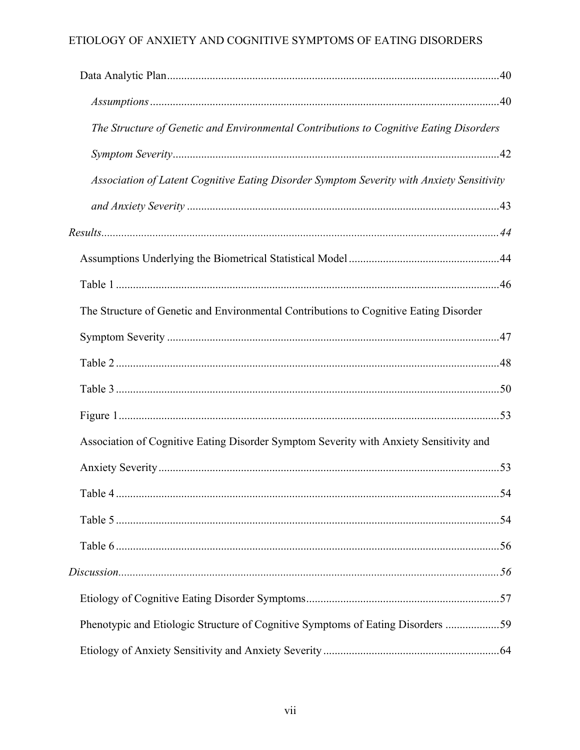Data Analytic Plan....................................................................................................................40

*Assumptions*..........................................................................................................................40

*The Structure of Genetic and Environmental Contributions to Cognitive Eating Disorders Symptom Severity*..................................................................................................................42

*Association of Latent Cognitive Eating Disorder Symptom Severity with Anxiety Sensitivity and Anxiety Severity*.............................................................................................................43

*Results*..........................................................................................................................................*44*

Assumptions Underlying the Biometrical Statistical Model.....................................................44

Table 1.......................................................................................................................................46

The Structure of Genetic and Environmental Contributions to Cognitive Eating Disorder Symptom Severity....................................................................................................................47

Table 2.......................................................................................................................................48

Table 3.......................................................................................................................................50

Figure 1.....................................................................................................................................53

Association of Cognitive Eating Disorder Symptom Severity with Anxiety Sensitivity and Anxiety Severity.......................................................................................................................53

Table 4.......................................................................................................................................54

Table 5.......................................................................................................................................54

Table 6.......................................................................................................................................56

*Discussion*....................................................................................................................................*56*

Etiology of Cognitive Eating Disorder Symptoms...................................................................57

Phenotypic and Etiologic Structure of Cognitive Symptoms of Eating Disorders...................59

Etiology of Anxiety Sensitivity and Anxiety Severity.............................................................64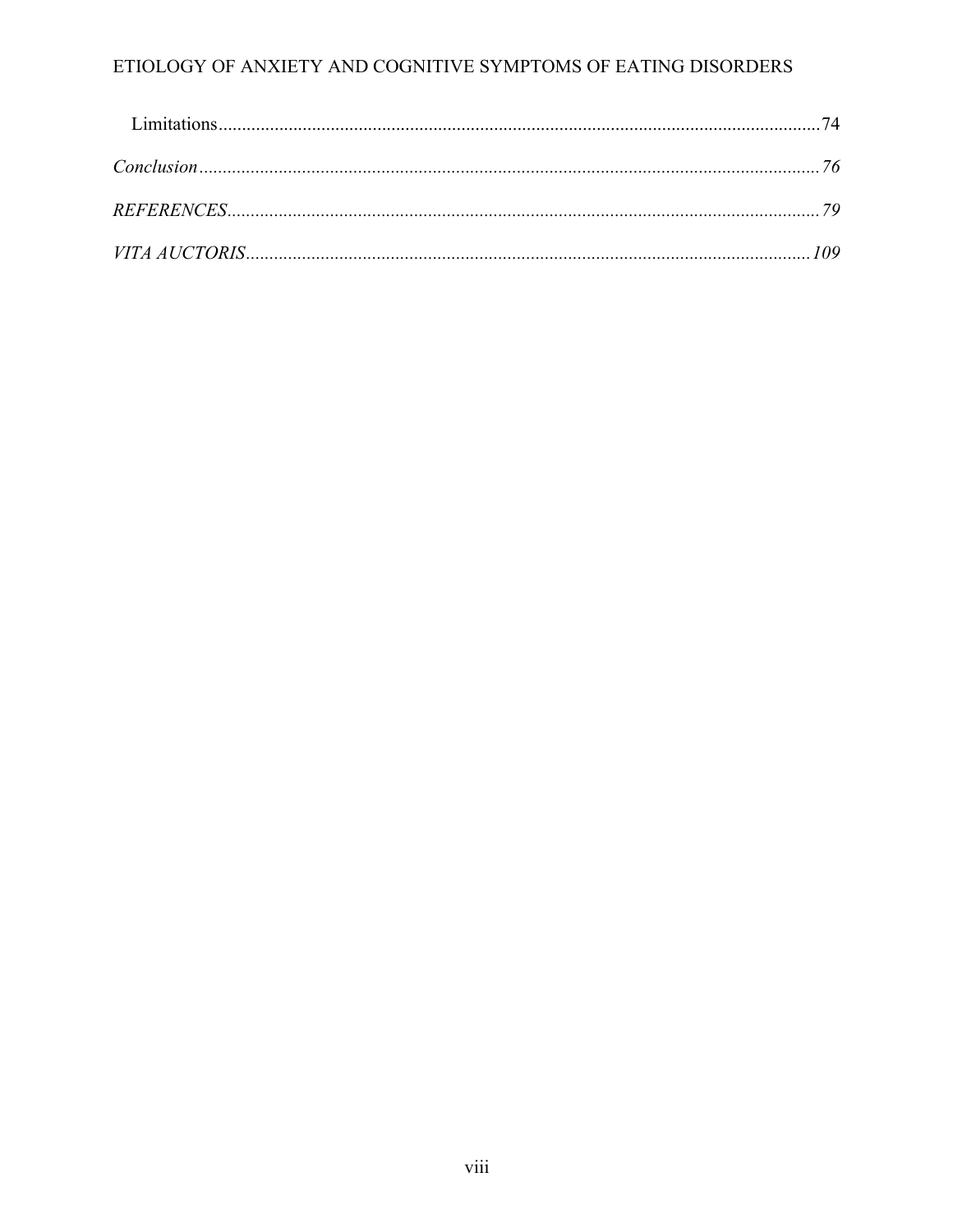Limitations....74

*Conclusion*....76

*REFERENCES*....79

*VITA AUCTORIS*....109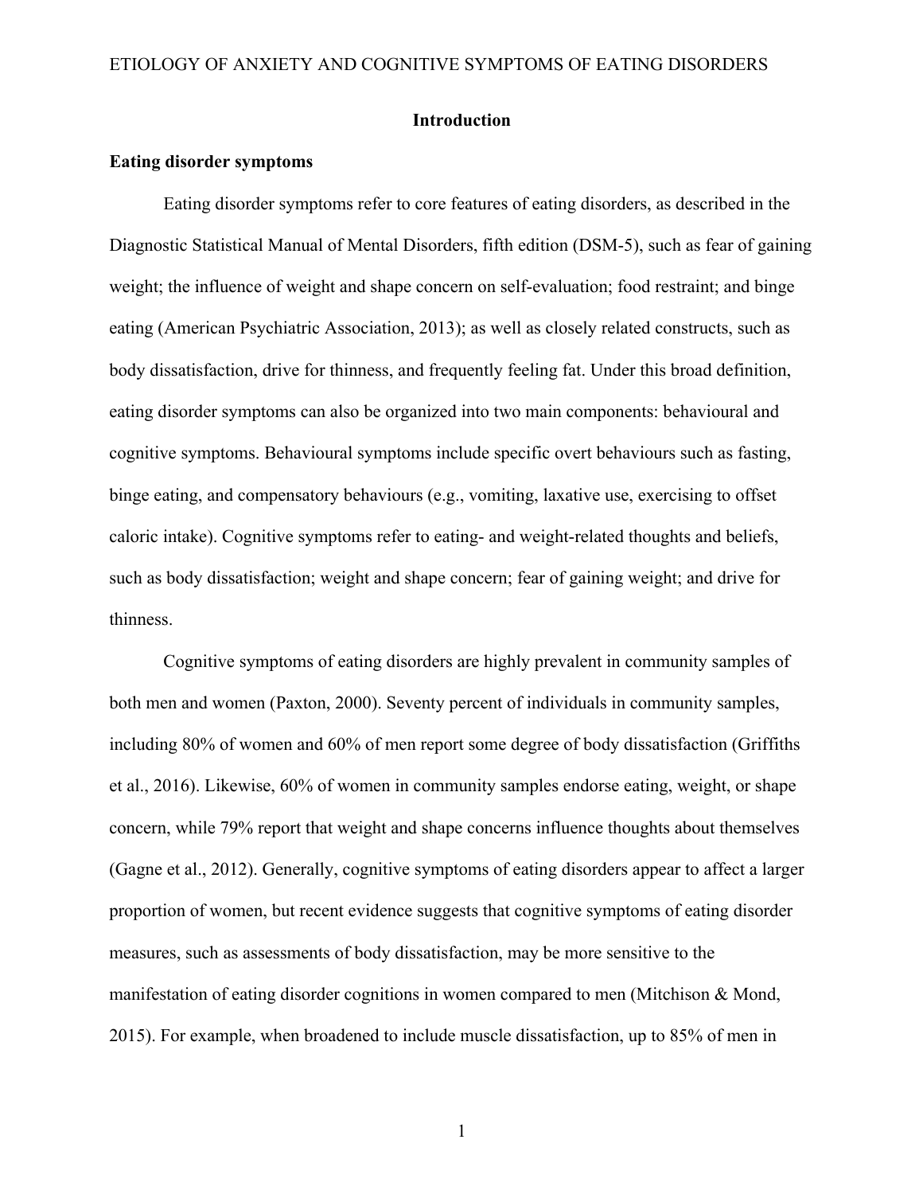# Introduction

## Eating disorder symptoms

Eating disorder symptoms refer to core features of eating disorders, as described in the Diagnostic Statistical Manual of Mental Disorders, fifth edition (DSM-5), such as fear of gaining weight; the influence of weight and shape concern on self-evaluation; food restraint; and binge eating (American Psychiatric Association, 2013); as well as closely related constructs, such as body dissatisfaction, drive for thinness, and frequently feeling fat. Under this broad definition, eating disorder symptoms can also be organized into two main components: behavioural and cognitive symptoms. Behavioural symptoms include specific overt behaviours such as fasting, binge eating, and compensatory behaviours (e.g., vomiting, laxative use, exercising to offset caloric intake). Cognitive symptoms refer to eating- and weight-related thoughts and beliefs, such as body dissatisfaction; weight and shape concern; fear of gaining weight; and drive for thinness.

Cognitive symptoms of eating disorders are highly prevalent in community samples of both men and women (Paxton, 2000). Seventy percent of individuals in community samples, including 80% of women and 60% of men report some degree of body dissatisfaction (Griffiths et al., 2016). Likewise, 60% of women in community samples endorse eating, weight, or shape concern, while 79% report that weight and shape concerns influence thoughts about themselves (Gagne et al., 2012). Generally, cognitive symptoms of eating disorders appear to affect a larger proportion of women, but recent evidence suggests that cognitive symptoms of eating disorder measures, such as assessments of body dissatisfaction, may be more sensitive to the manifestation of eating disorder cognitions in women compared to men (Mitchison & Mond, 2015). For example, when broadened to include muscle dissatisfaction, up to 85% of men in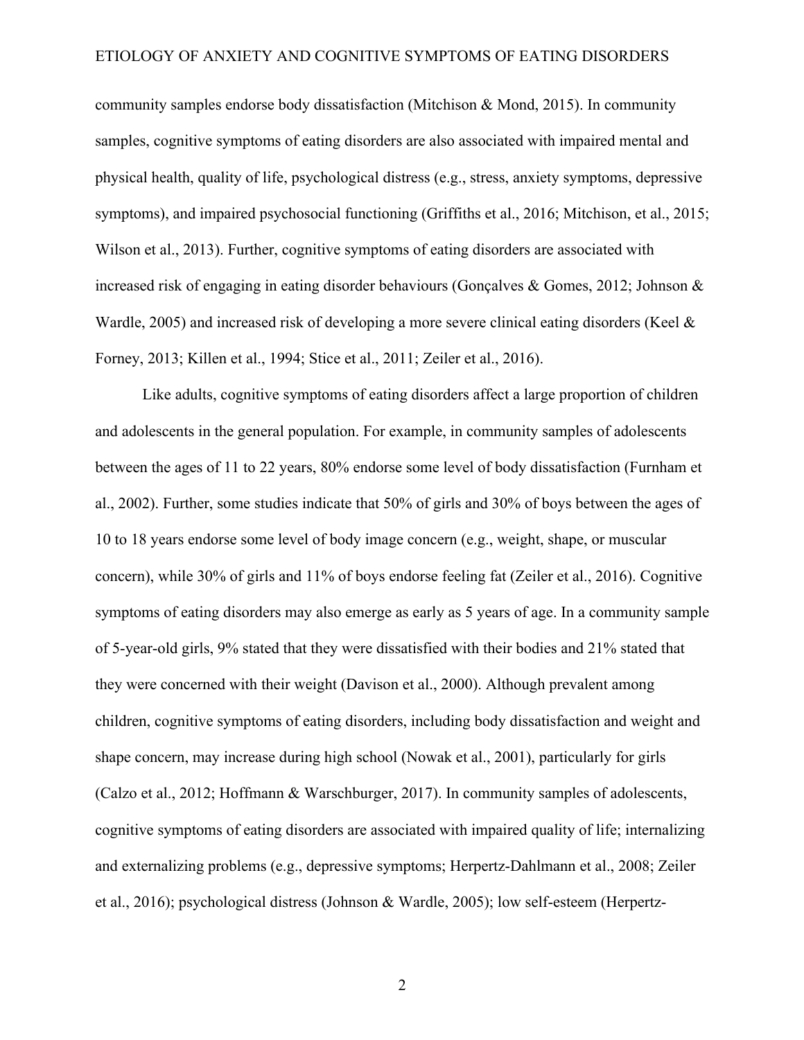community samples endorse body dissatisfaction (Mitchison & Mond, 2015). In community samples, cognitive symptoms of eating disorders are also associated with impaired mental and physical health, quality of life, psychological distress (e.g., stress, anxiety symptoms, depressive symptoms), and impaired psychosocial functioning (Griffiths et al., 2016; Mitchison, et al., 2015; Wilson et al., 2013). Further, cognitive symptoms of eating disorders are associated with increased risk of engaging in eating disorder behaviours (Gonçalves & Gomes, 2012; Johnson & Wardle, 2005) and increased risk of developing a more severe clinical eating disorders (Keel & Forney, 2013; Killen et al., 1994; Stice et al., 2011; Zeiler et al., 2016).

Like adults, cognitive symptoms of eating disorders affect a large proportion of children and adolescents in the general population. For example, in community samples of adolescents between the ages of 11 to 22 years, 80% endorse some level of body dissatisfaction (Furnham et al., 2002). Further, some studies indicate that 50% of girls and 30% of boys between the ages of 10 to 18 years endorse some level of body image concern (e.g., weight, shape, or muscular concern), while 30% of girls and 11% of boys endorse feeling fat (Zeiler et al., 2016). Cognitive symptoms of eating disorders may also emerge as early as 5 years of age. In a community sample of 5-year-old girls, 9% stated that they were dissatisfied with their bodies and 21% stated that they were concerned with their weight (Davison et al., 2000). Although prevalent among children, cognitive symptoms of eating disorders, including body dissatisfaction and weight and shape concern, may increase during high school (Nowak et al., 2001), particularly for girls (Calzo et al., 2012; Hoffmann & Warschburger, 2017). In community samples of adolescents, cognitive symptoms of eating disorders are associated with impaired quality of life; internalizing and externalizing problems (e.g., depressive symptoms; Herpertz-Dahlmann et al., 2008; Zeiler et al., 2016); psychological distress (Johnson & Wardle, 2005); low self-esteem (Herpertz-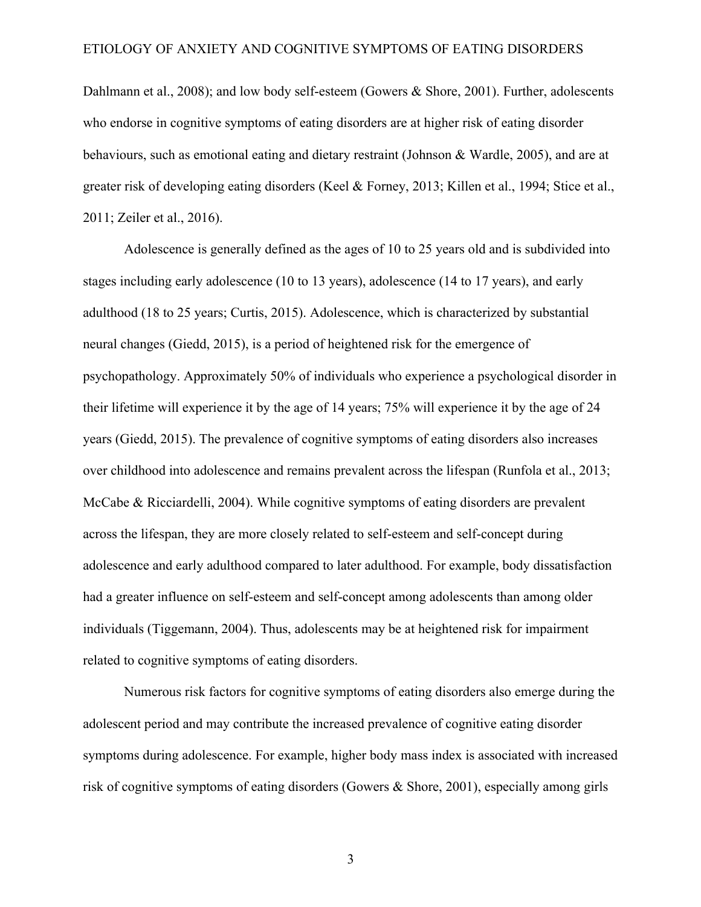Dahlmann et al., 2008); and low body self-esteem (Gowers & Shore, 2001). Further, adolescents who endorse in cognitive symptoms of eating disorders are at higher risk of eating disorder behaviours, such as emotional eating and dietary restraint (Johnson & Wardle, 2005), and are at greater risk of developing eating disorders (Keel & Forney, 2013; Killen et al., 1994; Stice et al., 2011; Zeiler et al., 2016).

Adolescence is generally defined as the ages of 10 to 25 years old and is subdivided into stages including early adolescence (10 to 13 years), adolescence (14 to 17 years), and early adulthood (18 to 25 years; Curtis, 2015). Adolescence, which is characterized by substantial neural changes (Giedd, 2015), is a period of heightened risk for the emergence of psychopathology. Approximately 50% of individuals who experience a psychological disorder in their lifetime will experience it by the age of 14 years; 75% will experience it by the age of 24 years (Giedd, 2015). The prevalence of cognitive symptoms of eating disorders also increases over childhood into adolescence and remains prevalent across the lifespan (Runfola et al., 2013; McCabe & Ricciardelli, 2004). While cognitive symptoms of eating disorders are prevalent across the lifespan, they are more closely related to self-esteem and self-concept during adolescence and early adulthood compared to later adulthood. For example, body dissatisfaction had a greater influence on self-esteem and self-concept among adolescents than among older individuals (Tiggemann, 2004). Thus, adolescents may be at heightened risk for impairment related to cognitive symptoms of eating disorders.

Numerous risk factors for cognitive symptoms of eating disorders also emerge during the adolescent period and may contribute the increased prevalence of cognitive eating disorder symptoms during adolescence. For example, higher body mass index is associated with increased risk of cognitive symptoms of eating disorders (Gowers & Shore, 2001), especially among girls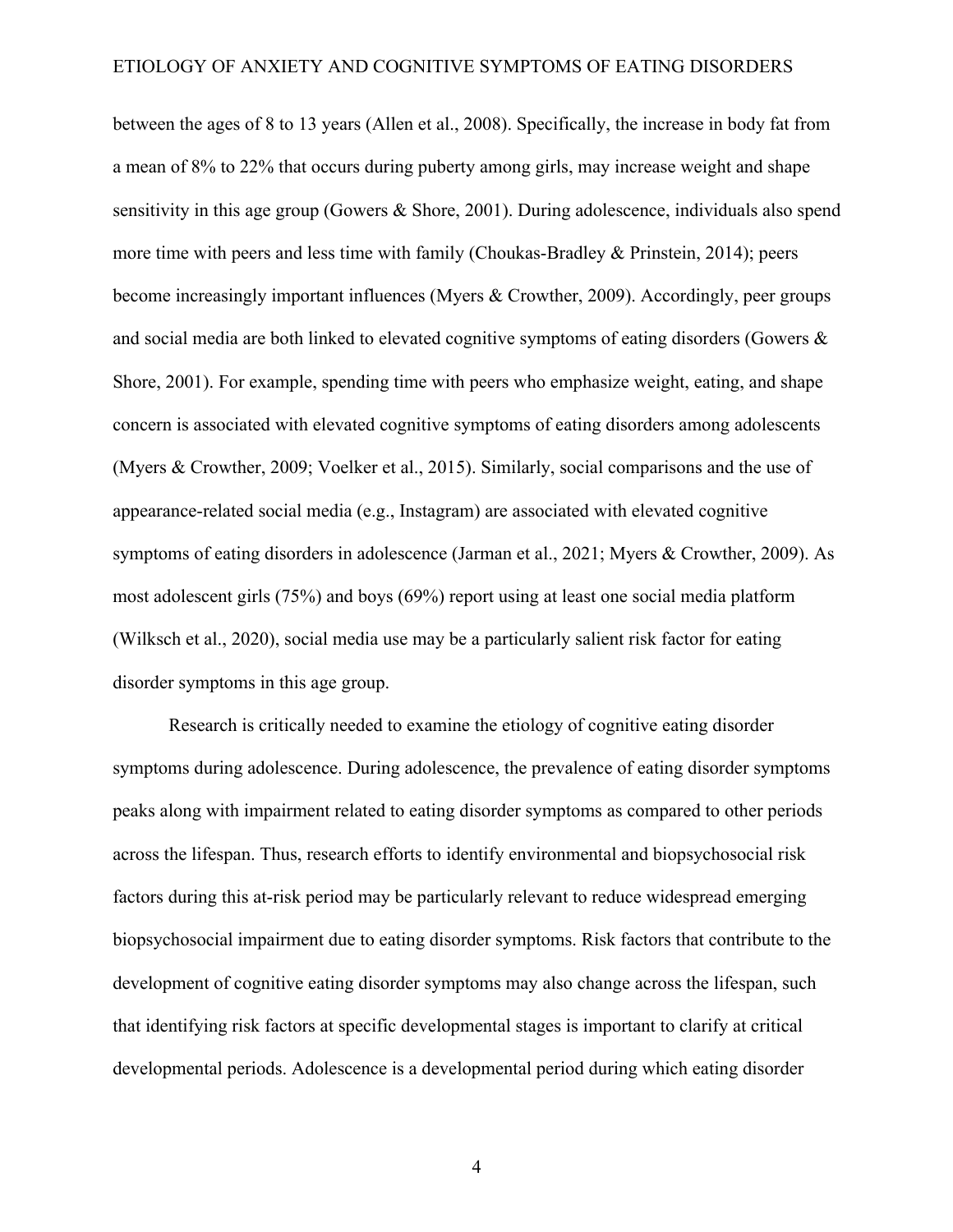between the ages of 8 to 13 years (Allen et al., 2008). Specifically, the increase in body fat from a mean of 8% to 22% that occurs during puberty among girls, may increase weight and shape sensitivity in this age group (Gowers & Shore, 2001). During adolescence, individuals also spend more time with peers and less time with family (Choukas-Bradley & Prinstein, 2014); peers become increasingly important influences (Myers & Crowther, 2009). Accordingly, peer groups and social media are both linked to elevated cognitive symptoms of eating disorders (Gowers & Shore, 2001). For example, spending time with peers who emphasize weight, eating, and shape concern is associated with elevated cognitive symptoms of eating disorders among adolescents (Myers & Crowther, 2009; Voelker et al., 2015). Similarly, social comparisons and the use of appearance-related social media (e.g., Instagram) are associated with elevated cognitive symptoms of eating disorders in adolescence (Jarman et al., 2021; Myers & Crowther, 2009). As most adolescent girls (75%) and boys (69%) report using at least one social media platform (Wilksch et al., 2020), social media use may be a particularly salient risk factor for eating disorder symptoms in this age group.

Research is critically needed to examine the etiology of cognitive eating disorder symptoms during adolescence. During adolescence, the prevalence of eating disorder symptoms peaks along with impairment related to eating disorder symptoms as compared to other periods across the lifespan. Thus, research efforts to identify environmental and biopsychosocial risk factors during this at-risk period may be particularly relevant to reduce widespread emerging biopsychosocial impairment due to eating disorder symptoms. Risk factors that contribute to the development of cognitive eating disorder symptoms may also change across the lifespan, such that identifying risk factors at specific developmental stages is important to clarify at critical developmental periods. Adolescence is a developmental period during which eating disorder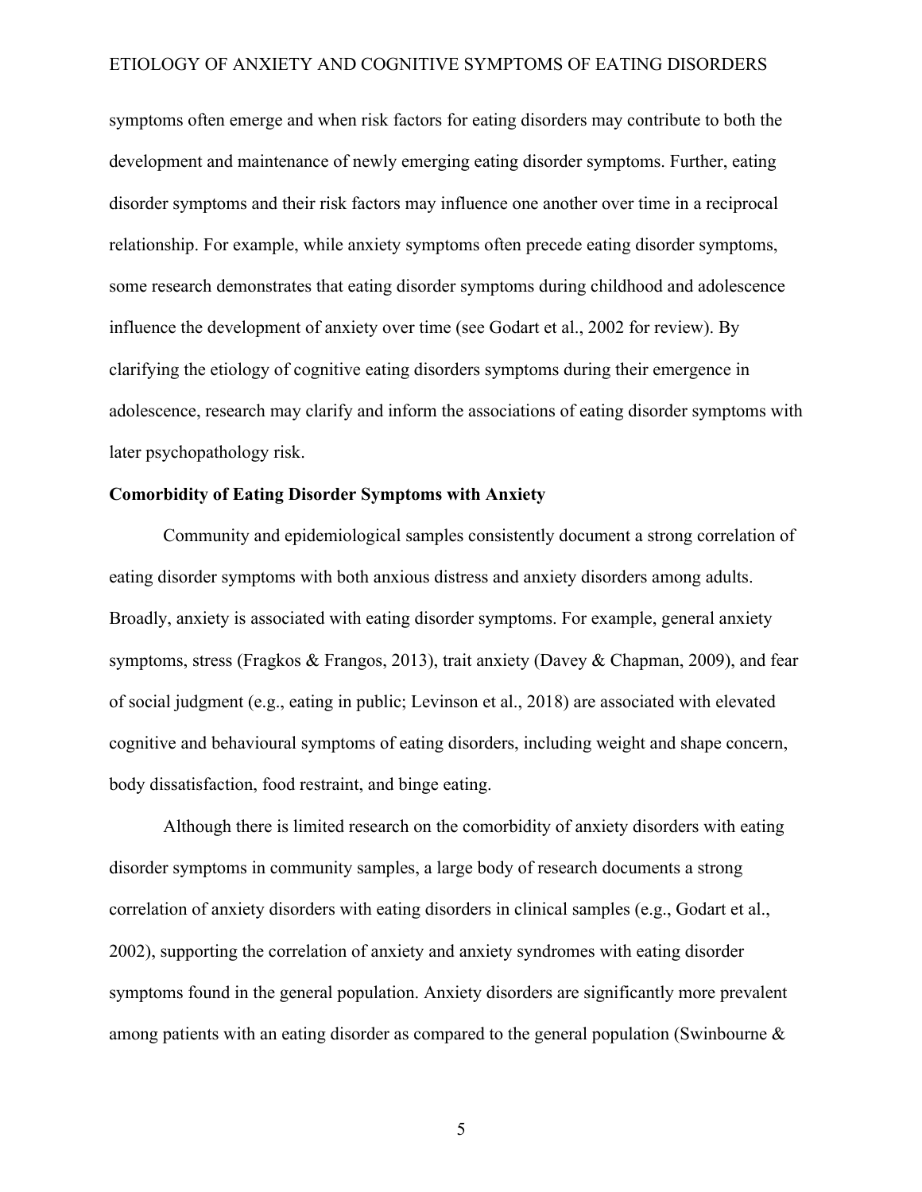symptoms often emerge and when risk factors for eating disorders may contribute to both the development and maintenance of newly emerging eating disorder symptoms. Further, eating disorder symptoms and their risk factors may influence one another over time in a reciprocal relationship. For example, while anxiety symptoms often precede eating disorder symptoms, some research demonstrates that eating disorder symptoms during childhood and adolescence influence the development of anxiety over time (see Godart et al., 2002 for review). By clarifying the etiology of cognitive eating disorders symptoms during their emergence in adolescence, research may clarify and inform the associations of eating disorder symptoms with later psychopathology risk.

**Comorbidity of Eating Disorder Symptoms with Anxiety**

Community and epidemiological samples consistently document a strong correlation of eating disorder symptoms with both anxious distress and anxiety disorders among adults. Broadly, anxiety is associated with eating disorder symptoms. For example, general anxiety symptoms, stress (Fragkos & Frangos, 2013), trait anxiety (Davey & Chapman, 2009), and fear of social judgment (e.g., eating in public; Levinson et al., 2018) are associated with elevated cognitive and behavioural symptoms of eating disorders, including weight and shape concern, body dissatisfaction, food restraint, and binge eating.

Although there is limited research on the comorbidity of anxiety disorders with eating disorder symptoms in community samples, a large body of research documents a strong correlation of anxiety disorders with eating disorders in clinical samples (e.g., Godart et al., 2002), supporting the correlation of anxiety and anxiety syndromes with eating disorder symptoms found in the general population. Anxiety disorders are significantly more prevalent among patients with an eating disorder as compared to the general population (Swinbourne &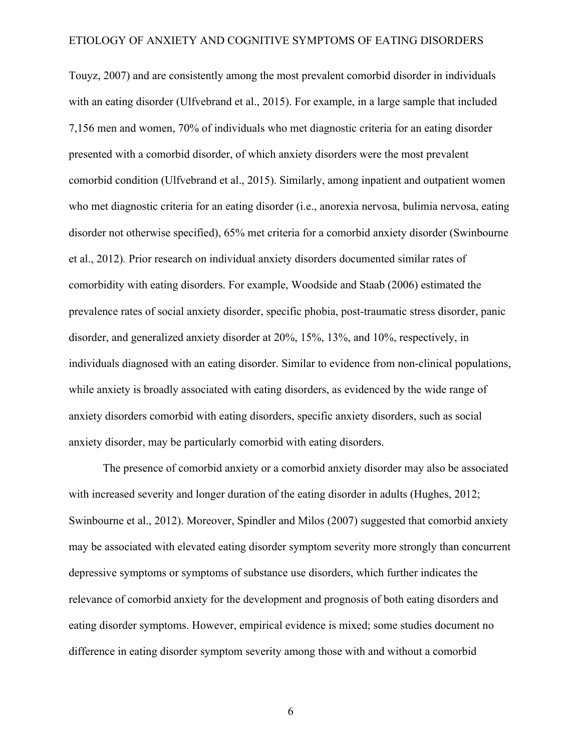Touyz, 2007) and are consistently among the most prevalent comorbid disorder in individuals with an eating disorder (Ulfvebrand et al., 2015). For example, in a large sample that included 7,156 men and women, 70% of individuals who met diagnostic criteria for an eating disorder presented with a comorbid disorder, of which anxiety disorders were the most prevalent comorbid condition (Ulfvebrand et al., 2015). Similarly, among inpatient and outpatient women who met diagnostic criteria for an eating disorder (i.e., anorexia nervosa, bulimia nervosa, eating disorder not otherwise specified), 65% met criteria for a comorbid anxiety disorder (Swinbourne et al., 2012). Prior research on individual anxiety disorders documented similar rates of comorbidity with eating disorders. For example, Woodside and Staab (2006) estimated the prevalence rates of social anxiety disorder, specific phobia, post-traumatic stress disorder, panic disorder, and generalized anxiety disorder at 20%, 15%, 13%, and 10%, respectively, in individuals diagnosed with an eating disorder. Similar to evidence from non-clinical populations, while anxiety is broadly associated with eating disorders, as evidenced by the wide range of anxiety disorders comorbid with eating disorders, specific anxiety disorders, such as social anxiety disorder, may be particularly comorbid with eating disorders.

The presence of comorbid anxiety or a comorbid anxiety disorder may also be associated with increased severity and longer duration of the eating disorder in adults (Hughes, 2012; Swinbourne et al., 2012). Moreover, Spindler and Milos (2007) suggested that comorbid anxiety may be associated with elevated eating disorder symptom severity more strongly than concurrent depressive symptoms or symptoms of substance use disorders, which further indicates the relevance of comorbid anxiety for the development and prognosis of both eating disorders and eating disorder symptoms. However, empirical evidence is mixed; some studies document no difference in eating disorder symptom severity among those with and without a comorbid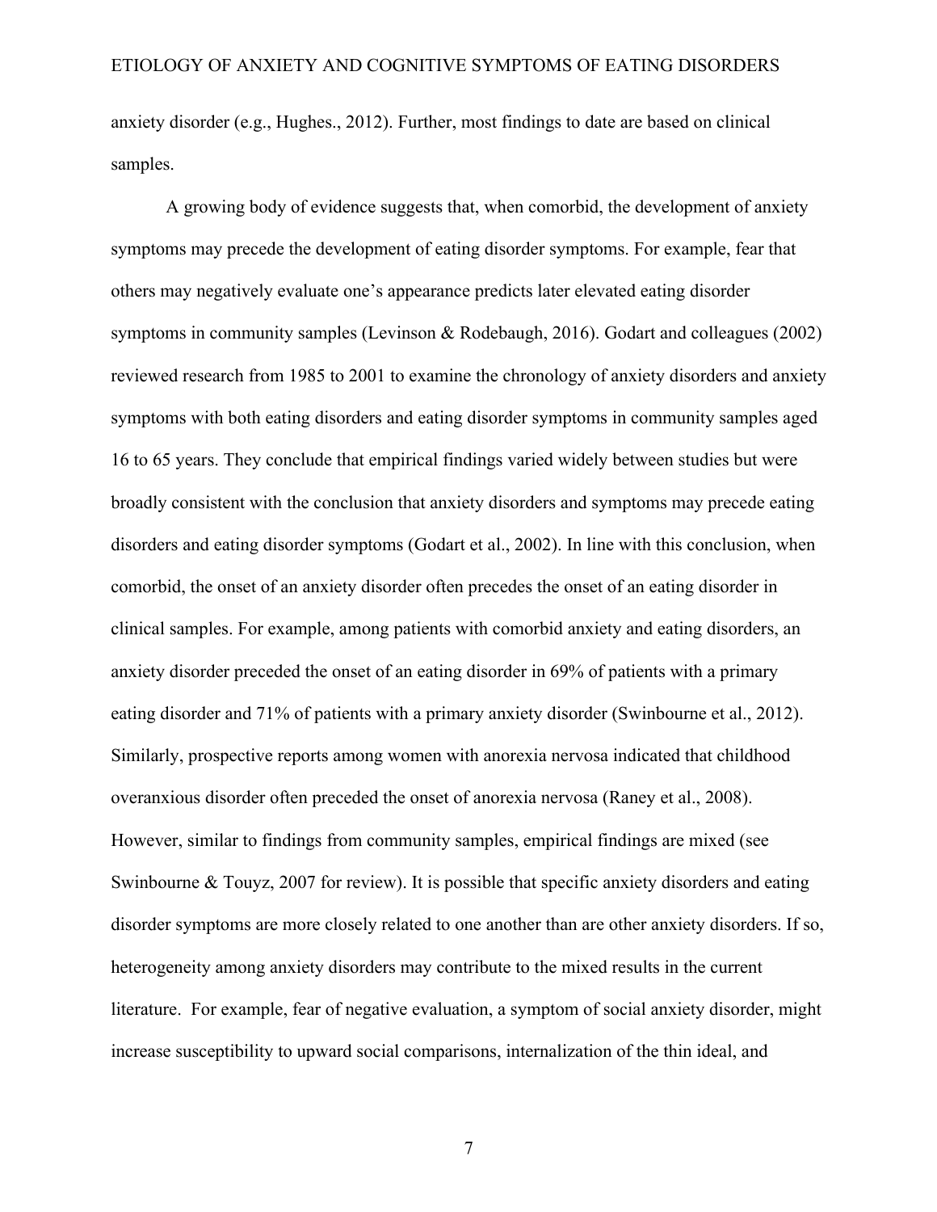anxiety disorder (e.g., Hughes., 2012). Further, most findings to date are based on clinical samples.

A growing body of evidence suggests that, when comorbid, the development of anxiety symptoms may precede the development of eating disorder symptoms. For example, fear that others may negatively evaluate one's appearance predicts later elevated eating disorder symptoms in community samples (Levinson & Rodebaugh, 2016). Godart and colleagues (2002) reviewed research from 1985 to 2001 to examine the chronology of anxiety disorders and anxiety symptoms with both eating disorders and eating disorder symptoms in community samples aged 16 to 65 years. They conclude that empirical findings varied widely between studies but were broadly consistent with the conclusion that anxiety disorders and symptoms may precede eating disorders and eating disorder symptoms (Godart et al., 2002). In line with this conclusion, when comorbid, the onset of an anxiety disorder often precedes the onset of an eating disorder in clinical samples. For example, among patients with comorbid anxiety and eating disorders, an anxiety disorder preceded the onset of an eating disorder in 69% of patients with a primary eating disorder and 71% of patients with a primary anxiety disorder (Swinbourne et al., 2012). Similarly, prospective reports among women with anorexia nervosa indicated that childhood overanxious disorder often preceded the onset of anorexia nervosa (Raney et al., 2008). However, similar to findings from community samples, empirical findings are mixed (see Swinbourne & Touyz, 2007 for review). It is possible that specific anxiety disorders and eating disorder symptoms are more closely related to one another than are other anxiety disorders. If so, heterogeneity among anxiety disorders may contribute to the mixed results in the current literature. For example, fear of negative evaluation, a symptom of social anxiety disorder, might increase susceptibility to upward social comparisons, internalization of the thin ideal, and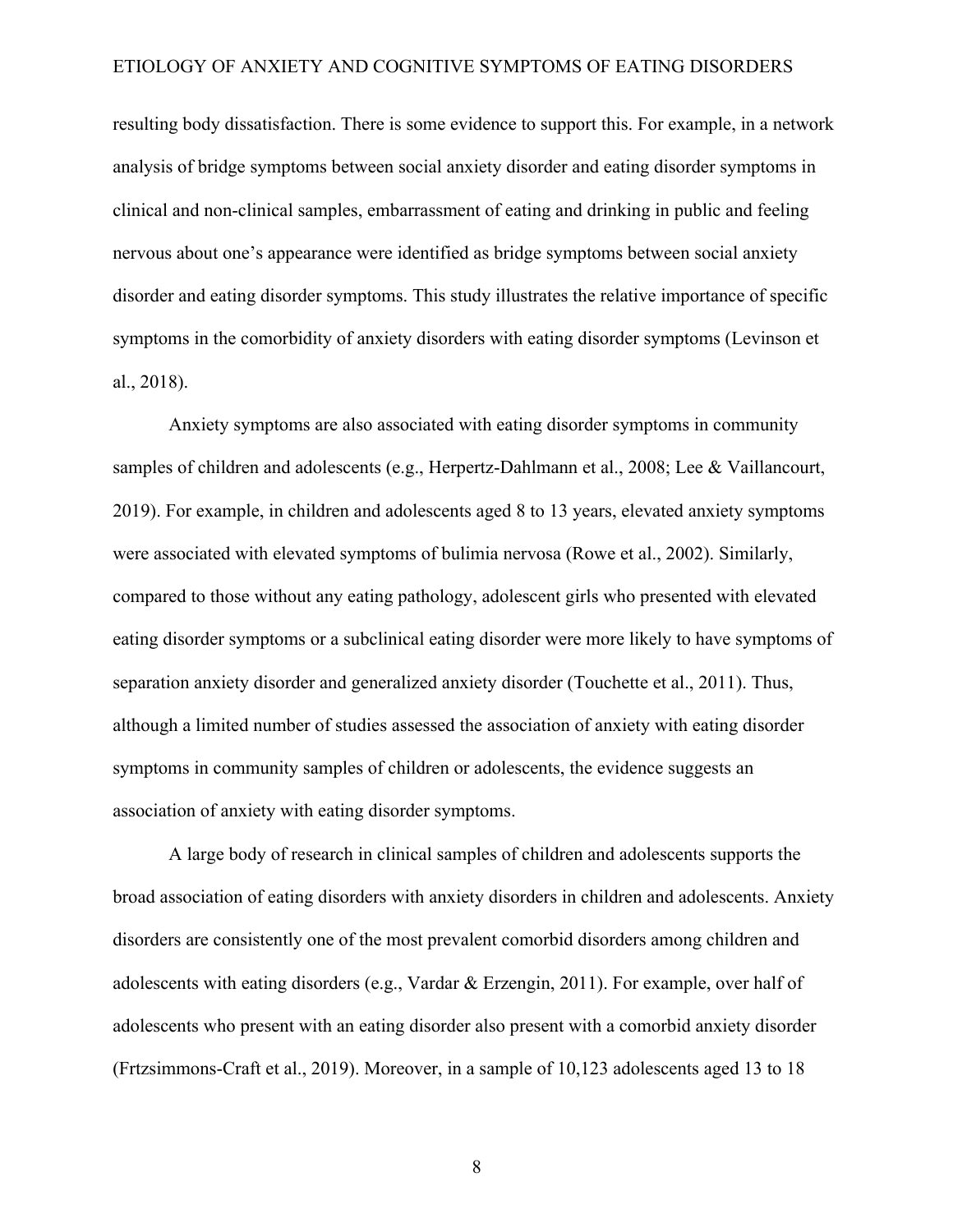resulting body dissatisfaction. There is some evidence to support this. For example, in a network analysis of bridge symptoms between social anxiety disorder and eating disorder symptoms in clinical and non-clinical samples, embarrassment of eating and drinking in public and feeling nervous about one's appearance were identified as bridge symptoms between social anxiety disorder and eating disorder symptoms. This study illustrates the relative importance of specific symptoms in the comorbidity of anxiety disorders with eating disorder symptoms (Levinson et al., 2018).

Anxiety symptoms are also associated with eating disorder symptoms in community samples of children and adolescents (e.g., Herpertz-Dahlmann et al., 2008; Lee & Vaillancourt, 2019). For example, in children and adolescents aged 8 to 13 years, elevated anxiety symptoms were associated with elevated symptoms of bulimia nervosa (Rowe et al., 2002). Similarly, compared to those without any eating pathology, adolescent girls who presented with elevated eating disorder symptoms or a subclinical eating disorder were more likely to have symptoms of separation anxiety disorder and generalized anxiety disorder (Touchette et al., 2011). Thus, although a limited number of studies assessed the association of anxiety with eating disorder symptoms in community samples of children or adolescents, the evidence suggests an association of anxiety with eating disorder symptoms.

A large body of research in clinical samples of children and adolescents supports the broad association of eating disorders with anxiety disorders in children and adolescents. Anxiety disorders are consistently one of the most prevalent comorbid disorders among children and adolescents with eating disorders (e.g., Vardar & Erzengin, 2011). For example, over half of adolescents who present with an eating disorder also present with a comorbid anxiety disorder (Frtzsimmons-Craft et al., 2019). Moreover, in a sample of 10,123 adolescents aged 13 to 18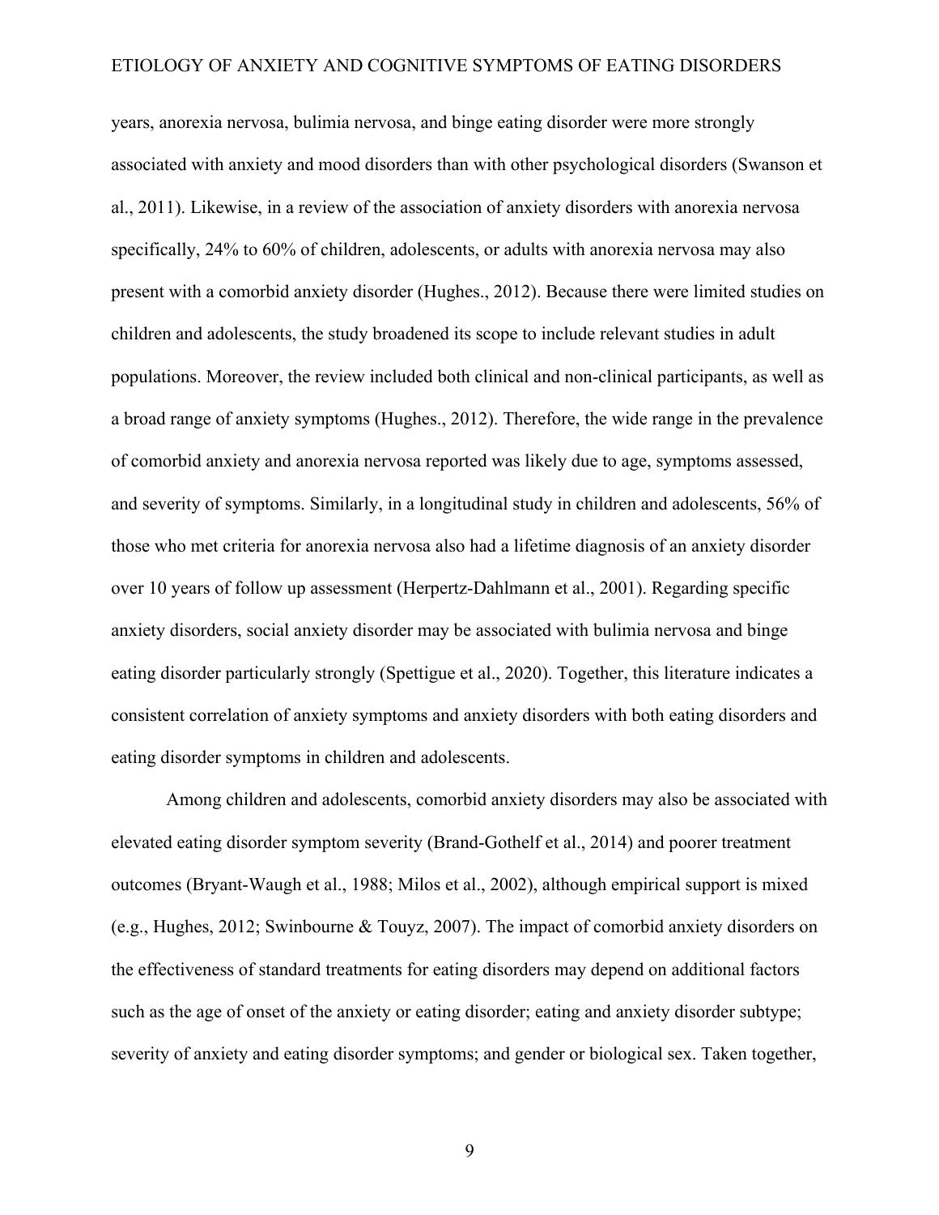years, anorexia nervosa, bulimia nervosa, and binge eating disorder were more strongly associated with anxiety and mood disorders than with other psychological disorders (Swanson et al., 2011). Likewise, in a review of the association of anxiety disorders with anorexia nervosa specifically, 24% to 60% of children, adolescents, or adults with anorexia nervosa may also present with a comorbid anxiety disorder (Hughes., 2012). Because there were limited studies on children and adolescents, the study broadened its scope to include relevant studies in adult populations. Moreover, the review included both clinical and non-clinical participants, as well as a broad range of anxiety symptoms (Hughes., 2012). Therefore, the wide range in the prevalence of comorbid anxiety and anorexia nervosa reported was likely due to age, symptoms assessed, and severity of symptoms. Similarly, in a longitudinal study in children and adolescents, 56% of those who met criteria for anorexia nervosa also had a lifetime diagnosis of an anxiety disorder over 10 years of follow up assessment (Herpertz-Dahlmann et al., 2001). Regarding specific anxiety disorders, social anxiety disorder may be associated with bulimia nervosa and binge eating disorder particularly strongly (Spettigue et al., 2020). Together, this literature indicates a consistent correlation of anxiety symptoms and anxiety disorders with both eating disorders and eating disorder symptoms in children and adolescents.

Among children and adolescents, comorbid anxiety disorders may also be associated with elevated eating disorder symptom severity (Brand-Gothelf et al., 2014) and poorer treatment outcomes (Bryant-Waugh et al., 1988; Milos et al., 2002), although empirical support is mixed (e.g., Hughes, 2012; Swinbourne & Touyz, 2007). The impact of comorbid anxiety disorders on the effectiveness of standard treatments for eating disorders may depend on additional factors such as the age of onset of the anxiety or eating disorder; eating and anxiety disorder subtype; severity of anxiety and eating disorder symptoms; and gender or biological sex. Taken together,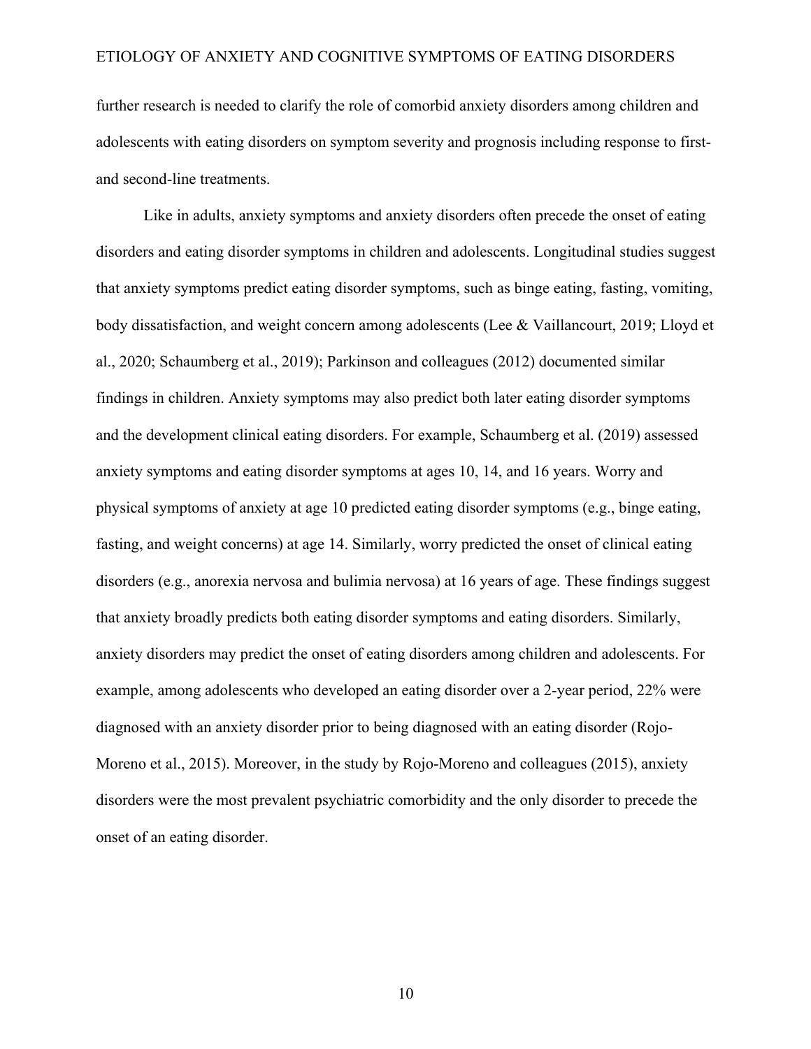further research is needed to clarify the role of comorbid anxiety disorders among children and adolescents with eating disorders on symptom severity and prognosis including response to first- and second-line treatments.

Like in adults, anxiety symptoms and anxiety disorders often precede the onset of eating disorders and eating disorder symptoms in children and adolescents. Longitudinal studies suggest that anxiety symptoms predict eating disorder symptoms, such as binge eating, fasting, vomiting, body dissatisfaction, and weight concern among adolescents (Lee & Vaillancourt, 2019; Lloyd et al., 2020; Schaumberg et al., 2019); Parkinson and colleagues (2012) documented similar findings in children. Anxiety symptoms may also predict both later eating disorder symptoms and the development clinical eating disorders. For example, Schaumberg et al. (2019) assessed anxiety symptoms and eating disorder symptoms at ages 10, 14, and 16 years. Worry and physical symptoms of anxiety at age 10 predicted eating disorder symptoms (e.g., binge eating, fasting, and weight concerns) at age 14. Similarly, worry predicted the onset of clinical eating disorders (e.g., anorexia nervosa and bulimia nervosa) at 16 years of age. These findings suggest that anxiety broadly predicts both eating disorder symptoms and eating disorders. Similarly, anxiety disorders may predict the onset of eating disorders among children and adolescents. For example, among adolescents who developed an eating disorder over a 2-year period, 22% were diagnosed with an anxiety disorder prior to being diagnosed with an eating disorder (Rojo-Moreno et al., 2015). Moreover, in the study by Rojo-Moreno and colleagues (2015), anxiety disorders were the most prevalent psychiatric comorbidity and the only disorder to precede the onset of an eating disorder.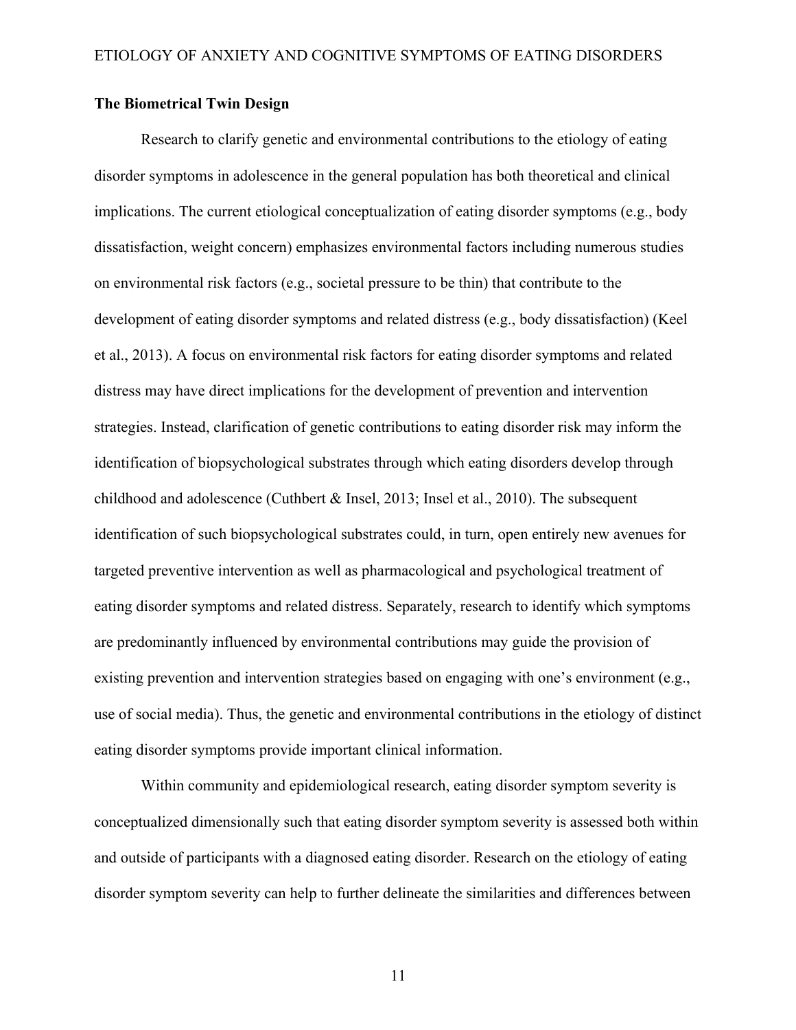**The Biometrical Twin Design**

Research to clarify genetic and environmental contributions to the etiology of eating disorder symptoms in adolescence in the general population has both theoretical and clinical implications. The current etiological conceptualization of eating disorder symptoms (e.g., body dissatisfaction, weight concern) emphasizes environmental factors including numerous studies on environmental risk factors (e.g., societal pressure to be thin) that contribute to the development of eating disorder symptoms and related distress (e.g., body dissatisfaction) (Keel et al., 2013). A focus on environmental risk factors for eating disorder symptoms and related distress may have direct implications for the development of prevention and intervention strategies. Instead, clarification of genetic contributions to eating disorder risk may inform the identification of biopsychological substrates through which eating disorders develop through childhood and adolescence (Cuthbert & Insel, 2013; Insel et al., 2010). The subsequent identification of such biopsychological substrates could, in turn, open entirely new avenues for targeted preventive intervention as well as pharmacological and psychological treatment of eating disorder symptoms and related distress. Separately, research to identify which symptoms are predominantly influenced by environmental contributions may guide the provision of existing prevention and intervention strategies based on engaging with one's environment (e.g., use of social media). Thus, the genetic and environmental contributions in the etiology of distinct eating disorder symptoms provide important clinical information.

Within community and epidemiological research, eating disorder symptom severity is conceptualized dimensionally such that eating disorder symptom severity is assessed both within and outside of participants with a diagnosed eating disorder. Research on the etiology of eating disorder symptom severity can help to further delineate the similarities and differences between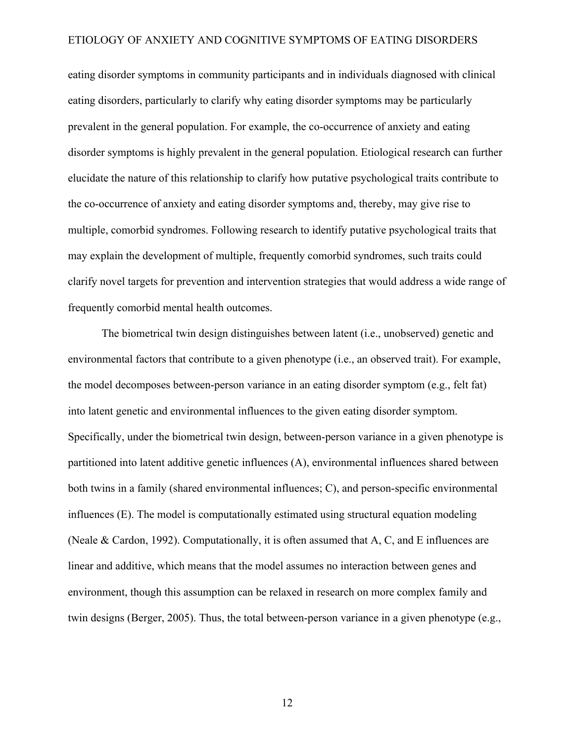eating disorder symptoms in community participants and in individuals diagnosed with clinical eating disorders, particularly to clarify why eating disorder symptoms may be particularly prevalent in the general population. For example, the co-occurrence of anxiety and eating disorder symptoms is highly prevalent in the general population. Etiological research can further elucidate the nature of this relationship to clarify how putative psychological traits contribute to the co-occurrence of anxiety and eating disorder symptoms and, thereby, may give rise to multiple, comorbid syndromes. Following research to identify putative psychological traits that may explain the development of multiple, frequently comorbid syndromes, such traits could clarify novel targets for prevention and intervention strategies that would address a wide range of frequently comorbid mental health outcomes.

The biometrical twin design distinguishes between latent (i.e., unobserved) genetic and environmental factors that contribute to a given phenotype (i.e., an observed trait). For example, the model decomposes between-person variance in an eating disorder symptom (e.g., felt fat) into latent genetic and environmental influences to the given eating disorder symptom. Specifically, under the biometrical twin design, between-person variance in a given phenotype is partitioned into latent additive genetic influences (A), environmental influences shared between both twins in a family (shared environmental influences; C), and person-specific environmental influences (E). The model is computationally estimated using structural equation modeling (Neale & Cardon, 1992). Computationally, it is often assumed that A, C, and E influences are linear and additive, which means that the model assumes no interaction between genes and environment, though this assumption can be relaxed in research on more complex family and twin designs (Berger, 2005). Thus, the total between-person variance in a given phenotype (e.g.,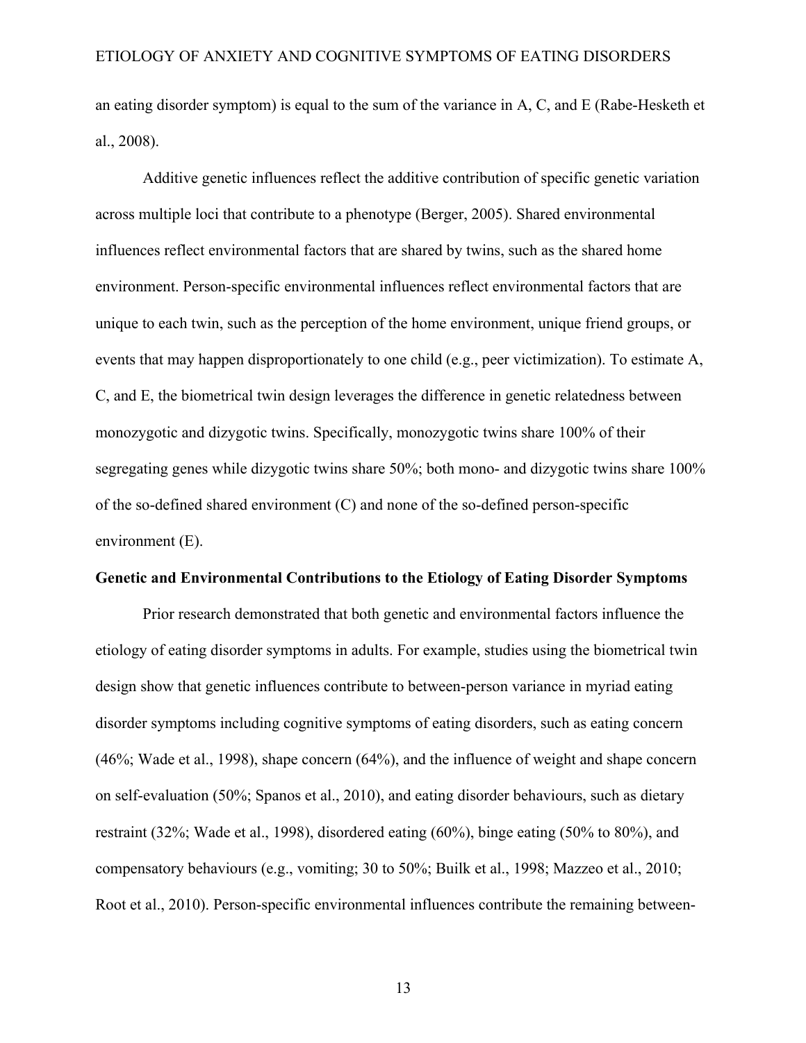an eating disorder symptom) is equal to the sum of the variance in A, C, and E (Rabe-Hesketh et al., 2008).

Additive genetic influences reflect the additive contribution of specific genetic variation across multiple loci that contribute to a phenotype (Berger, 2005). Shared environmental influences reflect environmental factors that are shared by twins, such as the shared home environment. Person-specific environmental influences reflect environmental factors that are unique to each twin, such as the perception of the home environment, unique friend groups, or events that may happen disproportionately to one child (e.g., peer victimization). To estimate A, C, and E, the biometrical twin design leverages the difference in genetic relatedness between monozygotic and dizygotic twins. Specifically, monozygotic twins share 100% of their segregating genes while dizygotic twins share 50%; both mono- and dizygotic twins share 100% of the so-defined shared environment (C) and none of the so-defined person-specific environment (E).

**Genetic and Environmental Contributions to the Etiology of Eating Disorder Symptoms**

Prior research demonstrated that both genetic and environmental factors influence the etiology of eating disorder symptoms in adults. For example, studies using the biometrical twin design show that genetic influences contribute to between-person variance in myriad eating disorder symptoms including cognitive symptoms of eating disorders, such as eating concern (46%; Wade et al., 1998), shape concern (64%), and the influence of weight and shape concern on self-evaluation (50%; Spanos et al., 2010), and eating disorder behaviours, such as dietary restraint (32%; Wade et al., 1998), disordered eating (60%), binge eating (50% to 80%), and compensatory behaviours (e.g., vomiting; 30 to 50%; Builk et al., 1998; Mazzeo et al., 2010; Root et al., 2010). Person-specific environmental influences contribute the remaining between-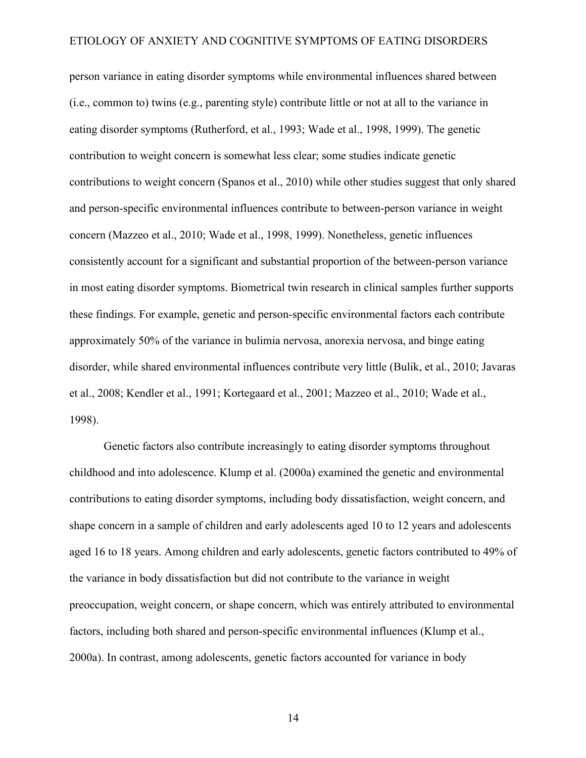person variance in eating disorder symptoms while environmental influences shared between (i.e., common to) twins (e.g., parenting style) contribute little or not at all to the variance in eating disorder symptoms (Rutherford, et al., 1993; Wade et al., 1998, 1999). The genetic contribution to weight concern is somewhat less clear; some studies indicate genetic contributions to weight concern (Spanos et al., 2010) while other studies suggest that only shared and person-specific environmental influences contribute to between-person variance in weight concern (Mazzeo et al., 2010; Wade et al., 1998, 1999). Nonetheless, genetic influences consistently account for a significant and substantial proportion of the between-person variance in most eating disorder symptoms. Biometrical twin research in clinical samples further supports these findings. For example, genetic and person-specific environmental factors each contribute approximately 50% of the variance in bulimia nervosa, anorexia nervosa, and binge eating disorder, while shared environmental influences contribute very little (Bulik, et al., 2010; Javaras et al., 2008; Kendler et al., 1991; Kortegaard et al., 2001; Mazzeo et al., 2010; Wade et al., 1998).

Genetic factors also contribute increasingly to eating disorder symptoms throughout childhood and into adolescence. Klump et al. (2000a) examined the genetic and environmental contributions to eating disorder symptoms, including body dissatisfaction, weight concern, and shape concern in a sample of children and early adolescents aged 10 to 12 years and adolescents aged 16 to 18 years. Among children and early adolescents, genetic factors contributed to 49% of the variance in body dissatisfaction but did not contribute to the variance in weight preoccupation, weight concern, or shape concern, which was entirely attributed to environmental factors, including both shared and person-specific environmental influences (Klump et al., 2000a). In contrast, among adolescents, genetic factors accounted for variance in body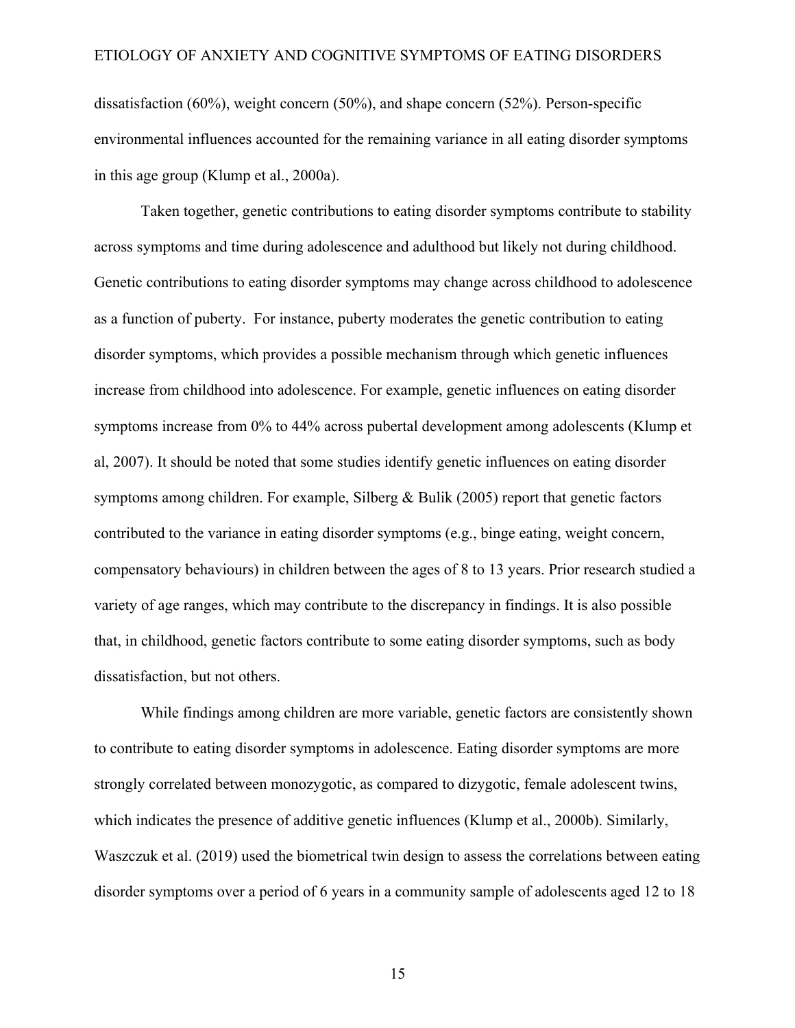dissatisfaction (60%), weight concern (50%), and shape concern (52%). Person-specific environmental influences accounted for the remaining variance in all eating disorder symptoms in this age group (Klump et al., 2000a).

Taken together, genetic contributions to eating disorder symptoms contribute to stability across symptoms and time during adolescence and adulthood but likely not during childhood. Genetic contributions to eating disorder symptoms may change across childhood to adolescence as a function of puberty. For instance, puberty moderates the genetic contribution to eating disorder symptoms, which provides a possible mechanism through which genetic influences increase from childhood into adolescence. For example, genetic influences on eating disorder symptoms increase from 0% to 44% across pubertal development among adolescents (Klump et al, 2007). It should be noted that some studies identify genetic influences on eating disorder symptoms among children. For example, Silberg & Bulik (2005) report that genetic factors contributed to the variance in eating disorder symptoms (e.g., binge eating, weight concern, compensatory behaviours) in children between the ages of 8 to 13 years. Prior research studied a variety of age ranges, which may contribute to the discrepancy in findings. It is also possible that, in childhood, genetic factors contribute to some eating disorder symptoms, such as body dissatisfaction, but not others.

While findings among children are more variable, genetic factors are consistently shown to contribute to eating disorder symptoms in adolescence. Eating disorder symptoms are more strongly correlated between monozygotic, as compared to dizygotic, female adolescent twins, which indicates the presence of additive genetic influences (Klump et al., 2000b). Similarly, Waszczuk et al. (2019) used the biometrical twin design to assess the correlations between eating disorder symptoms over a period of 6 years in a community sample of adolescents aged 12 to 18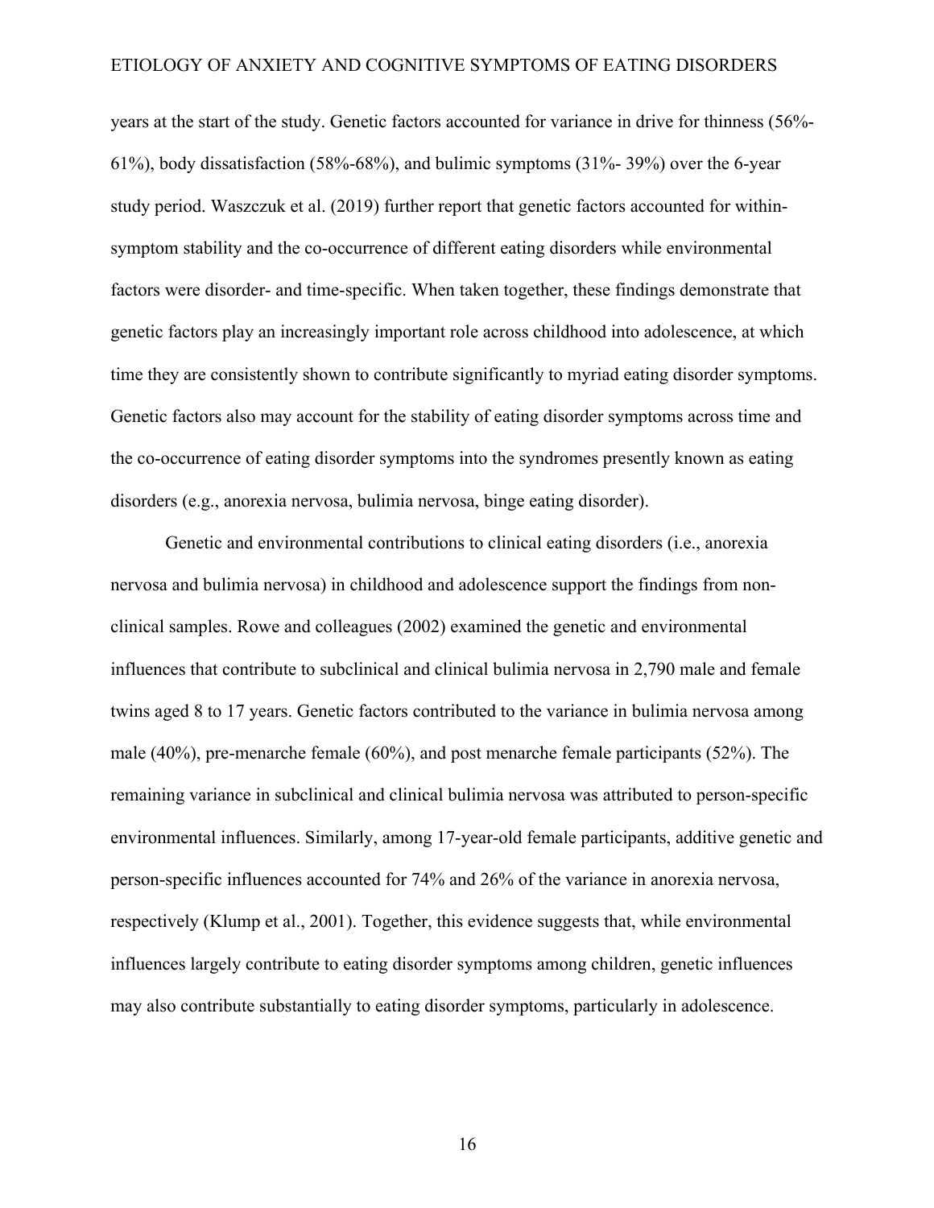years at the start of the study. Genetic factors accounted for variance in drive for thinness (56%-61%), body dissatisfaction (58%-68%), and bulimic symptoms (31%- 39%) over the 6-year study period. Waszczuk et al. (2019) further report that genetic factors accounted for within-symptom stability and the co-occurrence of different eating disorders while environmental factors were disorder- and time-specific. When taken together, these findings demonstrate that genetic factors play an increasingly important role across childhood into adolescence, at which time they are consistently shown to contribute significantly to myriad eating disorder symptoms. Genetic factors also may account for the stability of eating disorder symptoms across time and the co-occurrence of eating disorder symptoms into the syndromes presently known as eating disorders (e.g., anorexia nervosa, bulimia nervosa, binge eating disorder).

Genetic and environmental contributions to clinical eating disorders (i.e., anorexia nervosa and bulimia nervosa) in childhood and adolescence support the findings from non-clinical samples. Rowe and colleagues (2002) examined the genetic and environmental influences that contribute to subclinical and clinical bulimia nervosa in 2,790 male and female twins aged 8 to 17 years. Genetic factors contributed to the variance in bulimia nervosa among male (40%), pre-menarche female (60%), and post menarche female participants (52%). The remaining variance in subclinical and clinical bulimia nervosa was attributed to person-specific environmental influences. Similarly, among 17-year-old female participants, additive genetic and person-specific influences accounted for 74% and 26% of the variance in anorexia nervosa, respectively (Klump et al., 2001). Together, this evidence suggests that, while environmental influences largely contribute to eating disorder symptoms among children, genetic influences may also contribute substantially to eating disorder symptoms, particularly in adolescence.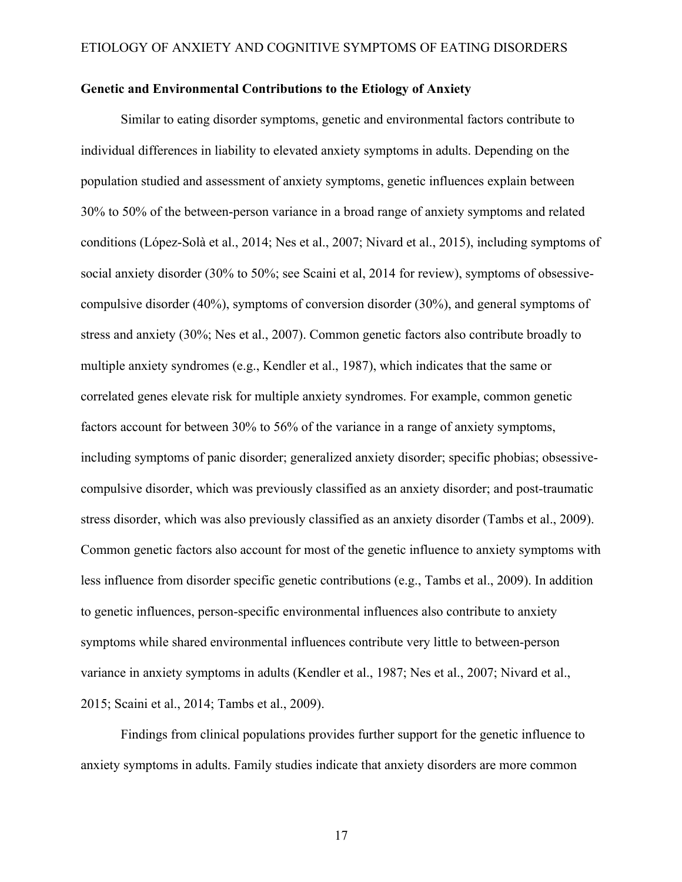**Genetic and Environmental Contributions to the Etiology of Anxiety**

Similar to eating disorder symptoms, genetic and environmental factors contribute to individual differences in liability to elevated anxiety symptoms in adults. Depending on the population studied and assessment of anxiety symptoms, genetic influences explain between 30% to 50% of the between-person variance in a broad range of anxiety symptoms and related conditions (López-Solà et al., 2014; Nes et al., 2007; Nivard et al., 2015), including symptoms of social anxiety disorder (30% to 50%; see Scaini et al, 2014 for review), symptoms of obsessive-compulsive disorder (40%), symptoms of conversion disorder (30%), and general symptoms of stress and anxiety (30%; Nes et al., 2007). Common genetic factors also contribute broadly to multiple anxiety syndromes (e.g., Kendler et al., 1987), which indicates that the same or correlated genes elevate risk for multiple anxiety syndromes. For example, common genetic factors account for between 30% to 56% of the variance in a range of anxiety symptoms, including symptoms of panic disorder; generalized anxiety disorder; specific phobias; obsessive-compulsive disorder, which was previously classified as an anxiety disorder; and post-traumatic stress disorder, which was also previously classified as an anxiety disorder (Tambs et al., 2009). Common genetic factors also account for most of the genetic influence to anxiety symptoms with less influence from disorder specific genetic contributions (e.g., Tambs et al., 2009). In addition to genetic influences, person-specific environmental influences also contribute to anxiety symptoms while shared environmental influences contribute very little to between-person variance in anxiety symptoms in adults (Kendler et al., 1987; Nes et al., 2007; Nivard et al., 2015; Scaini et al., 2014; Tambs et al., 2009).

Findings from clinical populations provides further support for the genetic influence to anxiety symptoms in adults. Family studies indicate that anxiety disorders are more common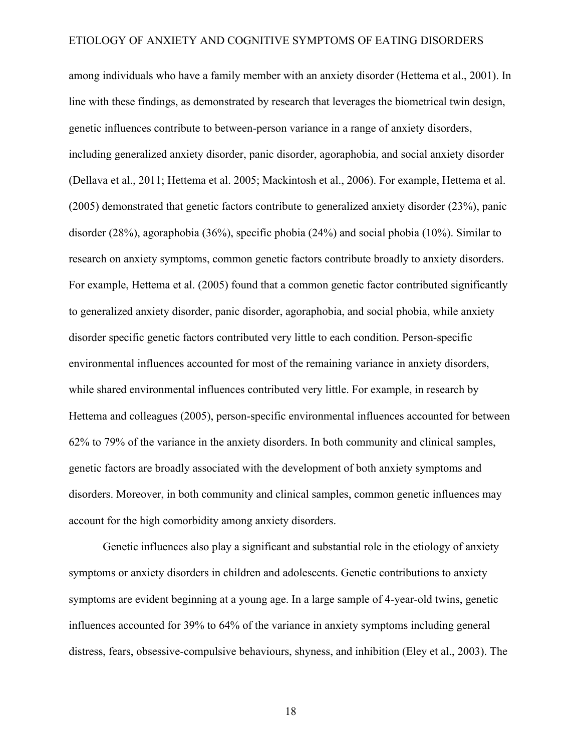among individuals who have a family member with an anxiety disorder (Hettema et al., 2001). In line with these findings, as demonstrated by research that leverages the biometrical twin design, genetic influences contribute to between-person variance in a range of anxiety disorders, including generalized anxiety disorder, panic disorder, agoraphobia, and social anxiety disorder (Dellava et al., 2011; Hettema et al. 2005; Mackintosh et al., 2006). For example, Hettema et al. (2005) demonstrated that genetic factors contribute to generalized anxiety disorder (23%), panic disorder (28%), agoraphobia (36%), specific phobia (24%) and social phobia (10%). Similar to research on anxiety symptoms, common genetic factors contribute broadly to anxiety disorders. For example, Hettema et al. (2005) found that a common genetic factor contributed significantly to generalized anxiety disorder, panic disorder, agoraphobia, and social phobia, while anxiety disorder specific genetic factors contributed very little to each condition. Person-specific environmental influences accounted for most of the remaining variance in anxiety disorders, while shared environmental influences contributed very little. For example, in research by Hettema and colleagues (2005), person-specific environmental influences accounted for between 62% to 79% of the variance in the anxiety disorders. In both community and clinical samples, genetic factors are broadly associated with the development of both anxiety symptoms and disorders. Moreover, in both community and clinical samples, common genetic influences may account for the high comorbidity among anxiety disorders.

Genetic influences also play a significant and substantial role in the etiology of anxiety symptoms or anxiety disorders in children and adolescents. Genetic contributions to anxiety symptoms are evident beginning at a young age. In a large sample of 4-year-old twins, genetic influences accounted for 39% to 64% of the variance in anxiety symptoms including general distress, fears, obsessive-compulsive behaviours, shyness, and inhibition (Eley et al., 2003). The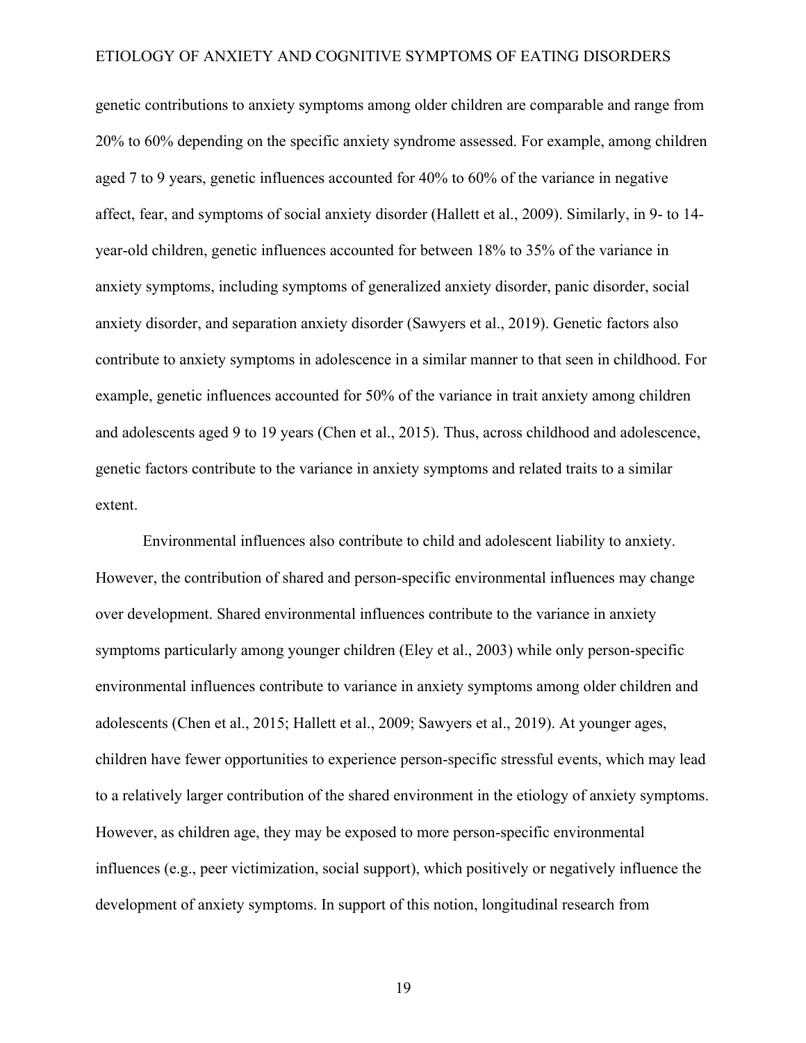genetic contributions to anxiety symptoms among older children are comparable and range from 20% to 60% depending on the specific anxiety syndrome assessed. For example, among children aged 7 to 9 years, genetic influences accounted for 40% to 60% of the variance in negative affect, fear, and symptoms of social anxiety disorder (Hallett et al., 2009). Similarly, in 9- to 14-year-old children, genetic influences accounted for between 18% to 35% of the variance in anxiety symptoms, including symptoms of generalized anxiety disorder, panic disorder, social anxiety disorder, and separation anxiety disorder (Sawyers et al., 2019). Genetic factors also contribute to anxiety symptoms in adolescence in a similar manner to that seen in childhood. For example, genetic influences accounted for 50% of the variance in trait anxiety among children and adolescents aged 9 to 19 years (Chen et al., 2015). Thus, across childhood and adolescence, genetic factors contribute to the variance in anxiety symptoms and related traits to a similar extent.

Environmental influences also contribute to child and adolescent liability to anxiety. However, the contribution of shared and person-specific environmental influences may change over development. Shared environmental influences contribute to the variance in anxiety symptoms particularly among younger children (Eley et al., 2003) while only person-specific environmental influences contribute to variance in anxiety symptoms among older children and adolescents (Chen et al., 2015; Hallett et al., 2009; Sawyers et al., 2019). At younger ages, children have fewer opportunities to experience person-specific stressful events, which may lead to a relatively larger contribution of the shared environment in the etiology of anxiety symptoms. However, as children age, they may be exposed to more person-specific environmental influences (e.g., peer victimization, social support), which positively or negatively influence the development of anxiety symptoms. In support of this notion, longitudinal research from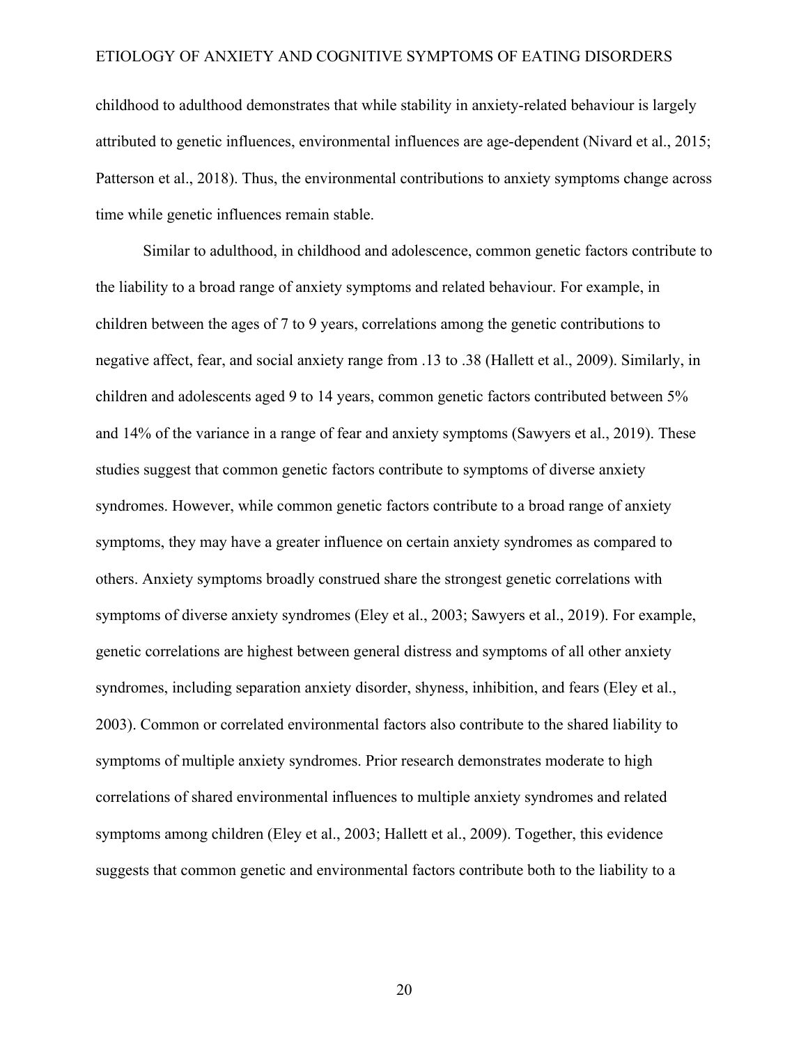childhood to adulthood demonstrates that while stability in anxiety-related behaviour is largely attributed to genetic influences, environmental influences are age-dependent (Nivard et al., 2015; Patterson et al., 2018). Thus, the environmental contributions to anxiety symptoms change across time while genetic influences remain stable.

Similar to adulthood, in childhood and adolescence, common genetic factors contribute to the liability to a broad range of anxiety symptoms and related behaviour. For example, in children between the ages of 7 to 9 years, correlations among the genetic contributions to negative affect, fear, and social anxiety range from .13 to .38 (Hallett et al., 2009). Similarly, in children and adolescents aged 9 to 14 years, common genetic factors contributed between 5% and 14% of the variance in a range of fear and anxiety symptoms (Sawyers et al., 2019). These studies suggest that common genetic factors contribute to symptoms of diverse anxiety syndromes. However, while common genetic factors contribute to a broad range of anxiety symptoms, they may have a greater influence on certain anxiety syndromes as compared to others. Anxiety symptoms broadly construed share the strongest genetic correlations with symptoms of diverse anxiety syndromes (Eley et al., 2003; Sawyers et al., 2019). For example, genetic correlations are highest between general distress and symptoms of all other anxiety syndromes, including separation anxiety disorder, shyness, inhibition, and fears (Eley et al., 2003). Common or correlated environmental factors also contribute to the shared liability to symptoms of multiple anxiety syndromes. Prior research demonstrates moderate to high correlations of shared environmental influences to multiple anxiety syndromes and related symptoms among children (Eley et al., 2003; Hallett et al., 2009). Together, this evidence suggests that common genetic and environmental factors contribute both to the liability to a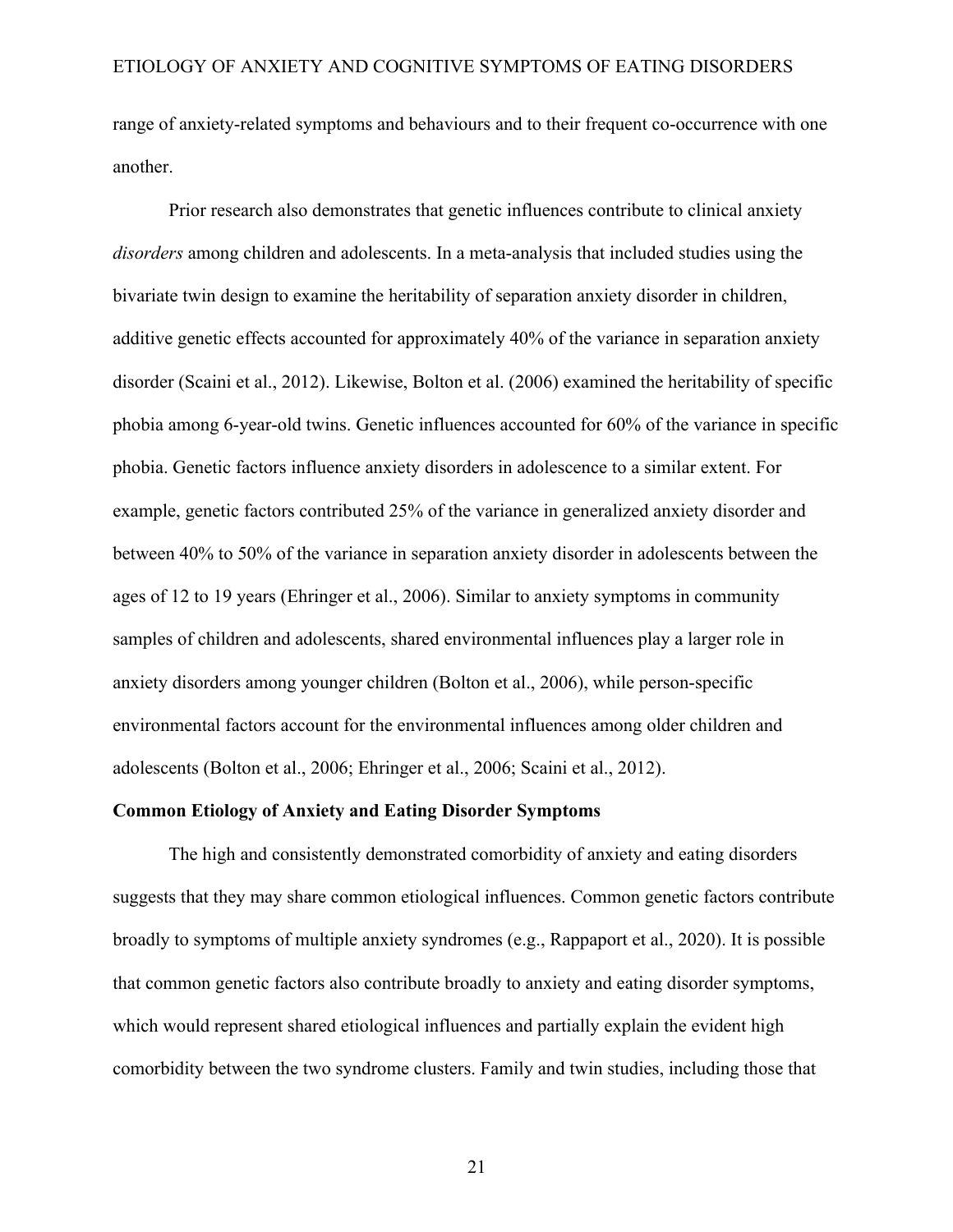range of anxiety-related symptoms and behaviours and to their frequent co-occurrence with one another.

Prior research also demonstrates that genetic influences contribute to clinical anxiety *disorders* among children and adolescents. In a meta-analysis that included studies using the bivariate twin design to examine the heritability of separation anxiety disorder in children, additive genetic effects accounted for approximately 40% of the variance in separation anxiety disorder (Scaini et al., 2012). Likewise, Bolton et al. (2006) examined the heritability of specific phobia among 6-year-old twins. Genetic influences accounted for 60% of the variance in specific phobia. Genetic factors influence anxiety disorders in adolescence to a similar extent. For example, genetic factors contributed 25% of the variance in generalized anxiety disorder and between 40% to 50% of the variance in separation anxiety disorder in adolescents between the ages of 12 to 19 years (Ehringer et al., 2006). Similar to anxiety symptoms in community samples of children and adolescents, shared environmental influences play a larger role in anxiety disorders among younger children (Bolton et al., 2006), while person-specific environmental factors account for the environmental influences among older children and adolescents (Bolton et al., 2006; Ehringer et al., 2006; Scaini et al., 2012).

**Common Etiology of Anxiety and Eating Disorder Symptoms**

The high and consistently demonstrated comorbidity of anxiety and eating disorders suggests that they may share common etiological influences. Common genetic factors contribute broadly to symptoms of multiple anxiety syndromes (e.g., Rappaport et al., 2020). It is possible that common genetic factors also contribute broadly to anxiety and eating disorder symptoms, which would represent shared etiological influences and partially explain the evident high comorbidity between the two syndrome clusters. Family and twin studies, including those that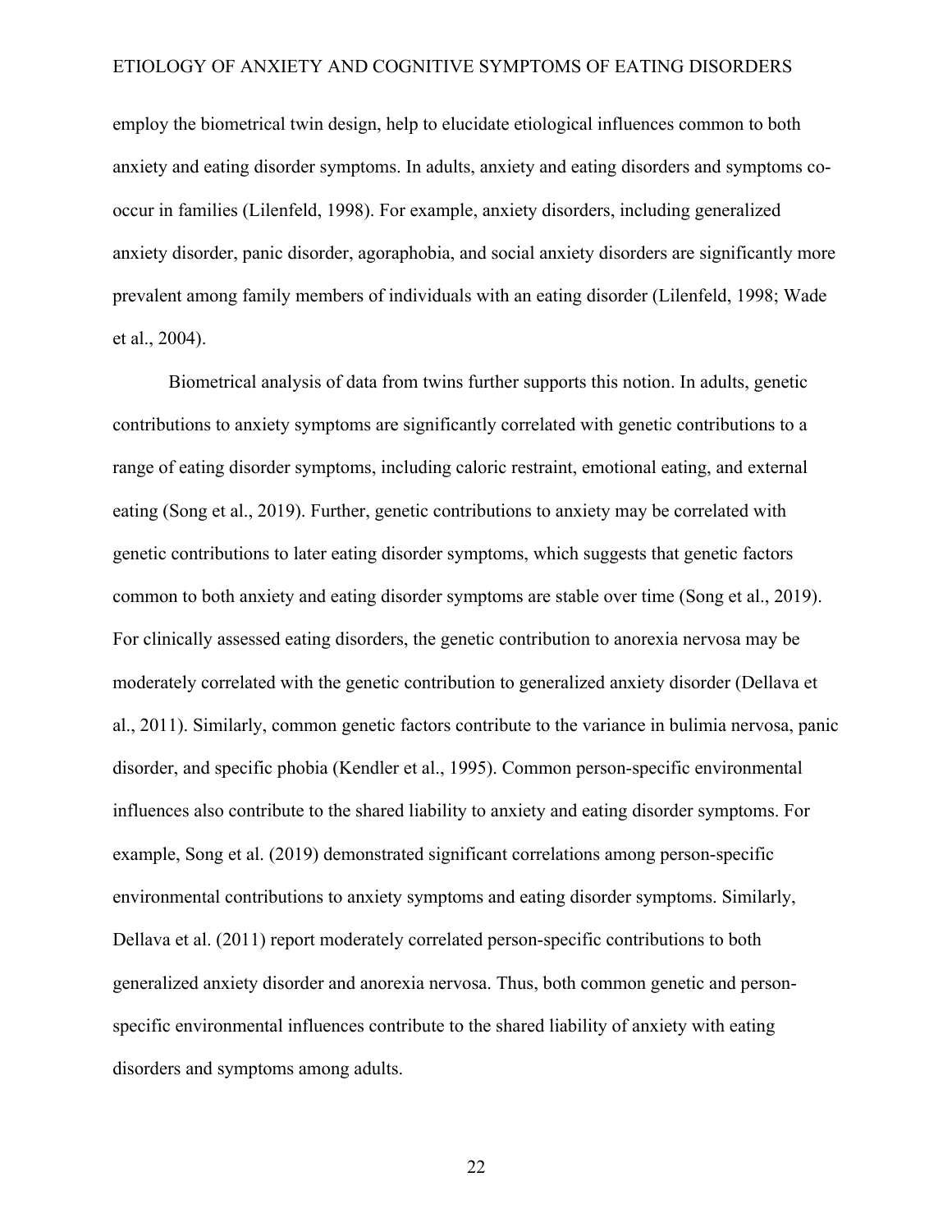employ the biometrical twin design, help to elucidate etiological influences common to both anxiety and eating disorder symptoms. In adults, anxiety and eating disorders and symptoms co-occur in families (Lilenfeld, 1998). For example, anxiety disorders, including generalized anxiety disorder, panic disorder, agoraphobia, and social anxiety disorders are significantly more prevalent among family members of individuals with an eating disorder (Lilenfeld, 1998; Wade et al., 2004).

Biometrical analysis of data from twins further supports this notion. In adults, genetic contributions to anxiety symptoms are significantly correlated with genetic contributions to a range of eating disorder symptoms, including caloric restraint, emotional eating, and external eating (Song et al., 2019). Further, genetic contributions to anxiety may be correlated with genetic contributions to later eating disorder symptoms, which suggests that genetic factors common to both anxiety and eating disorder symptoms are stable over time (Song et al., 2019). For clinically assessed eating disorders, the genetic contribution to anorexia nervosa may be moderately correlated with the genetic contribution to generalized anxiety disorder (Dellava et al., 2011). Similarly, common genetic factors contribute to the variance in bulimia nervosa, panic disorder, and specific phobia (Kendler et al., 1995). Common person-specific environmental influences also contribute to the shared liability to anxiety and eating disorder symptoms. For example, Song et al. (2019) demonstrated significant correlations among person-specific environmental contributions to anxiety symptoms and eating disorder symptoms. Similarly, Dellava et al. (2011) report moderately correlated person-specific contributions to both generalized anxiety disorder and anorexia nervosa. Thus, both common genetic and person-specific environmental influences contribute to the shared liability of anxiety with eating disorders and symptoms among adults.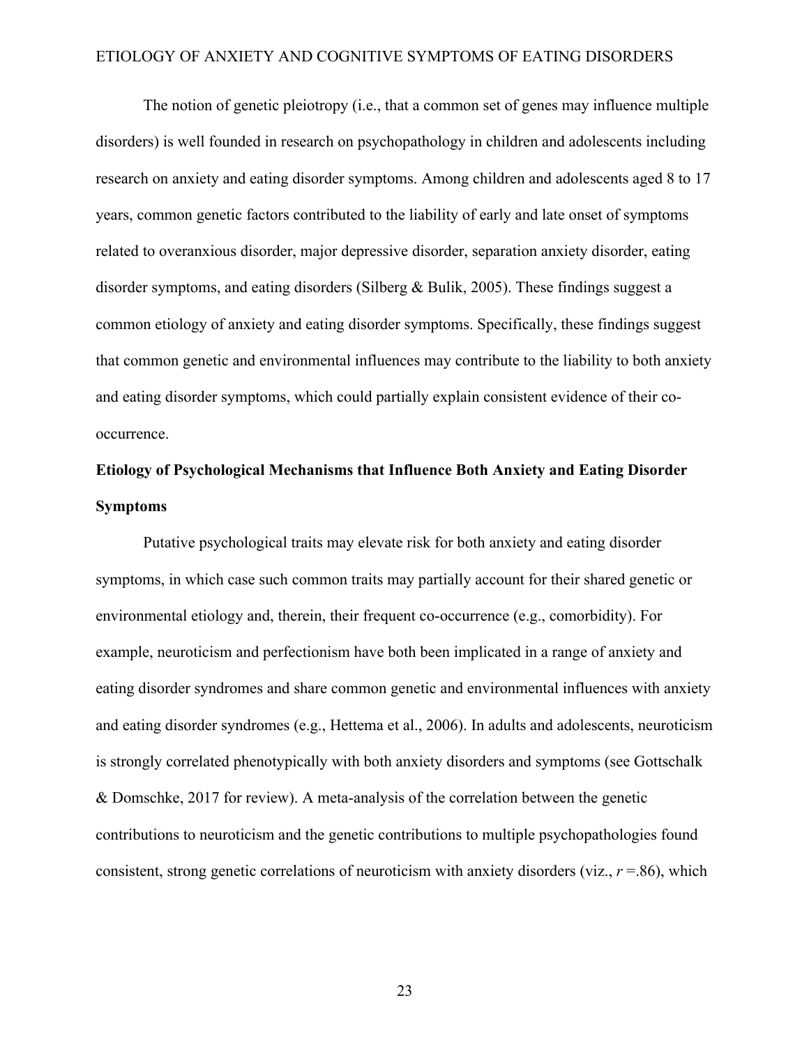The notion of genetic pleiotropy (i.e., that a common set of genes may influence multiple disorders) is well founded in research on psychopathology in children and adolescents including research on anxiety and eating disorder symptoms. Among children and adolescents aged 8 to 17 years, common genetic factors contributed to the liability of early and late onset of symptoms related to overanxious disorder, major depressive disorder, separation anxiety disorder, eating disorder symptoms, and eating disorders (Silberg & Bulik, 2005). These findings suggest a common etiology of anxiety and eating disorder symptoms. Specifically, these findings suggest that common genetic and environmental influences may contribute to the liability to both anxiety and eating disorder symptoms, which could partially explain consistent evidence of their co-occurrence.

## Etiology of Psychological Mechanisms that Influence Both Anxiety and Eating Disorder Symptoms

Putative psychological traits may elevate risk for both anxiety and eating disorder symptoms, in which case such common traits may partially account for their shared genetic or environmental etiology and, therein, their frequent co-occurrence (e.g., comorbidity). For example, neuroticism and perfectionism have both been implicated in a range of anxiety and eating disorder syndromes and share common genetic and environmental influences with anxiety and eating disorder syndromes (e.g., Hettema et al., 2006). In adults and adolescents, neuroticism is strongly correlated phenotypically with both anxiety disorders and symptoms (see Gottschalk & Domschke, 2017 for review). A meta-analysis of the correlation between the genetic contributions to neuroticism and the genetic contributions to multiple psychopathologies found consistent, strong genetic correlations of neuroticism with anxiety disorders (viz., $r = .86$), which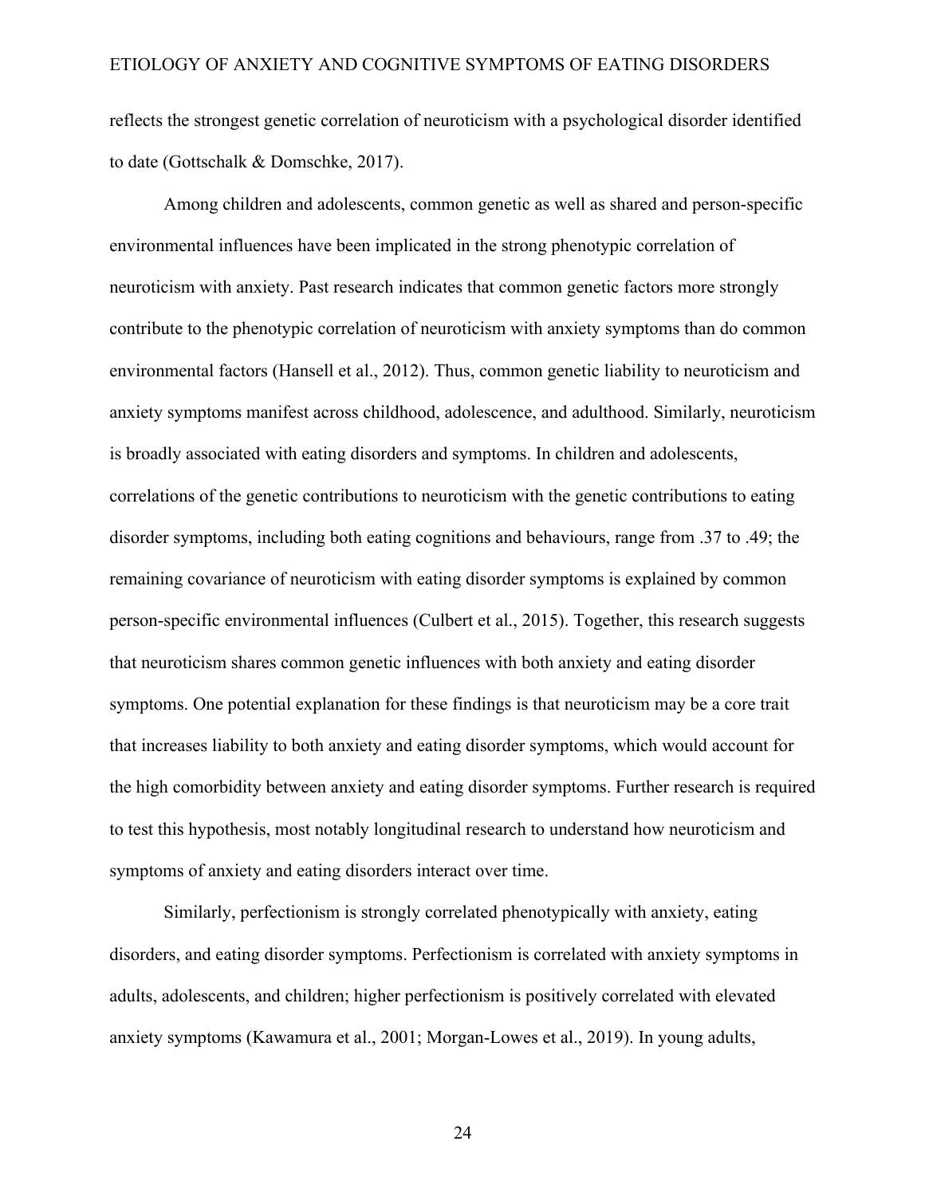reflects the strongest genetic correlation of neuroticism with a psychological disorder identified to date (Gottschalk & Domschke, 2017).

Among children and adolescents, common genetic as well as shared and person-specific environmental influences have been implicated in the strong phenotypic correlation of neuroticism with anxiety. Past research indicates that common genetic factors more strongly contribute to the phenotypic correlation of neuroticism with anxiety symptoms than do common environmental factors (Hansell et al., 2012). Thus, common genetic liability to neuroticism and anxiety symptoms manifest across childhood, adolescence, and adulthood. Similarly, neuroticism is broadly associated with eating disorders and symptoms. In children and adolescents, correlations of the genetic contributions to neuroticism with the genetic contributions to eating disorder symptoms, including both eating cognitions and behaviours, range from .37 to .49; the remaining covariance of neuroticism with eating disorder symptoms is explained by common person-specific environmental influences (Culbert et al., 2015). Together, this research suggests that neuroticism shares common genetic influences with both anxiety and eating disorder symptoms. One potential explanation for these findings is that neuroticism may be a core trait that increases liability to both anxiety and eating disorder symptoms, which would account for the high comorbidity between anxiety and eating disorder symptoms. Further research is required to test this hypothesis, most notably longitudinal research to understand how neuroticism and symptoms of anxiety and eating disorders interact over time.

Similarly, perfectionism is strongly correlated phenotypically with anxiety, eating disorders, and eating disorder symptoms. Perfectionism is correlated with anxiety symptoms in adults, adolescents, and children; higher perfectionism is positively correlated with elevated anxiety symptoms (Kawamura et al., 2001; Morgan-Lowes et al., 2019). In young adults,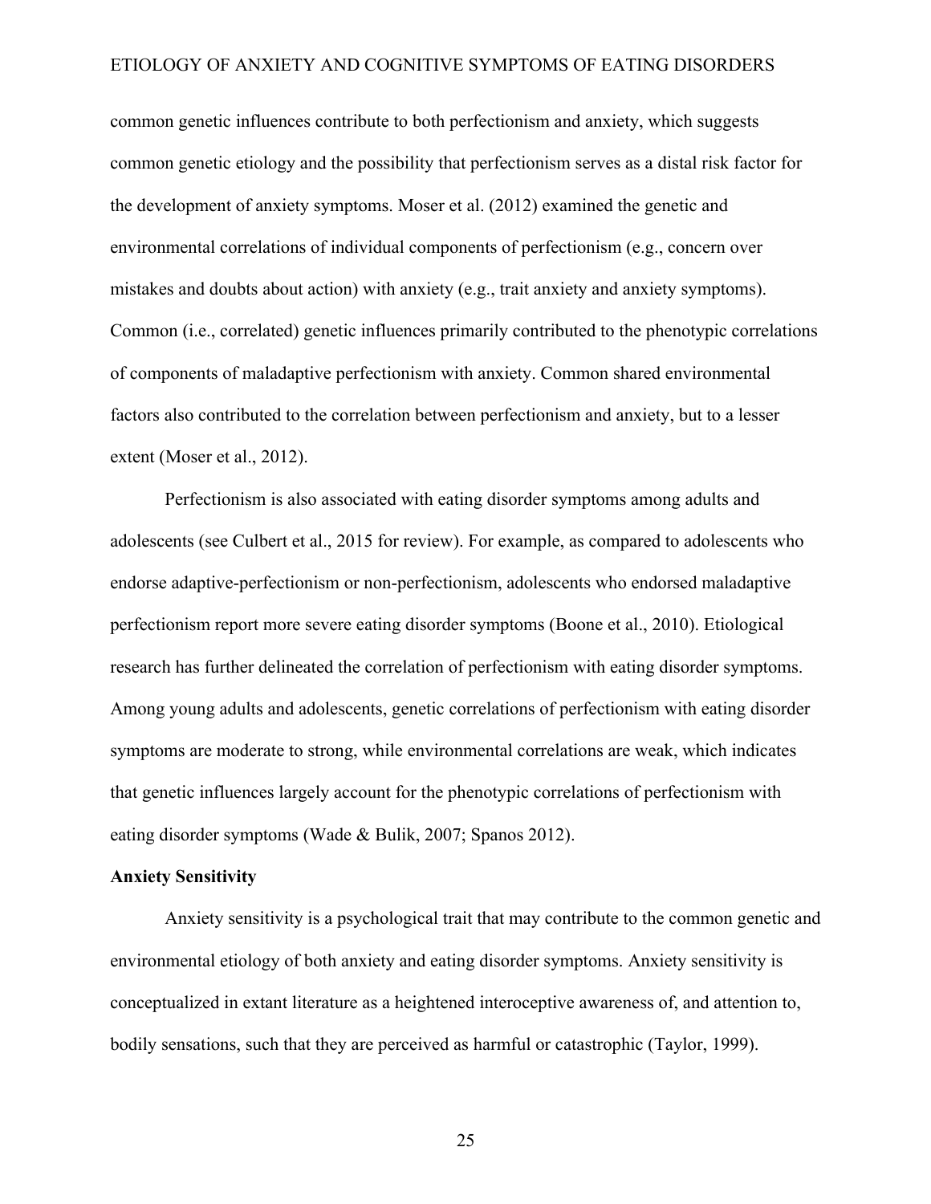common genetic influences contribute to both perfectionism and anxiety, which suggests common genetic etiology and the possibility that perfectionism serves as a distal risk factor for the development of anxiety symptoms. Moser et al. (2012) examined the genetic and environmental correlations of individual components of perfectionism (e.g., concern over mistakes and doubts about action) with anxiety (e.g., trait anxiety and anxiety symptoms). Common (i.e., correlated) genetic influences primarily contributed to the phenotypic correlations of components of maladaptive perfectionism with anxiety. Common shared environmental factors also contributed to the correlation between perfectionism and anxiety, but to a lesser extent (Moser et al., 2012).

Perfectionism is also associated with eating disorder symptoms among adults and adolescents (see Culbert et al., 2015 for review). For example, as compared to adolescents who endorse adaptive-perfectionism or non-perfectionism, adolescents who endorsed maladaptive perfectionism report more severe eating disorder symptoms (Boone et al., 2010). Etiological research has further delineated the correlation of perfectionism with eating disorder symptoms. Among young adults and adolescents, genetic correlations of perfectionism with eating disorder symptoms are moderate to strong, while environmental correlations are weak, which indicates that genetic influences largely account for the phenotypic correlations of perfectionism with eating disorder symptoms (Wade & Bulik, 2007; Spanos 2012).

**Anxiety Sensitivity**

Anxiety sensitivity is a psychological trait that may contribute to the common genetic and environmental etiology of both anxiety and eating disorder symptoms. Anxiety sensitivity is conceptualized in extant literature as a heightened interoceptive awareness of, and attention to, bodily sensations, such that they are perceived as harmful or catastrophic (Taylor, 1999).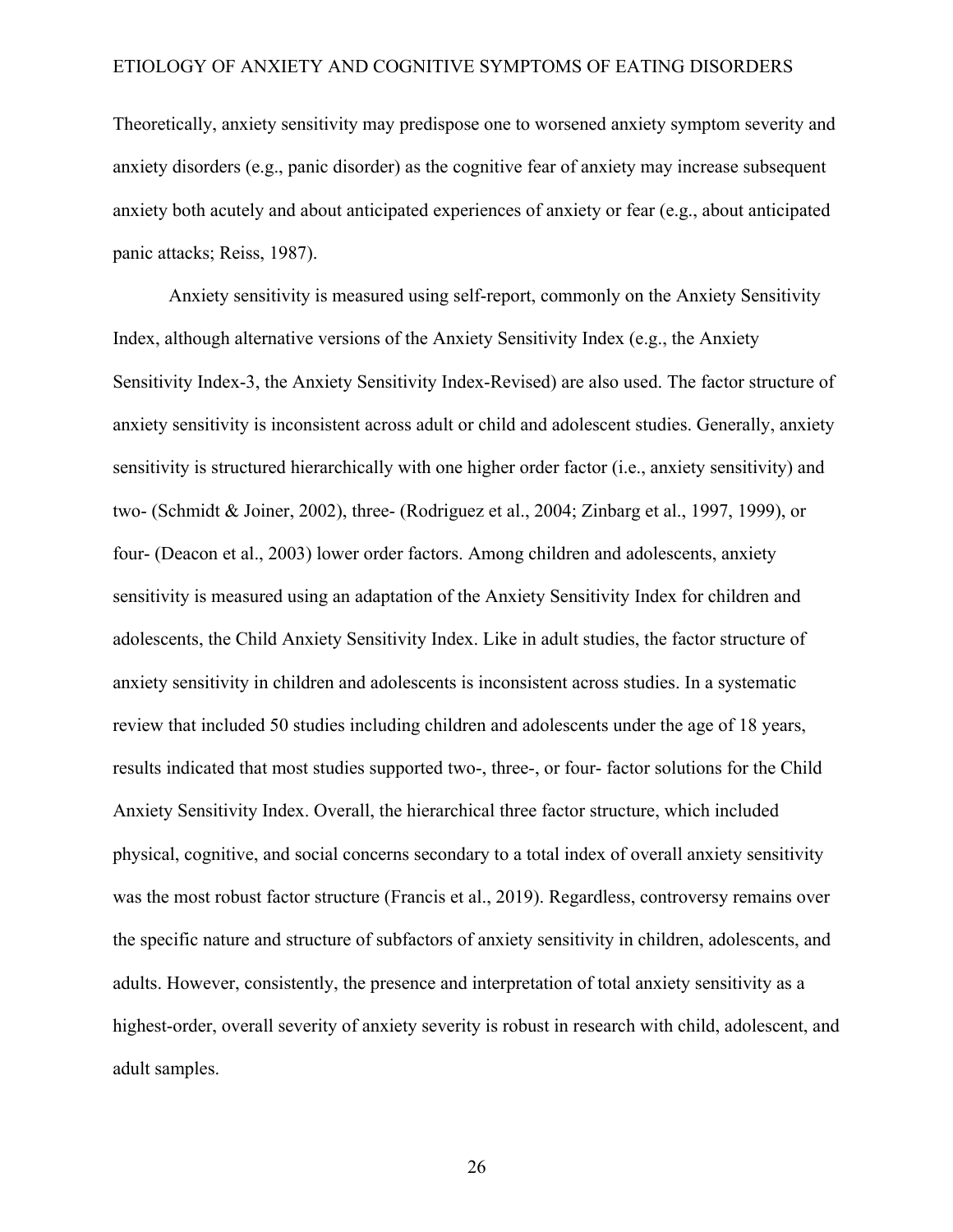Theoretically, anxiety sensitivity may predispose one to worsened anxiety symptom severity and anxiety disorders (e.g., panic disorder) as the cognitive fear of anxiety may increase subsequent anxiety both acutely and about anticipated experiences of anxiety or fear (e.g., about anticipated panic attacks; Reiss, 1987).

Anxiety sensitivity is measured using self-report, commonly on the Anxiety Sensitivity Index, although alternative versions of the Anxiety Sensitivity Index (e.g., the Anxiety Sensitivity Index-3, the Anxiety Sensitivity Index-Revised) are also used. The factor structure of anxiety sensitivity is inconsistent across adult or child and adolescent studies. Generally, anxiety sensitivity is structured hierarchically with one higher order factor (i.e., anxiety sensitivity) and two- (Schmidt & Joiner, 2002), three- (Rodriguez et al., 2004; Zinbarg et al., 1997, 1999), or four- (Deacon et al., 2003) lower order factors. Among children and adolescents, anxiety sensitivity is measured using an adaptation of the Anxiety Sensitivity Index for children and adolescents, the Child Anxiety Sensitivity Index. Like in adult studies, the factor structure of anxiety sensitivity in children and adolescents is inconsistent across studies. In a systematic review that included 50 studies including children and adolescents under the age of 18 years, results indicated that most studies supported two-, three-, or four- factor solutions for the Child Anxiety Sensitivity Index. Overall, the hierarchical three factor structure, which included physical, cognitive, and social concerns secondary to a total index of overall anxiety sensitivity was the most robust factor structure (Francis et al., 2019). Regardless, controversy remains over the specific nature and structure of subfactors of anxiety sensitivity in children, adolescents, and adults. However, consistently, the presence and interpretation of total anxiety sensitivity as a highest-order, overall severity of anxiety severity is robust in research with child, adolescent, and adult samples.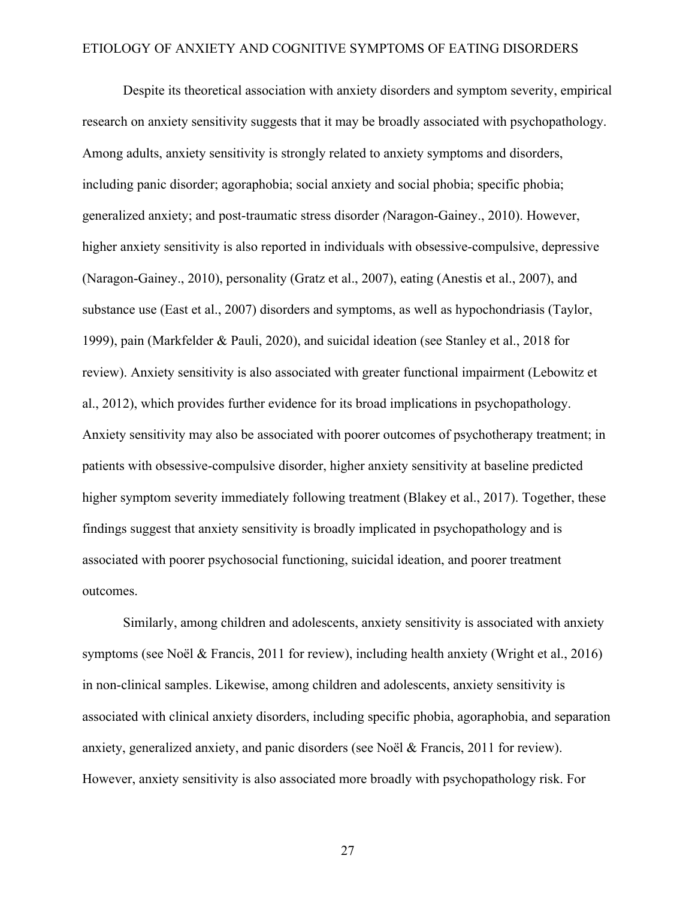Despite its theoretical association with anxiety disorders and symptom severity, empirical research on anxiety sensitivity suggests that it may be broadly associated with psychopathology. Among adults, anxiety sensitivity is strongly related to anxiety symptoms and disorders, including panic disorder; agoraphobia; social anxiety and social phobia; specific phobia; generalized anxiety; and post-traumatic stress disorder *(*Naragon-Gainey., 2010). However, higher anxiety sensitivity is also reported in individuals with obsessive-compulsive, depressive (Naragon-Gainey., 2010), personality (Gratz et al., 2007), eating (Anestis et al., 2007), and substance use (East et al., 2007) disorders and symptoms, as well as hypochondriasis (Taylor, 1999), pain (Markfelder & Pauli, 2020), and suicidal ideation (see Stanley et al., 2018 for review). Anxiety sensitivity is also associated with greater functional impairment (Lebowitz et al., 2012), which provides further evidence for its broad implications in psychopathology. Anxiety sensitivity may also be associated with poorer outcomes of psychotherapy treatment; in patients with obsessive-compulsive disorder, higher anxiety sensitivity at baseline predicted higher symptom severity immediately following treatment (Blakey et al., 2017). Together, these findings suggest that anxiety sensitivity is broadly implicated in psychopathology and is associated with poorer psychosocial functioning, suicidal ideation, and poorer treatment outcomes.

Similarly, among children and adolescents, anxiety sensitivity is associated with anxiety symptoms (see Noël & Francis, 2011 for review), including health anxiety (Wright et al., 2016) in non-clinical samples. Likewise, among children and adolescents, anxiety sensitivity is associated with clinical anxiety disorders, including specific phobia, agoraphobia, and separation anxiety, generalized anxiety, and panic disorders (see Noël & Francis, 2011 for review). However, anxiety sensitivity is also associated more broadly with psychopathology risk. For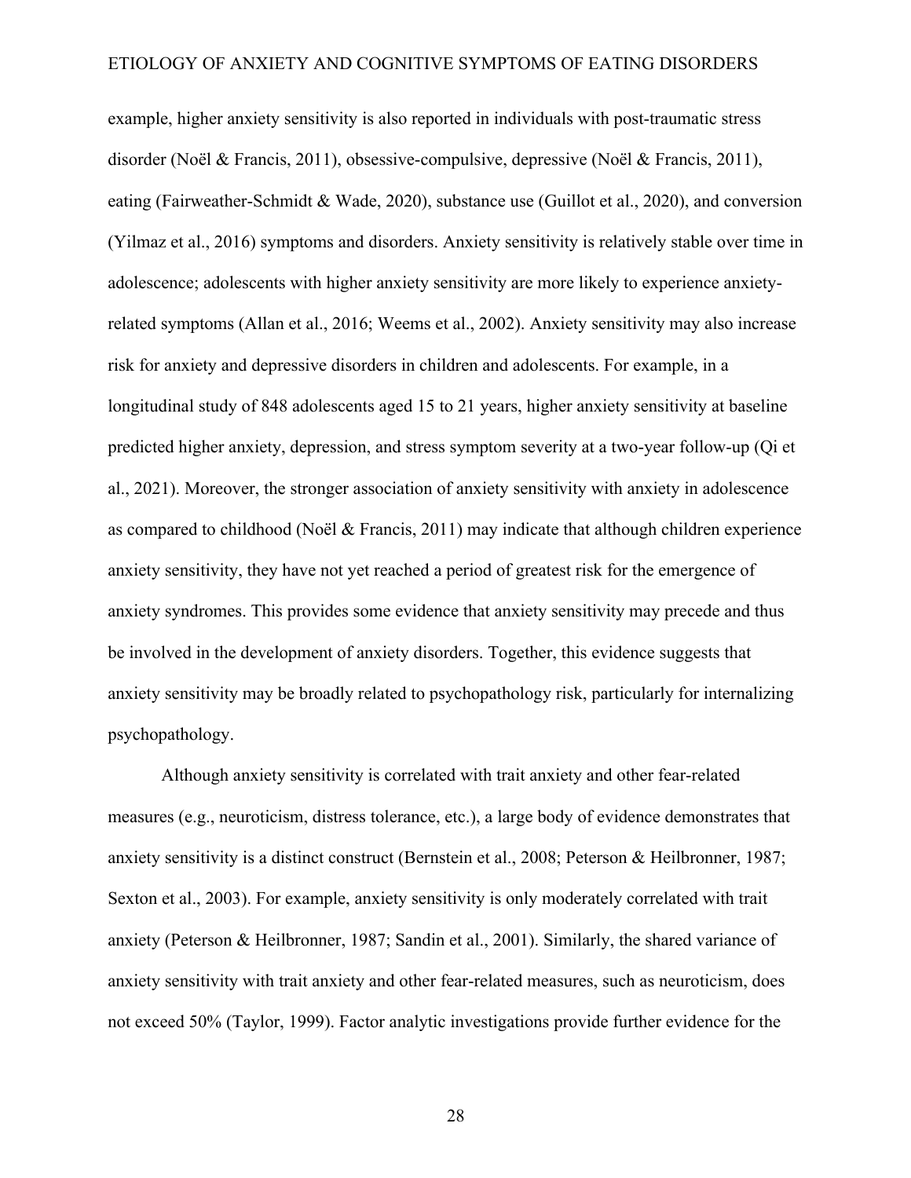example, higher anxiety sensitivity is also reported in individuals with post-traumatic stress disorder (Noël & Francis, 2011), obsessive-compulsive, depressive (Noël & Francis, 2011), eating (Fairweather-Schmidt & Wade, 2020), substance use (Guillot et al., 2020), and conversion (Yilmaz et al., 2016) symptoms and disorders. Anxiety sensitivity is relatively stable over time in adolescence; adolescents with higher anxiety sensitivity are more likely to experience anxiety-related symptoms (Allan et al., 2016; Weems et al., 2002). Anxiety sensitivity may also increase risk for anxiety and depressive disorders in children and adolescents. For example, in a longitudinal study of 848 adolescents aged 15 to 21 years, higher anxiety sensitivity at baseline predicted higher anxiety, depression, and stress symptom severity at a two-year follow-up (Qi et al., 2021). Moreover, the stronger association of anxiety sensitivity with anxiety in adolescence as compared to childhood (Noël & Francis, 2011) may indicate that although children experience anxiety sensitivity, they have not yet reached a period of greatest risk for the emergence of anxiety syndromes. This provides some evidence that anxiety sensitivity may precede and thus be involved in the development of anxiety disorders. Together, this evidence suggests that anxiety sensitivity may be broadly related to psychopathology risk, particularly for internalizing psychopathology.

Although anxiety sensitivity is correlated with trait anxiety and other fear-related measures (e.g., neuroticism, distress tolerance, etc.), a large body of evidence demonstrates that anxiety sensitivity is a distinct construct (Bernstein et al., 2008; Peterson & Heilbronner, 1987; Sexton et al., 2003). For example, anxiety sensitivity is only moderately correlated with trait anxiety (Peterson & Heilbronner, 1987; Sandin et al., 2001). Similarly, the shared variance of anxiety sensitivity with trait anxiety and other fear-related measures, such as neuroticism, does not exceed 50% (Taylor, 1999). Factor analytic investigations provide further evidence for the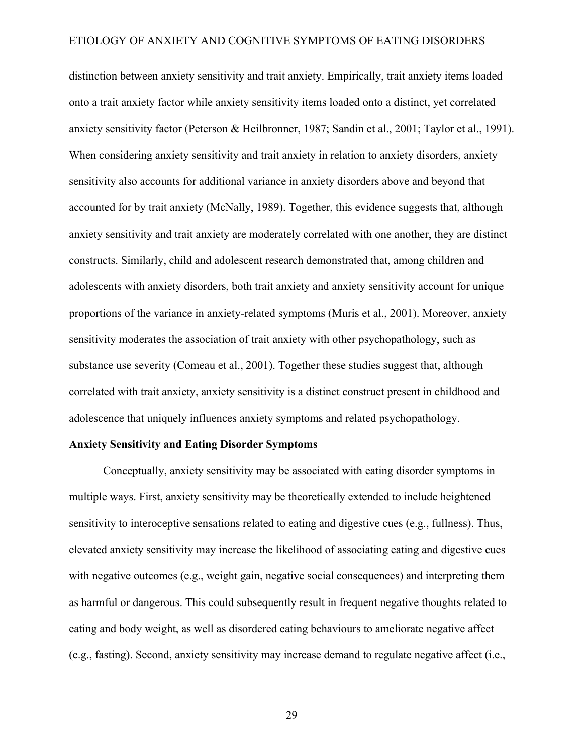distinction between anxiety sensitivity and trait anxiety. Empirically, trait anxiety items loaded onto a trait anxiety factor while anxiety sensitivity items loaded onto a distinct, yet correlated anxiety sensitivity factor (Peterson & Heilbronner, 1987; Sandin et al., 2001; Taylor et al., 1991). When considering anxiety sensitivity and trait anxiety in relation to anxiety disorders, anxiety sensitivity also accounts for additional variance in anxiety disorders above and beyond that accounted for by trait anxiety (McNally, 1989). Together, this evidence suggests that, although anxiety sensitivity and trait anxiety are moderately correlated with one another, they are distinct constructs. Similarly, child and adolescent research demonstrated that, among children and adolescents with anxiety disorders, both trait anxiety and anxiety sensitivity account for unique proportions of the variance in anxiety-related symptoms (Muris et al., 2001). Moreover, anxiety sensitivity moderates the association of trait anxiety with other psychopathology, such as substance use severity (Comeau et al., 2001). Together these studies suggest that, although correlated with trait anxiety, anxiety sensitivity is a distinct construct present in childhood and adolescence that uniquely influences anxiety symptoms and related psychopathology.

**Anxiety Sensitivity and Eating Disorder Symptoms**

Conceptually, anxiety sensitivity may be associated with eating disorder symptoms in multiple ways. First, anxiety sensitivity may be theoretically extended to include heightened sensitivity to interoceptive sensations related to eating and digestive cues (e.g., fullness). Thus, elevated anxiety sensitivity may increase the likelihood of associating eating and digestive cues with negative outcomes (e.g., weight gain, negative social consequences) and interpreting them as harmful or dangerous. This could subsequently result in frequent negative thoughts related to eating and body weight, as well as disordered eating behaviours to ameliorate negative affect (e.g., fasting). Second, anxiety sensitivity may increase demand to regulate negative affect (i.e.,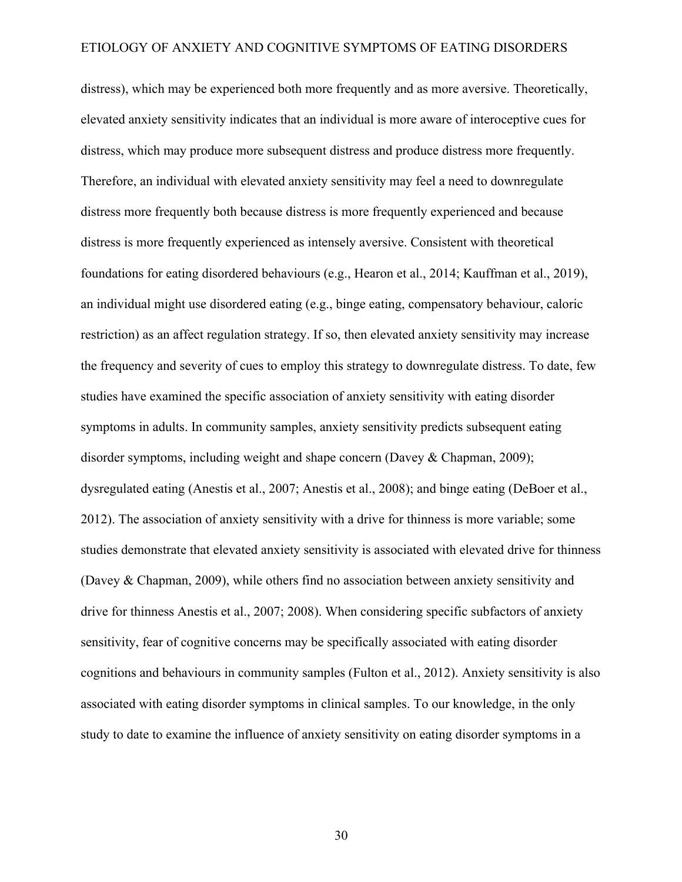distress), which may be experienced both more frequently and as more aversive. Theoretically, elevated anxiety sensitivity indicates that an individual is more aware of interoceptive cues for distress, which may produce more subsequent distress and produce distress more frequently. Therefore, an individual with elevated anxiety sensitivity may feel a need to downregulate distress more frequently both because distress is more frequently experienced and because distress is more frequently experienced as intensely aversive. Consistent with theoretical foundations for eating disordered behaviours (e.g., Hearon et al., 2014; Kauffman et al., 2019), an individual might use disordered eating (e.g., binge eating, compensatory behaviour, caloric restriction) as an affect regulation strategy. If so, then elevated anxiety sensitivity may increase the frequency and severity of cues to employ this strategy to downregulate distress. To date, few studies have examined the specific association of anxiety sensitivity with eating disorder symptoms in adults. In community samples, anxiety sensitivity predicts subsequent eating disorder symptoms, including weight and shape concern (Davey & Chapman, 2009); dysregulated eating (Anestis et al., 2007; Anestis et al., 2008); and binge eating (DeBoer et al., 2012). The association of anxiety sensitivity with a drive for thinness is more variable; some studies demonstrate that elevated anxiety sensitivity is associated with elevated drive for thinness (Davey & Chapman, 2009), while others find no association between anxiety sensitivity and drive for thinness Anestis et al., 2007; 2008). When considering specific subfactors of anxiety sensitivity, fear of cognitive concerns may be specifically associated with eating disorder cognitions and behaviours in community samples (Fulton et al., 2012). Anxiety sensitivity is also associated with eating disorder symptoms in clinical samples. To our knowledge, in the only study to date to examine the influence of anxiety sensitivity on eating disorder symptoms in a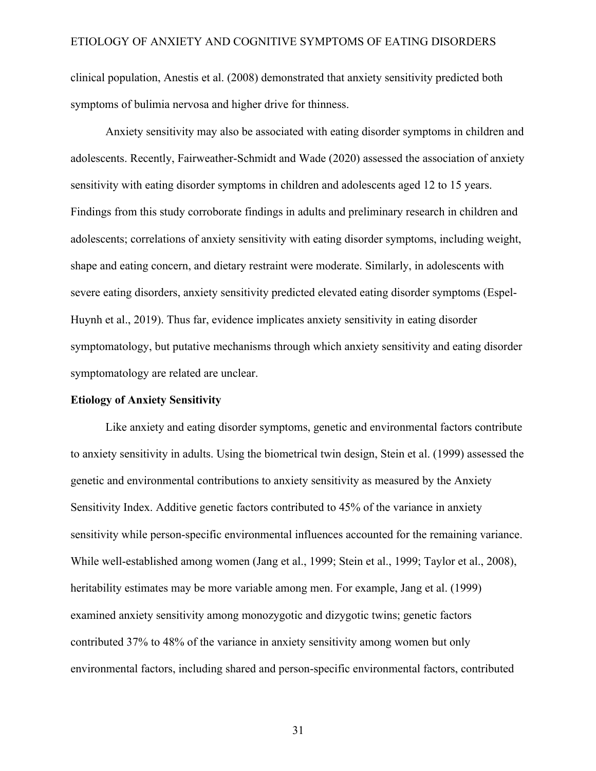clinical population, Anestis et al. (2008) demonstrated that anxiety sensitivity predicted both symptoms of bulimia nervosa and higher drive for thinness.

Anxiety sensitivity may also be associated with eating disorder symptoms in children and adolescents. Recently, Fairweather-Schmidt and Wade (2020) assessed the association of anxiety sensitivity with eating disorder symptoms in children and adolescents aged 12 to 15 years. Findings from this study corroborate findings in adults and preliminary research in children and adolescents; correlations of anxiety sensitivity with eating disorder symptoms, including weight, shape and eating concern, and dietary restraint were moderate. Similarly, in adolescents with severe eating disorders, anxiety sensitivity predicted elevated eating disorder symptoms (Espel-Huynh et al., 2019). Thus far, evidence implicates anxiety sensitivity in eating disorder symptomatology, but putative mechanisms through which anxiety sensitivity and eating disorder symptomatology are related are unclear.

**Etiology of Anxiety Sensitivity**

Like anxiety and eating disorder symptoms, genetic and environmental factors contribute to anxiety sensitivity in adults. Using the biometrical twin design, Stein et al. (1999) assessed the genetic and environmental contributions to anxiety sensitivity as measured by the Anxiety Sensitivity Index. Additive genetic factors contributed to 45% of the variance in anxiety sensitivity while person-specific environmental influences accounted for the remaining variance. While well-established among women (Jang et al., 1999; Stein et al., 1999; Taylor et al., 2008), heritability estimates may be more variable among men. For example, Jang et al. (1999) examined anxiety sensitivity among monozygotic and dizygotic twins; genetic factors contributed 37% to 48% of the variance in anxiety sensitivity among women but only environmental factors, including shared and person-specific environmental factors, contributed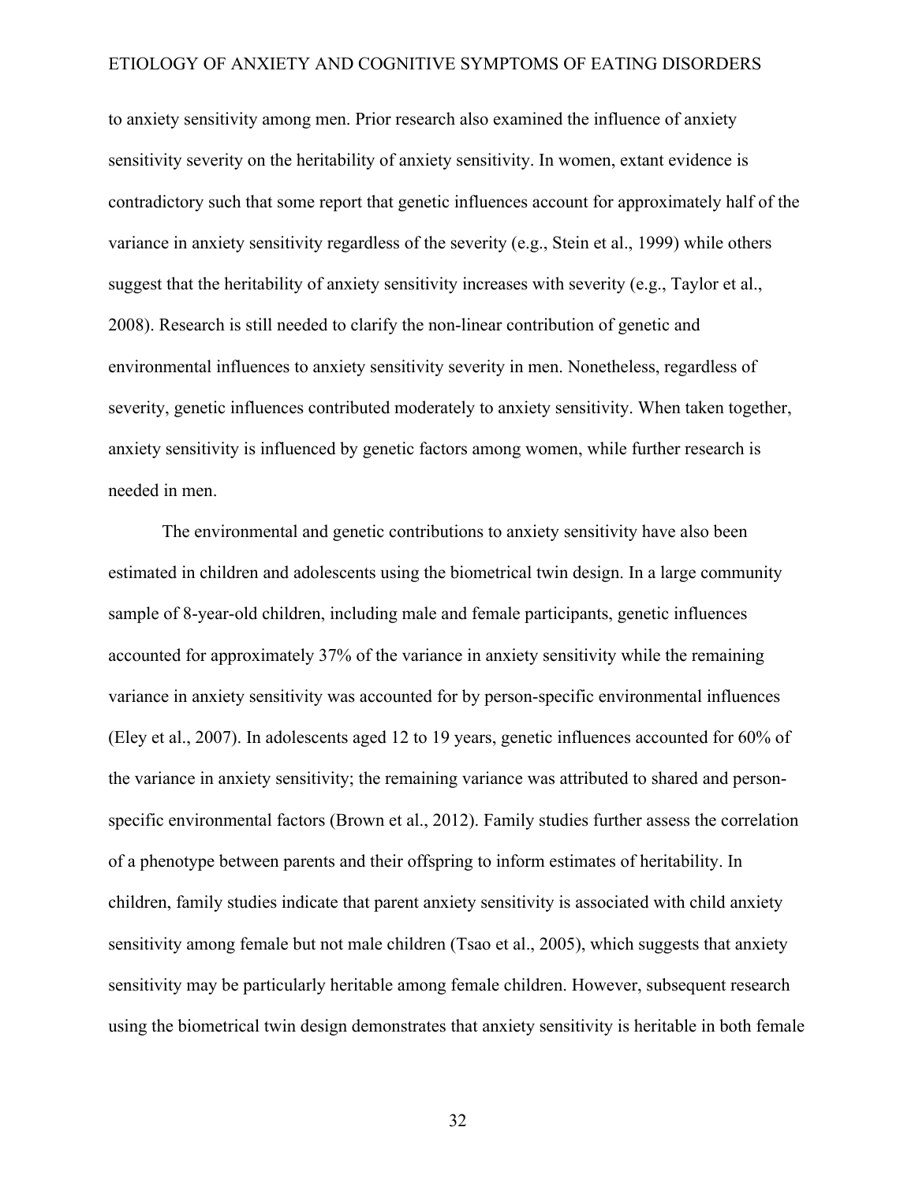to anxiety sensitivity among men. Prior research also examined the influence of anxiety sensitivity severity on the heritability of anxiety sensitivity. In women, extant evidence is contradictory such that some report that genetic influences account for approximately half of the variance in anxiety sensitivity regardless of the severity (e.g., Stein et al., 1999) while others suggest that the heritability of anxiety sensitivity increases with severity (e.g., Taylor et al., 2008). Research is still needed to clarify the non-linear contribution of genetic and environmental influences to anxiety sensitivity severity in men. Nonetheless, regardless of severity, genetic influences contributed moderately to anxiety sensitivity. When taken together, anxiety sensitivity is influenced by genetic factors among women, while further research is needed in men.

The environmental and genetic contributions to anxiety sensitivity have also been estimated in children and adolescents using the biometrical twin design. In a large community sample of 8-year-old children, including male and female participants, genetic influences accounted for approximately 37% of the variance in anxiety sensitivity while the remaining variance in anxiety sensitivity was accounted for by person-specific environmental influences (Eley et al., 2007). In adolescents aged 12 to 19 years, genetic influences accounted for 60% of the variance in anxiety sensitivity; the remaining variance was attributed to shared and person-specific environmental factors (Brown et al., 2012). Family studies further assess the correlation of a phenotype between parents and their offspring to inform estimates of heritability. In children, family studies indicate that parent anxiety sensitivity is associated with child anxiety sensitivity among female but not male children (Tsao et al., 2005), which suggests that anxiety sensitivity may be particularly heritable among female children. However, subsequent research using the biometrical twin design demonstrates that anxiety sensitivity is heritable in both female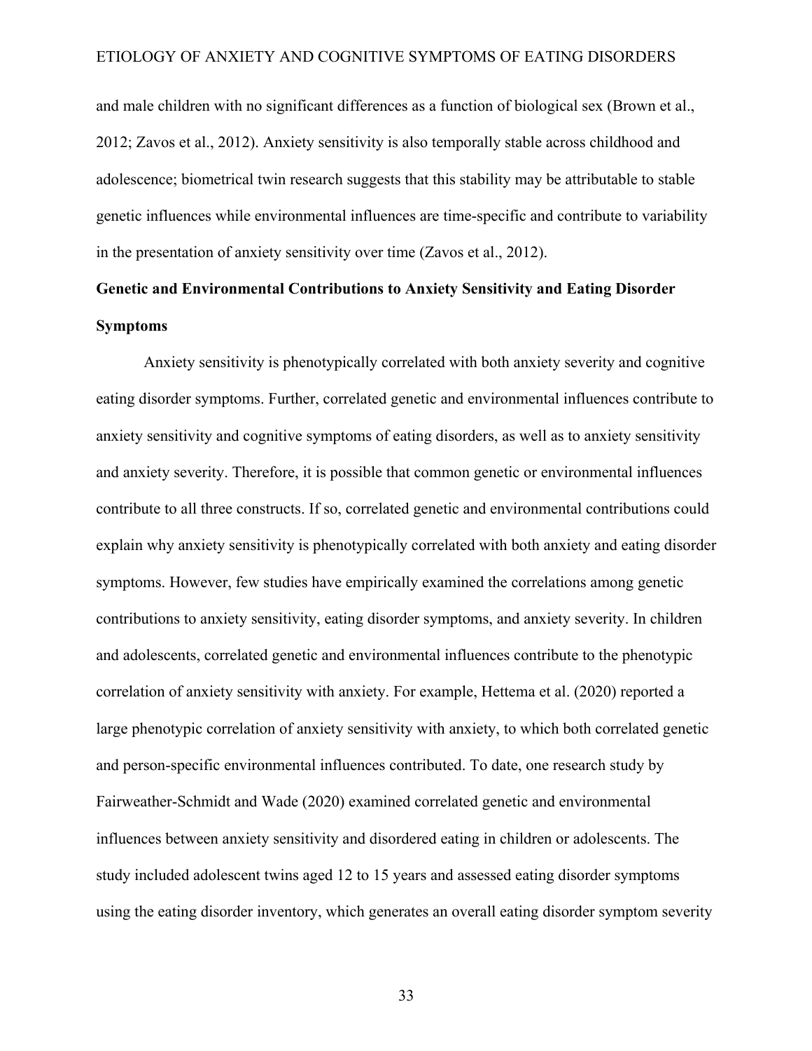and male children with no significant differences as a function of biological sex (Brown et al., 2012; Zavos et al., 2012). Anxiety sensitivity is also temporally stable across childhood and adolescence; biometrical twin research suggests that this stability may be attributable to stable genetic influences while environmental influences are time-specific and contribute to variability in the presentation of anxiety sensitivity over time (Zavos et al., 2012).

**Genetic and Environmental Contributions to Anxiety Sensitivity and Eating Disorder Symptoms**

Anxiety sensitivity is phenotypically correlated with both anxiety severity and cognitive eating disorder symptoms. Further, correlated genetic and environmental influences contribute to anxiety sensitivity and cognitive symptoms of eating disorders, as well as to anxiety sensitivity and anxiety severity. Therefore, it is possible that common genetic or environmental influences contribute to all three constructs. If so, correlated genetic and environmental contributions could explain why anxiety sensitivity is phenotypically correlated with both anxiety and eating disorder symptoms. However, few studies have empirically examined the correlations among genetic contributions to anxiety sensitivity, eating disorder symptoms, and anxiety severity. In children and adolescents, correlated genetic and environmental influences contribute to the phenotypic correlation of anxiety sensitivity with anxiety. For example, Hettema et al. (2020) reported a large phenotypic correlation of anxiety sensitivity with anxiety, to which both correlated genetic and person-specific environmental influences contributed. To date, one research study by Fairweather-Schmidt and Wade (2020) examined correlated genetic and environmental influences between anxiety sensitivity and disordered eating in children or adolescents. The study included adolescent twins aged 12 to 15 years and assessed eating disorder symptoms using the eating disorder inventory, which generates an overall eating disorder symptom severity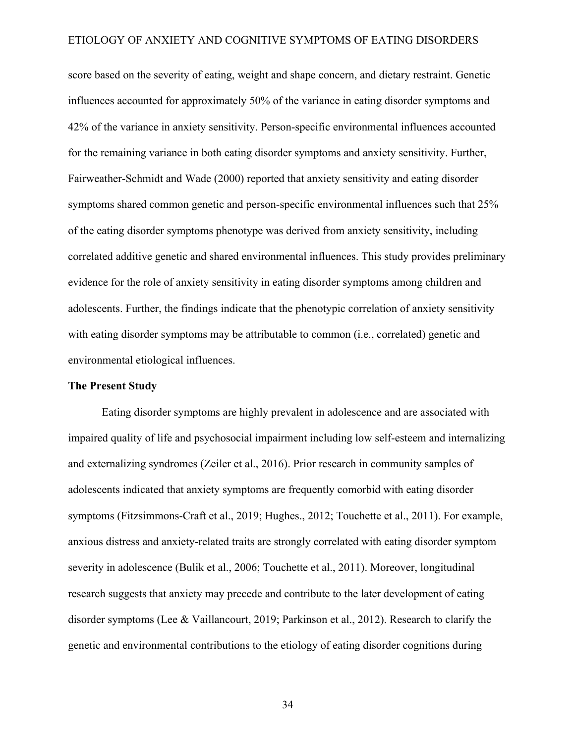score based on the severity of eating, weight and shape concern, and dietary restraint. Genetic influences accounted for approximately 50% of the variance in eating disorder symptoms and 42% of the variance in anxiety sensitivity. Person-specific environmental influences accounted for the remaining variance in both eating disorder symptoms and anxiety sensitivity. Further, Fairweather-Schmidt and Wade (2000) reported that anxiety sensitivity and eating disorder symptoms shared common genetic and person-specific environmental influences such that 25% of the eating disorder symptoms phenotype was derived from anxiety sensitivity, including correlated additive genetic and shared environmental influences. This study provides preliminary evidence for the role of anxiety sensitivity in eating disorder symptoms among children and adolescents. Further, the findings indicate that the phenotypic correlation of anxiety sensitivity with eating disorder symptoms may be attributable to common (i.e., correlated) genetic and environmental etiological influences.

**The Present Study**

Eating disorder symptoms are highly prevalent in adolescence and are associated with impaired quality of life and psychosocial impairment including low self-esteem and internalizing and externalizing syndromes (Zeiler et al., 2016). Prior research in community samples of adolescents indicated that anxiety symptoms are frequently comorbid with eating disorder symptoms (Fitzsimmons-Craft et al., 2019; Hughes., 2012; Touchette et al., 2011). For example, anxious distress and anxiety-related traits are strongly correlated with eating disorder symptom severity in adolescence (Bulik et al., 2006; Touchette et al., 2011). Moreover, longitudinal research suggests that anxiety may precede and contribute to the later development of eating disorder symptoms (Lee & Vaillancourt, 2019; Parkinson et al., 2012). Research to clarify the genetic and environmental contributions to the etiology of eating disorder cognitions during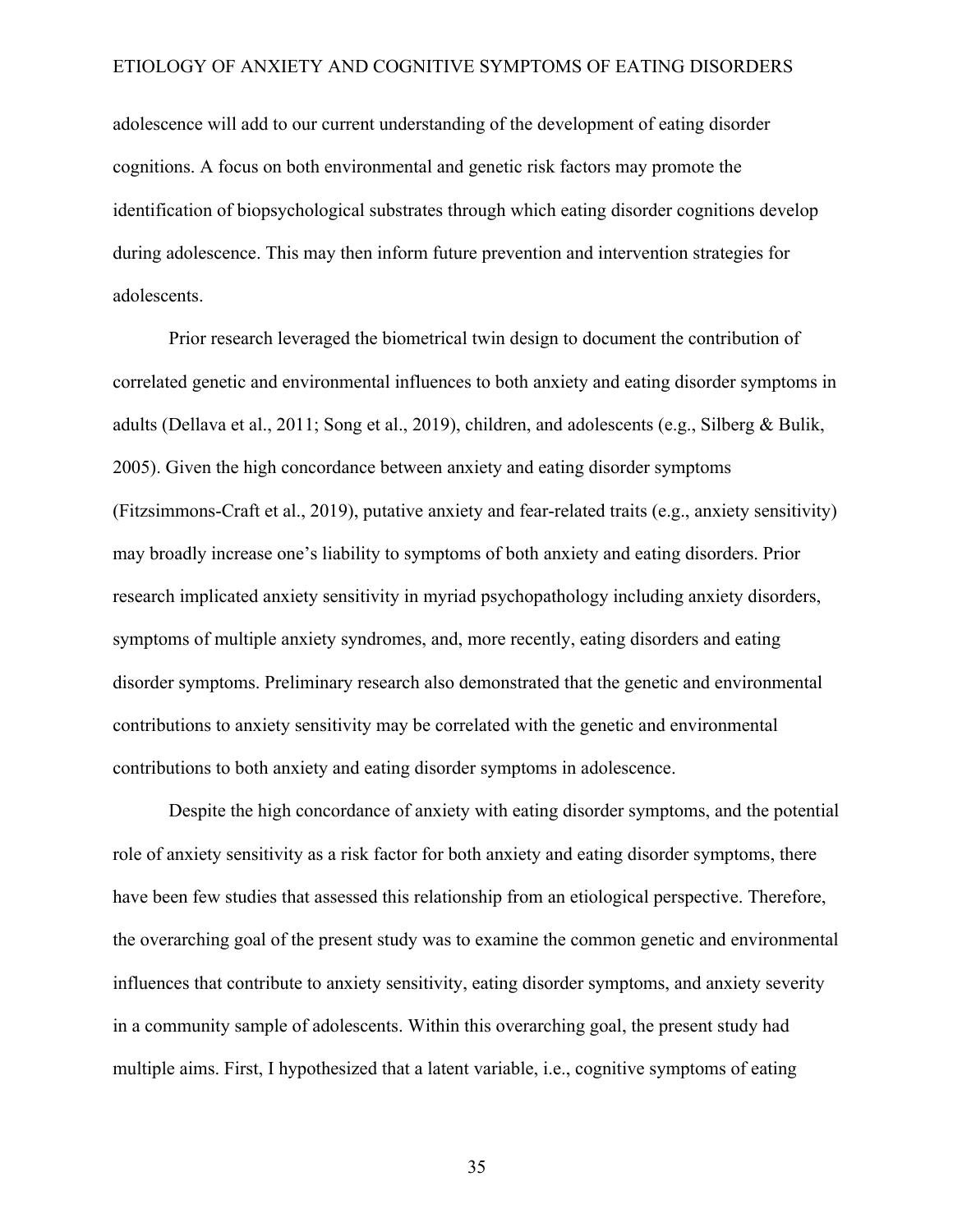adolescence will add to our current understanding of the development of eating disorder cognitions. A focus on both environmental and genetic risk factors may promote the identification of biopsychological substrates through which eating disorder cognitions develop during adolescence. This may then inform future prevention and intervention strategies for adolescents.

Prior research leveraged the biometrical twin design to document the contribution of correlated genetic and environmental influences to both anxiety and eating disorder symptoms in adults (Dellava et al., 2011; Song et al., 2019), children, and adolescents (e.g., Silberg & Bulik, 2005). Given the high concordance between anxiety and eating disorder symptoms (Fitzsimmons-Craft et al., 2019), putative anxiety and fear-related traits (e.g., anxiety sensitivity) may broadly increase one's liability to symptoms of both anxiety and eating disorders. Prior research implicated anxiety sensitivity in myriad psychopathology including anxiety disorders, symptoms of multiple anxiety syndromes, and, more recently, eating disorders and eating disorder symptoms. Preliminary research also demonstrated that the genetic and environmental contributions to anxiety sensitivity may be correlated with the genetic and environmental contributions to both anxiety and eating disorder symptoms in adolescence.

Despite the high concordance of anxiety with eating disorder symptoms, and the potential role of anxiety sensitivity as a risk factor for both anxiety and eating disorder symptoms, there have been few studies that assessed this relationship from an etiological perspective. Therefore, the overarching goal of the present study was to examine the common genetic and environmental influences that contribute to anxiety sensitivity, eating disorder symptoms, and anxiety severity in a community sample of adolescents. Within this overarching goal, the present study had multiple aims. First, I hypothesized that a latent variable, i.e., cognitive symptoms of eating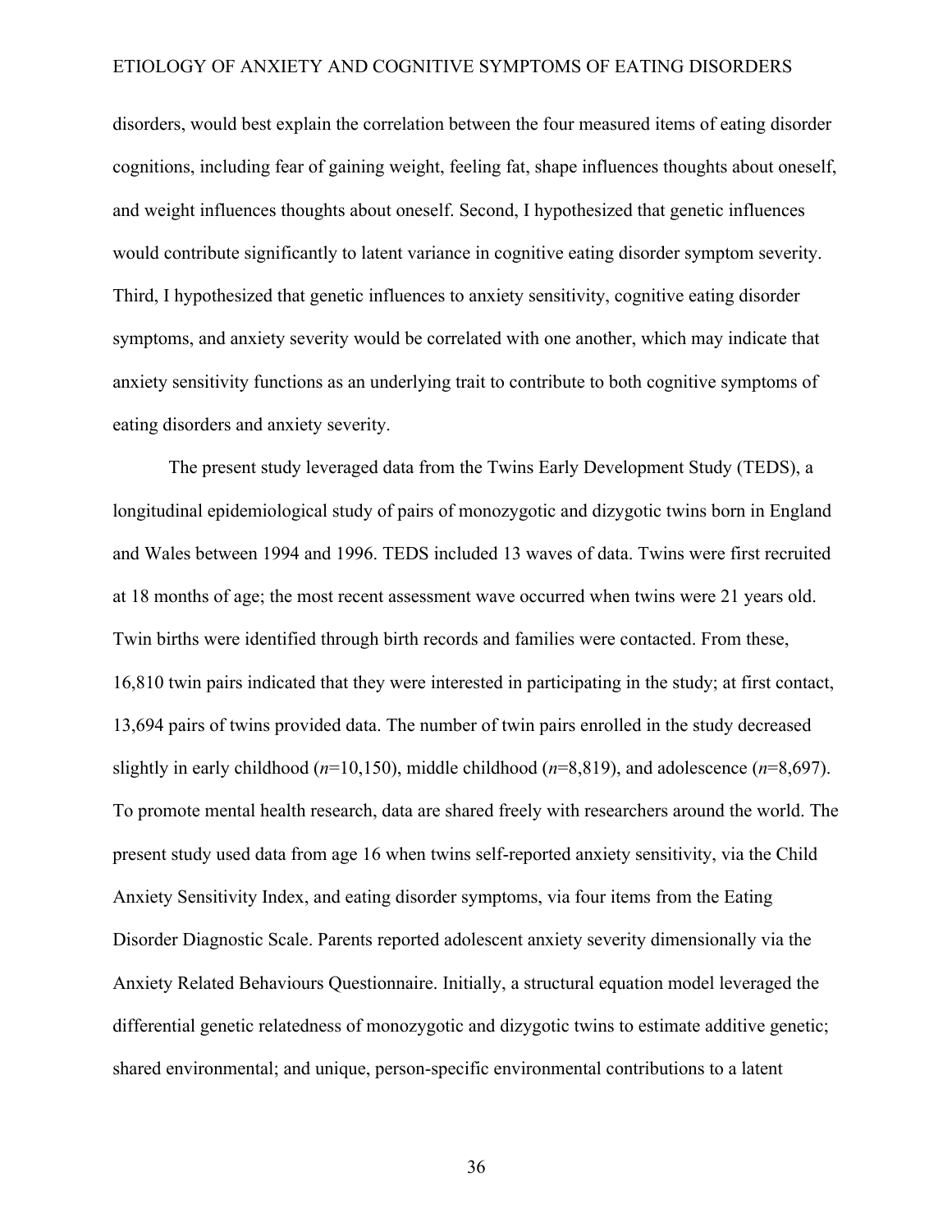disorders, would best explain the correlation between the four measured items of eating disorder cognitions, including fear of gaining weight, feeling fat, shape influences thoughts about oneself, and weight influences thoughts about oneself. Second, I hypothesized that genetic influences would contribute significantly to latent variance in cognitive eating disorder symptom severity. Third, I hypothesized that genetic influences to anxiety sensitivity, cognitive eating disorder symptoms, and anxiety severity would be correlated with one another, which may indicate that anxiety sensitivity functions as an underlying trait to contribute to both cognitive symptoms of eating disorders and anxiety severity.

The present study leveraged data from the Twins Early Development Study (TEDS), a longitudinal epidemiological study of pairs of monozygotic and dizygotic twins born in England and Wales between 1994 and 1996. TEDS included 13 waves of data. Twins were first recruited at 18 months of age; the most recent assessment wave occurred when twins were 21 years old. Twin births were identified through birth records and families were contacted. From these, 16,810 twin pairs indicated that they were interested in participating in the study; at first contact, 13,694 pairs of twins provided data. The number of twin pairs enrolled in the study decreased slightly in early childhood (*n*=10,150), middle childhood (*n*=8,819), and adolescence (*n*=8,697). To promote mental health research, data are shared freely with researchers around the world. The present study used data from age 16 when twins self-reported anxiety sensitivity, via the Child Anxiety Sensitivity Index, and eating disorder symptoms, via four items from the Eating Disorder Diagnostic Scale. Parents reported adolescent anxiety severity dimensionally via the Anxiety Related Behaviours Questionnaire. Initially, a structural equation model leveraged the differential genetic relatedness of monozygotic and dizygotic twins to estimate additive genetic; shared environmental; and unique, person-specific environmental contributions to a latent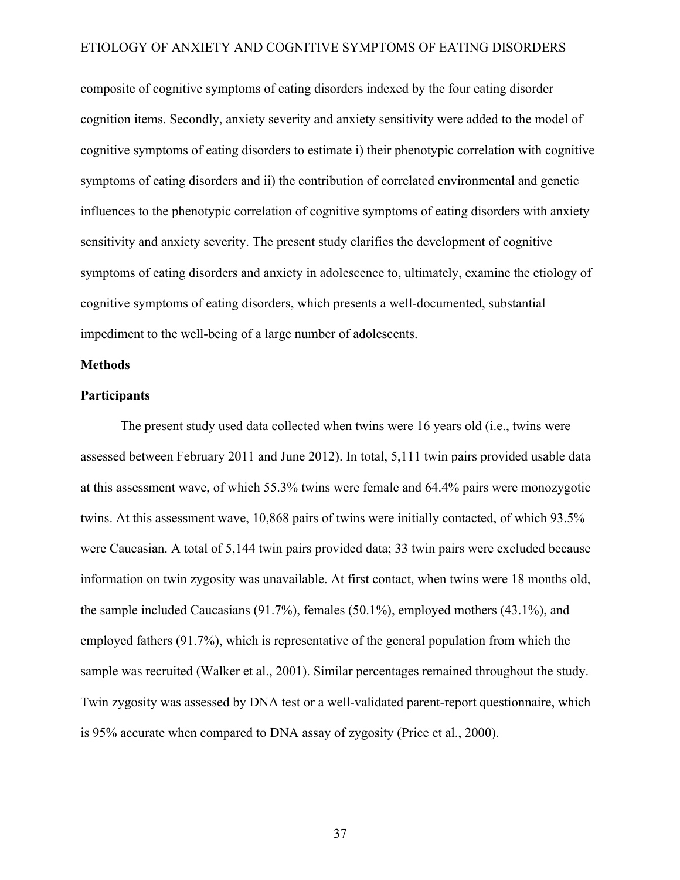composite of cognitive symptoms of eating disorders indexed by the four eating disorder cognition items. Secondly, anxiety severity and anxiety sensitivity were added to the model of cognitive symptoms of eating disorders to estimate i) their phenotypic correlation with cognitive symptoms of eating disorders and ii) the contribution of correlated environmental and genetic influences to the phenotypic correlation of cognitive symptoms of eating disorders with anxiety sensitivity and anxiety severity. The present study clarifies the development of cognitive symptoms of eating disorders and anxiety in adolescence to, ultimately, examine the etiology of cognitive symptoms of eating disorders, which presents a well-documented, substantial impediment to the well-being of a large number of adolescents.

## Methods

### Participants

The present study used data collected when twins were 16 years old (i.e., twins were assessed between February 2011 and June 2012). In total, 5,111 twin pairs provided usable data at this assessment wave, of which 55.3% twins were female and 64.4% pairs were monozygotic twins. At this assessment wave, 10,868 pairs of twins were initially contacted, of which 93.5% were Caucasian. A total of 5,144 twin pairs provided data; 33 twin pairs were excluded because information on twin zygosity was unavailable. At first contact, when twins were 18 months old, the sample included Caucasians (91.7%), females (50.1%), employed mothers (43.1%), and employed fathers (91.7%), which is representative of the general population from which the sample was recruited (Walker et al., 2001). Similar percentages remained throughout the study. Twin zygosity was assessed by DNA test or a well-validated parent-report questionnaire, which is 95% accurate when compared to DNA assay of zygosity (Price et al., 2000).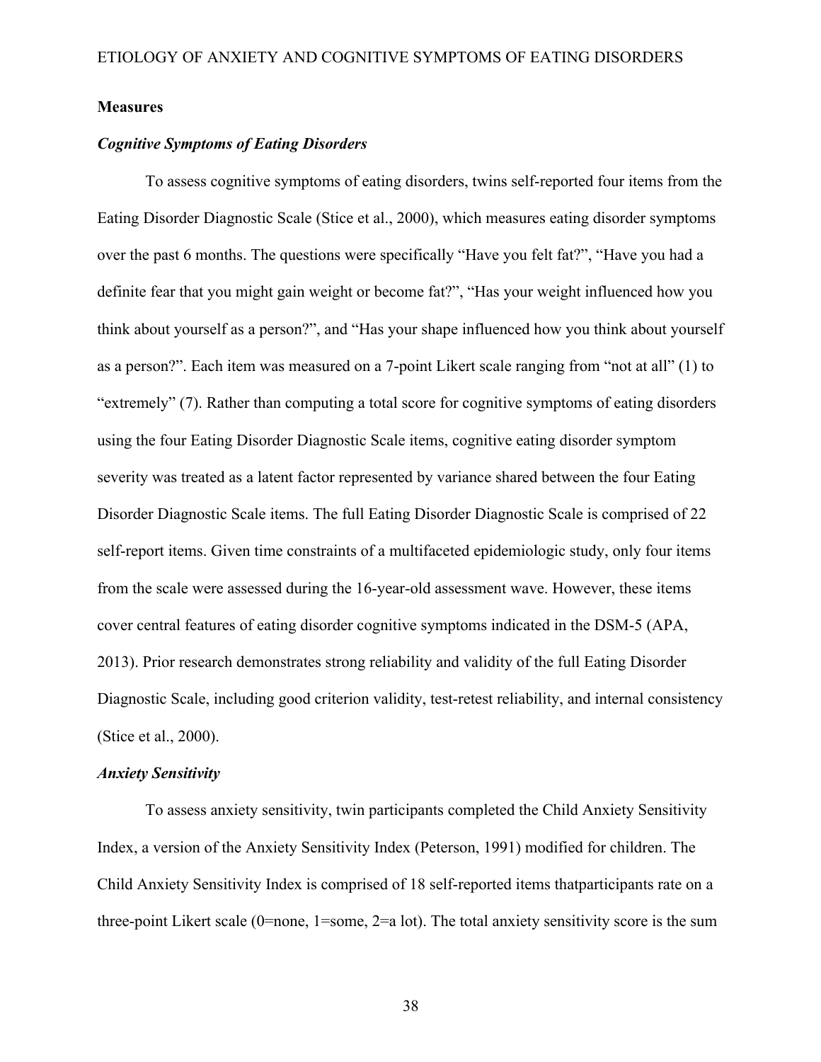## Measures

### *Cognitive Symptoms of Eating Disorders*

To assess cognitive symptoms of eating disorders, twins self-reported four items from the Eating Disorder Diagnostic Scale (Stice et al., 2000), which measures eating disorder symptoms over the past 6 months. The questions were specifically "Have you felt fat?", "Have you had a definite fear that you might gain weight or become fat?", "Has your weight influenced how you think about yourself as a person?", and "Has your shape influenced how you think about yourself as a person?". Each item was measured on a 7-point Likert scale ranging from "not at all" (1) to "extremely" (7). Rather than computing a total score for cognitive symptoms of eating disorders using the four Eating Disorder Diagnostic Scale items, cognitive eating disorder symptom severity was treated as a latent factor represented by variance shared between the four Eating Disorder Diagnostic Scale items. The full Eating Disorder Diagnostic Scale is comprised of 22 self-report items. Given time constraints of a multifaceted epidemiologic study, only four items from the scale were assessed during the 16-year-old assessment wave. However, these items cover central features of eating disorder cognitive symptoms indicated in the DSM-5 (APA, 2013). Prior research demonstrates strong reliability and validity of the full Eating Disorder Diagnostic Scale, including good criterion validity, test-retest reliability, and internal consistency (Stice et al., 2000).

### *Anxiety Sensitivity*

To assess anxiety sensitivity, twin participants completed the Child Anxiety Sensitivity Index, a version of the Anxiety Sensitivity Index (Peterson, 1991) modified for children. The Child Anxiety Sensitivity Index is comprised of 18 self-reported items thatparticipants rate on a three-point Likert scale (0=none, 1=some, 2=a lot). The total anxiety sensitivity score is the sum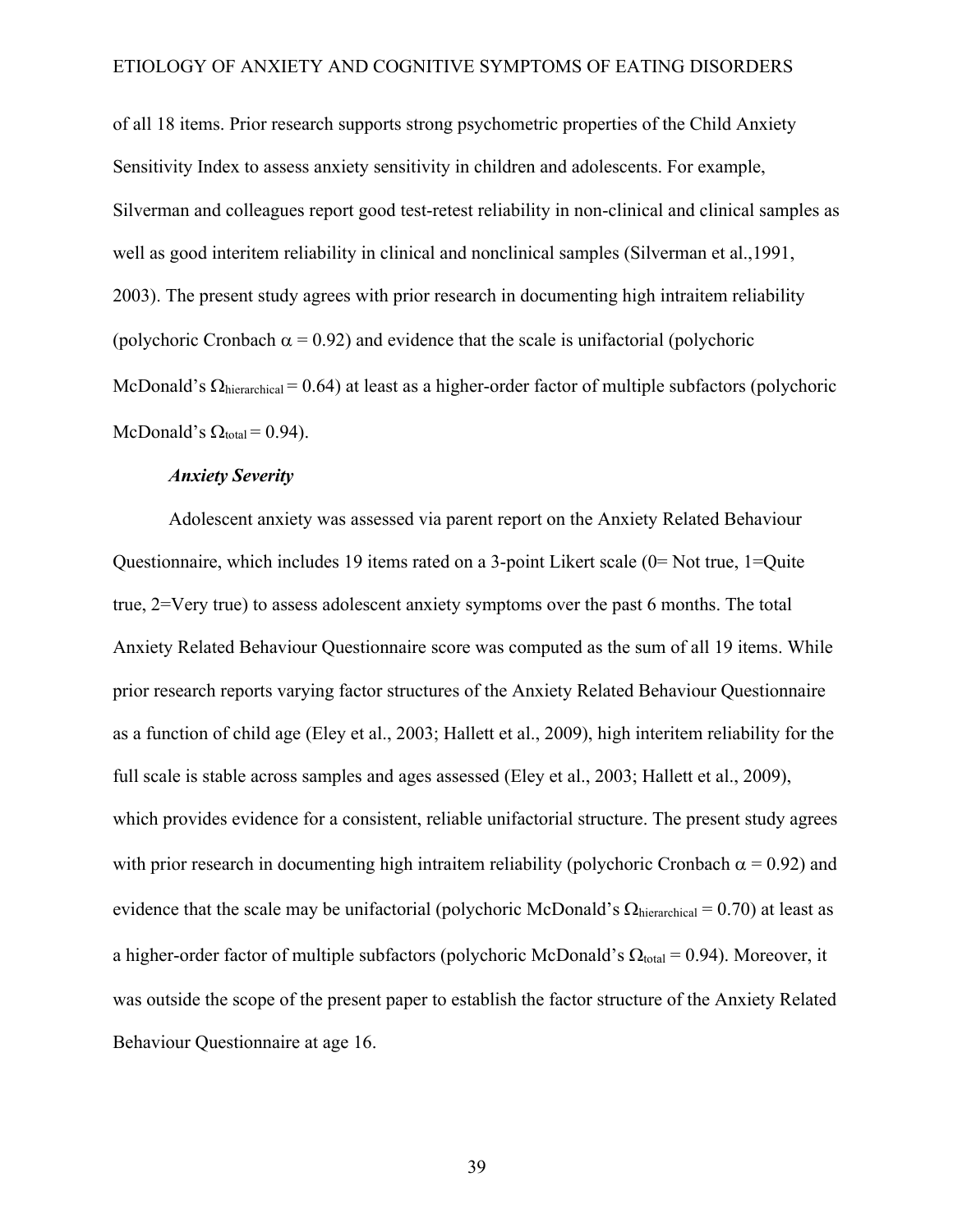of all 18 items. Prior research supports strong psychometric properties of the Child Anxiety Sensitivity Index to assess anxiety sensitivity in children and adolescents. For example, Silverman and colleagues report good test-retest reliability in non-clinical and clinical samples as well as good interitem reliability in clinical and nonclinical samples (Silverman et al.,1991, 2003). The present study agrees with prior research in documenting high intraitem reliability (polychoric Cronbach $\alpha = 0.92$) and evidence that the scale is unifactorial (polychoric McDonald's $\Omega_{\text{hierarchical}} = 0.64$) at least as a higher-order factor of multiple subfactors (polychoric McDonald's $\Omega_{\text{total}} = 0.94$).

***Anxiety Severity***

Adolescent anxiety was assessed via parent report on the Anxiety Related Behaviour Questionnaire, which includes 19 items rated on a 3-point Likert scale (0= Not true, 1=Quite true, 2=Very true) to assess adolescent anxiety symptoms over the past 6 months. The total Anxiety Related Behaviour Questionnaire score was computed as the sum of all 19 items. While prior research reports varying factor structures of the Anxiety Related Behaviour Questionnaire as a function of child age (Eley et al., 2003; Hallett et al., 2009), high interitem reliability for the full scale is stable across samples and ages assessed (Eley et al., 2003; Hallett et al., 2009), which provides evidence for a consistent, reliable unifactorial structure. The present study agrees with prior research in documenting high intraitem reliability (polychoric Cronbach $\alpha = 0.92$) and evidence that the scale may be unifactorial (polychoric McDonald's $\Omega_{\text{hierarchical}} = 0.70$) at least as a higher-order factor of multiple subfactors (polychoric McDonald's $\Omega_{\text{total}} = 0.94$). Moreover, it was outside the scope of the present paper to establish the factor structure of the Anxiety Related Behaviour Questionnaire at age 16.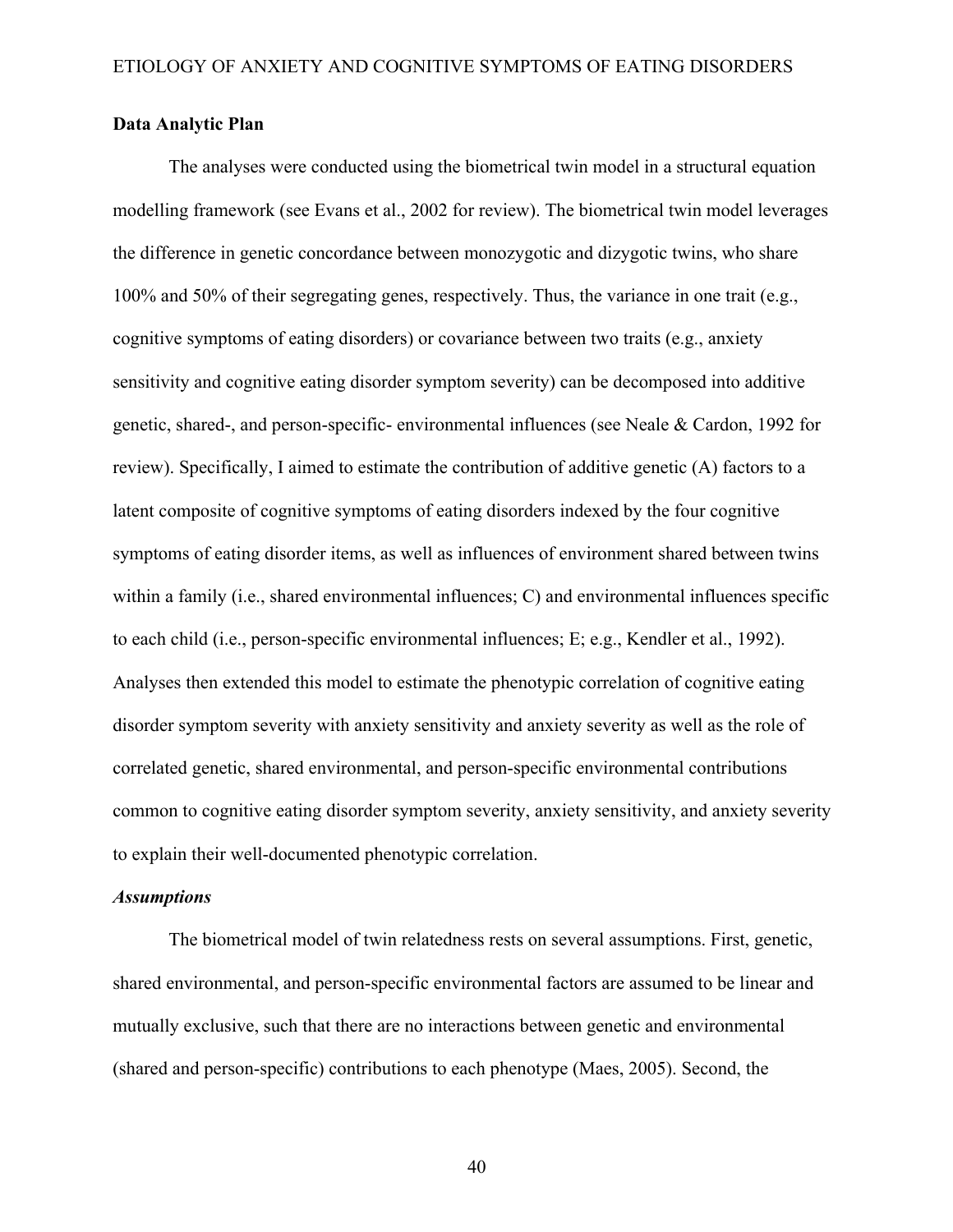**Data Analytic Plan**

The analyses were conducted using the biometrical twin model in a structural equation modelling framework (see Evans et al., 2002 for review). The biometrical twin model leverages the difference in genetic concordance between monozygotic and dizygotic twins, who share 100% and 50% of their segregating genes, respectively. Thus, the variance in one trait (e.g., cognitive symptoms of eating disorders) or covariance between two traits (e.g., anxiety sensitivity and cognitive eating disorder symptom severity) can be decomposed into additive genetic, shared-, and person-specific- environmental influences (see Neale & Cardon, 1992 for review). Specifically, I aimed to estimate the contribution of additive genetic (A) factors to a latent composite of cognitive symptoms of eating disorders indexed by the four cognitive symptoms of eating disorder items, as well as influences of environment shared between twins within a family (i.e., shared environmental influences; C) and environmental influences specific to each child (i.e., person-specific environmental influences; E; e.g., Kendler et al., 1992). Analyses then extended this model to estimate the phenotypic correlation of cognitive eating disorder symptom severity with anxiety sensitivity and anxiety severity as well as the role of correlated genetic, shared environmental, and person-specific environmental contributions common to cognitive eating disorder symptom severity, anxiety sensitivity, and anxiety severity to explain their well-documented phenotypic correlation.

***Assumptions***

The biometrical model of twin relatedness rests on several assumptions. First, genetic, shared environmental, and person-specific environmental factors are assumed to be linear and mutually exclusive, such that there are no interactions between genetic and environmental (shared and person-specific) contributions to each phenotype (Maes, 2005). Second, the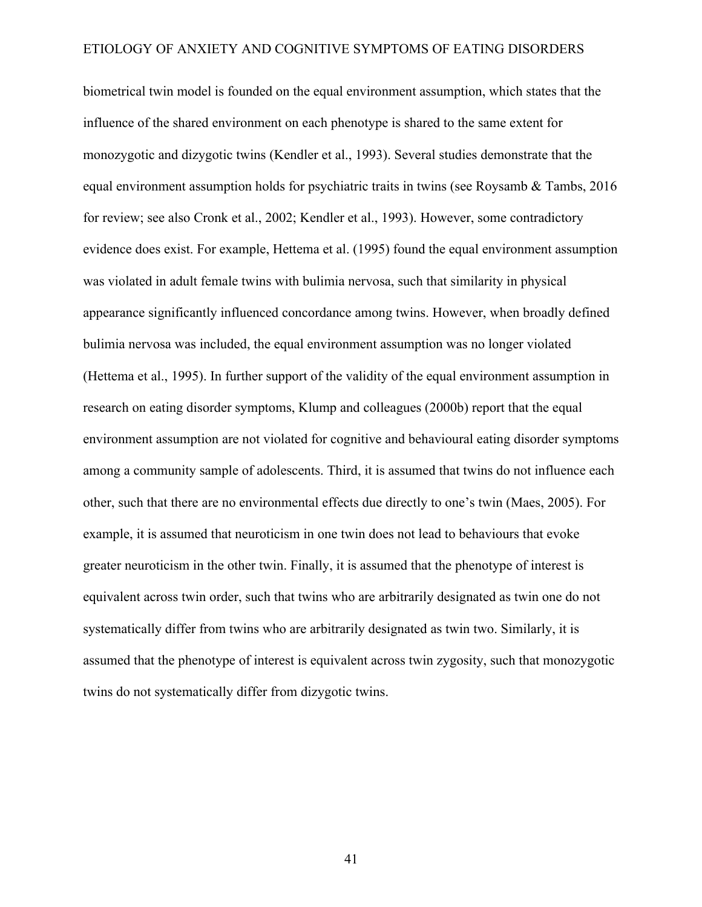biometrical twin model is founded on the equal environment assumption, which states that the influence of the shared environment on each phenotype is shared to the same extent for monozygotic and dizygotic twins (Kendler et al., 1993). Several studies demonstrate that the equal environment assumption holds for psychiatric traits in twins (see Roysamb & Tambs, 2016 for review; see also Cronk et al., 2002; Kendler et al., 1993). However, some contradictory evidence does exist. For example, Hettema et al. (1995) found the equal environment assumption was violated in adult female twins with bulimia nervosa, such that similarity in physical appearance significantly influenced concordance among twins. However, when broadly defined bulimia nervosa was included, the equal environment assumption was no longer violated (Hettema et al., 1995). In further support of the validity of the equal environment assumption in research on eating disorder symptoms, Klump and colleagues (2000b) report that the equal environment assumption are not violated for cognitive and behavioural eating disorder symptoms among a community sample of adolescents. Third, it is assumed that twins do not influence each other, such that there are no environmental effects due directly to one's twin (Maes, 2005). For example, it is assumed that neuroticism in one twin does not lead to behaviours that evoke greater neuroticism in the other twin. Finally, it is assumed that the phenotype of interest is equivalent across twin order, such that twins who are arbitrarily designated as twin one do not systematically differ from twins who are arbitrarily designated as twin two. Similarly, it is assumed that the phenotype of interest is equivalent across twin zygosity, such that monozygotic twins do not systematically differ from dizygotic twins.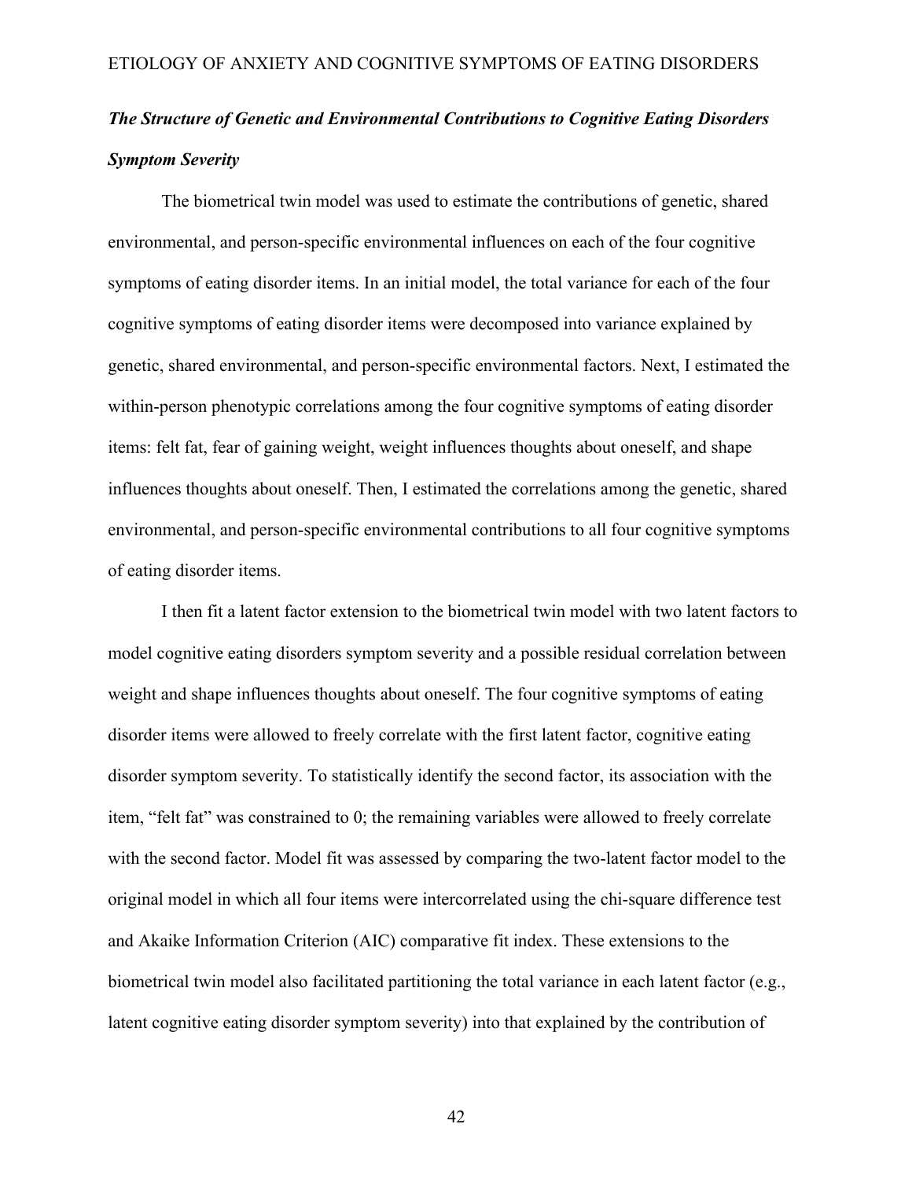### *The Structure of Genetic and Environmental Contributions to Cognitive Eating Disorders Symptom Severity*

The biometrical twin model was used to estimate the contributions of genetic, shared environmental, and person-specific environmental influences on each of the four cognitive symptoms of eating disorder items. In an initial model, the total variance for each of the four cognitive symptoms of eating disorder items were decomposed into variance explained by genetic, shared environmental, and person-specific environmental factors. Next, I estimated the within-person phenotypic correlations among the four cognitive symptoms of eating disorder items: felt fat, fear of gaining weight, weight influences thoughts about oneself, and shape influences thoughts about oneself. Then, I estimated the correlations among the genetic, shared environmental, and person-specific environmental contributions to all four cognitive symptoms of eating disorder items.

I then fit a latent factor extension to the biometrical twin model with two latent factors to model cognitive eating disorders symptom severity and a possible residual correlation between weight and shape influences thoughts about oneself. The four cognitive symptoms of eating disorder items were allowed to freely correlate with the first latent factor, cognitive eating disorder symptom severity. To statistically identify the second factor, its association with the item, "felt fat" was constrained to 0; the remaining variables were allowed to freely correlate with the second factor. Model fit was assessed by comparing the two-latent factor model to the original model in which all four items were intercorrelated using the chi-square difference test and Akaike Information Criterion (AIC) comparative fit index. These extensions to the biometrical twin model also facilitated partitioning the total variance in each latent factor (e.g., latent cognitive eating disorder symptom severity) into that explained by the contribution of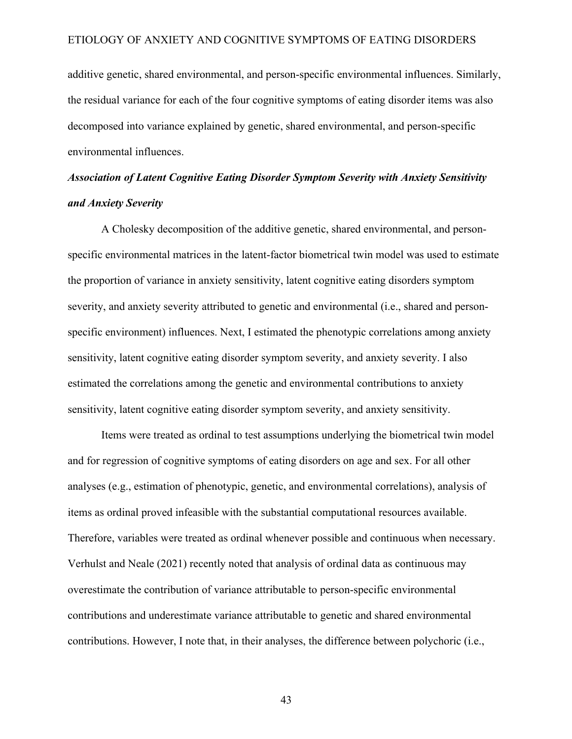additive genetic, shared environmental, and person-specific environmental influences. Similarly, the residual variance for each of the four cognitive symptoms of eating disorder items was also decomposed into variance explained by genetic, shared environmental, and person-specific environmental influences.

***Association of Latent Cognitive Eating Disorder Symptom Severity with Anxiety Sensitivity and Anxiety Severity***

A Cholesky decomposition of the additive genetic, shared environmental, and person-specific environmental matrices in the latent-factor biometrical twin model was used to estimate the proportion of variance in anxiety sensitivity, latent cognitive eating disorders symptom severity, and anxiety severity attributed to genetic and environmental (i.e., shared and person-specific environment) influences. Next, I estimated the phenotypic correlations among anxiety sensitivity, latent cognitive eating disorder symptom severity, and anxiety severity. I also estimated the correlations among the genetic and environmental contributions to anxiety sensitivity, latent cognitive eating disorder symptom severity, and anxiety sensitivity.

Items were treated as ordinal to test assumptions underlying the biometrical twin model and for regression of cognitive symptoms of eating disorders on age and sex. For all other analyses (e.g., estimation of phenotypic, genetic, and environmental correlations), analysis of items as ordinal proved infeasible with the substantial computational resources available. Therefore, variables were treated as ordinal whenever possible and continuous when necessary. Verhulst and Neale (2021) recently noted that analysis of ordinal data as continuous may overestimate the contribution of variance attributable to person-specific environmental contributions and underestimate variance attributable to genetic and shared environmental contributions. However, I note that, in their analyses, the difference between polychoric (i.e.,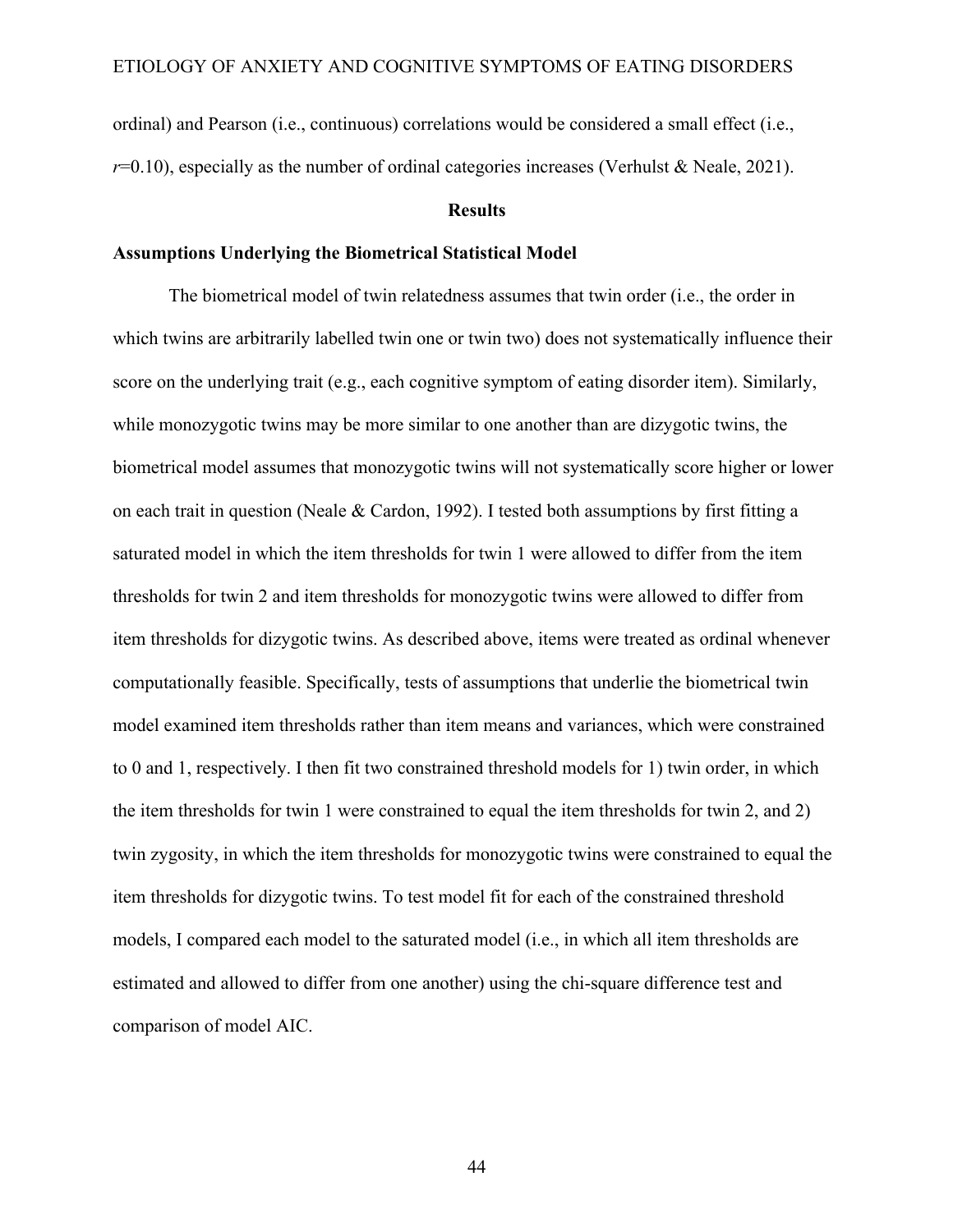ordinal) and Pearson (i.e., continuous) correlations would be considered a small effect (i.e., *r*=0.10), especially as the number of ordinal categories increases (Verhulst & Neale, 2021).

## Results

### Assumptions Underlying the Biometrical Statistical Model

The biometrical model of twin relatedness assumes that twin order (i.e., the order in which twins are arbitrarily labelled twin one or twin two) does not systematically influence their score on the underlying trait (e.g., each cognitive symptom of eating disorder item). Similarly, while monozygotic twins may be more similar to one another than are dizygotic twins, the biometrical model assumes that monozygotic twins will not systematically score higher or lower on each trait in question (Neale & Cardon, 1992). I tested both assumptions by first fitting a saturated model in which the item thresholds for twin 1 were allowed to differ from the item thresholds for twin 2 and item thresholds for monozygotic twins were allowed to differ from item thresholds for dizygotic twins. As described above, items were treated as ordinal whenever computationally feasible. Specifically, tests of assumptions that underlie the biometrical twin model examined item thresholds rather than item means and variances, which were constrained to 0 and 1, respectively. I then fit two constrained threshold models for 1) twin order, in which the item thresholds for twin 1 were constrained to equal the item thresholds for twin 2, and 2) twin zygosity, in which the item thresholds for monozygotic twins were constrained to equal the item thresholds for dizygotic twins. To test model fit for each of the constrained threshold models, I compared each model to the saturated model (i.e., in which all item thresholds are estimated and allowed to differ from one another) using the chi-square difference test and comparison of model AIC.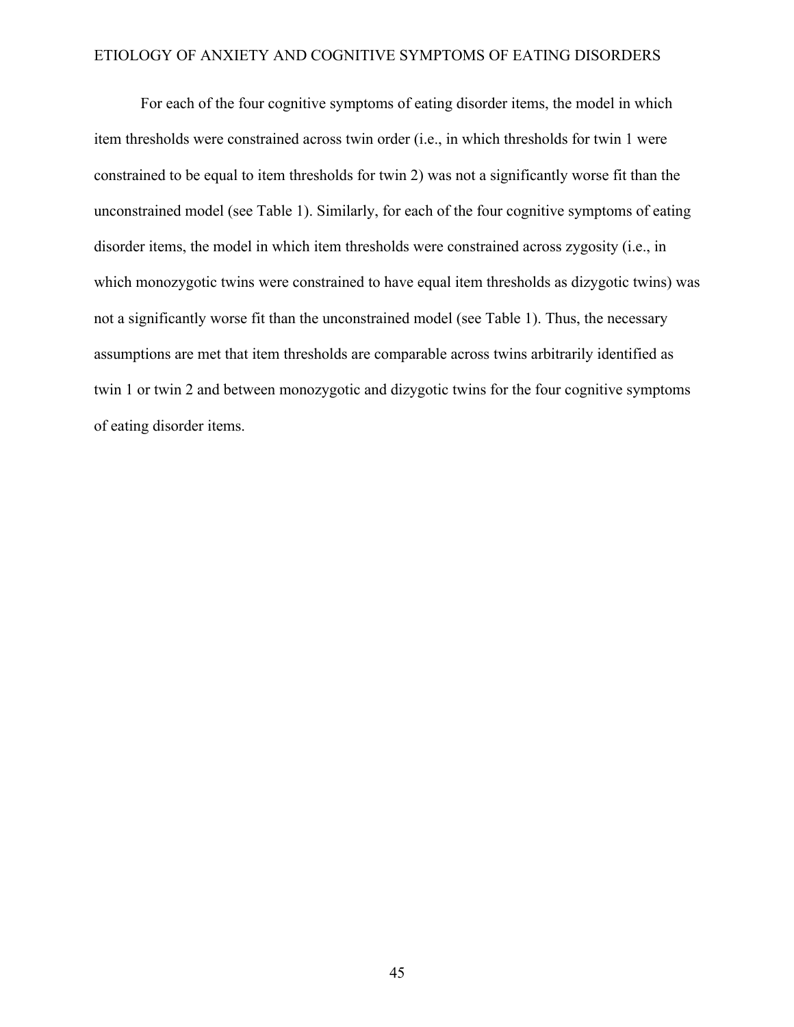For each of the four cognitive symptoms of eating disorder items, the model in which item thresholds were constrained across twin order (i.e., in which thresholds for twin 1 were constrained to be equal to item thresholds for twin 2) was not a significantly worse fit than the unconstrained model (see Table 1). Similarly, for each of the four cognitive symptoms of eating disorder items, the model in which item thresholds were constrained across zygosity (i.e., in which monozygotic twins were constrained to have equal item thresholds as dizygotic twins) was not a significantly worse fit than the unconstrained model (see Table 1). Thus, the necessary assumptions are met that item thresholds are comparable across twins arbitrarily identified as twin 1 or twin 2 and between monozygotic and dizygotic twins for the four cognitive symptoms of eating disorder items.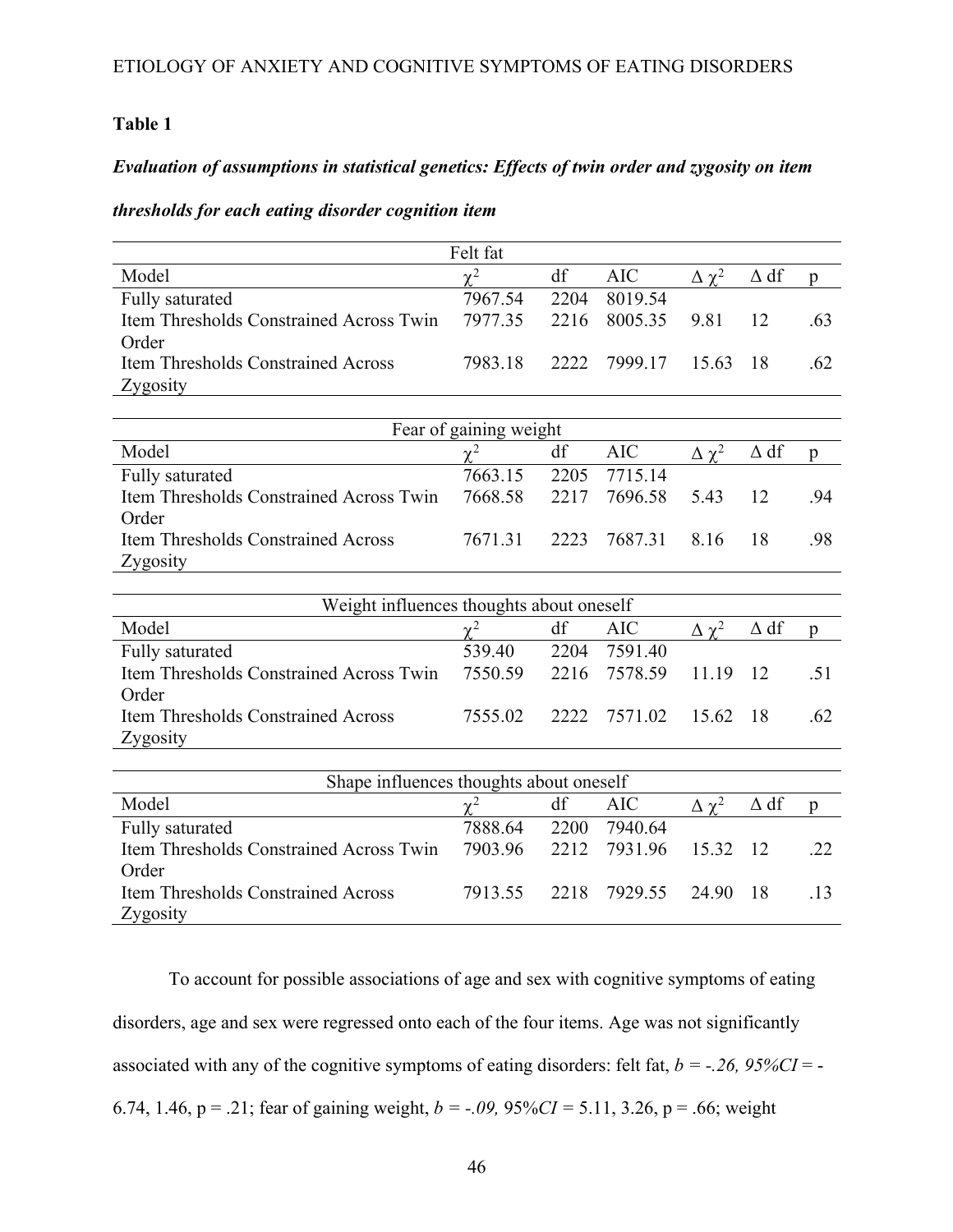**Table 1**

***Evaluation of assumptions in statistical genetics: Effects of twin order and zygosity on item thresholds for each eating disorder cognition item***

| Felt fat | | | | | | |
|---|---|---|---|---|---|---|
| Model | $\chi^2$ | df | AIC | $\Delta\ \chi^2$ | $\Delta$ df | p |
| Fully saturated | 7967.54 | 2204 | 8019.54 | | | |
| Item Thresholds Constrained Across Twin Order | 7977.35 | 2216 | 8005.35 | 9.81 | 12 | .63 |
| Item Thresholds Constrained Across Zygosity | 7983.18 | 2222 | 7999.17 | 15.63 | 18 | .62 |

| Fear of gaining weight | | | | | | |
|---|---|---|---|---|---|---|
| Model | $\chi^2$ | df | AIC | $\Delta\ \chi^2$ | $\Delta$ df | p |
| Fully saturated | 7663.15 | 2205 | 7715.14 | | | |
| Item Thresholds Constrained Across Twin Order | 7668.58 | 2217 | 7696.58 | 5.43 | 12 | .94 |
| Item Thresholds Constrained Across Zygosity | 7671.31 | 2223 | 7687.31 | 8.16 | 18 | .98 |

| Weight influences thoughts about oneself | | | | | | |
|---|---|---|---|---|---|---|
| Model | $\chi^2$ | df | AIC | $\Delta\ \chi^2$ | $\Delta$ df | p |
| Fully saturated | 539.40 | 2204 | 7591.40 | | | |
| Item Thresholds Constrained Across Twin Order | 7550.59 | 2216 | 7578.59 | 11.19 | 12 | .51 |
| Item Thresholds Constrained Across Zygosity | 7555.02 | 2222 | 7571.02 | 15.62 | 18 | .62 |

| Shape influences thoughts about oneself | | | | | | |
|---|---|---|---|---|---|---|
| Model | $\chi^2$ | df | AIC | $\Delta\ \chi^2$ | $\Delta$ df | p |
| Fully saturated | 7888.64 | 2200 | 7940.64 | | | |
| Item Thresholds Constrained Across Twin Order | 7903.96 | 2212 | 7931.96 | 15.32 | 12 | .22 |
| Item Thresholds Constrained Across Zygosity | 7913.55 | 2218 | 7929.55 | 24.90 | 18 | .13 |

To account for possible associations of age and sex with cognitive symptoms of eating disorders, age and sex were regressed onto each of the four items. Age was not significantly associated with any of the cognitive symptoms of eating disorders: felt fat, $b = -.26$, $95\%CI = -6.74, 1.46$, p = .21; fear of gaining weight, $b = -.09$, $95\%CI = 5.11, 3.26$, p = .66; weight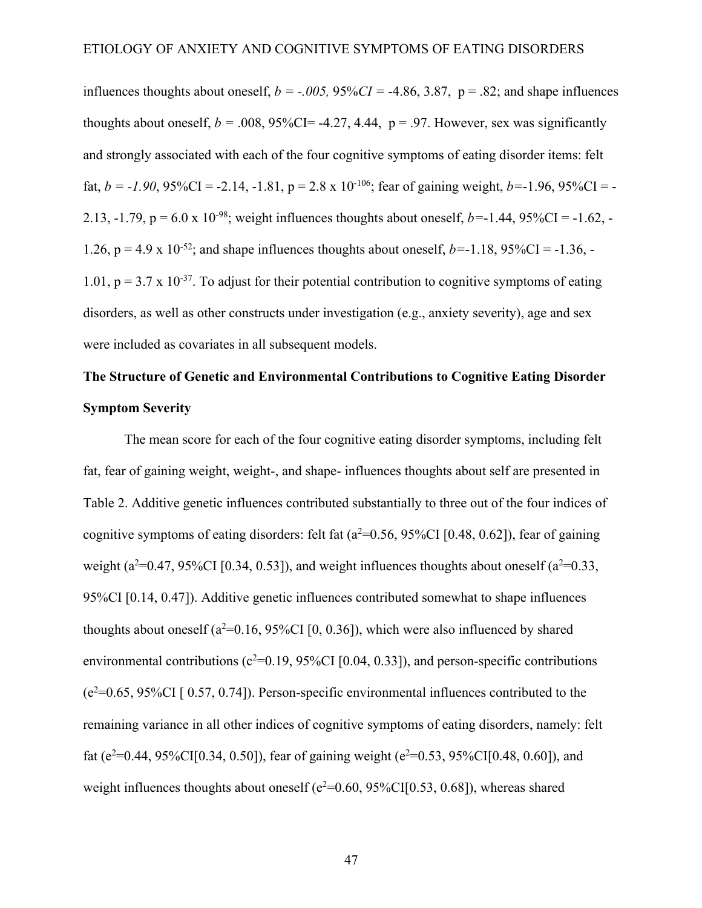influences thoughts about oneself, $b = -.005$, 95%$CI$ = -4.86, 3.87, p = .82; and shape influences thoughts about oneself, $b$ = .008, 95%CI= -4.27, 4.44, p = .97. However, sex was significantly and strongly associated with each of the four cognitive symptoms of eating disorder items: felt fat, $b = -1.90$, 95%CI = -2.14, -1.81, p = 2.8 x $10^{-106}$; fear of gaining weight, $b$=-1.96, 95%CI = -2.13, -1.79, p = 6.0 x $10^{-98}$; weight influences thoughts about oneself, $b$=-1.44, 95%CI = -1.62, -1.26, p = 4.9 x $10^{-52}$; and shape influences thoughts about oneself, $b$=-1.18, 95%CI = -1.36, -1.01, p = 3.7 x $10^{-37}$. To adjust for their potential contribution to cognitive symptoms of eating disorders, as well as other constructs under investigation (e.g., anxiety severity), age and sex were included as covariates in all subsequent models.

**The Structure of Genetic and Environmental Contributions to Cognitive Eating Disorder Symptom Severity**

The mean score for each of the four cognitive eating disorder symptoms, including felt fat, fear of gaining weight, weight-, and shape- influences thoughts about self are presented in Table 2. Additive genetic influences contributed substantially to three out of the four indices of cognitive symptoms of eating disorders: felt fat ($a^2$=0.56, 95%CI [0.48, 0.62]), fear of gaining weight ($a^2$=0.47, 95%CI [0.34, 0.53]), and weight influences thoughts about oneself ($a^2$=0.33, 95%CI [0.14, 0.47]). Additive genetic influences contributed somewhat to shape influences thoughts about oneself ($a^2$=0.16, 95%CI [0, 0.36]), which were also influenced by shared environmental contributions ($c^2$=0.19, 95%CI [0.04, 0.33]), and person-specific contributions ($e^2$=0.65, 95%CI [ 0.57, 0.74]). Person-specific environmental influences contributed to the remaining variance in all other indices of cognitive symptoms of eating disorders, namely: felt fat ($e^2$=0.44, 95%CI[0.34, 0.50]), fear of gaining weight ($e^2$=0.53, 95%CI[0.48, 0.60]), and weight influences thoughts about oneself ($e^2$=0.60, 95%CI[0.53, 0.68]), whereas shared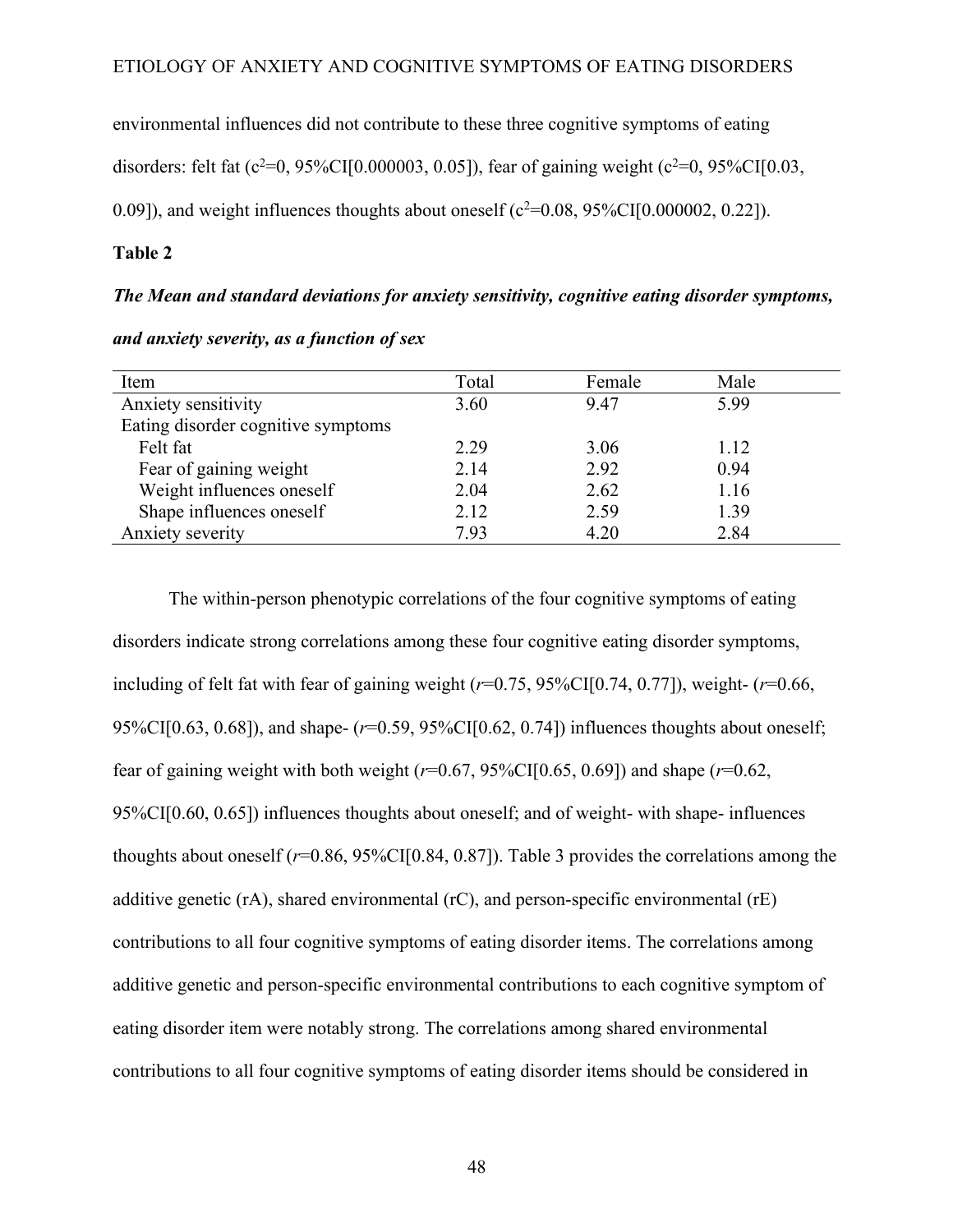environmental influences did not contribute to these three cognitive symptoms of eating disorders: felt fat ($c^2$=0, 95%CI[0.000003, 0.05]), fear of gaining weight ($c^2$=0, 95%CI[0.03, 0.09]), and weight influences thoughts about oneself ($c^2$=0.08, 95%CI[0.000002, 0.22]).

**Table 2**

***The Mean and standard deviations for anxiety sensitivity, cognitive eating disorder symptoms, and anxiety severity, as a function of sex***

| Item | Total | Female | Male |
|---|---|---|---|
| Anxiety sensitivity | 3.60 | 9.47 | 5.99 |
| Eating disorder cognitive symptoms | | | |
| Felt fat | 2.29 | 3.06 | 1.12 |
| Fear of gaining weight | 2.14 | 2.92 | 0.94 |
| Weight influences oneself | 2.04 | 2.62 | 1.16 |
| Shape influences oneself | 2.12 | 2.59 | 1.39 |
| Anxiety severity | 7.93 | 4.20 | 2.84 |

The within-person phenotypic correlations of the four cognitive symptoms of eating disorders indicate strong correlations among these four cognitive eating disorder symptoms, including of felt fat with fear of gaining weight (*r*=0.75, 95%CI[0.74, 0.77]), weight- (*r*=0.66, 95%CI[0.63, 0.68]), and shape- (*r*=0.59, 95%CI[0.62, 0.74]) influences thoughts about oneself; fear of gaining weight with both weight (*r*=0.67, 95%CI[0.65, 0.69]) and shape (*r*=0.62, 95%CI[0.60, 0.65]) influences thoughts about oneself; and of weight- with shape- influences thoughts about oneself (*r*=0.86, 95%CI[0.84, 0.87]). Table 3 provides the correlations among the additive genetic (rA), shared environmental (rC), and person-specific environmental (rE) contributions to all four cognitive symptoms of eating disorder items. The correlations among additive genetic and person-specific environmental contributions to each cognitive symptom of eating disorder item were notably strong. The correlations among shared environmental contributions to all four cognitive symptoms of eating disorder items should be considered in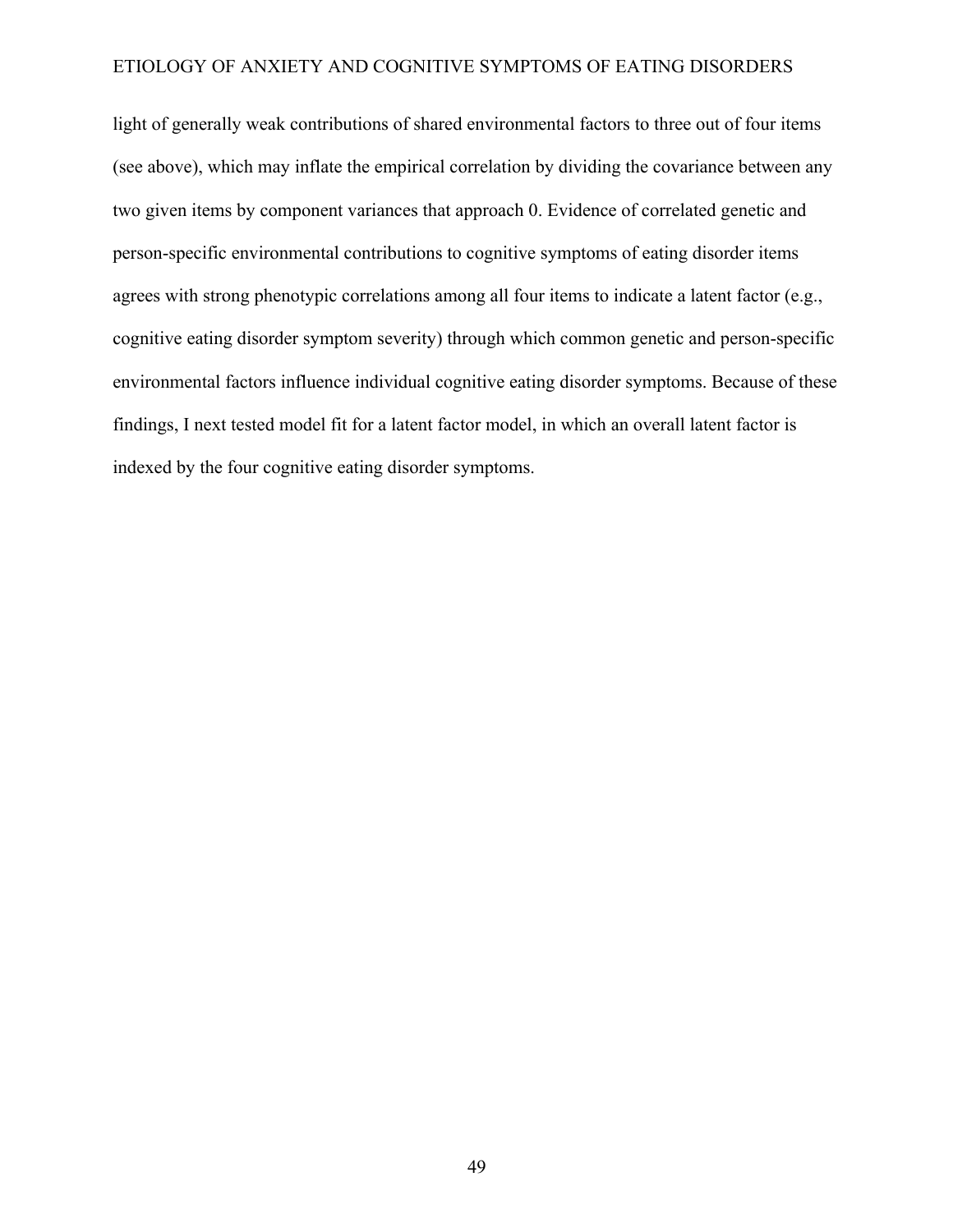light of generally weak contributions of shared environmental factors to three out of four items (see above), which may inflate the empirical correlation by dividing the covariance between any two given items by component variances that approach 0. Evidence of correlated genetic and person-specific environmental contributions to cognitive symptoms of eating disorder items agrees with strong phenotypic correlations among all four items to indicate a latent factor (e.g., cognitive eating disorder symptom severity) through which common genetic and person-specific environmental factors influence individual cognitive eating disorder symptoms. Because of these findings, I next tested model fit for a latent factor model, in which an overall latent factor is indexed by the four cognitive eating disorder symptoms.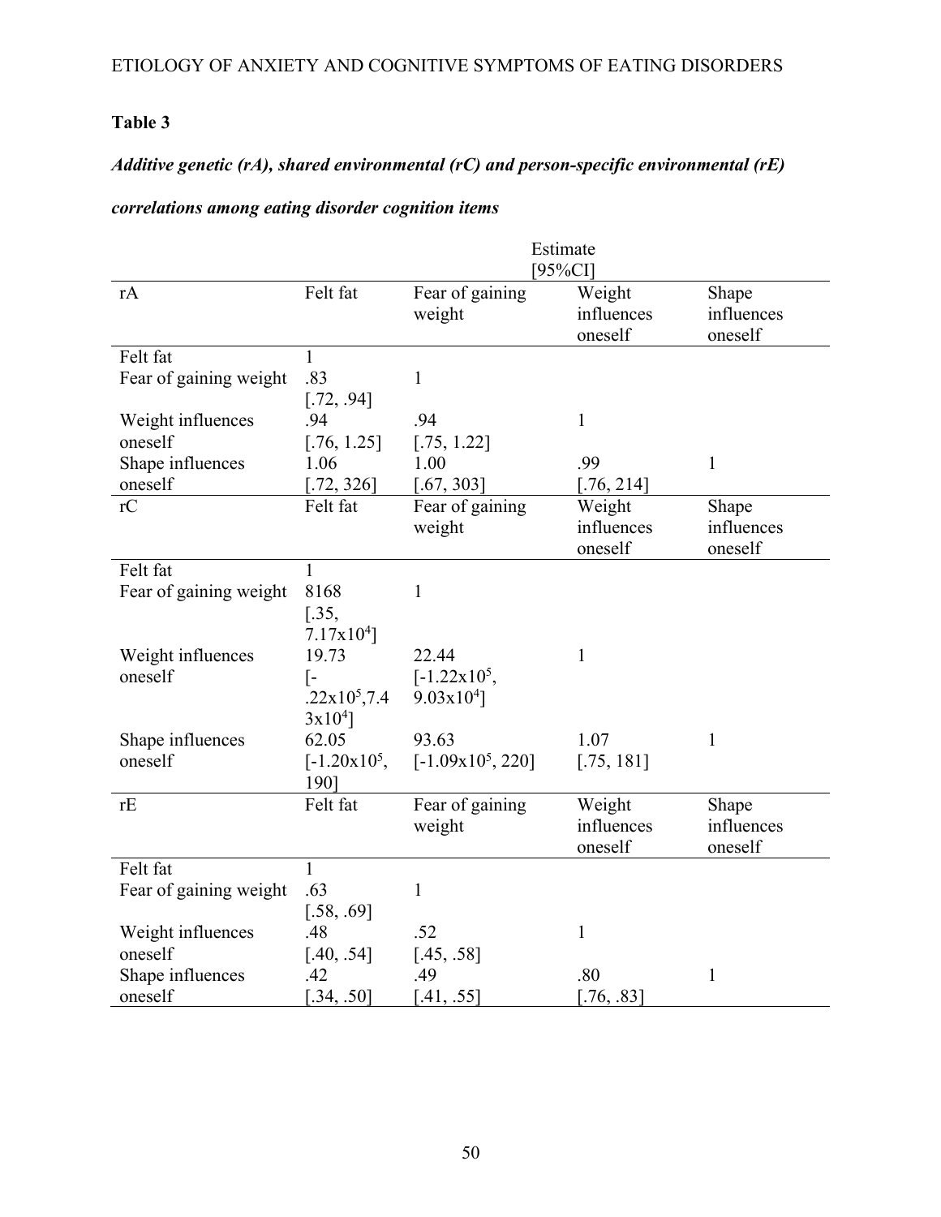**Table 3**

***Additive genetic (rA), shared environmental (rC) and person-specific environmental (rE) correlations among eating disorder cognition items***

| | Estimate [95%CI] | | | |
|---|---|---|---|---|
| **rA** | **Felt fat** | **Fear of gaining weight** | **Weight influences oneself** | **Shape influences oneself** |
| Felt fat | 1 | | | |
| Fear of gaining weight | .83 [.72, .94] | 1 | | |
| Weight influences oneself | .94 [.76, 1.25] | .94 [.75, 1.22] | 1 | |
| Shape influences oneself | 1.06 [.72, 326] | 1.00 [.67, 303] | .99 [.76, 214] | 1 |
| **rC** | **Felt fat** | **Fear of gaining weight** | **Weight influences oneself** | **Shape influences oneself** |
| Felt fat | 1 | | | |
| Fear of gaining weight | 8168 [.35, $7.17 \times 10^{4}$] | 1 | | |
| Weight influences oneself | 19.73 [-$.22 \times 10^{5}$, $7.43 \times 10^{4}$] | 22.44 [$-1.22 \times 10^{5}$, $9.03 \times 10^{4}$] | 1 | |
| Shape influences oneself | 62.05 [$-1.20 \times 10^{5}$, 190] | 93.63 [$-1.09 \times 10^{5}$, 220] | 1.07 [.75, 181] | 1 |
| **rE** | **Felt fat** | **Fear of gaining weight** | **Weight influences oneself** | **Shape influences oneself** |
| Felt fat | 1 | | | |
| Fear of gaining weight | .63 [.58, .69] | 1 | | |
| Weight influences oneself | .48 [.40, .54] | .52 [.45, .58] | 1 | |
| Shape influences oneself | .42 [.34, .50] | .49 [.41, .55] | .80 [.76, .83] | 1 |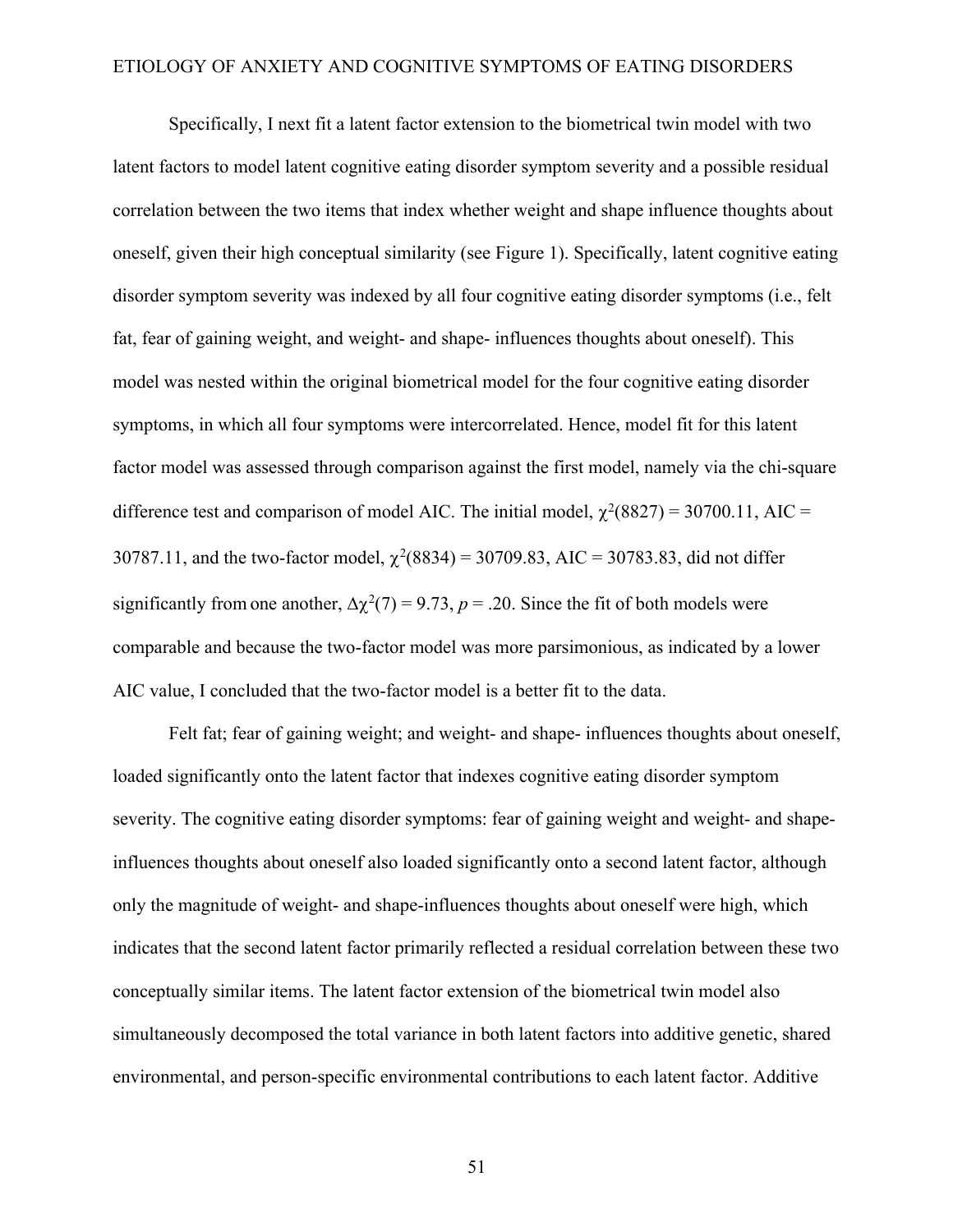Specifically, I next fit a latent factor extension to the biometrical twin model with two latent factors to model latent cognitive eating disorder symptom severity and a possible residual correlation between the two items that index whether weight and shape influence thoughts about oneself, given their high conceptual similarity (see Figure 1). Specifically, latent cognitive eating disorder symptom severity was indexed by all four cognitive eating disorder symptoms (i.e., felt fat, fear of gaining weight, and weight- and shape- influences thoughts about oneself). This model was nested within the original biometrical model for the four cognitive eating disorder symptoms, in which all four symptoms were intercorrelated. Hence, model fit for this latent factor model was assessed through comparison against the first model, namely via the chi-square difference test and comparison of model AIC. The initial model, $\chi^2(8827) = 30700.11$, AIC = 30787.11, and the two-factor model, $\chi^2(8834) = 30709.83$, AIC = 30783.83, did not differ significantly from one another, $\Delta\chi^2(7) = 9.73$, $p = .20$. Since the fit of both models were comparable and because the two-factor model was more parsimonious, as indicated by a lower AIC value, I concluded that the two-factor model is a better fit to the data.

Felt fat; fear of gaining weight; and weight- and shape- influences thoughts about oneself, loaded significantly onto the latent factor that indexes cognitive eating disorder symptom severity. The cognitive eating disorder symptoms: fear of gaining weight and weight- and shape- influences thoughts about oneself also loaded significantly onto a second latent factor, although only the magnitude of weight- and shape-influences thoughts about oneself were high, which indicates that the second latent factor primarily reflected a residual correlation between these two conceptually similar items. The latent factor extension of the biometrical twin model also simultaneously decomposed the total variance in both latent factors into additive genetic, shared environmental, and person-specific environmental contributions to each latent factor. Additive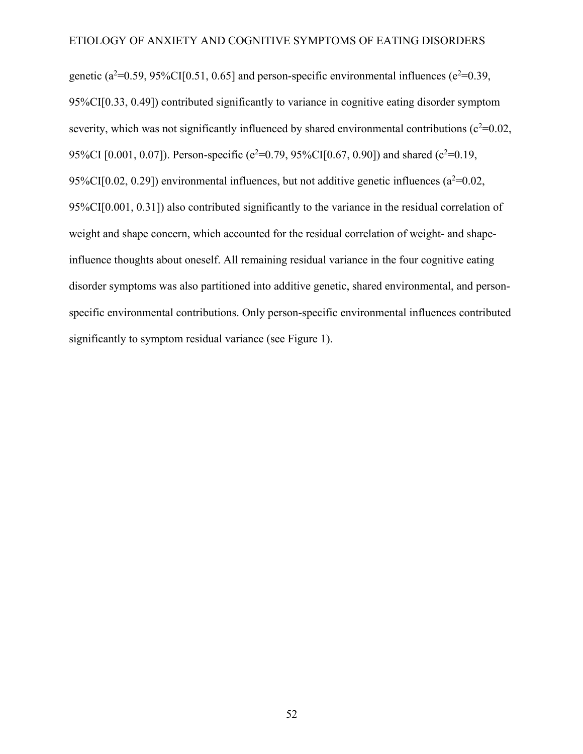genetic ($a^2$=0.59, 95%CI[0.51, 0.65] and person-specific environmental influences ($e^2$=0.39, 95%CI[0.33, 0.49]) contributed significantly to variance in cognitive eating disorder symptom severity, which was not significantly influenced by shared environmental contributions ($c^2$=0.02, 95%CI [0.001, 0.07]). Person-specific ($e^2$=0.79, 95%CI[0.67, 0.90]) and shared ($c^2$=0.19, 95%CI[0.02, 0.29]) environmental influences, but not additive genetic influences ($a^2$=0.02, 95%CI[0.001, 0.31]) also contributed significantly to the variance in the residual correlation of weight and shape concern, which accounted for the residual correlation of weight- and shape-influence thoughts about oneself. All remaining residual variance in the four cognitive eating disorder symptoms was also partitioned into additive genetic, shared environmental, and person-specific environmental contributions. Only person-specific environmental influences contributed significantly to symptom residual variance (see Figure 1).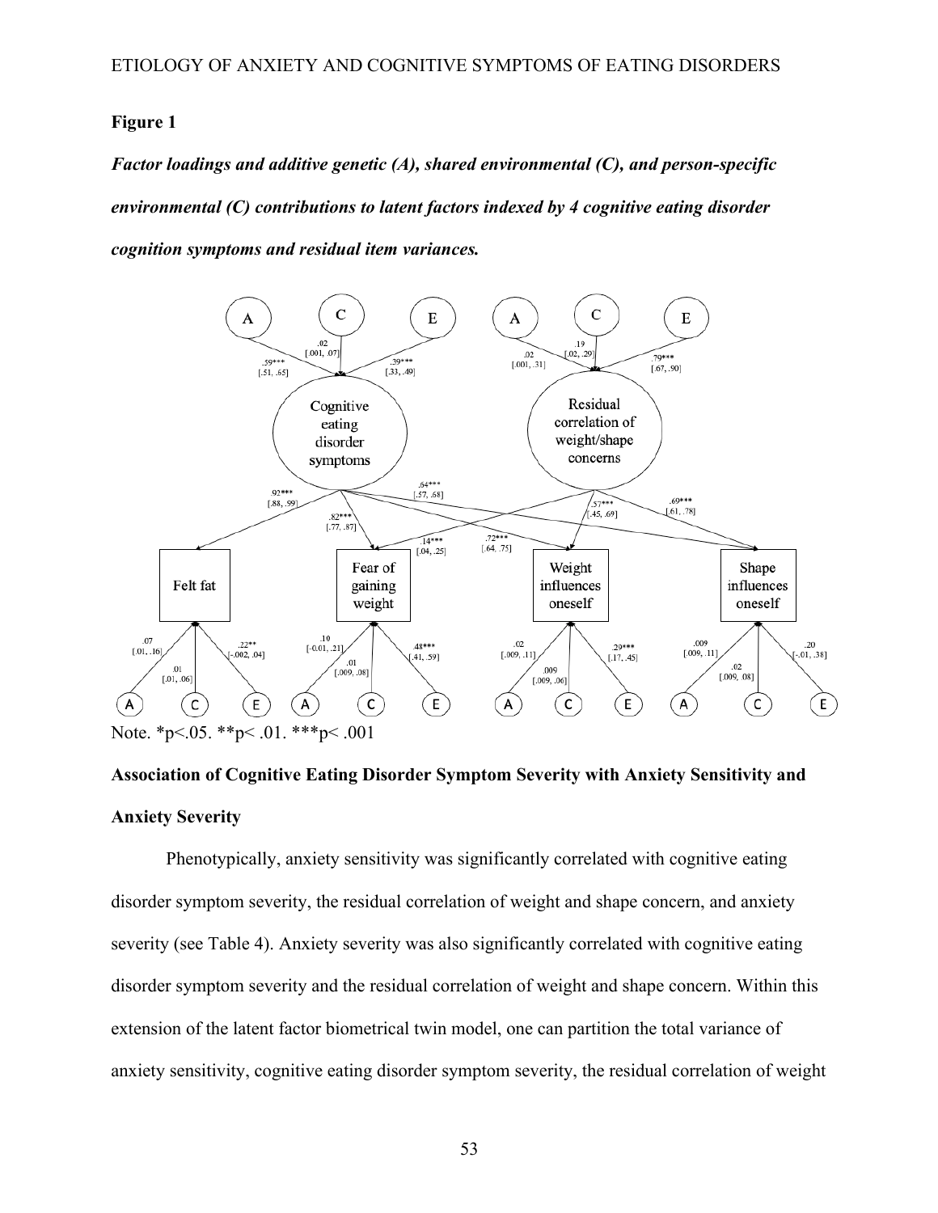**Figure 1**

***Factor loadings and additive genetic (A), shared environmental (C), and person-specific environmental (C) contributions to latent factors indexed by 4 cognitive eating disorder cognition symptoms and residual item variances.***

Note. *p<.05. **p< .01. ***p< .001

**Association of Cognitive Eating Disorder Symptom Severity with Anxiety Sensitivity and Anxiety Severity**

Phenotypically, anxiety sensitivity was significantly correlated with cognitive eating disorder symptom severity, the residual correlation of weight and shape concern, and anxiety severity (see Table 4). Anxiety severity was also significantly correlated with cognitive eating disorder symptom severity and the residual correlation of weight and shape concern. Within this extension of the latent factor biometrical twin model, one can partition the total variance of anxiety sensitivity, cognitive eating disorder symptom severity, the residual correlation of weight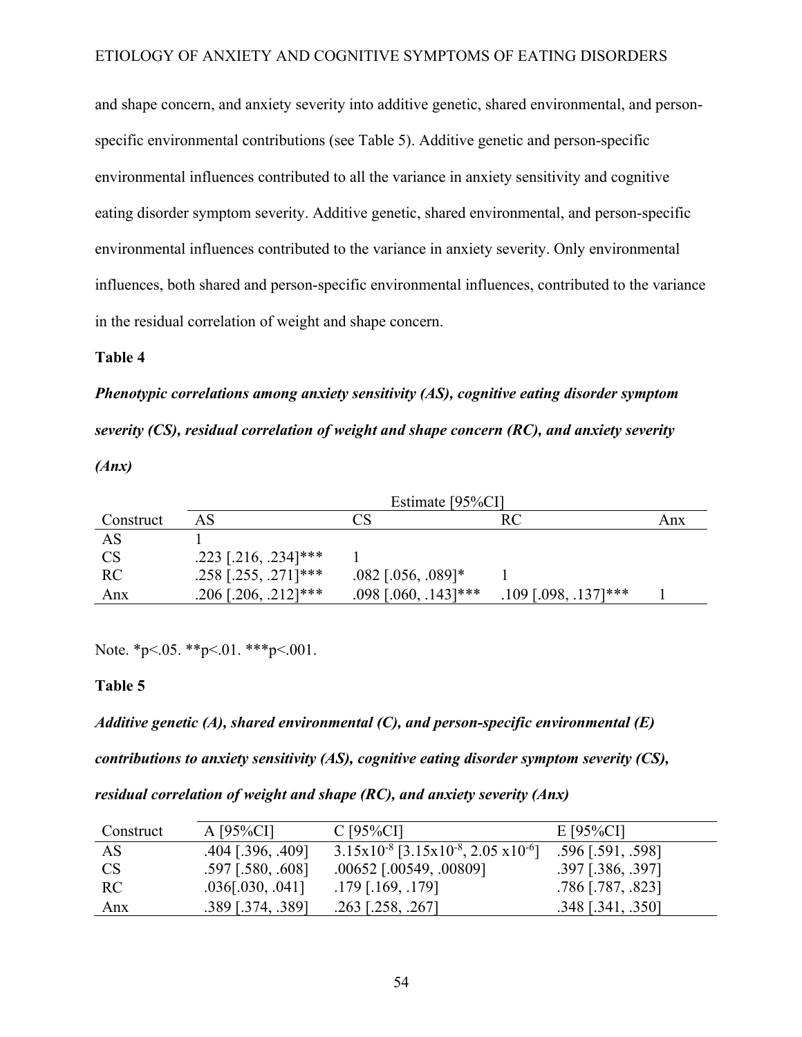and shape concern, and anxiety severity into additive genetic, shared environmental, and person-specific environmental contributions (see Table 5). Additive genetic and person-specific environmental influences contributed to all the variance in anxiety sensitivity and cognitive eating disorder symptom severity. Additive genetic, shared environmental, and person-specific environmental influences contributed to the variance in anxiety severity. Only environmental influences, both shared and person-specific environmental influences, contributed to the variance in the residual correlation of weight and shape concern.

**Table 4**

***Phenotypic correlations among anxiety sensitivity (AS), cognitive eating disorder symptom severity (CS), residual correlation of weight and shape concern (RC), and anxiety severity (Anx)***

| | Estimate [95%CI] | | | |
|---|---|---|---|---|
| Construct | AS | CS | RC | Anx |
| AS | 1 | | | |
| CS | .223 [.216, .234]*** | 1 | | |
| RC | .258 [.255, .271]*** | .082 [.056, .089]* | 1 | |
| Anx | .206 [.206, .212]*** | .098 [.060, .143]*** | .109 [.098, .137]*** | 1 |

Note. *p<.05. **p<.01. ***p<.001.

**Table 5**

***Additive genetic (A), shared environmental (C), and person-specific environmental (E) contributions to anxiety sensitivity (AS), cognitive eating disorder symptom severity (CS), residual correlation of weight and shape (RC), and anxiety severity (Anx)***

| Construct | A [95%CI] | C [95%CI] | E [95%CI] |
|---|---|---|---|
| AS | .404 [.396, .409] | $3.15 \times 10^{-8}$ [$3.15 \times 10^{-8}$, $2.05 \times 10^{-6}$] | .596 [.591, .598] |
| CS | .597 [.580, .608] | .00652 [.00549, .00809] | .397 [.386, .397] |
| RC | .036[.030, .041] | .179 [.169, .179] | .786 [.787, .823] |
| Anx | .389 [.374, .389] | .263 [.258, .267] | .348 [.341, .350] |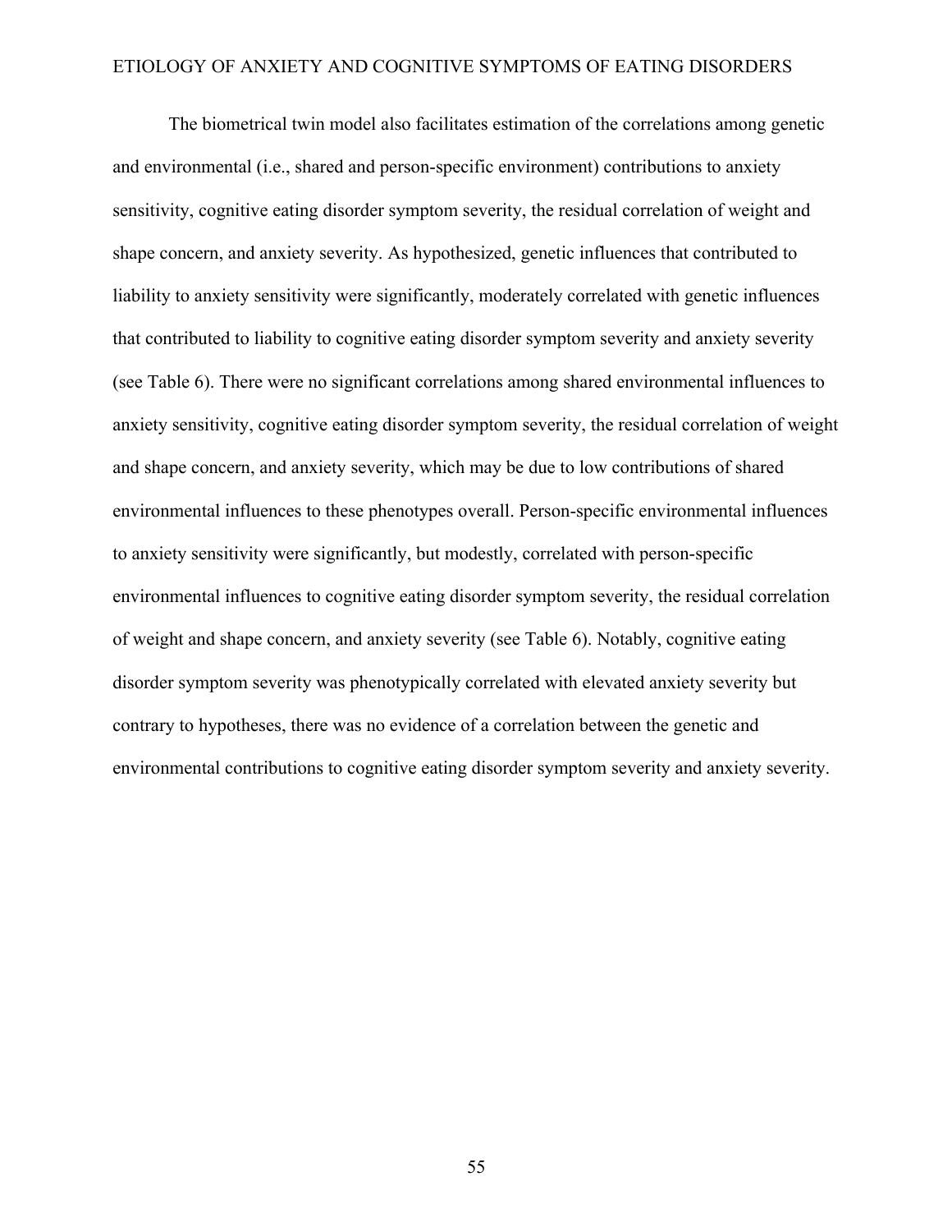The biometrical twin model also facilitates estimation of the correlations among genetic and environmental (i.e., shared and person-specific environment) contributions to anxiety sensitivity, cognitive eating disorder symptom severity, the residual correlation of weight and shape concern, and anxiety severity. As hypothesized, genetic influences that contributed to liability to anxiety sensitivity were significantly, moderately correlated with genetic influences that contributed to liability to cognitive eating disorder symptom severity and anxiety severity (see Table 6). There were no significant correlations among shared environmental influences to anxiety sensitivity, cognitive eating disorder symptom severity, the residual correlation of weight and shape concern, and anxiety severity, which may be due to low contributions of shared environmental influences to these phenotypes overall. Person-specific environmental influences to anxiety sensitivity were significantly, but modestly, correlated with person-specific environmental influences to cognitive eating disorder symptom severity, the residual correlation of weight and shape concern, and anxiety severity (see Table 6). Notably, cognitive eating disorder symptom severity was phenotypically correlated with elevated anxiety severity but contrary to hypotheses, there was no evidence of a correlation between the genetic and environmental contributions to cognitive eating disorder symptom severity and anxiety severity.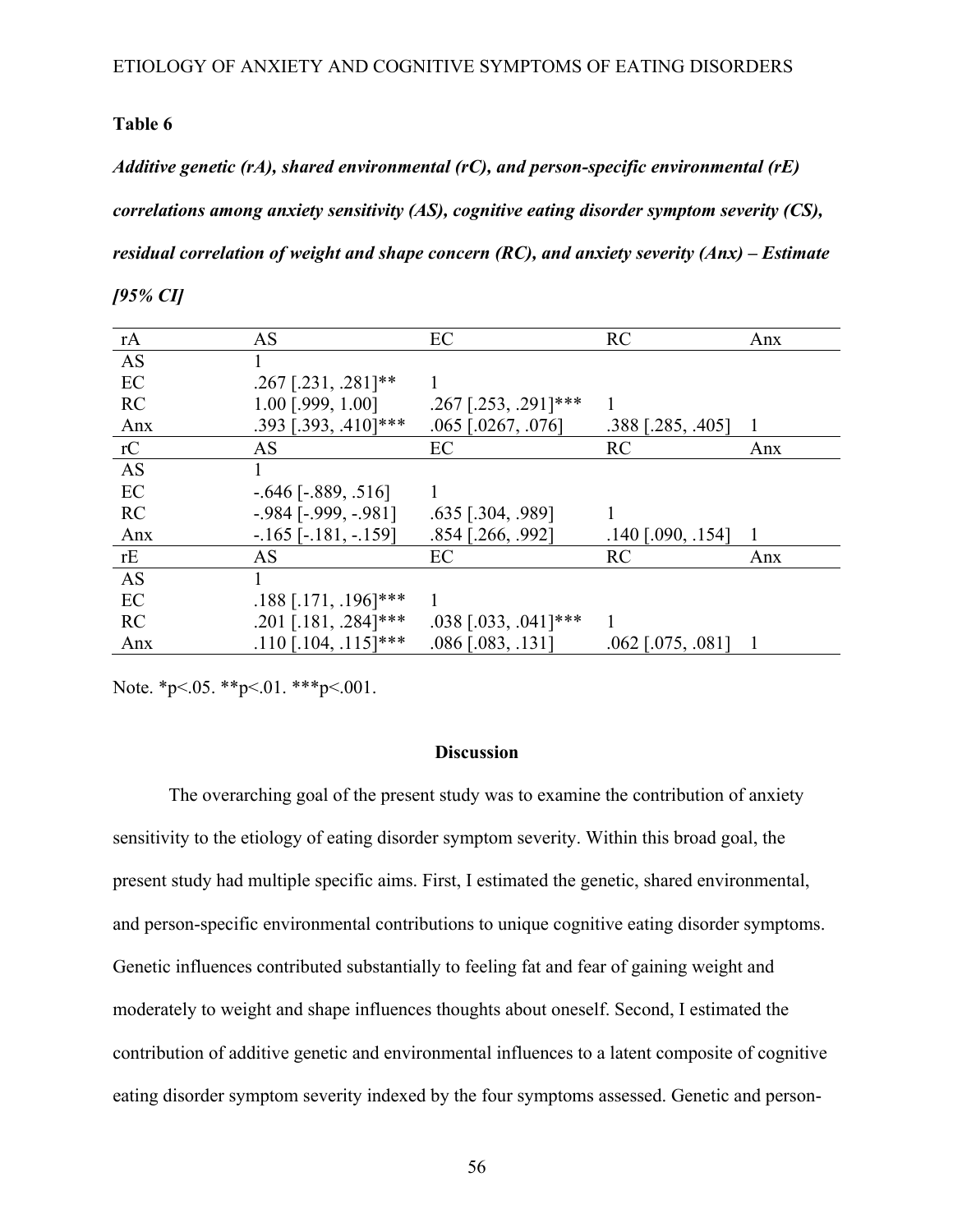**Table 6**

***Additive genetic (rA), shared environmental (rC), and person-specific environmental (rE) correlations among anxiety sensitivity (AS), cognitive eating disorder symptom severity (CS), residual correlation of weight and shape concern (RC), and anxiety severity (Anx) – Estimate [95% CI]***

| rA | AS | EC | RC | Anx |
|---|---|---|---|---|
| AS | 1 | | | |
| EC | .267 [.231, .281]** | 1 | | |
| RC | 1.00 [.999, 1.00] | .267 [.253, .291]*** | 1 | |
| Anx | .393 [.393, .410]*** | .065 [.0267, .076] | .388 [.285, .405] | 1 |
| **rC** | **AS** | **EC** | **RC** | **Anx** |
| AS | 1 | | | |
| EC | -.646 [-.889, .516] | 1 | | |
| RC | -.984 [-.999, -.981] | .635 [.304, .989] | 1 | |
| Anx | -.165 [-.181, -.159] | .854 [.266, .992] | .140 [.090, .154] | 1 |
| **rE** | **AS** | **EC** | **RC** | **Anx** |
| AS | 1 | | | |
| EC | .188 [.171, .196]*** | 1 | | |
| RC | .201 [.181, .284]*** | .038 [.033, .041]*** | 1 | |
| Anx | .110 [.104, .115]*** | .086 [.083, .131] | .062 [.075, .081] | 1 |

Note. *p<.05. **p<.01. ***p<.001.

## Discussion

The overarching goal of the present study was to examine the contribution of anxiety sensitivity to the etiology of eating disorder symptom severity. Within this broad goal, the present study had multiple specific aims. First, I estimated the genetic, shared environmental, and person-specific environmental contributions to unique cognitive eating disorder symptoms. Genetic influences contributed substantially to feeling fat and fear of gaining weight and moderately to weight and shape influences thoughts about oneself. Second, I estimated the contribution of additive genetic and environmental influences to a latent composite of cognitive eating disorder symptom severity indexed by the four symptoms assessed. Genetic and person-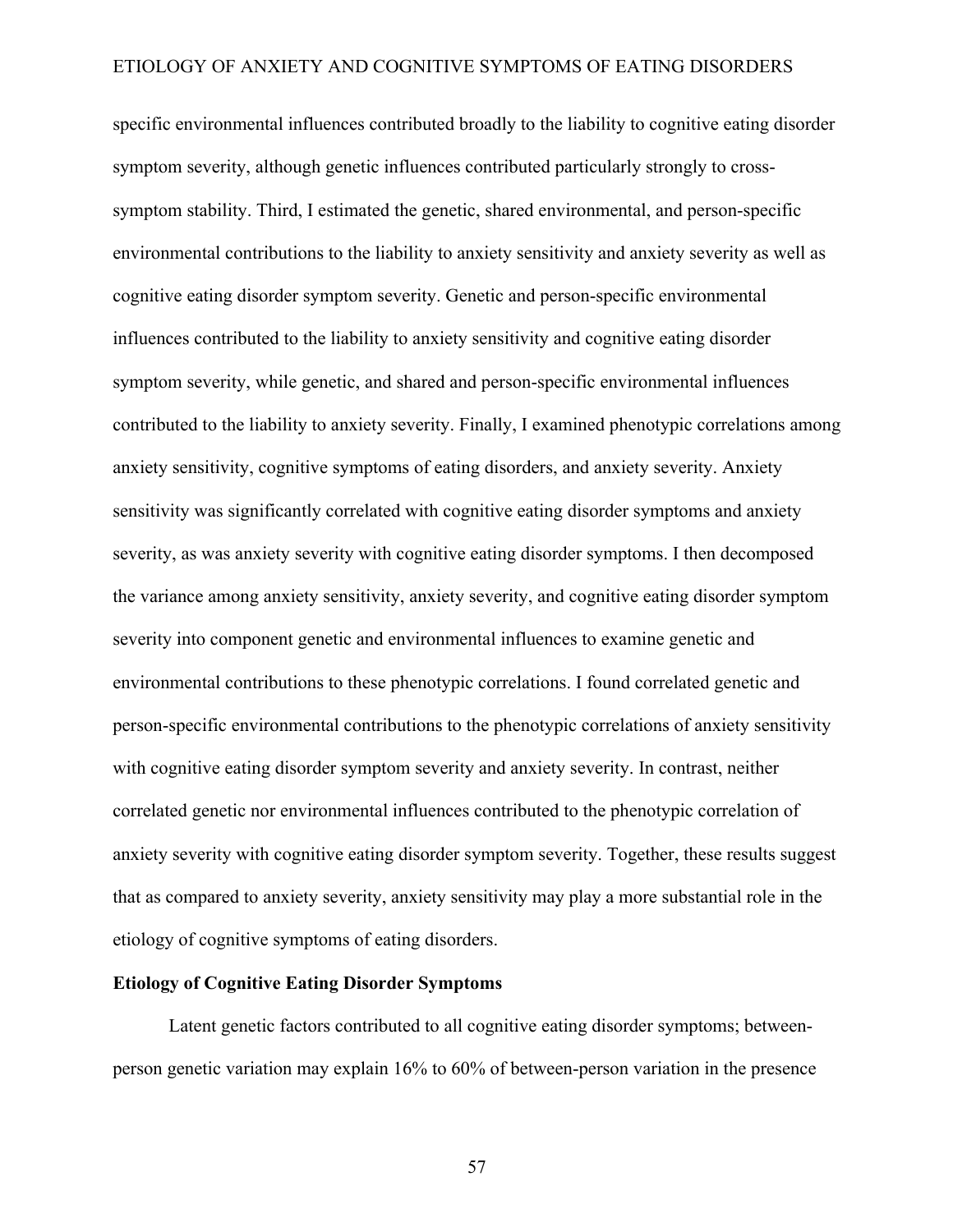specific environmental influences contributed broadly to the liability to cognitive eating disorder symptom severity, although genetic influences contributed particularly strongly to cross-symptom stability. Third, I estimated the genetic, shared environmental, and person-specific environmental contributions to the liability to anxiety sensitivity and anxiety severity as well as cognitive eating disorder symptom severity. Genetic and person-specific environmental influences contributed to the liability to anxiety sensitivity and cognitive eating disorder symptom severity, while genetic, and shared and person-specific environmental influences contributed to the liability to anxiety severity. Finally, I examined phenotypic correlations among anxiety sensitivity, cognitive symptoms of eating disorders, and anxiety severity. Anxiety sensitivity was significantly correlated with cognitive eating disorder symptoms and anxiety severity, as was anxiety severity with cognitive eating disorder symptoms. I then decomposed the variance among anxiety sensitivity, anxiety severity, and cognitive eating disorder symptom severity into component genetic and environmental influences to examine genetic and environmental contributions to these phenotypic correlations. I found correlated genetic and person-specific environmental contributions to the phenotypic correlations of anxiety sensitivity with cognitive eating disorder symptom severity and anxiety severity. In contrast, neither correlated genetic nor environmental influences contributed to the phenotypic correlation of anxiety severity with cognitive eating disorder symptom severity. Together, these results suggest that as compared to anxiety severity, anxiety sensitivity may play a more substantial role in the etiology of cognitive symptoms of eating disorders.

**Etiology of Cognitive Eating Disorder Symptoms**

Latent genetic factors contributed to all cognitive eating disorder symptoms; between-person genetic variation may explain 16% to 60% of between-person variation in the presence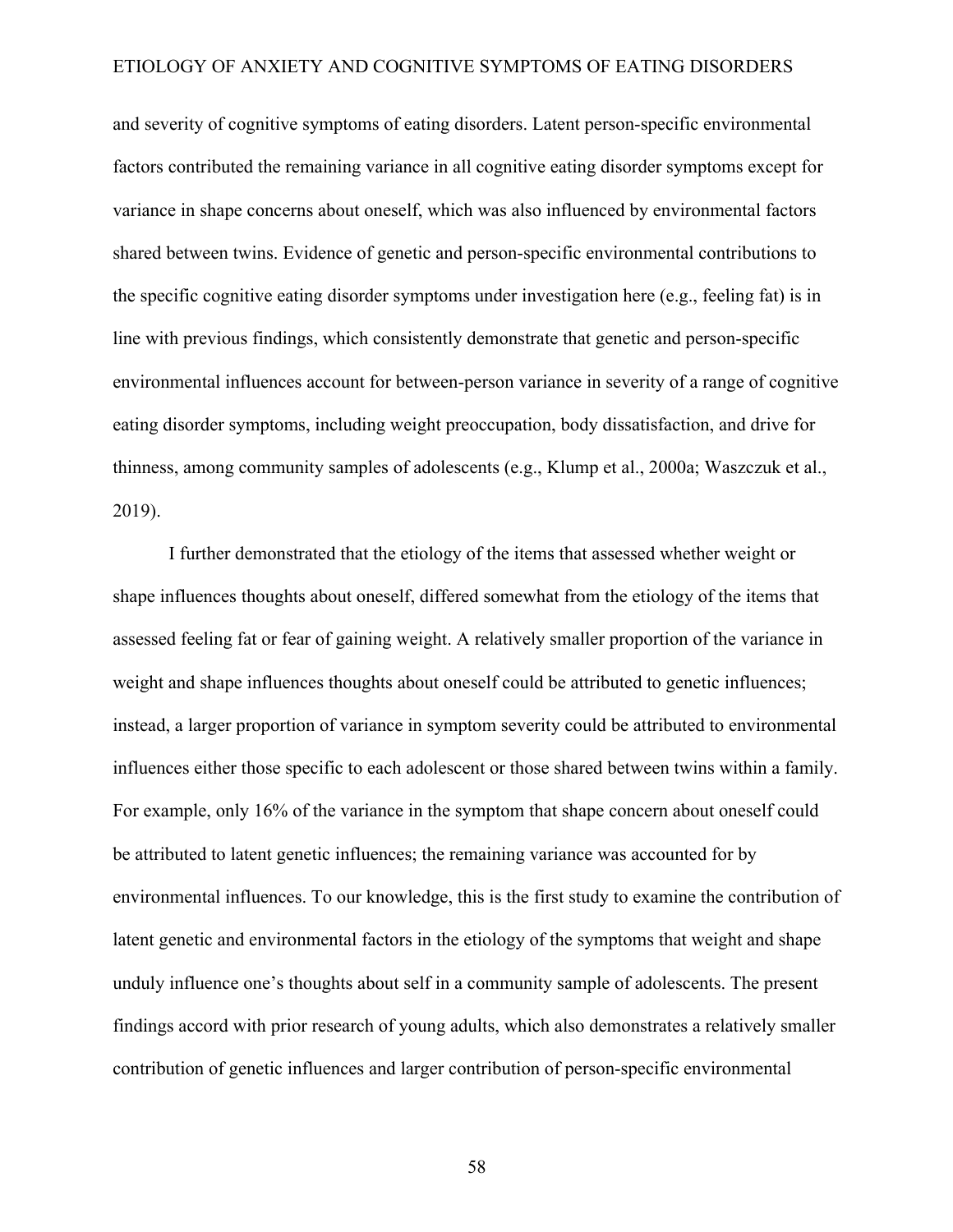and severity of cognitive symptoms of eating disorders. Latent person-specific environmental factors contributed the remaining variance in all cognitive eating disorder symptoms except for variance in shape concerns about oneself, which was also influenced by environmental factors shared between twins. Evidence of genetic and person-specific environmental contributions to the specific cognitive eating disorder symptoms under investigation here (e.g., feeling fat) is in line with previous findings, which consistently demonstrate that genetic and person-specific environmental influences account for between-person variance in severity of a range of cognitive eating disorder symptoms, including weight preoccupation, body dissatisfaction, and drive for thinness, among community samples of adolescents (e.g., Klump et al., 2000a; Waszczuk et al., 2019).

I further demonstrated that the etiology of the items that assessed whether weight or shape influences thoughts about oneself, differed somewhat from the etiology of the items that assessed feeling fat or fear of gaining weight. A relatively smaller proportion of the variance in weight and shape influences thoughts about oneself could be attributed to genetic influences; instead, a larger proportion of variance in symptom severity could be attributed to environmental influences either those specific to each adolescent or those shared between twins within a family. For example, only 16% of the variance in the symptom that shape concern about oneself could be attributed to latent genetic influences; the remaining variance was accounted for by environmental influences. To our knowledge, this is the first study to examine the contribution of latent genetic and environmental factors in the etiology of the symptoms that weight and shape unduly influence one's thoughts about self in a community sample of adolescents. The present findings accord with prior research of young adults, which also demonstrates a relatively smaller contribution of genetic influences and larger contribution of person-specific environmental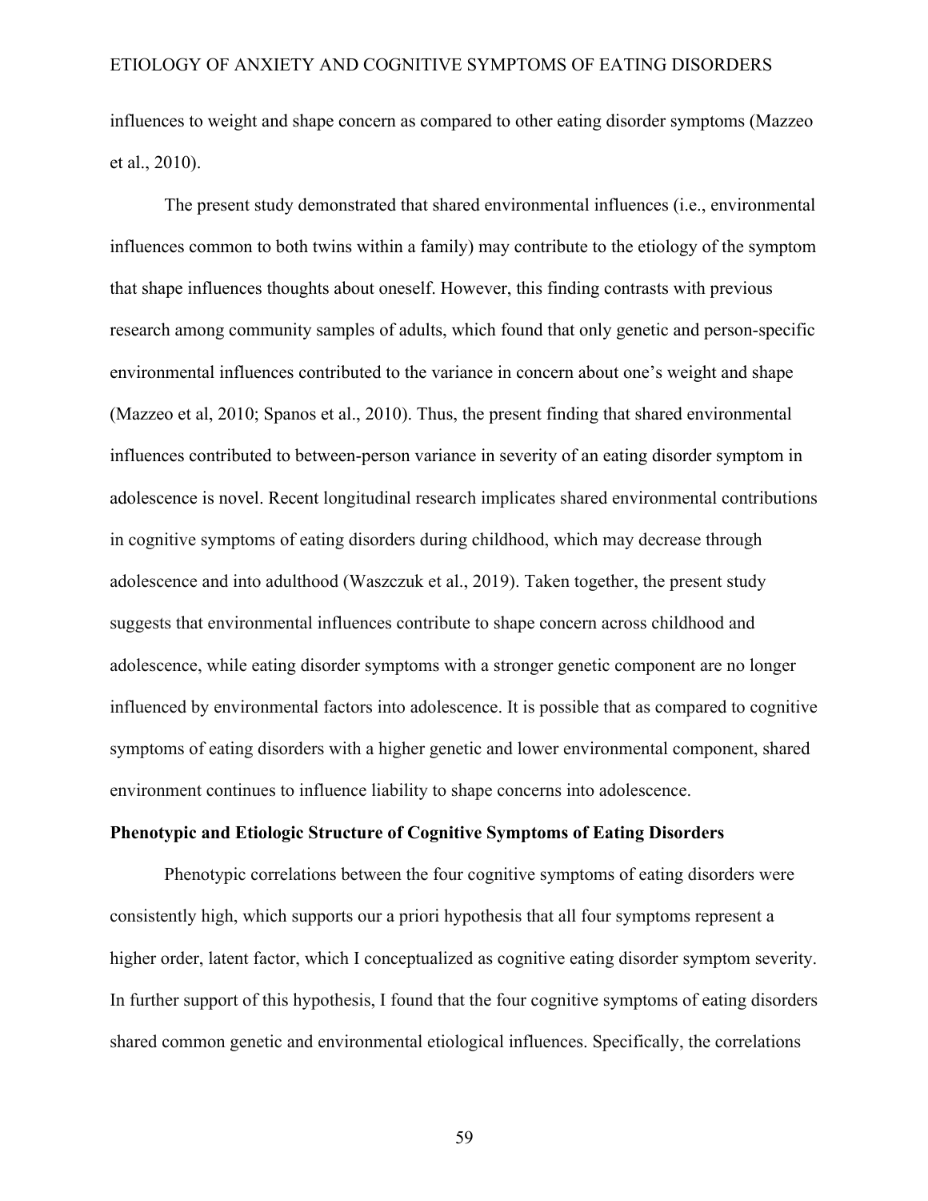influences to weight and shape concern as compared to other eating disorder symptoms (Mazzeo et al., 2010).

The present study demonstrated that shared environmental influences (i.e., environmental influences common to both twins within a family) may contribute to the etiology of the symptom that shape influences thoughts about oneself. However, this finding contrasts with previous research among community samples of adults, which found that only genetic and person-specific environmental influences contributed to the variance in concern about one's weight and shape (Mazzeo et al, 2010; Spanos et al., 2010). Thus, the present finding that shared environmental influences contributed to between-person variance in severity of an eating disorder symptom in adolescence is novel. Recent longitudinal research implicates shared environmental contributions in cognitive symptoms of eating disorders during childhood, which may decrease through adolescence and into adulthood (Waszczuk et al., 2019). Taken together, the present study suggests that environmental influences contribute to shape concern across childhood and adolescence, while eating disorder symptoms with a stronger genetic component are no longer influenced by environmental factors into adolescence. It is possible that as compared to cognitive symptoms of eating disorders with a higher genetic and lower environmental component, shared environment continues to influence liability to shape concerns into adolescence.

**Phenotypic and Etiologic Structure of Cognitive Symptoms of Eating Disorders**

Phenotypic correlations between the four cognitive symptoms of eating disorders were consistently high, which supports our a priori hypothesis that all four symptoms represent a higher order, latent factor, which I conceptualized as cognitive eating disorder symptom severity. In further support of this hypothesis, I found that the four cognitive symptoms of eating disorders shared common genetic and environmental etiological influences. Specifically, the correlations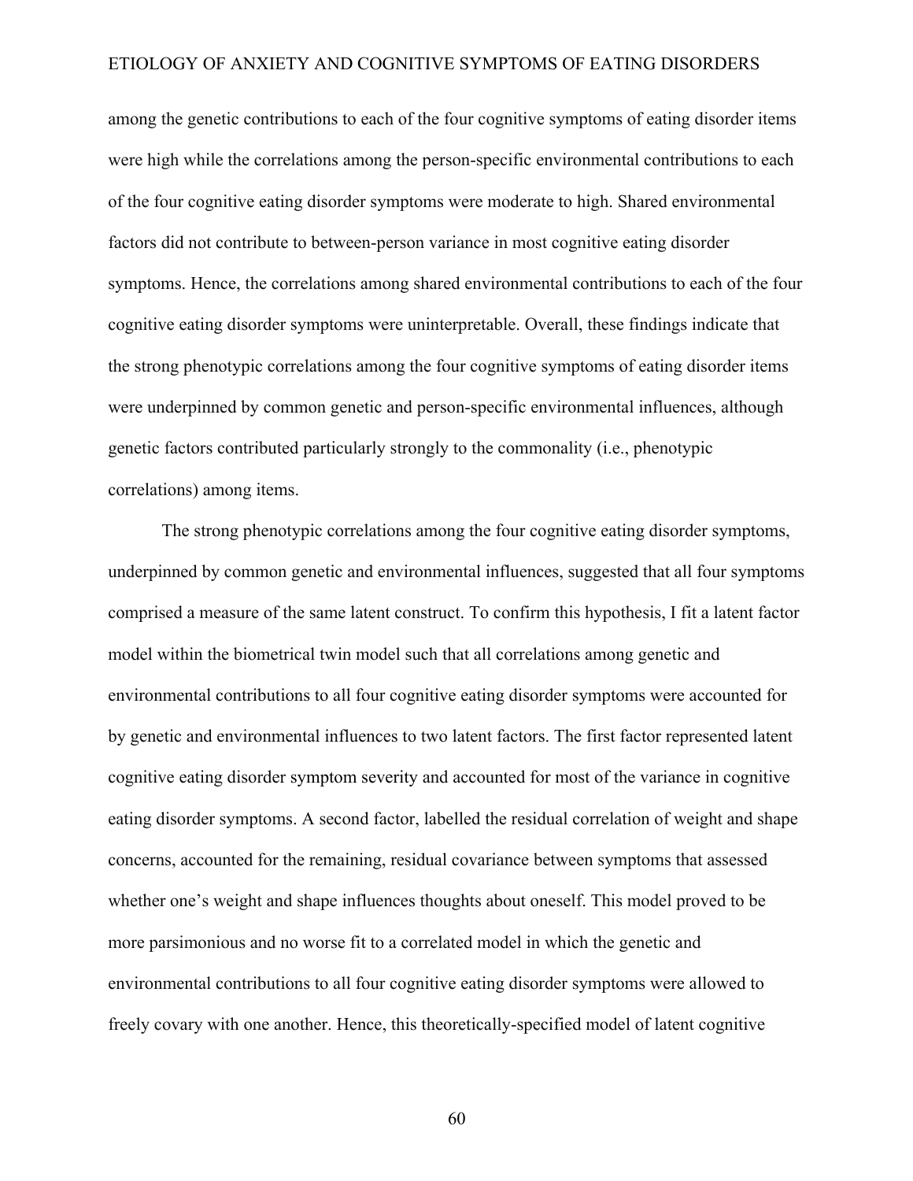among the genetic contributions to each of the four cognitive symptoms of eating disorder items were high while the correlations among the person-specific environmental contributions to each of the four cognitive eating disorder symptoms were moderate to high. Shared environmental factors did not contribute to between-person variance in most cognitive eating disorder symptoms. Hence, the correlations among shared environmental contributions to each of the four cognitive eating disorder symptoms were uninterpretable. Overall, these findings indicate that the strong phenotypic correlations among the four cognitive symptoms of eating disorder items were underpinned by common genetic and person-specific environmental influences, although genetic factors contributed particularly strongly to the commonality (i.e., phenotypic correlations) among items.

The strong phenotypic correlations among the four cognitive eating disorder symptoms, underpinned by common genetic and environmental influences, suggested that all four symptoms comprised a measure of the same latent construct. To confirm this hypothesis, I fit a latent factor model within the biometrical twin model such that all correlations among genetic and environmental contributions to all four cognitive eating disorder symptoms were accounted for by genetic and environmental influences to two latent factors. The first factor represented latent cognitive eating disorder symptom severity and accounted for most of the variance in cognitive eating disorder symptoms. A second factor, labelled the residual correlation of weight and shape concerns, accounted for the remaining, residual covariance between symptoms that assessed whether one's weight and shape influences thoughts about oneself. This model proved to be more parsimonious and no worse fit to a correlated model in which the genetic and environmental contributions to all four cognitive eating disorder symptoms were allowed to freely covary with one another. Hence, this theoretically-specified model of latent cognitive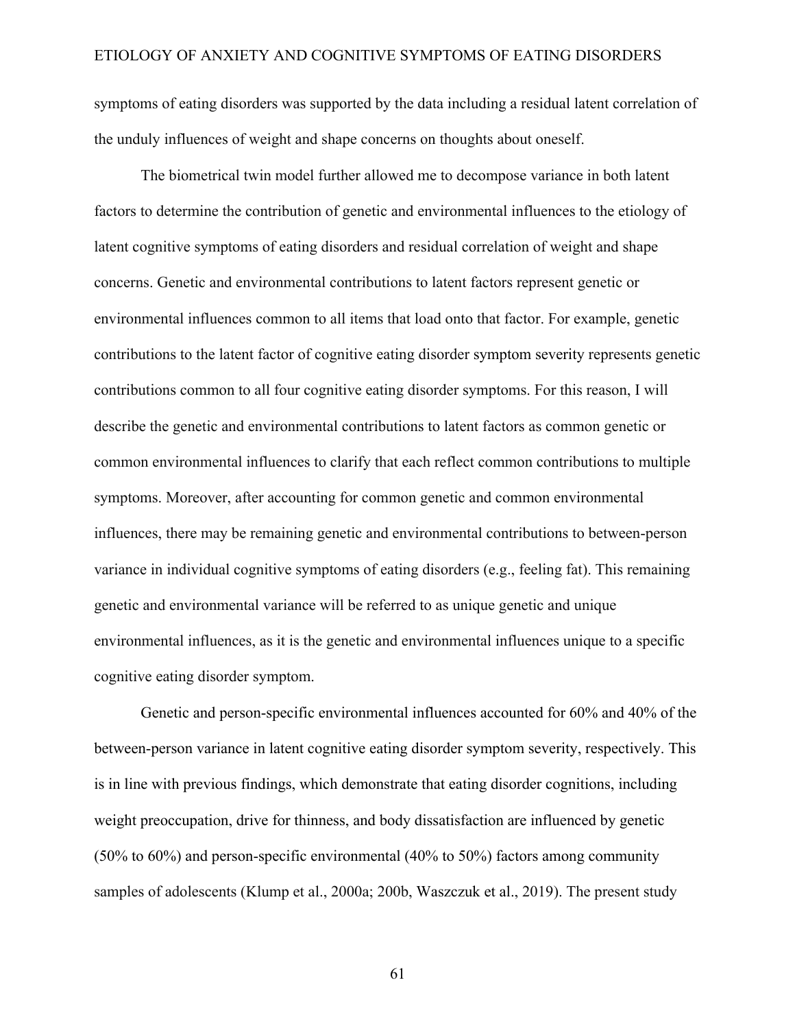symptoms of eating disorders was supported by the data including a residual latent correlation of the unduly influences of weight and shape concerns on thoughts about oneself.

The biometrical twin model further allowed me to decompose variance in both latent factors to determine the contribution of genetic and environmental influences to the etiology of latent cognitive symptoms of eating disorders and residual correlation of weight and shape concerns. Genetic and environmental contributions to latent factors represent genetic or environmental influences common to all items that load onto that factor. For example, genetic contributions to the latent factor of cognitive eating disorder symptom severity represents genetic contributions common to all four cognitive eating disorder symptoms. For this reason, I will describe the genetic and environmental contributions to latent factors as common genetic or common environmental influences to clarify that each reflect common contributions to multiple symptoms. Moreover, after accounting for common genetic and common environmental influences, there may be remaining genetic and environmental contributions to between-person variance in individual cognitive symptoms of eating disorders (e.g., feeling fat). This remaining genetic and environmental variance will be referred to as unique genetic and unique environmental influences, as it is the genetic and environmental influences unique to a specific cognitive eating disorder symptom.

Genetic and person-specific environmental influences accounted for 60% and 40% of the between-person variance in latent cognitive eating disorder symptom severity, respectively. This is in line with previous findings, which demonstrate that eating disorder cognitions, including weight preoccupation, drive for thinness, and body dissatisfaction are influenced by genetic (50% to 60%) and person-specific environmental (40% to 50%) factors among community samples of adolescents (Klump et al., 2000a; 200b, Waszczuk et al., 2019). The present study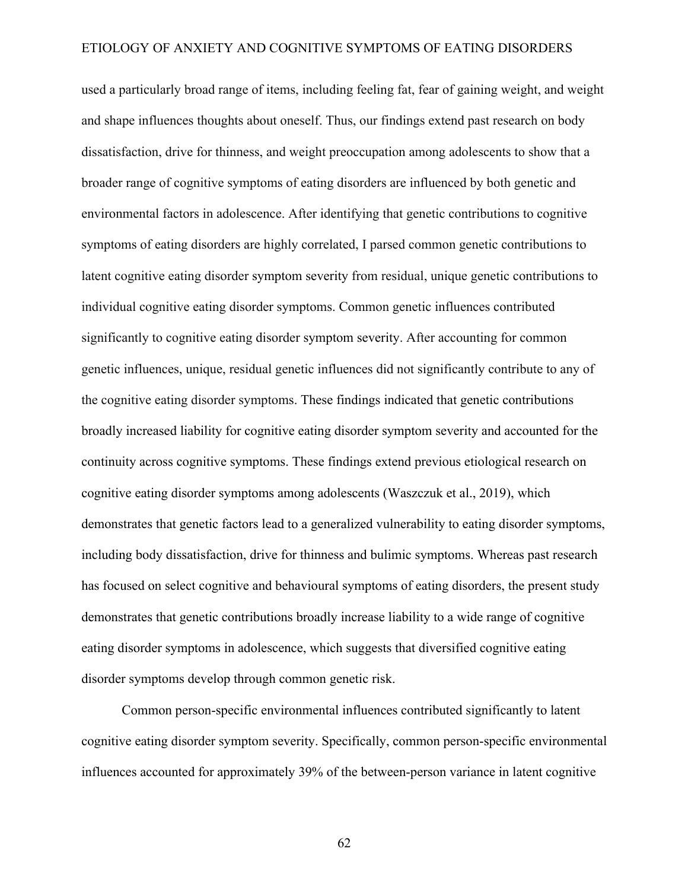used a particularly broad range of items, including feeling fat, fear of gaining weight, and weight and shape influences thoughts about oneself. Thus, our findings extend past research on body dissatisfaction, drive for thinness, and weight preoccupation among adolescents to show that a broader range of cognitive symptoms of eating disorders are influenced by both genetic and environmental factors in adolescence. After identifying that genetic contributions to cognitive symptoms of eating disorders are highly correlated, I parsed common genetic contributions to latent cognitive eating disorder symptom severity from residual, unique genetic contributions to individual cognitive eating disorder symptoms. Common genetic influences contributed significantly to cognitive eating disorder symptom severity. After accounting for common genetic influences, unique, residual genetic influences did not significantly contribute to any of the cognitive eating disorder symptoms. These findings indicated that genetic contributions broadly increased liability for cognitive eating disorder symptom severity and accounted for the continuity across cognitive symptoms. These findings extend previous etiological research on cognitive eating disorder symptoms among adolescents (Waszczuk et al., 2019), which demonstrates that genetic factors lead to a generalized vulnerability to eating disorder symptoms, including body dissatisfaction, drive for thinness and bulimic symptoms. Whereas past research has focused on select cognitive and behavioural symptoms of eating disorders, the present study demonstrates that genetic contributions broadly increase liability to a wide range of cognitive eating disorder symptoms in adolescence, which suggests that diversified cognitive eating disorder symptoms develop through common genetic risk.

Common person-specific environmental influences contributed significantly to latent cognitive eating disorder symptom severity. Specifically, common person-specific environmental influences accounted for approximately 39% of the between-person variance in latent cognitive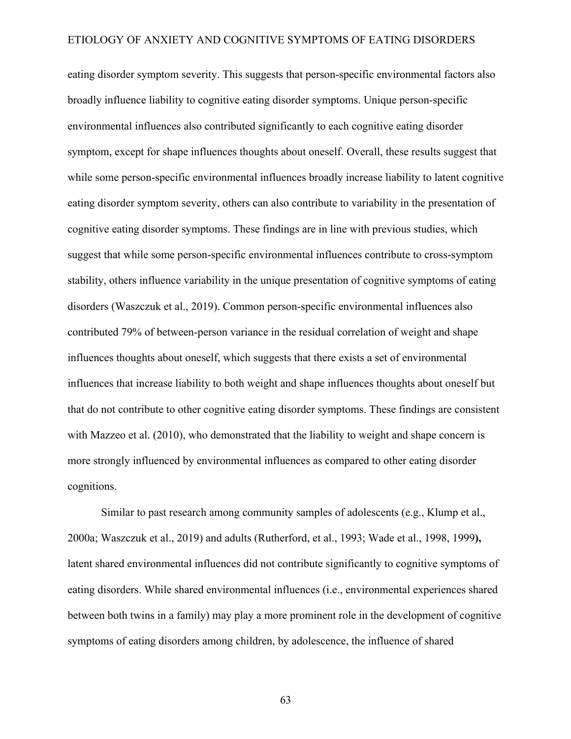eating disorder symptom severity. This suggests that person-specific environmental factors also broadly influence liability to cognitive eating disorder symptoms. Unique person-specific environmental influences also contributed significantly to each cognitive eating disorder symptom, except for shape influences thoughts about oneself. Overall, these results suggest that while some person-specific environmental influences broadly increase liability to latent cognitive eating disorder symptom severity, others can also contribute to variability in the presentation of cognitive eating disorder symptoms. These findings are in line with previous studies, which suggest that while some person-specific environmental influences contribute to cross-symptom stability, others influence variability in the unique presentation of cognitive symptoms of eating disorders (Waszczuk et al., 2019). Common person-specific environmental influences also contributed 79% of between-person variance in the residual correlation of weight and shape influences thoughts about oneself, which suggests that there exists a set of environmental influences that increase liability to both weight and shape influences thoughts about oneself but that do not contribute to other cognitive eating disorder symptoms. These findings are consistent with Mazzeo et al. (2010), who demonstrated that the liability to weight and shape concern is more strongly influenced by environmental influences as compared to other eating disorder cognitions.

Similar to past research among community samples of adolescents (e.g., Klump et al., 2000a; Waszczuk et al., 2019) and adults (Rutherford, et al., 1993; Wade et al., 1998, 1999**),** latent shared environmental influences did not contribute significantly to cognitive symptoms of eating disorders. While shared environmental influences (i.e., environmental experiences shared between both twins in a family) may play a more prominent role in the development of cognitive symptoms of eating disorders among children, by adolescence, the influence of shared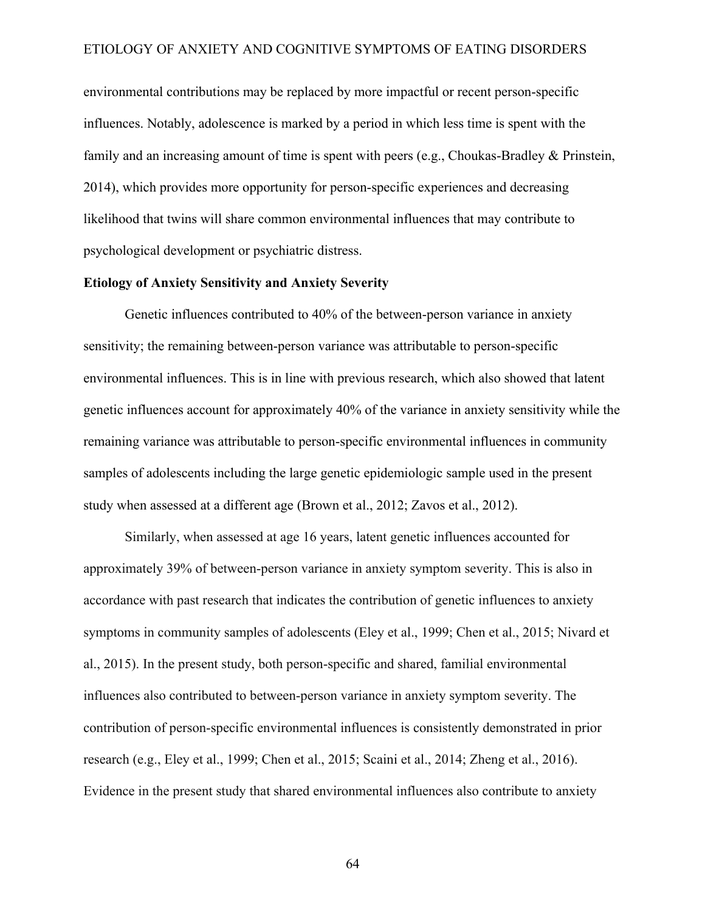environmental contributions may be replaced by more impactful or recent person-specific influences. Notably, adolescence is marked by a period in which less time is spent with the family and an increasing amount of time is spent with peers (e.g., Choukas-Bradley & Prinstein, 2014), which provides more opportunity for person-specific experiences and decreasing likelihood that twins will share common environmental influences that may contribute to psychological development or psychiatric distress.

**Etiology of Anxiety Sensitivity and Anxiety Severity**

Genetic influences contributed to 40% of the between-person variance in anxiety sensitivity; the remaining between-person variance was attributable to person-specific environmental influences. This is in line with previous research, which also showed that latent genetic influences account for approximately 40% of the variance in anxiety sensitivity while the remaining variance was attributable to person-specific environmental influences in community samples of adolescents including the large genetic epidemiologic sample used in the present study when assessed at a different age (Brown et al., 2012; Zavos et al., 2012).

Similarly, when assessed at age 16 years, latent genetic influences accounted for approximately 39% of between-person variance in anxiety symptom severity. This is also in accordance with past research that indicates the contribution of genetic influences to anxiety symptoms in community samples of adolescents (Eley et al., 1999; Chen et al., 2015; Nivard et al., 2015). In the present study, both person-specific and shared, familial environmental influences also contributed to between-person variance in anxiety symptom severity. The contribution of person-specific environmental influences is consistently demonstrated in prior research (e.g., Eley et al., 1999; Chen et al., 2015; Scaini et al., 2014; Zheng et al., 2016). Evidence in the present study that shared environmental influences also contribute to anxiety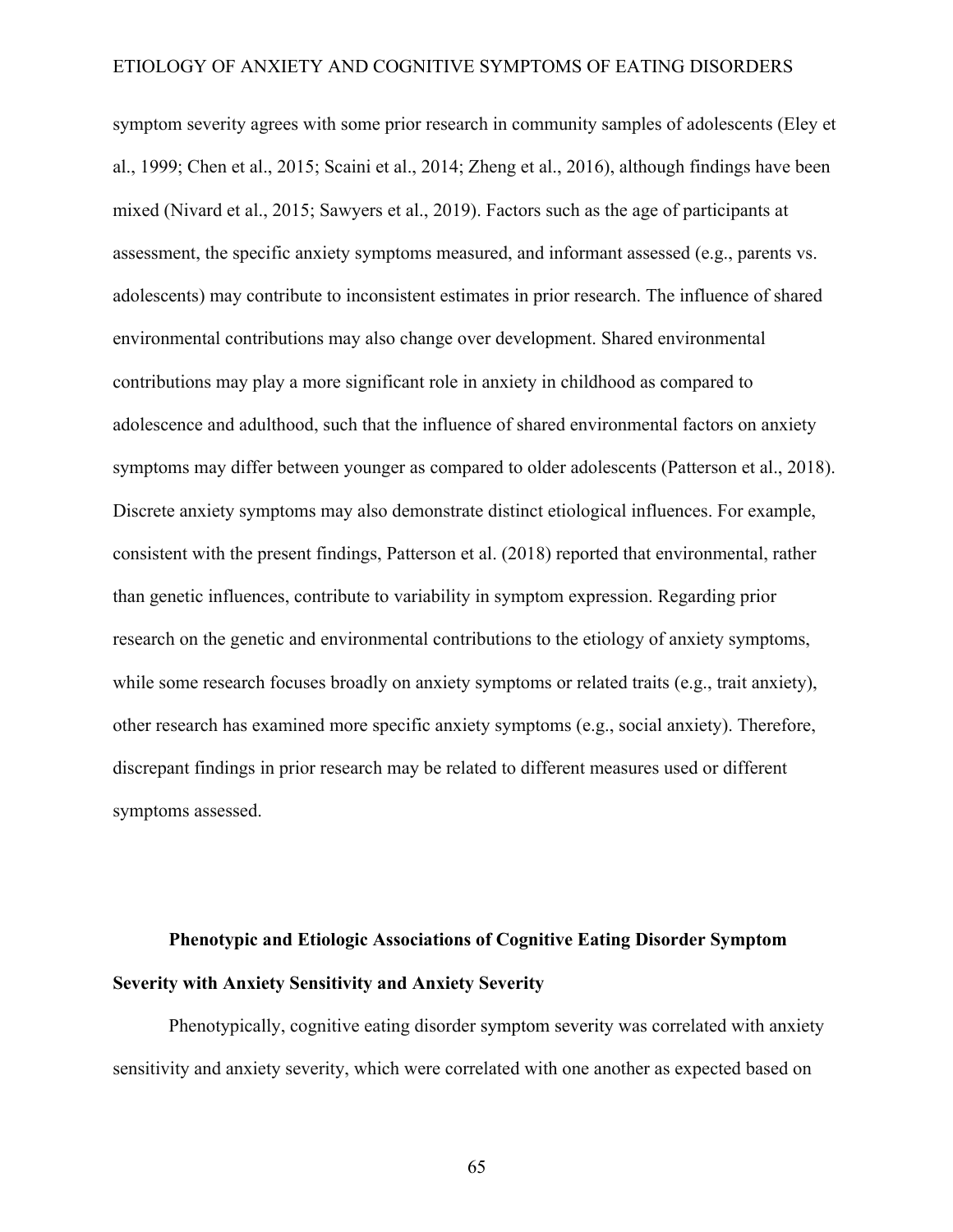symptom severity agrees with some prior research in community samples of adolescents (Eley et al., 1999; Chen et al., 2015; Scaini et al., 2014; Zheng et al., 2016), although findings have been mixed (Nivard et al., 2015; Sawyers et al., 2019). Factors such as the age of participants at assessment, the specific anxiety symptoms measured, and informant assessed (e.g., parents vs. adolescents) may contribute to inconsistent estimates in prior research. The influence of shared environmental contributions may also change over development. Shared environmental contributions may play a more significant role in anxiety in childhood as compared to adolescence and adulthood, such that the influence of shared environmental factors on anxiety symptoms may differ between younger as compared to older adolescents (Patterson et al., 2018). Discrete anxiety symptoms may also demonstrate distinct etiological influences. For example, consistent with the present findings, Patterson et al. (2018) reported that environmental, rather than genetic influences, contribute to variability in symptom expression. Regarding prior research on the genetic and environmental contributions to the etiology of anxiety symptoms, while some research focuses broadly on anxiety symptoms or related traits (e.g., trait anxiety), other research has examined more specific anxiety symptoms (e.g., social anxiety). Therefore, discrepant findings in prior research may be related to different measures used or different symptoms assessed.

## Phenotypic and Etiologic Associations of Cognitive Eating Disorder Symptom Severity with Anxiety Sensitivity and Anxiety Severity

Phenotypically, cognitive eating disorder symptom severity was correlated with anxiety sensitivity and anxiety severity, which were correlated with one another as expected based on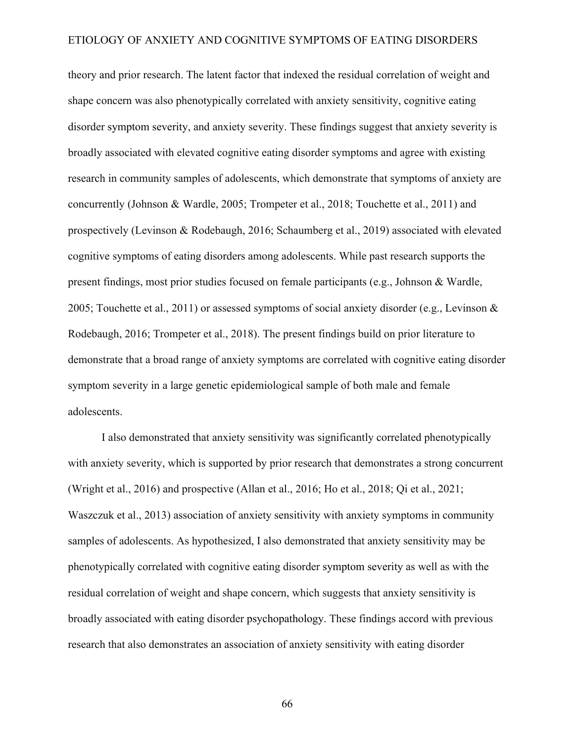theory and prior research. The latent factor that indexed the residual correlation of weight and shape concern was also phenotypically correlated with anxiety sensitivity, cognitive eating disorder symptom severity, and anxiety severity. These findings suggest that anxiety severity is broadly associated with elevated cognitive eating disorder symptoms and agree with existing research in community samples of adolescents, which demonstrate that symptoms of anxiety are concurrently (Johnson & Wardle, 2005; Trompeter et al., 2018; Touchette et al., 2011) and prospectively (Levinson & Rodebaugh, 2016; Schaumberg et al., 2019) associated with elevated cognitive symptoms of eating disorders among adolescents. While past research supports the present findings, most prior studies focused on female participants (e.g., Johnson & Wardle, 2005; Touchette et al., 2011) or assessed symptoms of social anxiety disorder (e.g., Levinson & Rodebaugh, 2016; Trompeter et al., 2018). The present findings build on prior literature to demonstrate that a broad range of anxiety symptoms are correlated with cognitive eating disorder symptom severity in a large genetic epidemiological sample of both male and female adolescents.

I also demonstrated that anxiety sensitivity was significantly correlated phenotypically with anxiety severity, which is supported by prior research that demonstrates a strong concurrent (Wright et al., 2016) and prospective (Allan et al., 2016; Ho et al., 2018; Qi et al., 2021; Waszczuk et al., 2013) association of anxiety sensitivity with anxiety symptoms in community samples of adolescents. As hypothesized, I also demonstrated that anxiety sensitivity may be phenotypically correlated with cognitive eating disorder symptom severity as well as with the residual correlation of weight and shape concern, which suggests that anxiety sensitivity is broadly associated with eating disorder psychopathology. These findings accord with previous research that also demonstrates an association of anxiety sensitivity with eating disorder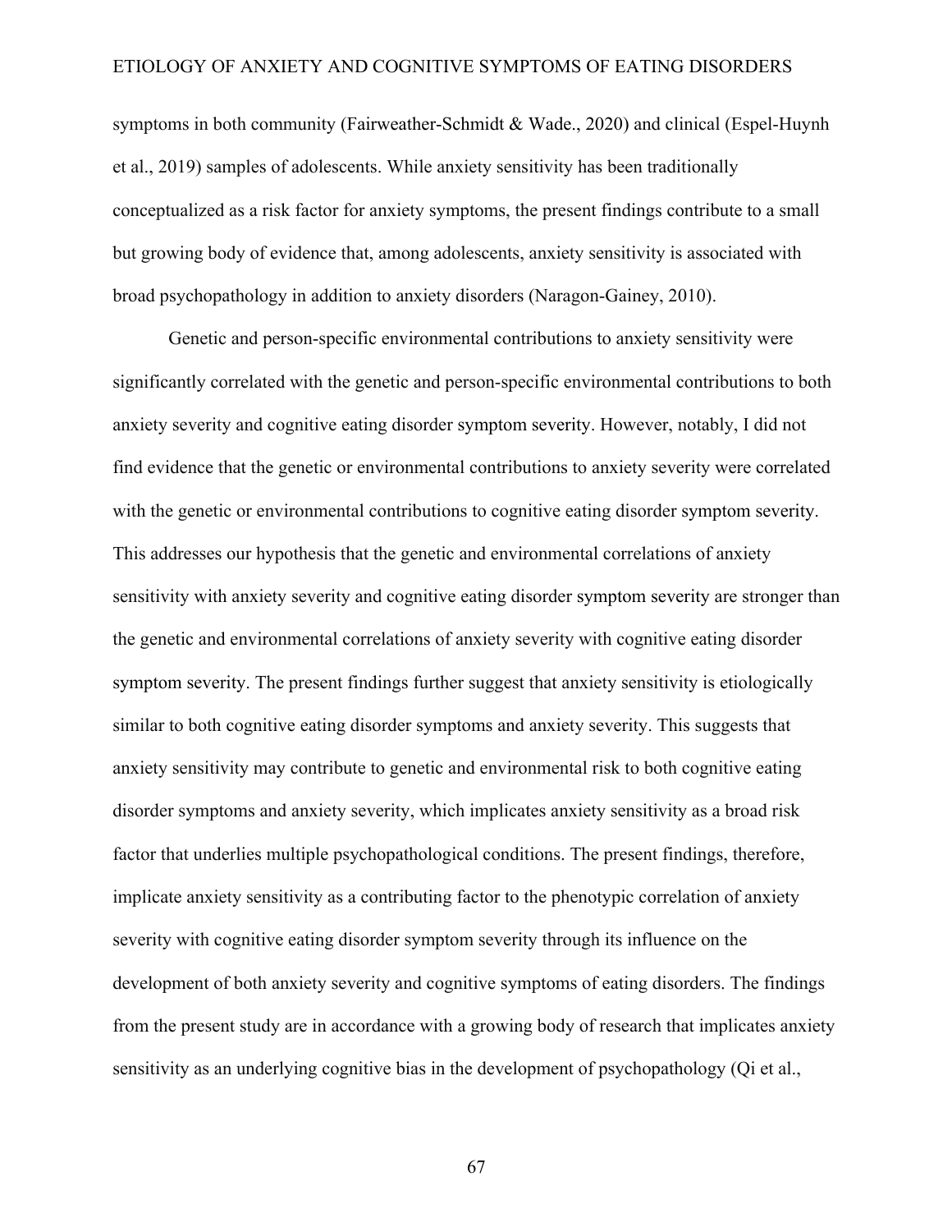symptoms in both community (Fairweather-Schmidt & Wade., 2020) and clinical (Espel-Huynh et al., 2019) samples of adolescents. While anxiety sensitivity has been traditionally conceptualized as a risk factor for anxiety symptoms, the present findings contribute to a small but growing body of evidence that, among adolescents, anxiety sensitivity is associated with broad psychopathology in addition to anxiety disorders (Naragon-Gainey, 2010).

Genetic and person-specific environmental contributions to anxiety sensitivity were significantly correlated with the genetic and person-specific environmental contributions to both anxiety severity and cognitive eating disorder symptom severity. However, notably, I did not find evidence that the genetic or environmental contributions to anxiety severity were correlated with the genetic or environmental contributions to cognitive eating disorder symptom severity. This addresses our hypothesis that the genetic and environmental correlations of anxiety sensitivity with anxiety severity and cognitive eating disorder symptom severity are stronger than the genetic and environmental correlations of anxiety severity with cognitive eating disorder symptom severity. The present findings further suggest that anxiety sensitivity is etiologically similar to both cognitive eating disorder symptoms and anxiety severity. This suggests that anxiety sensitivity may contribute to genetic and environmental risk to both cognitive eating disorder symptoms and anxiety severity, which implicates anxiety sensitivity as a broad risk factor that underlies multiple psychopathological conditions. The present findings, therefore, implicate anxiety sensitivity as a contributing factor to the phenotypic correlation of anxiety severity with cognitive eating disorder symptom severity through its influence on the development of both anxiety severity and cognitive symptoms of eating disorders. The findings from the present study are in accordance with a growing body of research that implicates anxiety sensitivity as an underlying cognitive bias in the development of psychopathology (Qi et al.,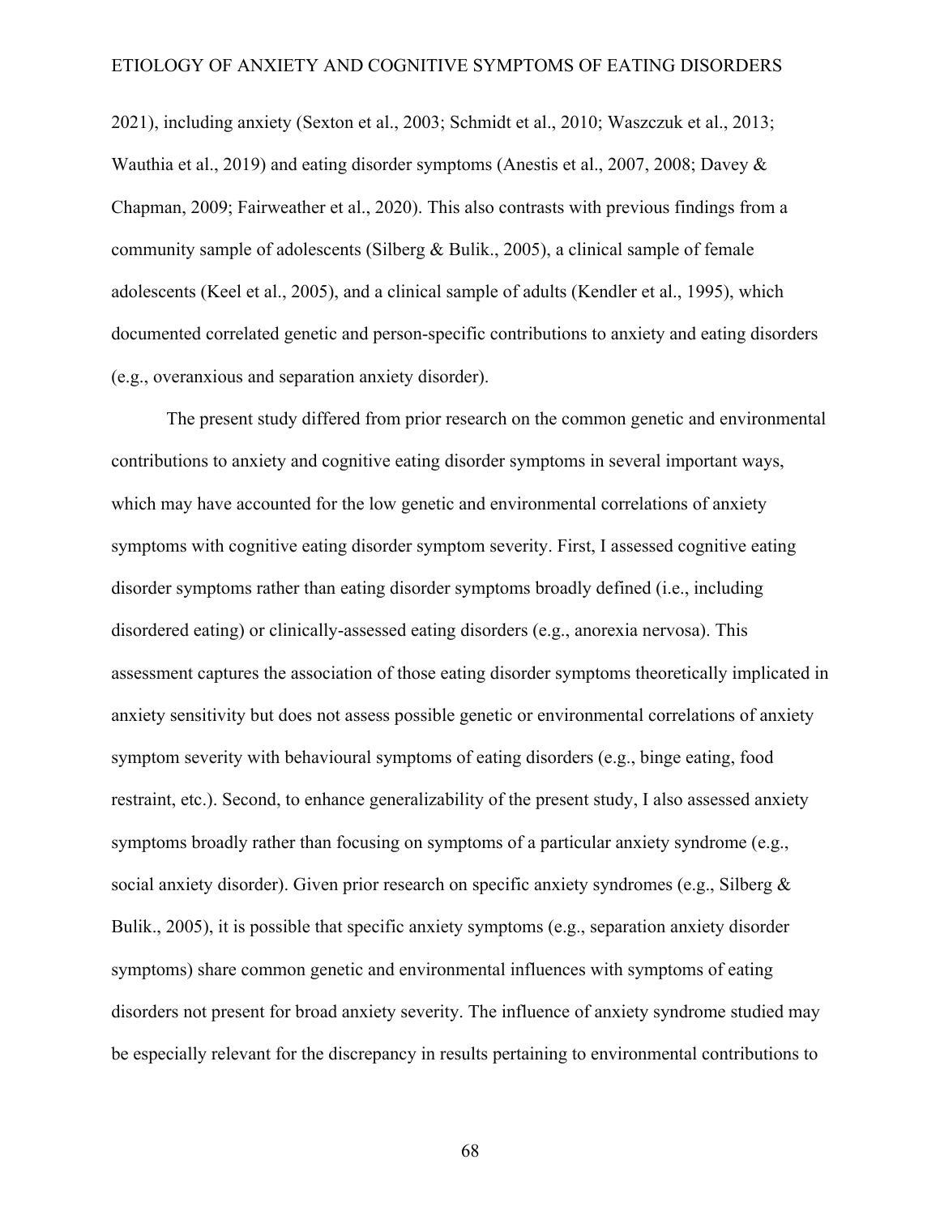2021), including anxiety (Sexton et al., 2003; Schmidt et al., 2010; Waszczuk et al., 2013; Wauthia et al., 2019) and eating disorder symptoms (Anestis et al., 2007, 2008; Davey & Chapman, 2009; Fairweather et al., 2020). This also contrasts with previous findings from a community sample of adolescents (Silberg & Bulik., 2005), a clinical sample of female adolescents (Keel et al., 2005), and a clinical sample of adults (Kendler et al., 1995), which documented correlated genetic and person-specific contributions to anxiety and eating disorders (e.g., overanxious and separation anxiety disorder).

The present study differed from prior research on the common genetic and environmental contributions to anxiety and cognitive eating disorder symptoms in several important ways, which may have accounted for the low genetic and environmental correlations of anxiety symptoms with cognitive eating disorder symptom severity. First, I assessed cognitive eating disorder symptoms rather than eating disorder symptoms broadly defined (i.e., including disordered eating) or clinically-assessed eating disorders (e.g., anorexia nervosa). This assessment captures the association of those eating disorder symptoms theoretically implicated in anxiety sensitivity but does not assess possible genetic or environmental correlations of anxiety symptom severity with behavioural symptoms of eating disorders (e.g., binge eating, food restraint, etc.). Second, to enhance generalizability of the present study, I also assessed anxiety symptoms broadly rather than focusing on symptoms of a particular anxiety syndrome (e.g., social anxiety disorder). Given prior research on specific anxiety syndromes (e.g., Silberg & Bulik., 2005), it is possible that specific anxiety symptoms (e.g., separation anxiety disorder symptoms) share common genetic and environmental influences with symptoms of eating disorders not present for broad anxiety severity. The influence of anxiety syndrome studied may be especially relevant for the discrepancy in results pertaining to environmental contributions to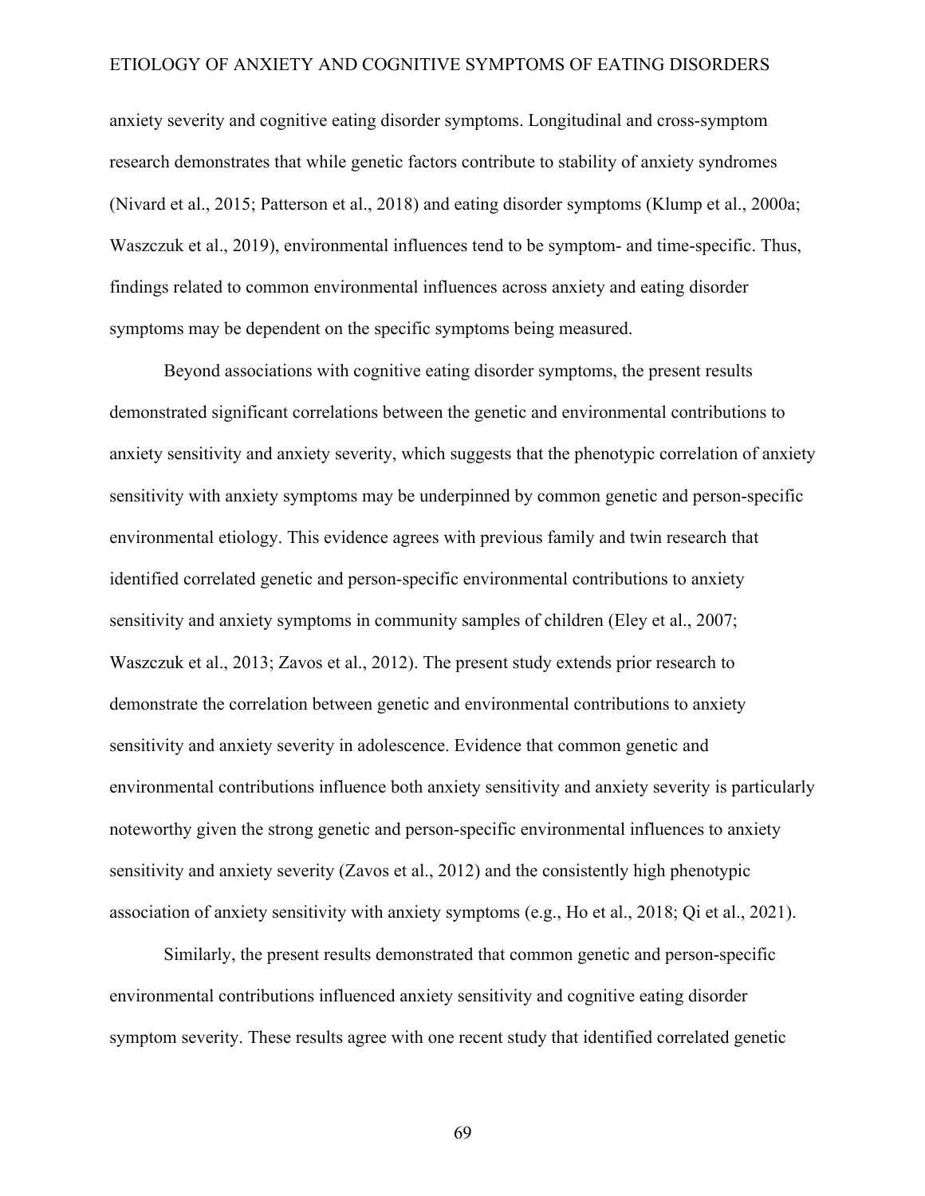anxiety severity and cognitive eating disorder symptoms. Longitudinal and cross-symptom research demonstrates that while genetic factors contribute to stability of anxiety syndromes (Nivard et al., 2015; Patterson et al., 2018) and eating disorder symptoms (Klump et al., 2000a; Waszczuk et al., 2019), environmental influences tend to be symptom- and time-specific. Thus, findings related to common environmental influences across anxiety and eating disorder symptoms may be dependent on the specific symptoms being measured.

Beyond associations with cognitive eating disorder symptoms, the present results demonstrated significant correlations between the genetic and environmental contributions to anxiety sensitivity and anxiety severity, which suggests that the phenotypic correlation of anxiety sensitivity with anxiety symptoms may be underpinned by common genetic and person-specific environmental etiology. This evidence agrees with previous family and twin research that identified correlated genetic and person-specific environmental contributions to anxiety sensitivity and anxiety symptoms in community samples of children (Eley et al., 2007; Waszczuk et al., 2013; Zavos et al., 2012). The present study extends prior research to demonstrate the correlation between genetic and environmental contributions to anxiety sensitivity and anxiety severity in adolescence. Evidence that common genetic and environmental contributions influence both anxiety sensitivity and anxiety severity is particularly noteworthy given the strong genetic and person-specific environmental influences to anxiety sensitivity and anxiety severity (Zavos et al., 2012) and the consistently high phenotypic association of anxiety sensitivity with anxiety symptoms (e.g., Ho et al., 2018; Qi et al., 2021).

Similarly, the present results demonstrated that common genetic and person-specific environmental contributions influenced anxiety sensitivity and cognitive eating disorder symptom severity. These results agree with one recent study that identified correlated genetic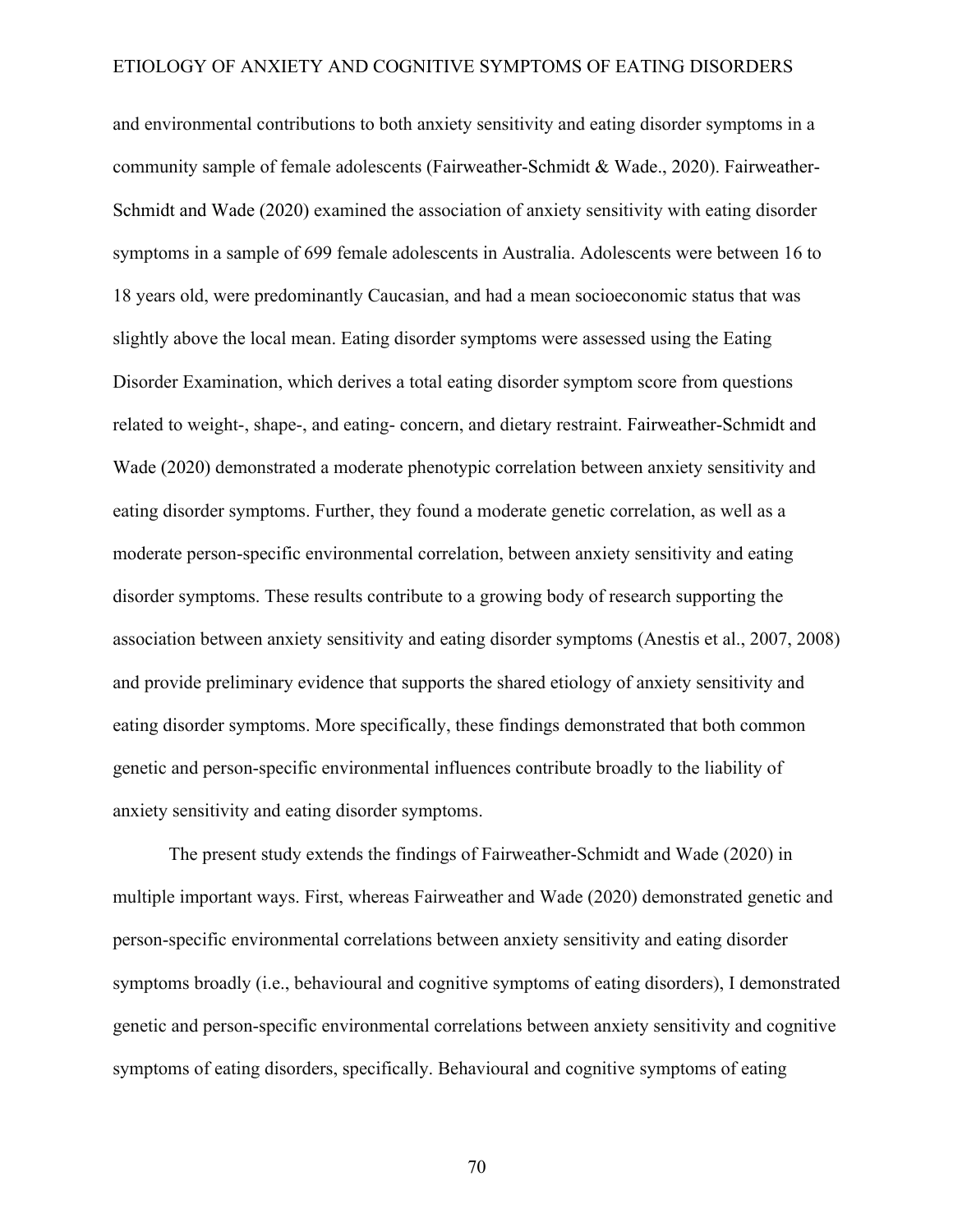and environmental contributions to both anxiety sensitivity and eating disorder symptoms in a community sample of female adolescents (Fairweather-Schmidt & Wade., 2020). Fairweather-Schmidt and Wade (2020) examined the association of anxiety sensitivity with eating disorder symptoms in a sample of 699 female adolescents in Australia. Adolescents were between 16 to 18 years old, were predominantly Caucasian, and had a mean socioeconomic status that was slightly above the local mean. Eating disorder symptoms were assessed using the Eating Disorder Examination, which derives a total eating disorder symptom score from questions related to weight-, shape-, and eating- concern, and dietary restraint. Fairweather-Schmidt and Wade (2020) demonstrated a moderate phenotypic correlation between anxiety sensitivity and eating disorder symptoms. Further, they found a moderate genetic correlation, as well as a moderate person-specific environmental correlation, between anxiety sensitivity and eating disorder symptoms. These results contribute to a growing body of research supporting the association between anxiety sensitivity and eating disorder symptoms (Anestis et al., 2007, 2008) and provide preliminary evidence that supports the shared etiology of anxiety sensitivity and eating disorder symptoms. More specifically, these findings demonstrated that both common genetic and person-specific environmental influences contribute broadly to the liability of anxiety sensitivity and eating disorder symptoms.

The present study extends the findings of Fairweather-Schmidt and Wade (2020) in multiple important ways. First, whereas Fairweather and Wade (2020) demonstrated genetic and person-specific environmental correlations between anxiety sensitivity and eating disorder symptoms broadly (i.e., behavioural and cognitive symptoms of eating disorders), I demonstrated genetic and person-specific environmental correlations between anxiety sensitivity and cognitive symptoms of eating disorders, specifically. Behavioural and cognitive symptoms of eating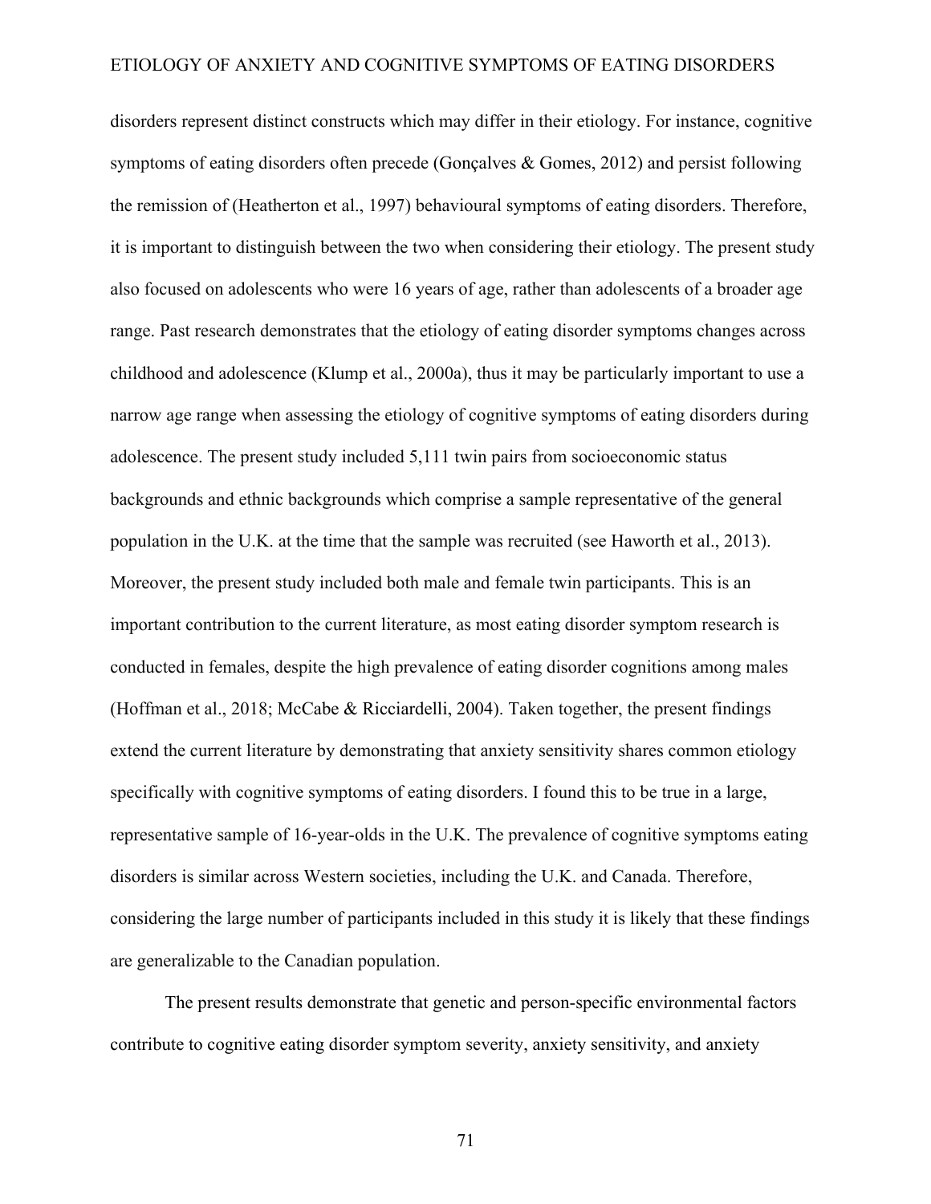disorders represent distinct constructs which may differ in their etiology. For instance, cognitive symptoms of eating disorders often precede (Gonçalves & Gomes, 2012) and persist following the remission of (Heatherton et al., 1997) behavioural symptoms of eating disorders. Therefore, it is important to distinguish between the two when considering their etiology. The present study also focused on adolescents who were 16 years of age, rather than adolescents of a broader age range. Past research demonstrates that the etiology of eating disorder symptoms changes across childhood and adolescence (Klump et al., 2000a), thus it may be particularly important to use a narrow age range when assessing the etiology of cognitive symptoms of eating disorders during adolescence. The present study included 5,111 twin pairs from socioeconomic status backgrounds and ethnic backgrounds which comprise a sample representative of the general population in the U.K. at the time that the sample was recruited (see Haworth et al., 2013). Moreover, the present study included both male and female twin participants. This is an important contribution to the current literature, as most eating disorder symptom research is conducted in females, despite the high prevalence of eating disorder cognitions among males (Hoffman et al., 2018; McCabe & Ricciardelli, 2004). Taken together, the present findings extend the current literature by demonstrating that anxiety sensitivity shares common etiology specifically with cognitive symptoms of eating disorders. I found this to be true in a large, representative sample of 16-year-olds in the U.K. The prevalence of cognitive symptoms eating disorders is similar across Western societies, including the U.K. and Canada. Therefore, considering the large number of participants included in this study it is likely that these findings are generalizable to the Canadian population.

The present results demonstrate that genetic and person-specific environmental factors contribute to cognitive eating disorder symptom severity, anxiety sensitivity, and anxiety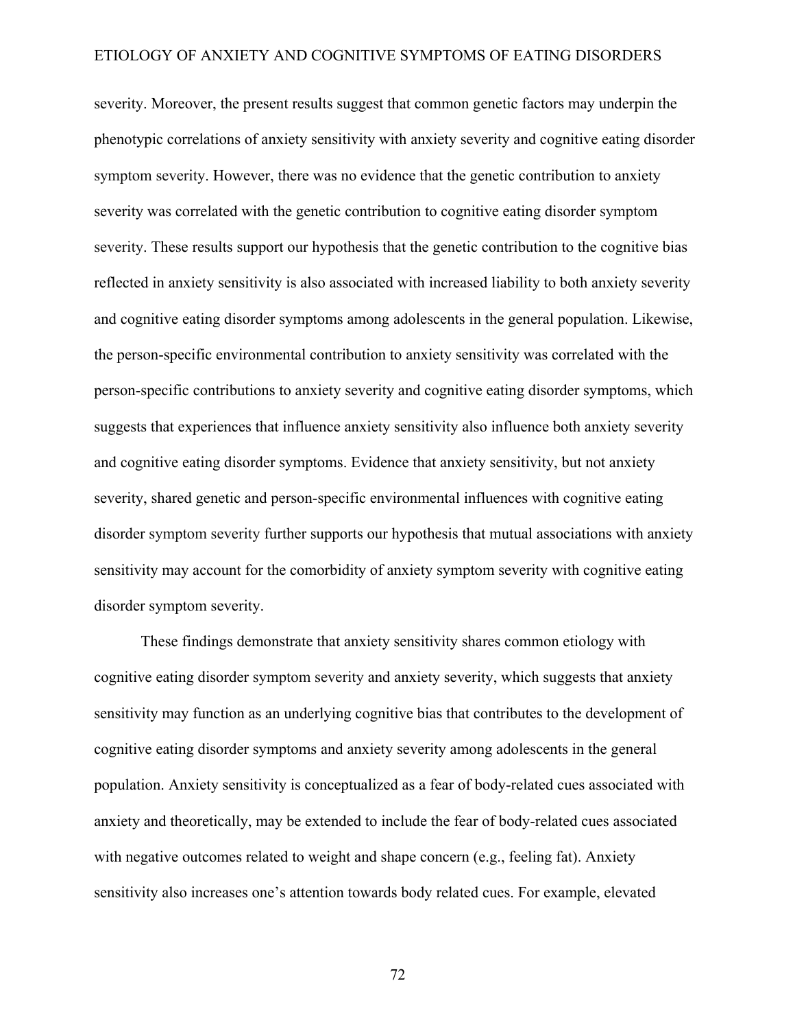severity. Moreover, the present results suggest that common genetic factors may underpin the phenotypic correlations of anxiety sensitivity with anxiety severity and cognitive eating disorder symptom severity. However, there was no evidence that the genetic contribution to anxiety severity was correlated with the genetic contribution to cognitive eating disorder symptom severity. These results support our hypothesis that the genetic contribution to the cognitive bias reflected in anxiety sensitivity is also associated with increased liability to both anxiety severity and cognitive eating disorder symptoms among adolescents in the general population. Likewise, the person-specific environmental contribution to anxiety sensitivity was correlated with the person-specific contributions to anxiety severity and cognitive eating disorder symptoms, which suggests that experiences that influence anxiety sensitivity also influence both anxiety severity and cognitive eating disorder symptoms. Evidence that anxiety sensitivity, but not anxiety severity, shared genetic and person-specific environmental influences with cognitive eating disorder symptom severity further supports our hypothesis that mutual associations with anxiety sensitivity may account for the comorbidity of anxiety symptom severity with cognitive eating disorder symptom severity.

These findings demonstrate that anxiety sensitivity shares common etiology with cognitive eating disorder symptom severity and anxiety severity, which suggests that anxiety sensitivity may function as an underlying cognitive bias that contributes to the development of cognitive eating disorder symptoms and anxiety severity among adolescents in the general population. Anxiety sensitivity is conceptualized as a fear of body-related cues associated with anxiety and theoretically, may be extended to include the fear of body-related cues associated with negative outcomes related to weight and shape concern (e.g., feeling fat). Anxiety sensitivity also increases one's attention towards body related cues. For example, elevated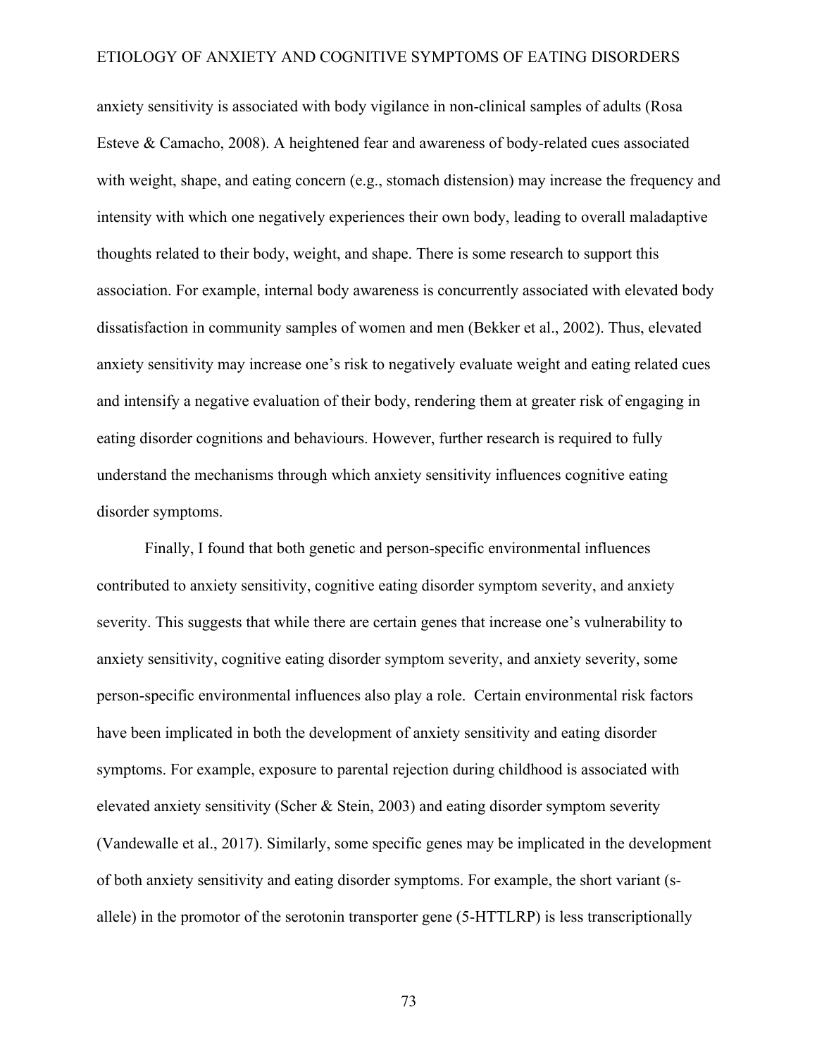anxiety sensitivity is associated with body vigilance in non-clinical samples of adults (Rosa Esteve & Camacho, 2008). A heightened fear and awareness of body-related cues associated with weight, shape, and eating concern (e.g., stomach distension) may increase the frequency and intensity with which one negatively experiences their own body, leading to overall maladaptive thoughts related to their body, weight, and shape. There is some research to support this association. For example, internal body awareness is concurrently associated with elevated body dissatisfaction in community samples of women and men (Bekker et al., 2002). Thus, elevated anxiety sensitivity may increase one's risk to negatively evaluate weight and eating related cues and intensify a negative evaluation of their body, rendering them at greater risk of engaging in eating disorder cognitions and behaviours. However, further research is required to fully understand the mechanisms through which anxiety sensitivity influences cognitive eating disorder symptoms.

Finally, I found that both genetic and person-specific environmental influences contributed to anxiety sensitivity, cognitive eating disorder symptom severity, and anxiety severity. This suggests that while there are certain genes that increase one's vulnerability to anxiety sensitivity, cognitive eating disorder symptom severity, and anxiety severity, some person-specific environmental influences also play a role. Certain environmental risk factors have been implicated in both the development of anxiety sensitivity and eating disorder symptoms. For example, exposure to parental rejection during childhood is associated with elevated anxiety sensitivity (Scher & Stein, 2003) and eating disorder symptom severity (Vandewalle et al., 2017). Similarly, some specific genes may be implicated in the development of both anxiety sensitivity and eating disorder symptoms. For example, the short variant (s-allele) in the promotor of the serotonin transporter gene (5-HTTLRP) is less transcriptionally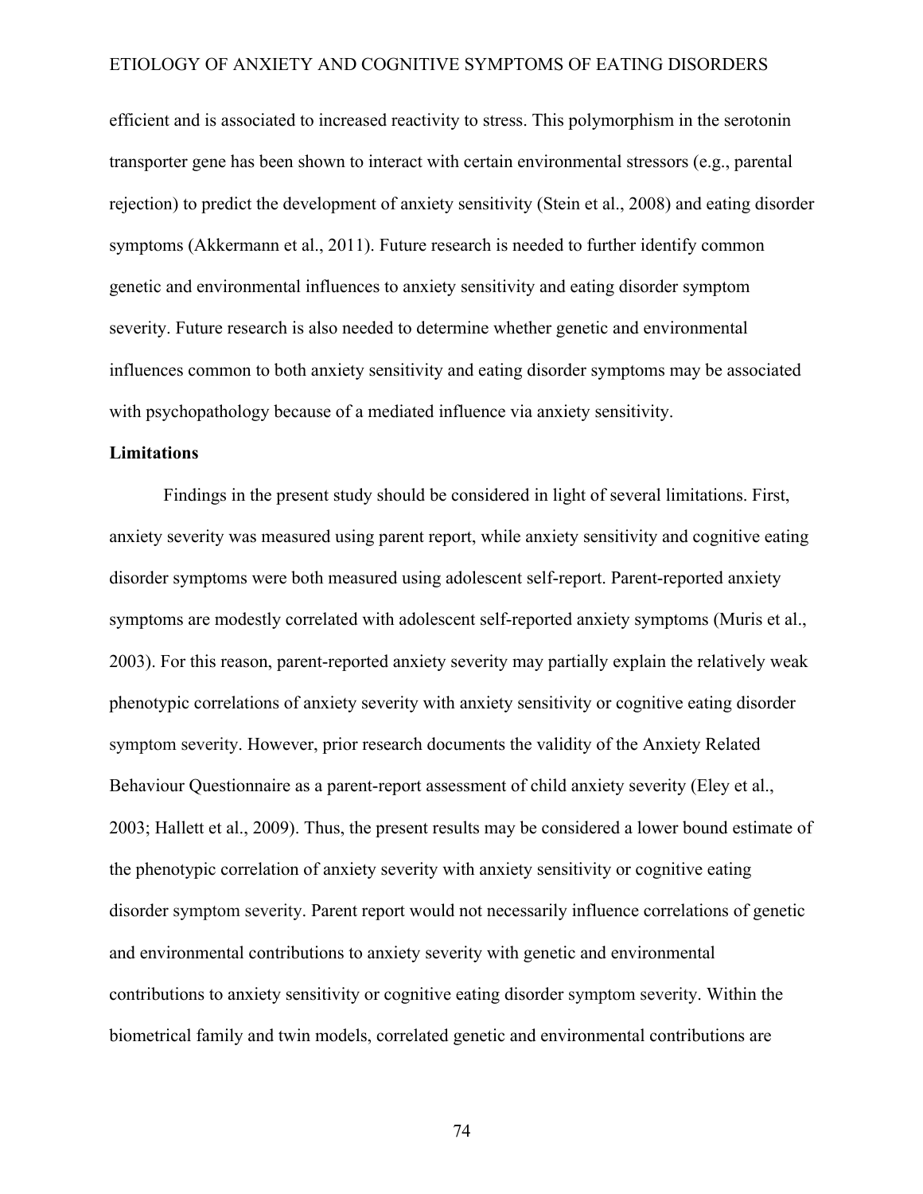efficient and is associated to increased reactivity to stress. This polymorphism in the serotonin transporter gene has been shown to interact with certain environmental stressors (e.g., parental rejection) to predict the development of anxiety sensitivity (Stein et al., 2008) and eating disorder symptoms (Akkermann et al., 2011). Future research is needed to further identify common genetic and environmental influences to anxiety sensitivity and eating disorder symptom severity. Future research is also needed to determine whether genetic and environmental influences common to both anxiety sensitivity and eating disorder symptoms may be associated with psychopathology because of a mediated influence via anxiety sensitivity.

**Limitations**

Findings in the present study should be considered in light of several limitations. First, anxiety severity was measured using parent report, while anxiety sensitivity and cognitive eating disorder symptoms were both measured using adolescent self-report. Parent-reported anxiety symptoms are modestly correlated with adolescent self-reported anxiety symptoms (Muris et al., 2003). For this reason, parent-reported anxiety severity may partially explain the relatively weak phenotypic correlations of anxiety severity with anxiety sensitivity or cognitive eating disorder symptom severity. However, prior research documents the validity of the Anxiety Related Behaviour Questionnaire as a parent-report assessment of child anxiety severity (Eley et al., 2003; Hallett et al., 2009). Thus, the present results may be considered a lower bound estimate of the phenotypic correlation of anxiety severity with anxiety sensitivity or cognitive eating disorder symptom severity. Parent report would not necessarily influence correlations of genetic and environmental contributions to anxiety severity with genetic and environmental contributions to anxiety sensitivity or cognitive eating disorder symptom severity. Within the biometrical family and twin models, correlated genetic and environmental contributions are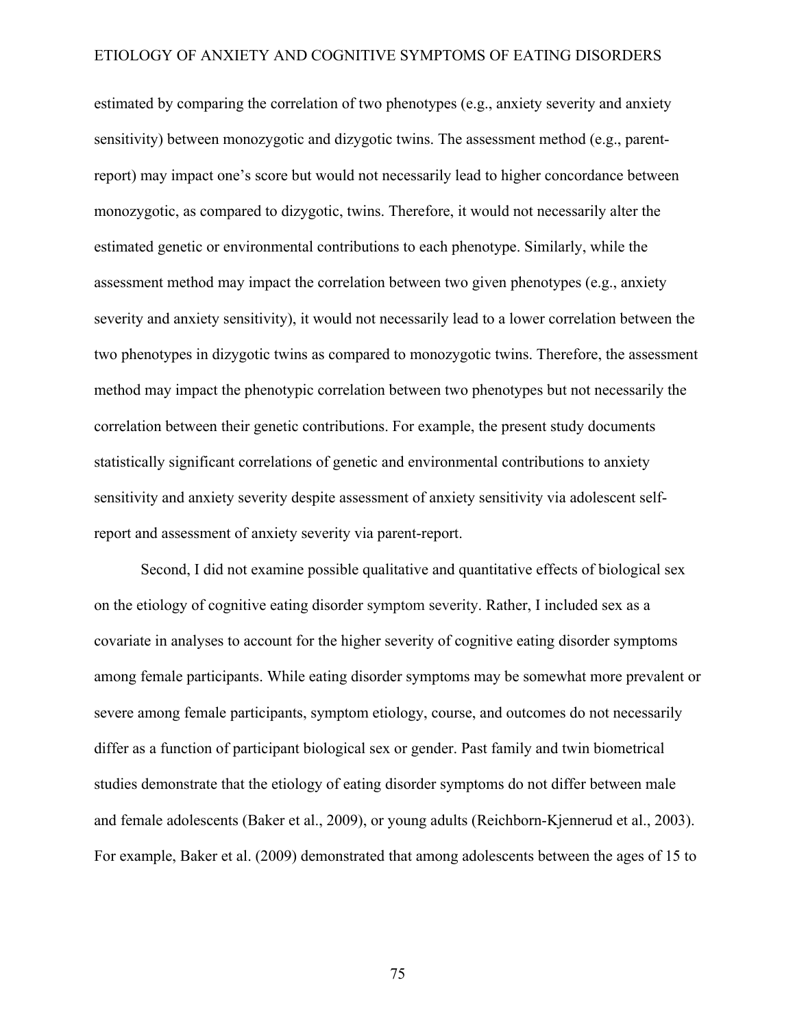estimated by comparing the correlation of two phenotypes (e.g., anxiety severity and anxiety sensitivity) between monozygotic and dizygotic twins. The assessment method (e.g., parent-report) may impact one's score but would not necessarily lead to higher concordance between monozygotic, as compared to dizygotic, twins. Therefore, it would not necessarily alter the estimated genetic or environmental contributions to each phenotype. Similarly, while the assessment method may impact the correlation between two given phenotypes (e.g., anxiety severity and anxiety sensitivity), it would not necessarily lead to a lower correlation between the two phenotypes in dizygotic twins as compared to monozygotic twins. Therefore, the assessment method may impact the phenotypic correlation between two phenotypes but not necessarily the correlation between their genetic contributions. For example, the present study documents statistically significant correlations of genetic and environmental contributions to anxiety sensitivity and anxiety severity despite assessment of anxiety sensitivity via adolescent self-report and assessment of anxiety severity via parent-report.

Second, I did not examine possible qualitative and quantitative effects of biological sex on the etiology of cognitive eating disorder symptom severity. Rather, I included sex as a covariate in analyses to account for the higher severity of cognitive eating disorder symptoms among female participants. While eating disorder symptoms may be somewhat more prevalent or severe among female participants, symptom etiology, course, and outcomes do not necessarily differ as a function of participant biological sex or gender. Past family and twin biometrical studies demonstrate that the etiology of eating disorder symptoms do not differ between male and female adolescents (Baker et al., 2009), or young adults (Reichborn-Kjennerud et al., 2003). For example, Baker et al. (2009) demonstrated that among adolescents between the ages of 15 to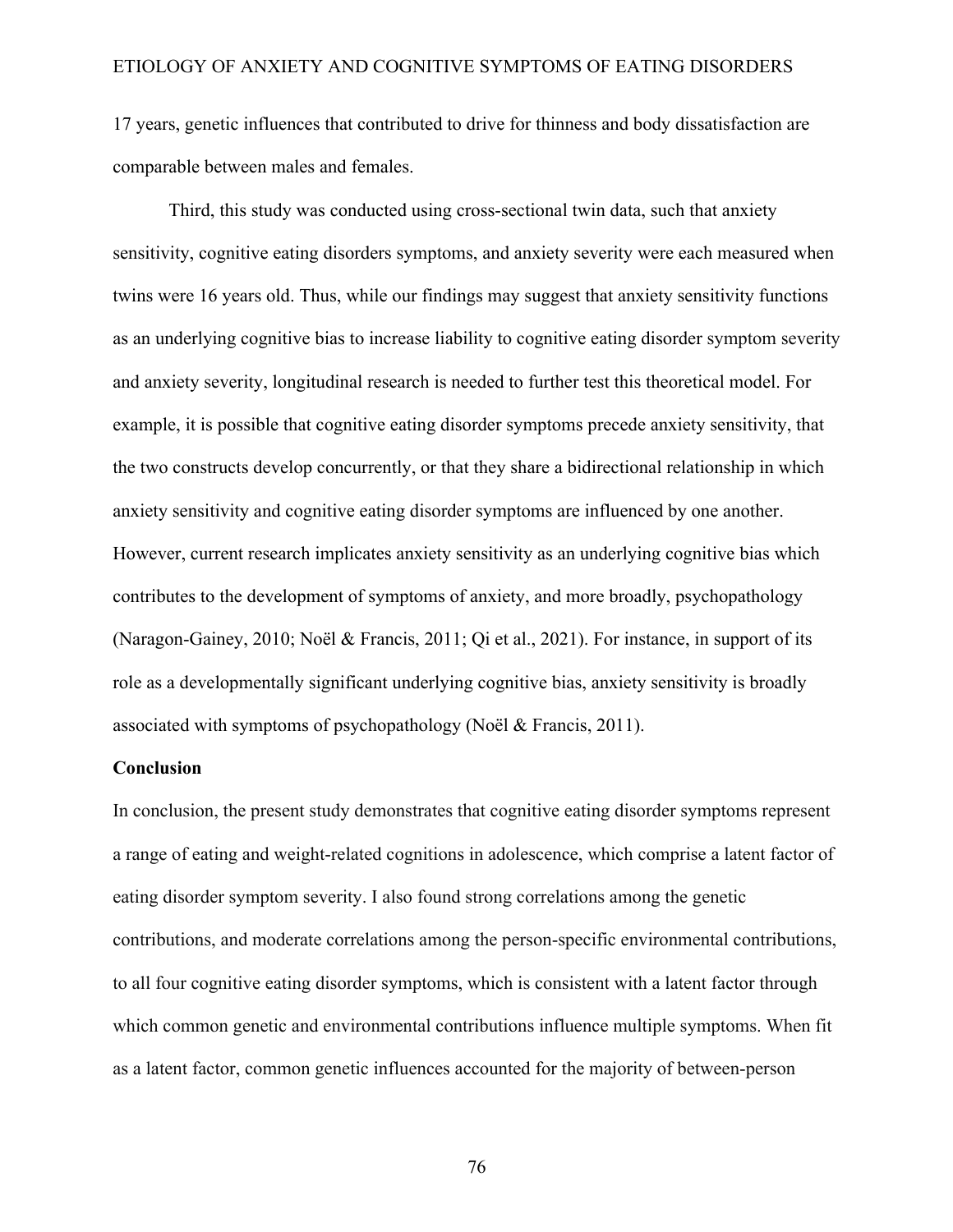17 years, genetic influences that contributed to drive for thinness and body dissatisfaction are comparable between males and females.

Third, this study was conducted using cross-sectional twin data, such that anxiety sensitivity, cognitive eating disorders symptoms, and anxiety severity were each measured when twins were 16 years old. Thus, while our findings may suggest that anxiety sensitivity functions as an underlying cognitive bias to increase liability to cognitive eating disorder symptom severity and anxiety severity, longitudinal research is needed to further test this theoretical model. For example, it is possible that cognitive eating disorder symptoms precede anxiety sensitivity, that the two constructs develop concurrently, or that they share a bidirectional relationship in which anxiety sensitivity and cognitive eating disorder symptoms are influenced by one another. However, current research implicates anxiety sensitivity as an underlying cognitive bias which contributes to the development of symptoms of anxiety, and more broadly, psychopathology (Naragon-Gainey, 2010; Noël & Francis, 2011; Qi et al., 2021). For instance, in support of its role as a developmentally significant underlying cognitive bias, anxiety sensitivity is broadly associated with symptoms of psychopathology (Noël & Francis, 2011).

## Conclusion

In conclusion, the present study demonstrates that cognitive eating disorder symptoms represent a range of eating and weight-related cognitions in adolescence, which comprise a latent factor of eating disorder symptom severity. I also found strong correlations among the genetic contributions, and moderate correlations among the person-specific environmental contributions, to all four cognitive eating disorder symptoms, which is consistent with a latent factor through which common genetic and environmental contributions influence multiple symptoms. When fit as a latent factor, common genetic influences accounted for the majority of between-person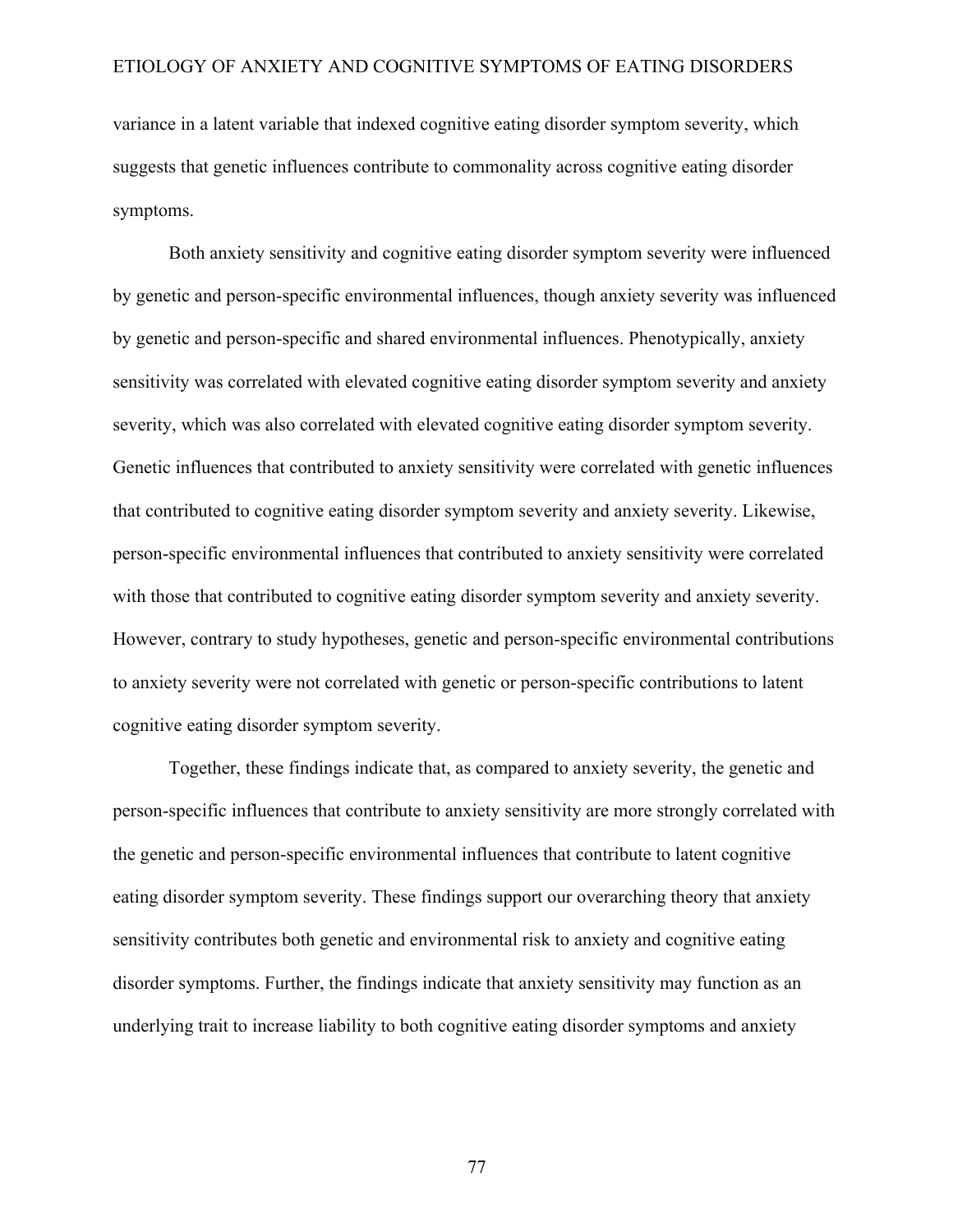variance in a latent variable that indexed cognitive eating disorder symptom severity, which suggests that genetic influences contribute to commonality across cognitive eating disorder symptoms.

Both anxiety sensitivity and cognitive eating disorder symptom severity were influenced by genetic and person-specific environmental influences, though anxiety severity was influenced by genetic and person-specific and shared environmental influences. Phenotypically, anxiety sensitivity was correlated with elevated cognitive eating disorder symptom severity and anxiety severity, which was also correlated with elevated cognitive eating disorder symptom severity. Genetic influences that contributed to anxiety sensitivity were correlated with genetic influences that contributed to cognitive eating disorder symptom severity and anxiety severity. Likewise, person-specific environmental influences that contributed to anxiety sensitivity were correlated with those that contributed to cognitive eating disorder symptom severity and anxiety severity. However, contrary to study hypotheses, genetic and person-specific environmental contributions to anxiety severity were not correlated with genetic or person-specific contributions to latent cognitive eating disorder symptom severity.

Together, these findings indicate that, as compared to anxiety severity, the genetic and person-specific influences that contribute to anxiety sensitivity are more strongly correlated with the genetic and person-specific environmental influences that contribute to latent cognitive eating disorder symptom severity. These findings support our overarching theory that anxiety sensitivity contributes both genetic and environmental risk to anxiety and cognitive eating disorder symptoms. Further, the findings indicate that anxiety sensitivity may function as an underlying trait to increase liability to both cognitive eating disorder symptoms and anxiety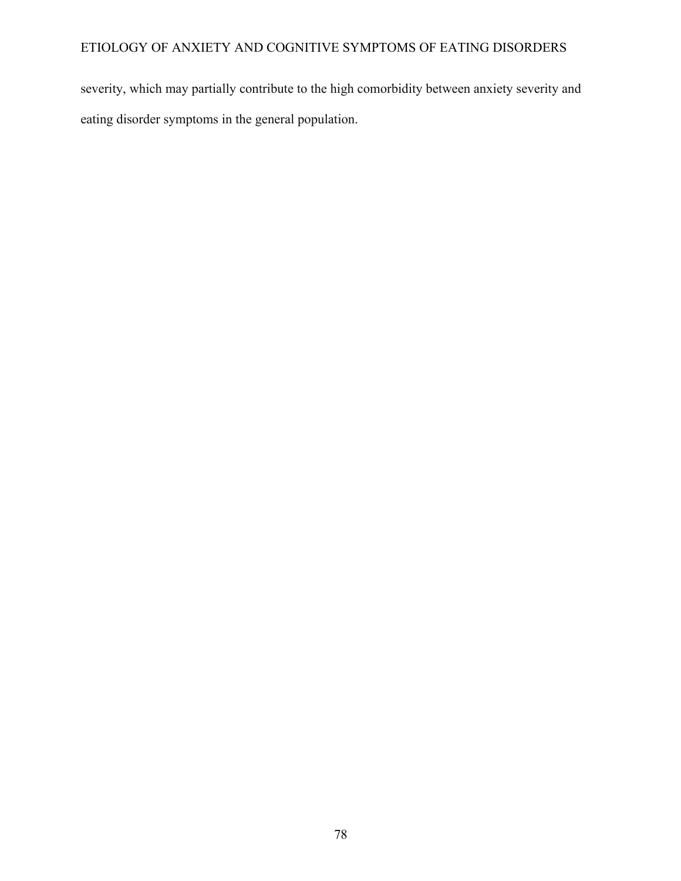severity, which may partially contribute to the high comorbidity between anxiety severity and eating disorder symptoms in the general population.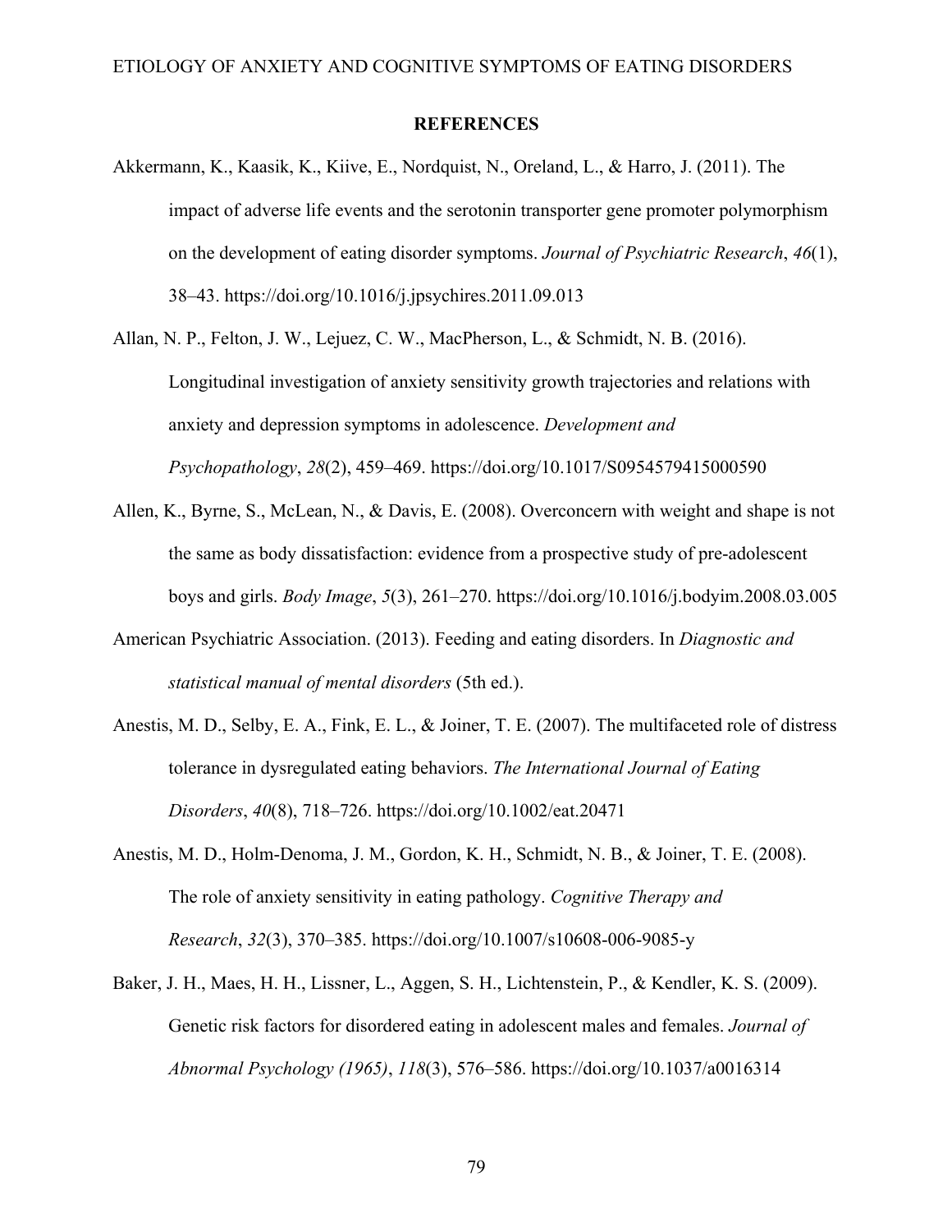## REFERENCES

Akkermann, K., Kaasik, K., Kiive, E., Nordquist, N., Oreland, L., & Harro, J. (2011). The impact of adverse life events and the serotonin transporter gene promoter polymorphism on the development of eating disorder symptoms. *Journal of Psychiatric Research*, *46*(1), 38–43. https://doi.org/10.1016/j.jpsychires.2011.09.013

Allan, N. P., Felton, J. W., Lejuez, C. W., MacPherson, L., & Schmidt, N. B. (2016). Longitudinal investigation of anxiety sensitivity growth trajectories and relations with anxiety and depression symptoms in adolescence. *Development and Psychopathology*, *28*(2), 459–469. https://doi.org/10.1017/S0954579415000590

Allen, K., Byrne, S., McLean, N., & Davis, E. (2008). Overconcern with weight and shape is not the same as body dissatisfaction: evidence from a prospective study of pre-adolescent boys and girls. *Body Image*, *5*(3), 261–270. https://doi.org/10.1016/j.bodyim.2008.03.005

American Psychiatric Association. (2013). Feeding and eating disorders. In *Diagnostic and statistical manual of mental disorders* (5th ed.).

Anestis, M. D., Selby, E. A., Fink, E. L., & Joiner, T. E. (2007). The multifaceted role of distress tolerance in dysregulated eating behaviors. *The International Journal of Eating Disorders*, *40*(8), 718–726. https://doi.org/10.1002/eat.20471

Anestis, M. D., Holm-Denoma, J. M., Gordon, K. H., Schmidt, N. B., & Joiner, T. E. (2008). The role of anxiety sensitivity in eating pathology. *Cognitive Therapy and Research*, *32*(3), 370–385. https://doi.org/10.1007/s10608-006-9085-y

Baker, J. H., Maes, H. H., Lissner, L., Aggen, S. H., Lichtenstein, P., & Kendler, K. S. (2009). Genetic risk factors for disordered eating in adolescent males and females. *Journal of Abnormal Psychology (1965)*, *118*(3), 576–586. https://doi.org/10.1037/a0016314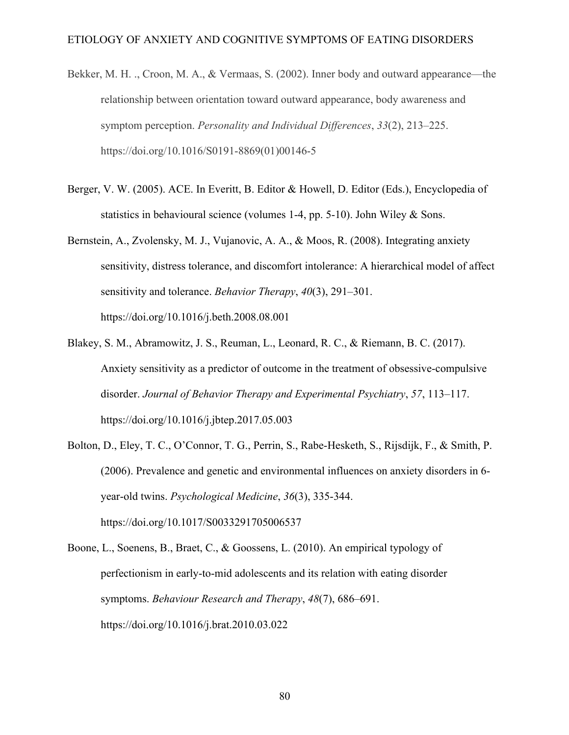Bekker, M. H. ., Croon, M. A., & Vermaas, S. (2002). Inner body and outward appearance—the relationship between orientation toward outward appearance, body awareness and symptom perception. *Personality and Individual Differences*, *33*(2), 213–225. https://doi.org/10.1016/S0191-8869(01)00146-5

Berger, V. W. (2005). ACE. In Everitt, B. Editor & Howell, D. Editor (Eds.), Encyclopedia of statistics in behavioural science (volumes 1-4, pp. 5-10). John Wiley & Sons.

Bernstein, A., Zvolensky, M. J., Vujanovic, A. A., & Moos, R. (2008). Integrating anxiety sensitivity, distress tolerance, and discomfort intolerance: A hierarchical model of affect sensitivity and tolerance. *Behavior Therapy*, *40*(3), 291–301. https://doi.org/10.1016/j.beth.2008.08.001

Blakey, S. M., Abramowitz, J. S., Reuman, L., Leonard, R. C., & Riemann, B. C. (2017). Anxiety sensitivity as a predictor of outcome in the treatment of obsessive-compulsive disorder. *Journal of Behavior Therapy and Experimental Psychiatry*, *57*, 113–117. https://doi.org/10.1016/j.jbtep.2017.05.003

Bolton, D., Eley, T. C., O'Connor, T. G., Perrin, S., Rabe-Hesketh, S., Rijsdijk, F., & Smith, P. (2006). Prevalence and genetic and environmental influences on anxiety disorders in 6-year-old twins. *Psychological Medicine*, *36*(3), 335-344. https://doi.org/10.1017/S0033291705006537

Boone, L., Soenens, B., Braet, C., & Goossens, L. (2010). An empirical typology of perfectionism in early-to-mid adolescents and its relation with eating disorder symptoms. *Behaviour Research and Therapy*, *48*(7), 686–691. https://doi.org/10.1016/j.brat.2010.03.022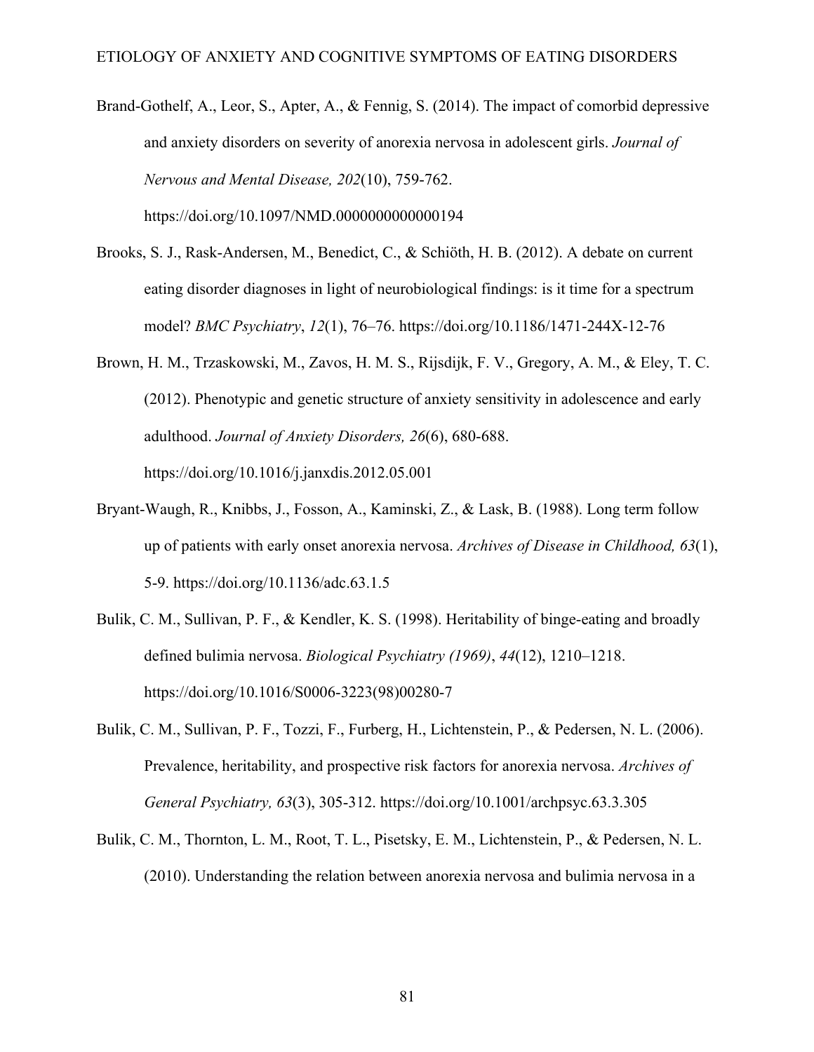Brand-Gothelf, A., Leor, S., Apter, A., & Fennig, S. (2014). The impact of comorbid depressive and anxiety disorders on severity of anorexia nervosa in adolescent girls. *Journal of Nervous and Mental Disease, 202*(10), 759-762. https://doi.org/10.1097/NMD.0000000000000194

Brooks, S. J., Rask-Andersen, M., Benedict, C., & Schiöth, H. B. (2012). A debate on current eating disorder diagnoses in light of neurobiological findings: is it time for a spectrum model? *BMC Psychiatry*, *12*(1), 76–76. https://doi.org/10.1186/1471-244X-12-76

Brown, H. M., Trzaskowski, M., Zavos, H. M. S., Rijsdijk, F. V., Gregory, A. M., & Eley, T. C. (2012). Phenotypic and genetic structure of anxiety sensitivity in adolescence and early adulthood. *Journal of Anxiety Disorders, 26*(6), 680-688. https://doi.org/10.1016/j.janxdis.2012.05.001

Bryant-Waugh, R., Knibbs, J., Fosson, A., Kaminski, Z., & Lask, B. (1988). Long term follow up of patients with early onset anorexia nervosa. *Archives of Disease in Childhood, 63*(1), 5-9. https://doi.org/10.1136/adc.63.1.5

Bulik, C. M., Sullivan, P. F., & Kendler, K. S. (1998). Heritability of binge-eating and broadly defined bulimia nervosa. *Biological Psychiatry (1969)*, *44*(12), 1210–1218. https://doi.org/10.1016/S0006-3223(98)00280-7

Bulik, C. M., Sullivan, P. F., Tozzi, F., Furberg, H., Lichtenstein, P., & Pedersen, N. L. (2006). Prevalence, heritability, and prospective risk factors for anorexia nervosa. *Archives of General Psychiatry, 63*(3), 305-312. https://doi.org/10.1001/archpsyc.63.3.305

Bulik, C. M., Thornton, L. M., Root, T. L., Pisetsky, E. M., Lichtenstein, P., & Pedersen, N. L. (2010). Understanding the relation between anorexia nervosa and bulimia nervosa in a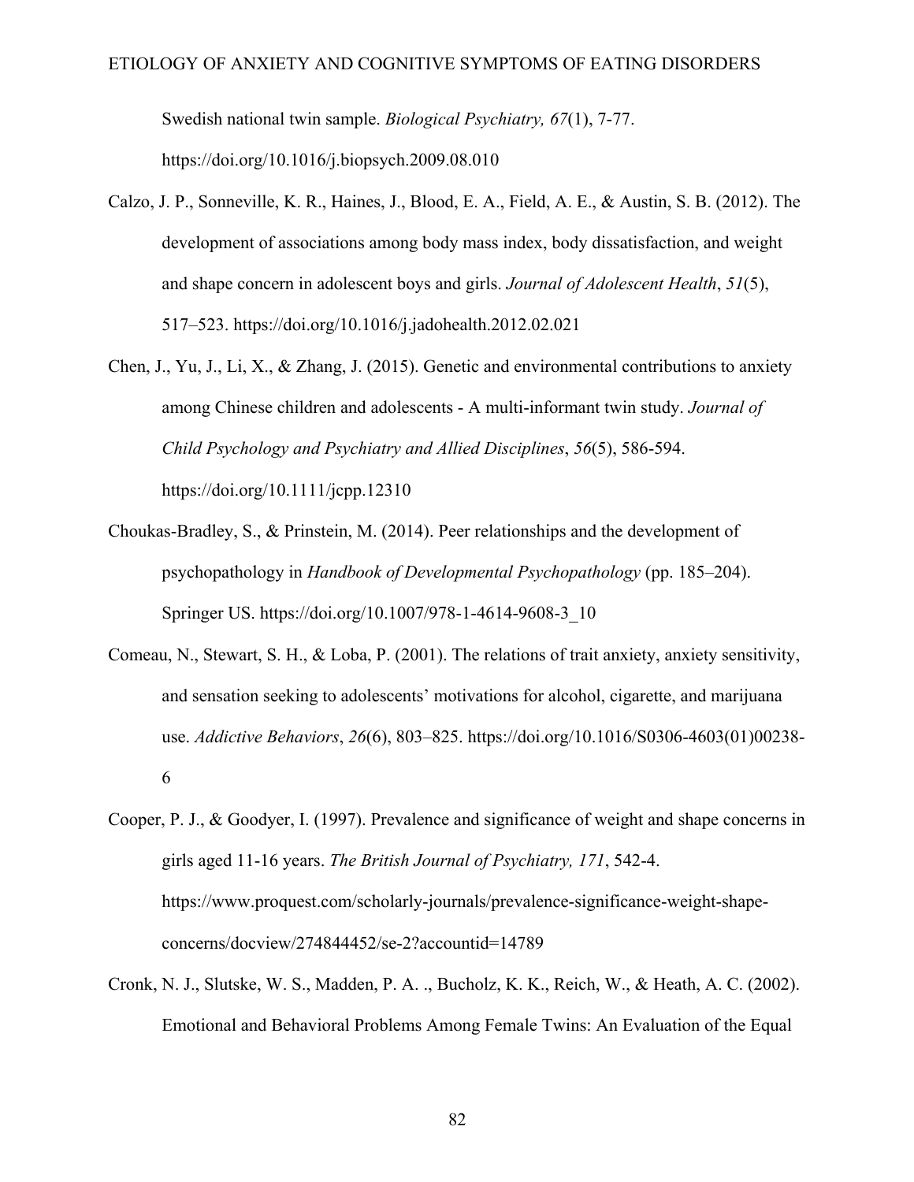Swedish national twin sample. *Biological Psychiatry, 67*(1), 7-77. https://doi.org/10.1016/j.biopsych.2009.08.010

Calzo, J. P., Sonneville, K. R., Haines, J., Blood, E. A., Field, A. E., & Austin, S. B. (2012). The development of associations among body mass index, body dissatisfaction, and weight and shape concern in adolescent boys and girls. *Journal of Adolescent Health*, *51*(5), 517–523. https://doi.org/10.1016/j.jadohealth.2012.02.021

Chen, J., Yu, J., Li, X., & Zhang, J. (2015). Genetic and environmental contributions to anxiety among Chinese children and adolescents - A multi-informant twin study. *Journal of Child Psychology and Psychiatry and Allied Disciplines*, *56*(5), 586-594. https://doi.org/10.1111/jcpp.12310

Choukas-Bradley, S., & Prinstein, M. (2014). Peer relationships and the development of psychopathology in *Handbook of Developmental Psychopathology* (pp. 185–204). Springer US. https://doi.org/10.1007/978-1-4614-9608-3_10

Comeau, N., Stewart, S. H., & Loba, P. (2001). The relations of trait anxiety, anxiety sensitivity, and sensation seeking to adolescents' motivations for alcohol, cigarette, and marijuana use. *Addictive Behaviors*, *26*(6), 803–825. https://doi.org/10.1016/S0306-4603(01)00238-6

Cooper, P. J., & Goodyer, I. (1997). Prevalence and significance of weight and shape concerns in girls aged 11-16 years. *The British Journal of Psychiatry, 171*, 542-4. https://www.proquest.com/scholarly-journals/prevalence-significance-weight-shape-concerns/docview/274844452/se-2?accountid=14789

Cronk, N. J., Slutske, W. S., Madden, P. A. ., Bucholz, K. K., Reich, W., & Heath, A. C. (2002). Emotional and Behavioral Problems Among Female Twins: An Evaluation of the Equal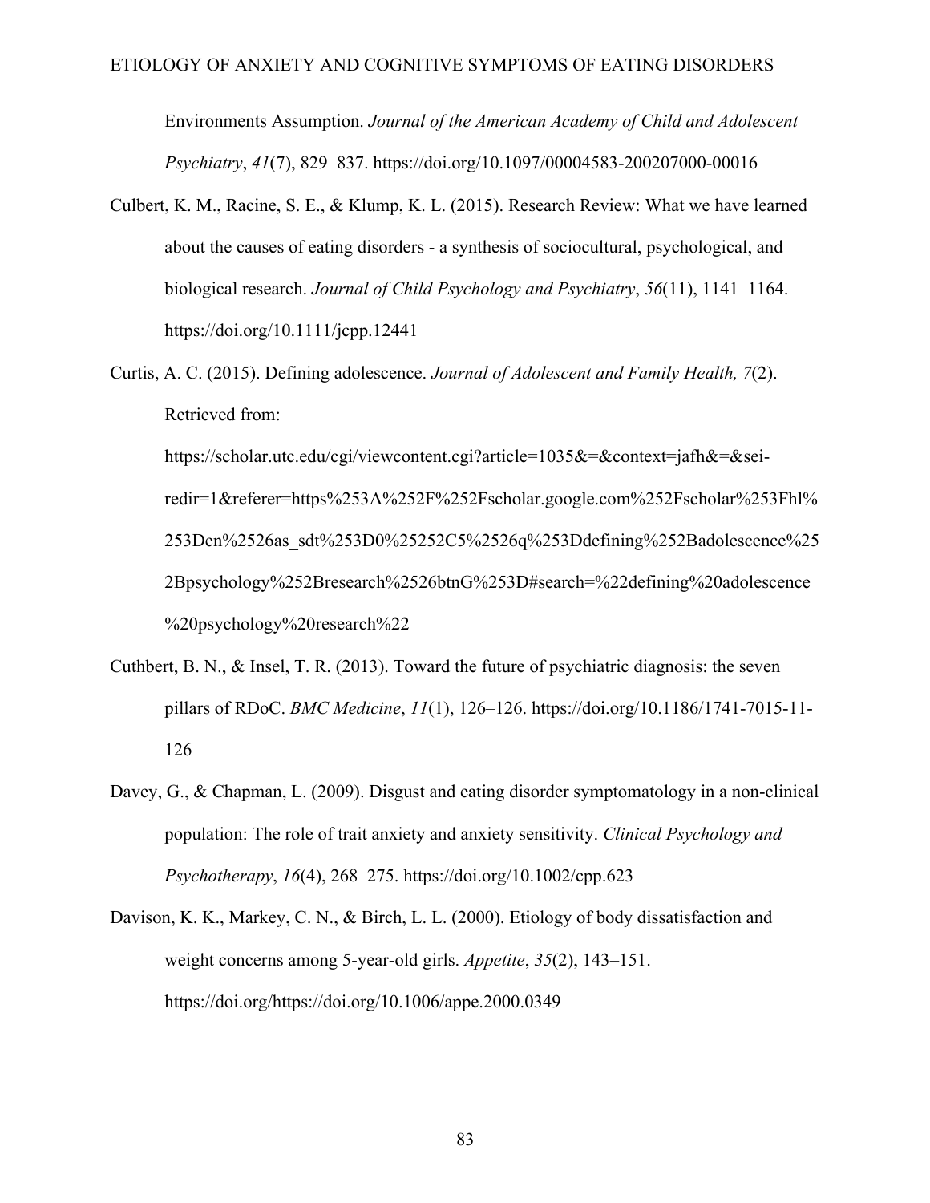Environments Assumption. *Journal of the American Academy of Child and Adolescent Psychiatry*, *41*(7), 829–837. https://doi.org/10.1097/00004583-200207000-00016

Culbert, K. M., Racine, S. E., & Klump, K. L. (2015). Research Review: What we have learned about the causes of eating disorders - a synthesis of sociocultural, psychological, and biological research. *Journal of Child Psychology and Psychiatry*, *56*(11), 1141–1164. https://doi.org/10.1111/jcpp.12441

Curtis, A. C. (2015). Defining adolescence. *Journal of Adolescent and Family Health, 7*(2). Retrieved from: https://scholar.utc.edu/cgi/viewcontent.cgi?article=1035&=&context=jafh&=&sei-redir=1&referer=https%253A%252F%252Fscholar.google.com%252Fscholar%253Fhl%253Den%2526as_sdt%253D0%25252C5%2526q%253Ddefining%252Badolescence%252Bpsychology%252Bresearch%2526btnG%253D#search=%22defining%20adolescence%20psychology%20research%22

Cuthbert, B. N., & Insel, T. R. (2013). Toward the future of psychiatric diagnosis: the seven pillars of RDoC. *BMC Medicine*, *11*(1), 126–126. https://doi.org/10.1186/1741-7015-11-126

Davey, G., & Chapman, L. (2009). Disgust and eating disorder symptomatology in a non-clinical population: The role of trait anxiety and anxiety sensitivity. *Clinical Psychology and Psychotherapy*, *16*(4), 268–275. https://doi.org/10.1002/cpp.623

Davison, K. K., Markey, C. N., & Birch, L. L. (2000). Etiology of body dissatisfaction and weight concerns among 5-year-old girls. *Appetite*, *35*(2), 143–151. https://doi.org/https://doi.org/10.1006/appe.2000.0349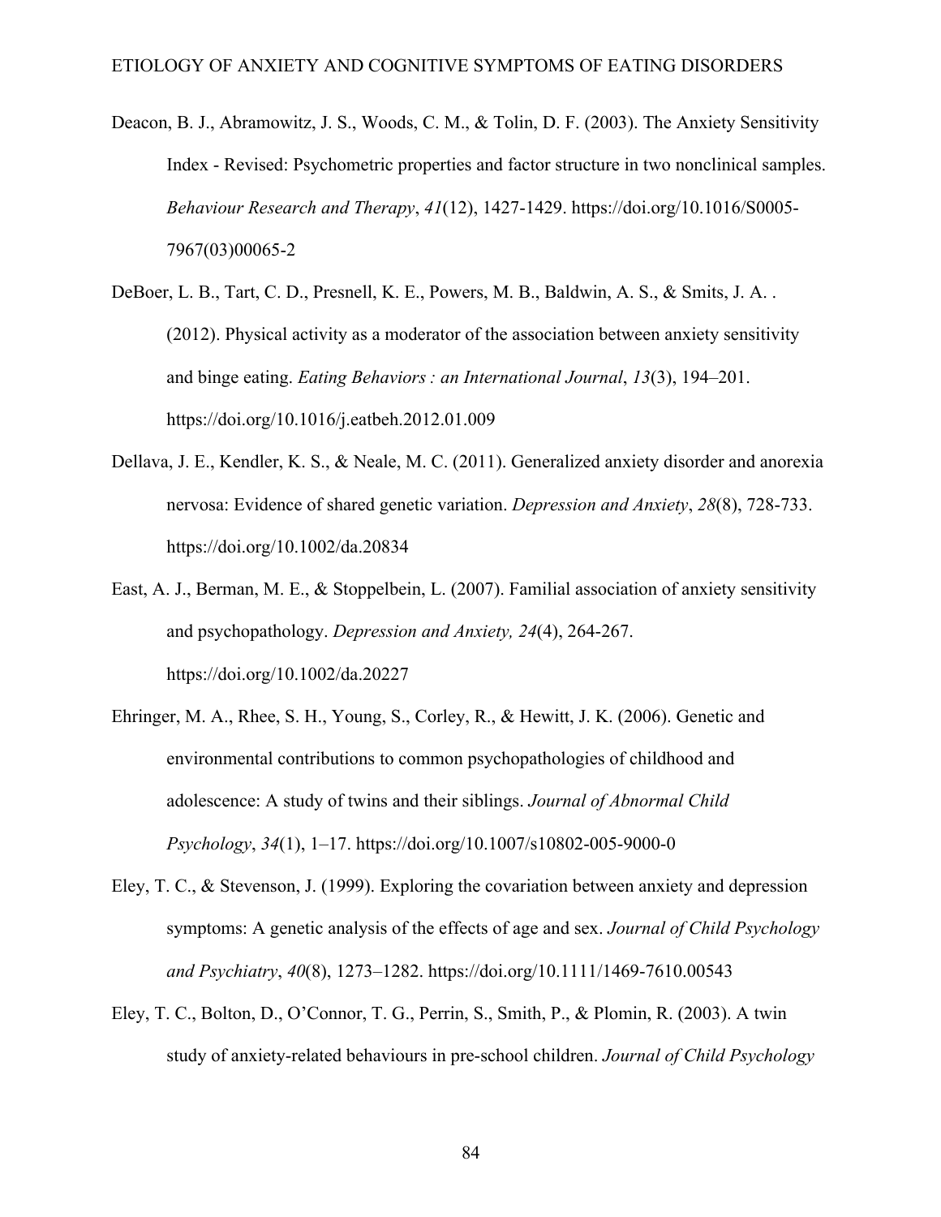Deacon, B. J., Abramowitz, J. S., Woods, C. M., & Tolin, D. F. (2003). The Anxiety Sensitivity Index - Revised: Psychometric properties and factor structure in two nonclinical samples. *Behaviour Research and Therapy*, *41*(12), 1427-1429. https://doi.org/10.1016/S0005-7967(03)00065-2

DeBoer, L. B., Tart, C. D., Presnell, K. E., Powers, M. B., Baldwin, A. S., & Smits, J. A. . (2012). Physical activity as a moderator of the association between anxiety sensitivity and binge eating. *Eating Behaviors : an International Journal*, *13*(3), 194–201. https://doi.org/10.1016/j.eatbeh.2012.01.009

Dellava, J. E., Kendler, K. S., & Neale, M. C. (2011). Generalized anxiety disorder and anorexia nervosa: Evidence of shared genetic variation. *Depression and Anxiety*, *28*(8), 728-733. https://doi.org/10.1002/da.20834

East, A. J., Berman, M. E., & Stoppelbein, L. (2007). Familial association of anxiety sensitivity and psychopathology. *Depression and Anxiety, 24*(4), 264-267. https://doi.org/10.1002/da.20227

Ehringer, M. A., Rhee, S. H., Young, S., Corley, R., & Hewitt, J. K. (2006). Genetic and environmental contributions to common psychopathologies of childhood and adolescence: A study of twins and their siblings. *Journal of Abnormal Child Psychology*, *34*(1), 1–17. https://doi.org/10.1007/s10802-005-9000-0

Eley, T. C., & Stevenson, J. (1999). Exploring the covariation between anxiety and depression symptoms: A genetic analysis of the effects of age and sex. *Journal of Child Psychology and Psychiatry*, *40*(8), 1273–1282. https://doi.org/10.1111/1469-7610.00543

Eley, T. C., Bolton, D., O'Connor, T. G., Perrin, S., Smith, P., & Plomin, R. (2003). A twin study of anxiety-related behaviours in pre-school children. *Journal of Child Psychology*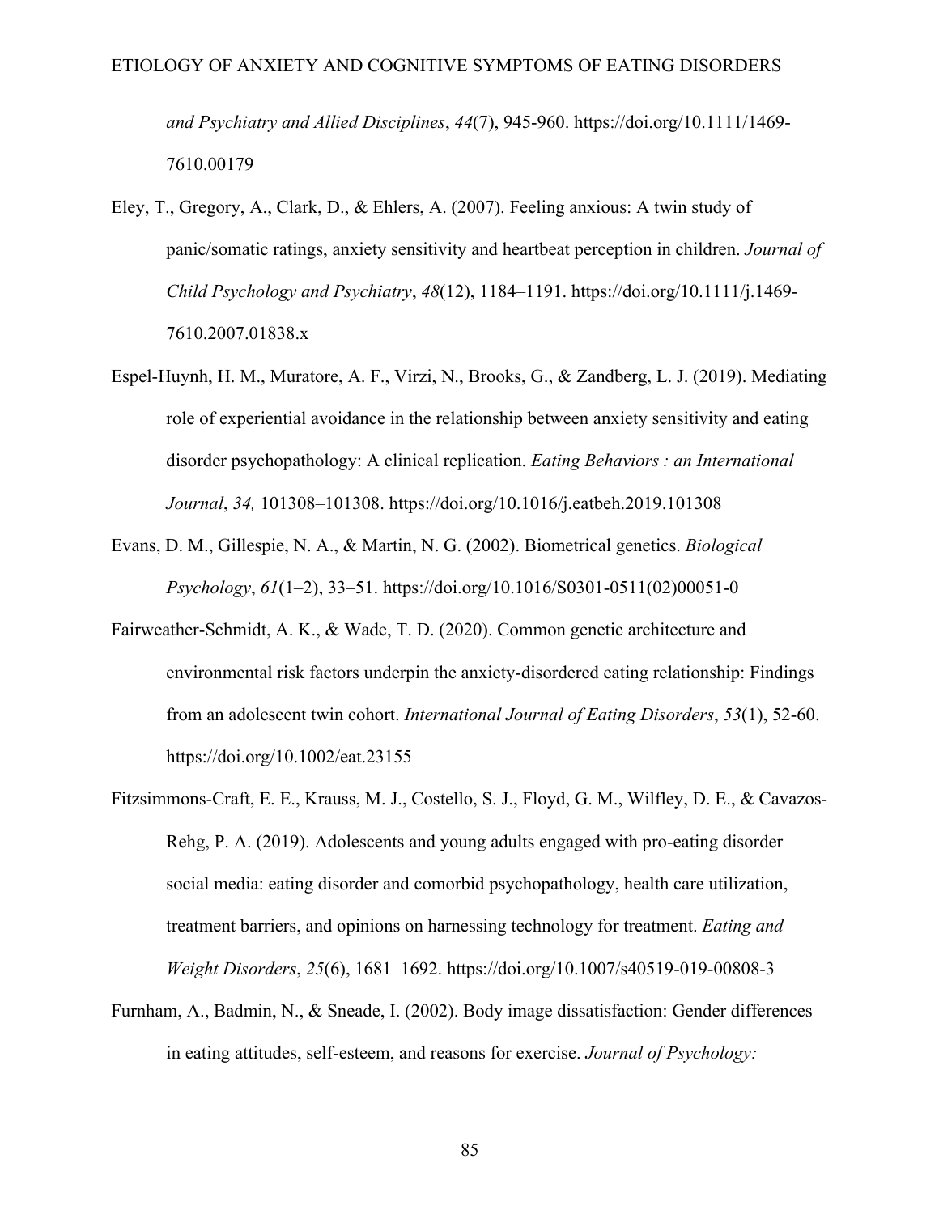*and Psychiatry and Allied Disciplines*, *44*(7), 945-960. https://doi.org/10.1111/1469-7610.00179

Eley, T., Gregory, A., Clark, D., & Ehlers, A. (2007). Feeling anxious: A twin study of panic/somatic ratings, anxiety sensitivity and heartbeat perception in children. *Journal of Child Psychology and Psychiatry*, *48*(12), 1184–1191. https://doi.org/10.1111/j.1469-7610.2007.01838.x

Espel-Huynh, H. M., Muratore, A. F., Virzi, N., Brooks, G., & Zandberg, L. J. (2019). Mediating role of experiential avoidance in the relationship between anxiety sensitivity and eating disorder psychopathology: A clinical replication. *Eating Behaviors : an International Journal*, *34,* 101308–101308. https://doi.org/10.1016/j.eatbeh.2019.101308

Evans, D. M., Gillespie, N. A., & Martin, N. G. (2002). Biometrical genetics. *Biological Psychology*, *61*(1–2), 33–51. https://doi.org/10.1016/S0301-0511(02)00051-0

Fairweather-Schmidt, A. K., & Wade, T. D. (2020). Common genetic architecture and environmental risk factors underpin the anxiety-disordered eating relationship: Findings from an adolescent twin cohort. *International Journal of Eating Disorders*, *53*(1), 52-60. https://doi.org/10.1002/eat.23155

Fitzsimmons-Craft, E. E., Krauss, M. J., Costello, S. J., Floyd, G. M., Wilfley, D. E., & Cavazos-Rehg, P. A. (2019). Adolescents and young adults engaged with pro-eating disorder social media: eating disorder and comorbid psychopathology, health care utilization, treatment barriers, and opinions on harnessing technology for treatment. *Eating and Weight Disorders*, *25*(6), 1681–1692. https://doi.org/10.1007/s40519-019-00808-3

Furnham, A., Badmin, N., & Sneade, I. (2002). Body image dissatisfaction: Gender differences in eating attitudes, self-esteem, and reasons for exercise. *Journal of Psychology:*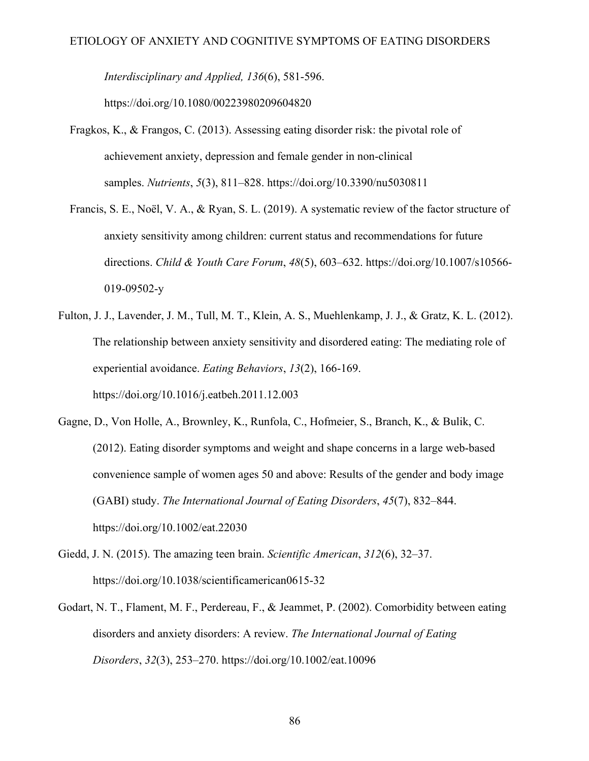*Interdisciplinary and Applied, 136*(6), 581-596. https://doi.org/10.1080/00223980209604820

Fragkos, K., & Frangos, C. (2013). Assessing eating disorder risk: the pivotal role of achievement anxiety, depression and female gender in non-clinical samples. *Nutrients*, *5*(3), 811–828. https://doi.org/10.3390/nu5030811

Francis, S. E., Noël, V. A., & Ryan, S. L. (2019). A systematic review of the factor structure of anxiety sensitivity among children: current status and recommendations for future directions. *Child & Youth Care Forum*, *48*(5), 603–632. https://doi.org/10.1007/s10566-019-09502-y

Fulton, J. J., Lavender, J. M., Tull, M. T., Klein, A. S., Muehlenkamp, J. J., & Gratz, K. L. (2012). The relationship between anxiety sensitivity and disordered eating: The mediating role of experiential avoidance. *Eating Behaviors*, *13*(2), 166-169. https://doi.org/10.1016/j.eatbeh.2011.12.003

Gagne, D., Von Holle, A., Brownley, K., Runfola, C., Hofmeier, S., Branch, K., & Bulik, C. (2012). Eating disorder symptoms and weight and shape concerns in a large web-based convenience sample of women ages 50 and above: Results of the gender and body image (GABI) study. *The International Journal of Eating Disorders*, *45*(7), 832–844. https://doi.org/10.1002/eat.22030

Giedd, J. N. (2015). The amazing teen brain. *Scientific American*, *312*(6), 32–37. https://doi.org/10.1038/scientificamerican0615-32

Godart, N. T., Flament, M. F., Perdereau, F., & Jeammet, P. (2002). Comorbidity between eating disorders and anxiety disorders: A review. *The International Journal of Eating Disorders*, *32*(3), 253–270. https://doi.org/10.1002/eat.10096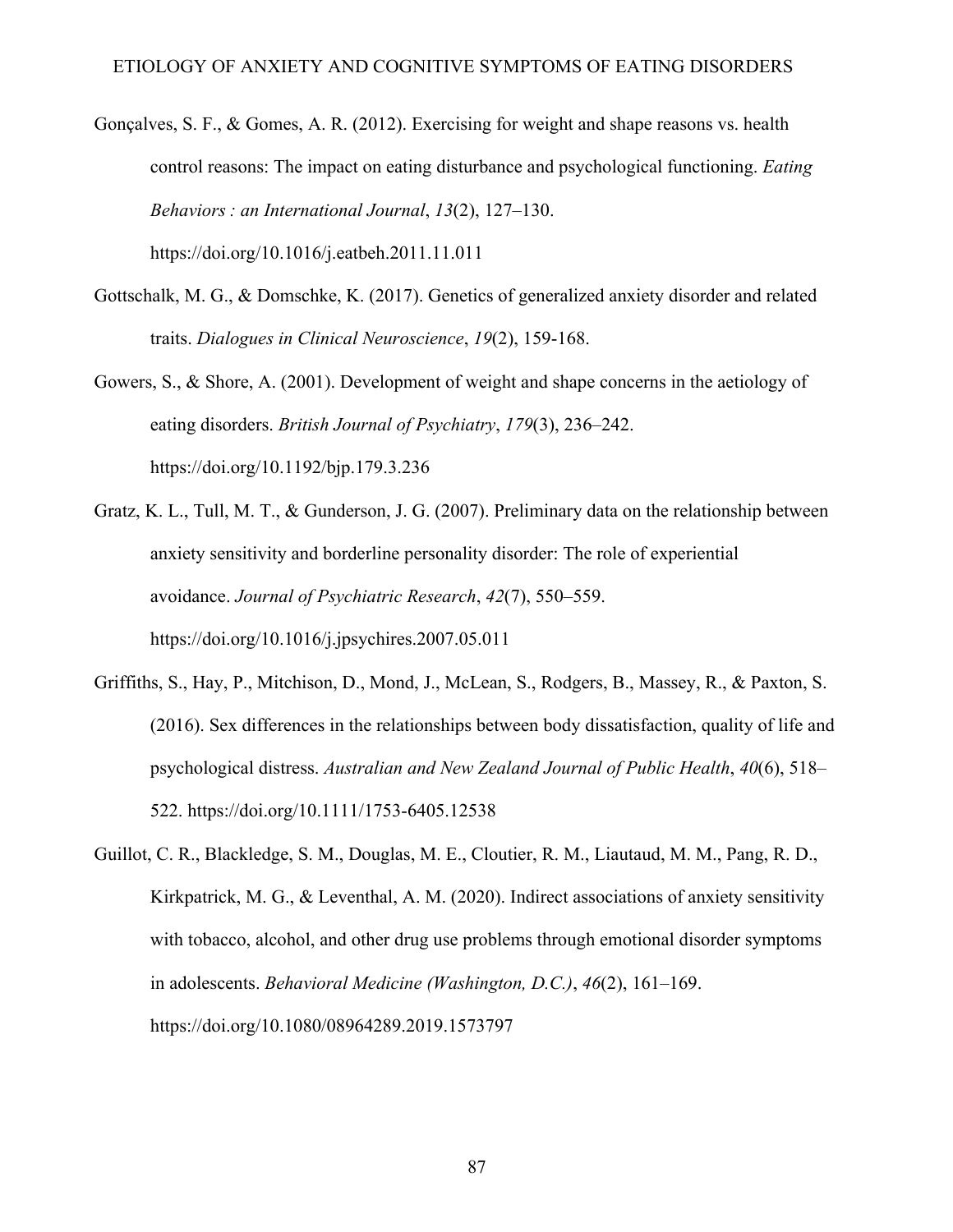Gonçalves, S. F., & Gomes, A. R. (2012). Exercising for weight and shape reasons vs. health control reasons: The impact on eating disturbance and psychological functioning. *Eating Behaviors : an International Journal*, *13*(2), 127–130. https://doi.org/10.1016/j.eatbeh.2011.11.011

Gottschalk, M. G., & Domschke, K. (2017). Genetics of generalized anxiety disorder and related traits. *Dialogues in Clinical Neuroscience*, *19*(2), 159-168.

Gowers, S., & Shore, A. (2001). Development of weight and shape concerns in the aetiology of eating disorders. *British Journal of Psychiatry*, *179*(3), 236–242. https://doi.org/10.1192/bjp.179.3.236

Gratz, K. L., Tull, M. T., & Gunderson, J. G. (2007). Preliminary data on the relationship between anxiety sensitivity and borderline personality disorder: The role of experiential avoidance. *Journal of Psychiatric Research*, *42*(7), 550–559. https://doi.org/10.1016/j.jpsychires.2007.05.011

Griffiths, S., Hay, P., Mitchison, D., Mond, J., McLean, S., Rodgers, B., Massey, R., & Paxton, S. (2016). Sex differences in the relationships between body dissatisfaction, quality of life and psychological distress. *Australian and New Zealand Journal of Public Health*, *40*(6), 518–522. https://doi.org/10.1111/1753-6405.12538

Guillot, C. R., Blackledge, S. M., Douglas, M. E., Cloutier, R. M., Liautaud, M. M., Pang, R. D., Kirkpatrick, M. G., & Leventhal, A. M. (2020). Indirect associations of anxiety sensitivity with tobacco, alcohol, and other drug use problems through emotional disorder symptoms in adolescents. *Behavioral Medicine (Washington, D.C.)*, *46*(2), 161–169. https://doi.org/10.1080/08964289.2019.1573797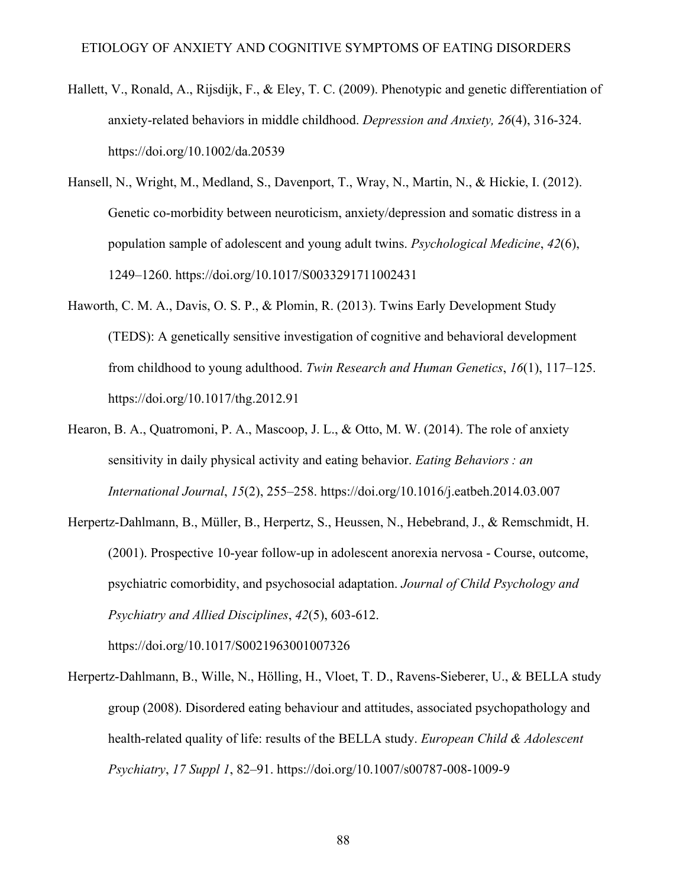Hallett, V., Ronald, A., Rijsdijk, F., & Eley, T. C. (2009). Phenotypic and genetic differentiation of anxiety-related behaviors in middle childhood. *Depression and Anxiety, 26*(4), 316-324. https://doi.org/10.1002/da.20539

Hansell, N., Wright, M., Medland, S., Davenport, T., Wray, N., Martin, N., & Hickie, I. (2012). Genetic co-morbidity between neuroticism, anxiety/depression and somatic distress in a population sample of adolescent and young adult twins. *Psychological Medicine*, *42*(6), 1249–1260. https://doi.org/10.1017/S0033291711002431

Haworth, C. M. A., Davis, O. S. P., & Plomin, R. (2013). Twins Early Development Study (TEDS): A genetically sensitive investigation of cognitive and behavioral development from childhood to young adulthood. *Twin Research and Human Genetics*, *16*(1), 117–125. https://doi.org/10.1017/thg.2012.91

Hearon, B. A., Quatromoni, P. A., Mascoop, J. L., & Otto, M. W. (2014). The role of anxiety sensitivity in daily physical activity and eating behavior. *Eating Behaviors : an International Journal*, *15*(2), 255–258. https://doi.org/10.1016/j.eatbeh.2014.03.007

Herpertz-Dahlmann, B., Müller, B., Herpertz, S., Heussen, N., Hebebrand, J., & Remschmidt, H. (2001). Prospective 10-year follow-up in adolescent anorexia nervosa - Course, outcome, psychiatric comorbidity, and psychosocial adaptation. *Journal of Child Psychology and Psychiatry and Allied Disciplines*, *42*(5), 603-612. https://doi.org/10.1017/S0021963001007326

Herpertz-Dahlmann, B., Wille, N., Hölling, H., Vloet, T. D., Ravens-Sieberer, U., & BELLA study group (2008). Disordered eating behaviour and attitudes, associated psychopathology and health-related quality of life: results of the BELLA study. *European Child & Adolescent Psychiatry*, *17 Suppl 1*, 82–91. https://doi.org/10.1007/s00787-008-1009-9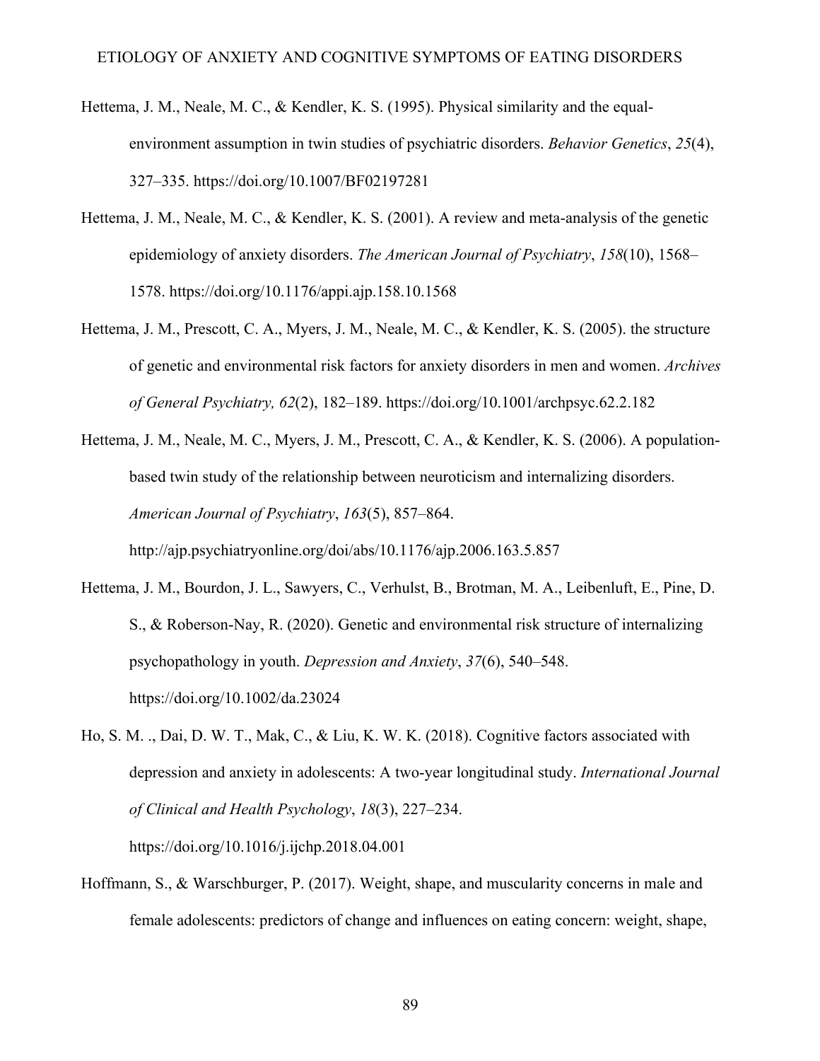Hettema, J. M., Neale, M. C., & Kendler, K. S. (1995). Physical similarity and the equal-environment assumption in twin studies of psychiatric disorders. *Behavior Genetics*, *25*(4), 327–335. https://doi.org/10.1007/BF02197281

Hettema, J. M., Neale, M. C., & Kendler, K. S. (2001). A review and meta-analysis of the genetic epidemiology of anxiety disorders. *The American Journal of Psychiatry*, *158*(10), 1568–1578. https://doi.org/10.1176/appi.ajp.158.10.1568

Hettema, J. M., Prescott, C. A., Myers, J. M., Neale, M. C., & Kendler, K. S. (2005). the structure of genetic and environmental risk factors for anxiety disorders in men and women. *Archives of General Psychiatry, 62*(2), 182–189. https://doi.org/10.1001/archpsyc.62.2.182

Hettema, J. M., Neale, M. C., Myers, J. M., Prescott, C. A., & Kendler, K. S. (2006). A population-based twin study of the relationship between neuroticism and internalizing disorders. *American Journal of Psychiatry*, *163*(5), 857–864. http://ajp.psychiatryonline.org/doi/abs/10.1176/ajp.2006.163.5.857

Hettema, J. M., Bourdon, J. L., Sawyers, C., Verhulst, B., Brotman, M. A., Leibenluft, E., Pine, D. S., & Roberson-Nay, R. (2020). Genetic and environmental risk structure of internalizing psychopathology in youth. *Depression and Anxiety*, *37*(6), 540–548. https://doi.org/10.1002/da.23024

Ho, S. M. ., Dai, D. W. T., Mak, C., & Liu, K. W. K. (2018). Cognitive factors associated with depression and anxiety in adolescents: A two-year longitudinal study. *International Journal of Clinical and Health Psychology*, *18*(3), 227–234. https://doi.org/10.1016/j.ijchp.2018.04.001

Hoffmann, S., & Warschburger, P. (2017). Weight, shape, and muscularity concerns in male and female adolescents: predictors of change and influences on eating concern: weight, shape,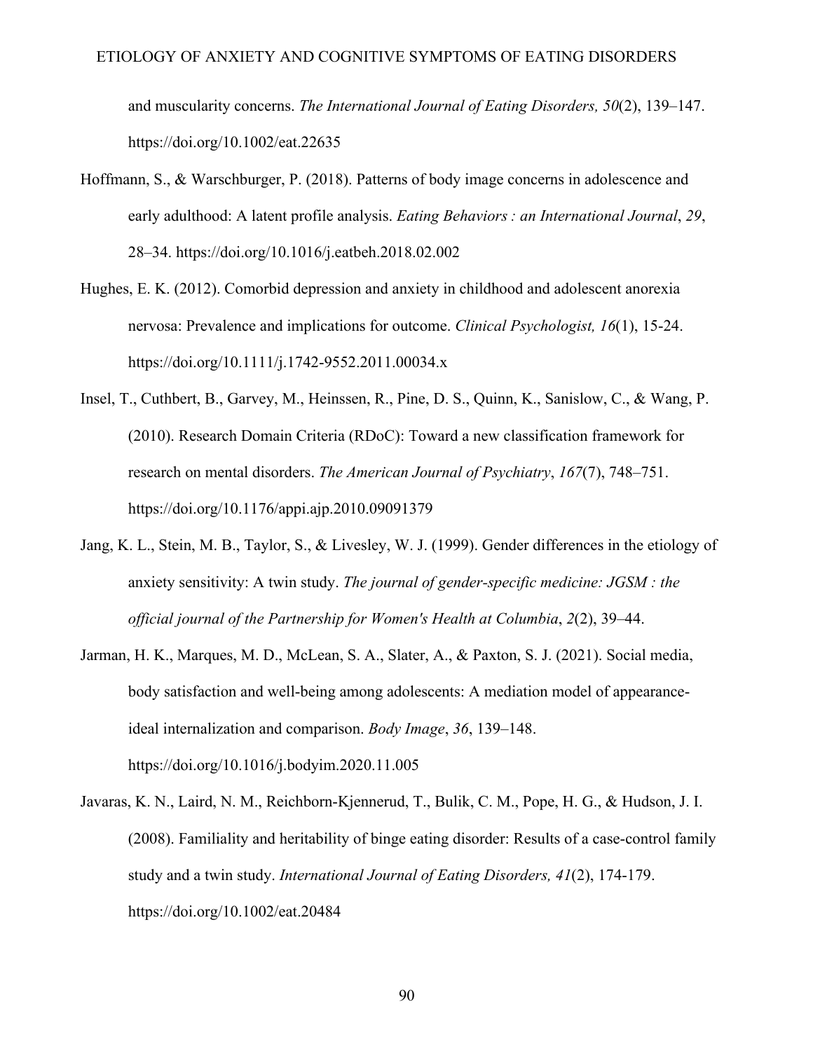and muscularity concerns. *The International Journal of Eating Disorders, 50*(2), 139–147. https://doi.org/10.1002/eat.22635

Hoffmann, S., & Warschburger, P. (2018). Patterns of body image concerns in adolescence and early adulthood: A latent profile analysis. *Eating Behaviors : an International Journal*, *29*, 28–34. https://doi.org/10.1016/j.eatbeh.2018.02.002

Hughes, E. K. (2012). Comorbid depression and anxiety in childhood and adolescent anorexia nervosa: Prevalence and implications for outcome. *Clinical Psychologist, 16*(1), 15-24. https://doi.org/10.1111/j.1742-9552.2011.00034.x

Insel, T., Cuthbert, B., Garvey, M., Heinssen, R., Pine, D. S., Quinn, K., Sanislow, C., & Wang, P. (2010). Research Domain Criteria (RDoC): Toward a new classification framework for research on mental disorders. *The American Journal of Psychiatry*, *167*(7), 748–751. https://doi.org/10.1176/appi.ajp.2010.09091379

Jang, K. L., Stein, M. B., Taylor, S., & Livesley, W. J. (1999). Gender differences in the etiology of anxiety sensitivity: A twin study. *The journal of gender-specific medicine: JGSM : the official journal of the Partnership for Women's Health at Columbia*, *2*(2), 39–44.

Jarman, H. K., Marques, M. D., McLean, S. A., Slater, A., & Paxton, S. J. (2021). Social media, body satisfaction and well-being among adolescents: A mediation model of appearance-ideal internalization and comparison. *Body Image*, *36*, 139–148. https://doi.org/10.1016/j.bodyim.2020.11.005

Javaras, K. N., Laird, N. M., Reichborn-Kjennerud, T., Bulik, C. M., Pope, H. G., & Hudson, J. I. (2008). Familiality and heritability of binge eating disorder: Results of a case-control family study and a twin study. *International Journal of Eating Disorders, 41*(2), 174-179. https://doi.org/10.1002/eat.20484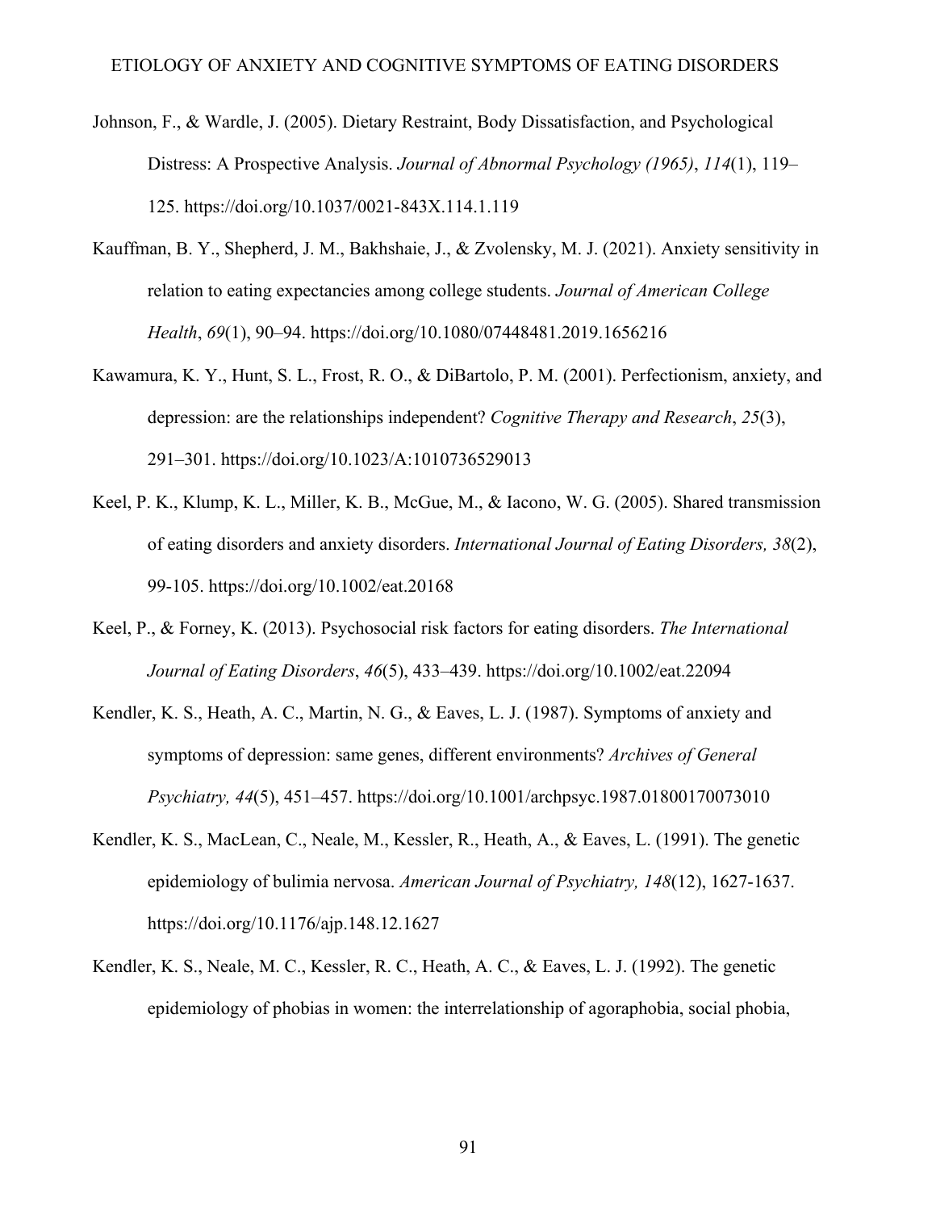Johnson, F., & Wardle, J. (2005). Dietary Restraint, Body Dissatisfaction, and Psychological Distress: A Prospective Analysis. *Journal of Abnormal Psychology (1965)*, *114*(1), 119–125. https://doi.org/10.1037/0021-843X.114.1.119

Kauffman, B. Y., Shepherd, J. M., Bakhshaie, J., & Zvolensky, M. J. (2021). Anxiety sensitivity in relation to eating expectancies among college students. *Journal of American College Health*, *69*(1), 90–94. https://doi.org/10.1080/07448481.2019.1656216

Kawamura, K. Y., Hunt, S. L., Frost, R. O., & DiBartolo, P. M. (2001). Perfectionism, anxiety, and depression: are the relationships independent? *Cognitive Therapy and Research*, *25*(3), 291–301. https://doi.org/10.1023/A:1010736529013

Keel, P. K., Klump, K. L., Miller, K. B., McGue, M., & Iacono, W. G. (2005). Shared transmission of eating disorders and anxiety disorders. *International Journal of Eating Disorders, 38*(2), 99-105. https://doi.org/10.1002/eat.20168

Keel, P., & Forney, K. (2013). Psychosocial risk factors for eating disorders. *The International Journal of Eating Disorders*, *46*(5), 433–439. https://doi.org/10.1002/eat.22094

Kendler, K. S., Heath, A. C., Martin, N. G., & Eaves, L. J. (1987). Symptoms of anxiety and symptoms of depression: same genes, different environments? *Archives of General Psychiatry, 44*(5), 451–457. https://doi.org/10.1001/archpsyc.1987.01800170073010

Kendler, K. S., MacLean, C., Neale, M., Kessler, R., Heath, A., & Eaves, L. (1991). The genetic epidemiology of bulimia nervosa. *American Journal of Psychiatry, 148*(12), 1627-1637. https://doi.org/10.1176/ajp.148.12.1627

Kendler, K. S., Neale, M. C., Kessler, R. C., Heath, A. C., & Eaves, L. J. (1992). The genetic epidemiology of phobias in women: the interrelationship of agoraphobia, social phobia,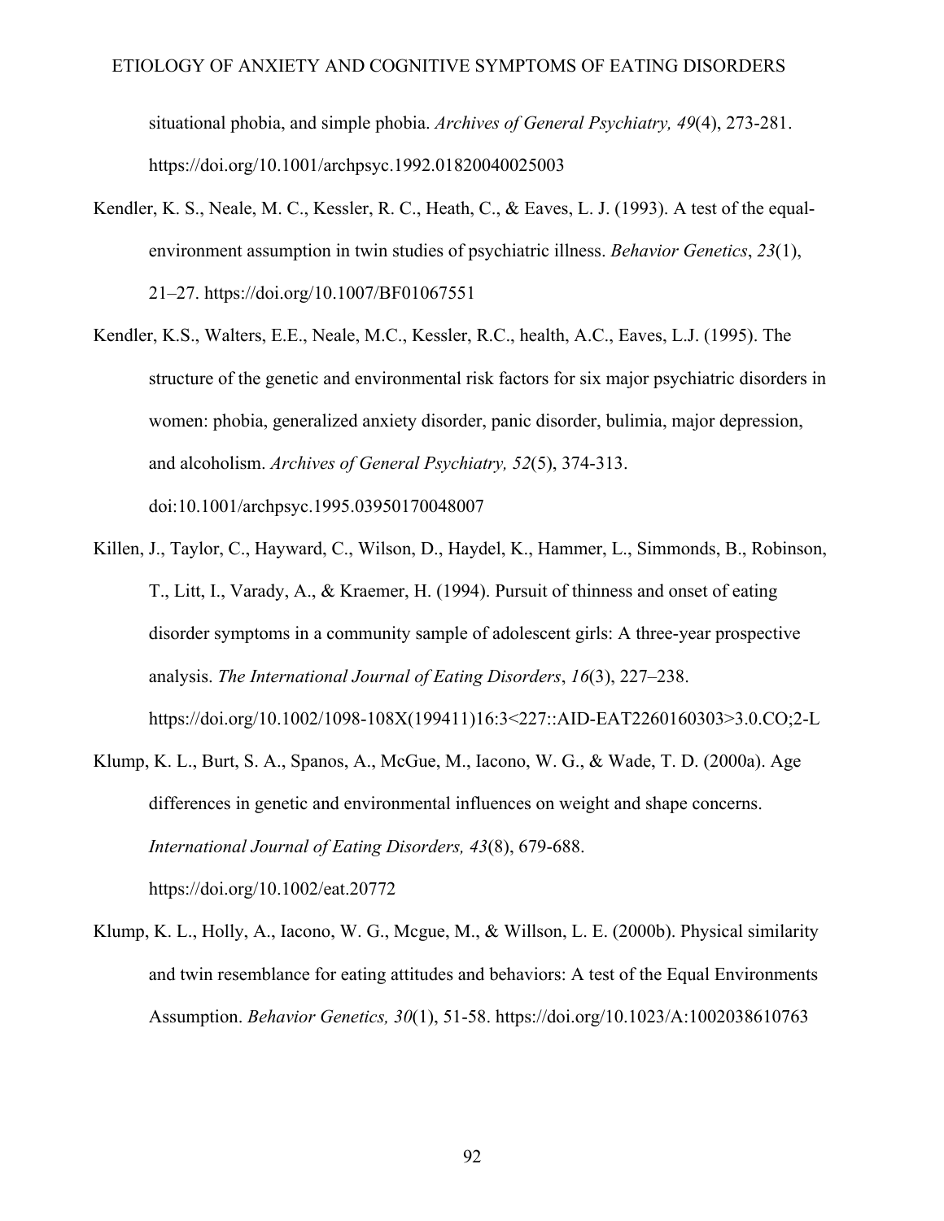situational phobia, and simple phobia. *Archives of General Psychiatry, 49*(4), 273-281. https://doi.org/10.1001/archpsyc.1992.01820040025003

Kendler, K. S., Neale, M. C., Kessler, R. C., Heath, C., & Eaves, L. J. (1993). A test of the equal-environment assumption in twin studies of psychiatric illness. *Behavior Genetics*, *23*(1), 21–27. https://doi.org/10.1007/BF01067551

Kendler, K.S., Walters, E.E., Neale, M.C., Kessler, R.C., health, A.C., Eaves, L.J. (1995). The structure of the genetic and environmental risk factors for six major psychiatric disorders in women: phobia, generalized anxiety disorder, panic disorder, bulimia, major depression, and alcoholism. *Archives of General Psychiatry, 52*(5), 374-313. doi:10.1001/archpsyc.1995.03950170048007

Killen, J., Taylor, C., Hayward, C., Wilson, D., Haydel, K., Hammer, L., Simmonds, B., Robinson, T., Litt, I., Varady, A., & Kraemer, H. (1994). Pursuit of thinness and onset of eating disorder symptoms in a community sample of adolescent girls: A three-year prospective analysis. *The International Journal of Eating Disorders*, *16*(3), 227–238. https://doi.org/10.1002/1098-108X(199411)16:3<227::AID-EAT2260160303>3.0.CO;2-L

Klump, K. L., Burt, S. A., Spanos, A., McGue, M., Iacono, W. G., & Wade, T. D. (2000a). Age differences in genetic and environmental influences on weight and shape concerns. *International Journal of Eating Disorders, 43*(8), 679-688. https://doi.org/10.1002/eat.20772

Klump, K. L., Holly, A., Iacono, W. G., Mcgue, M., & Willson, L. E. (2000b). Physical similarity and twin resemblance for eating attitudes and behaviors: A test of the Equal Environments Assumption. *Behavior Genetics, 30*(1), 51-58. https://doi.org/10.1023/A:1002038610763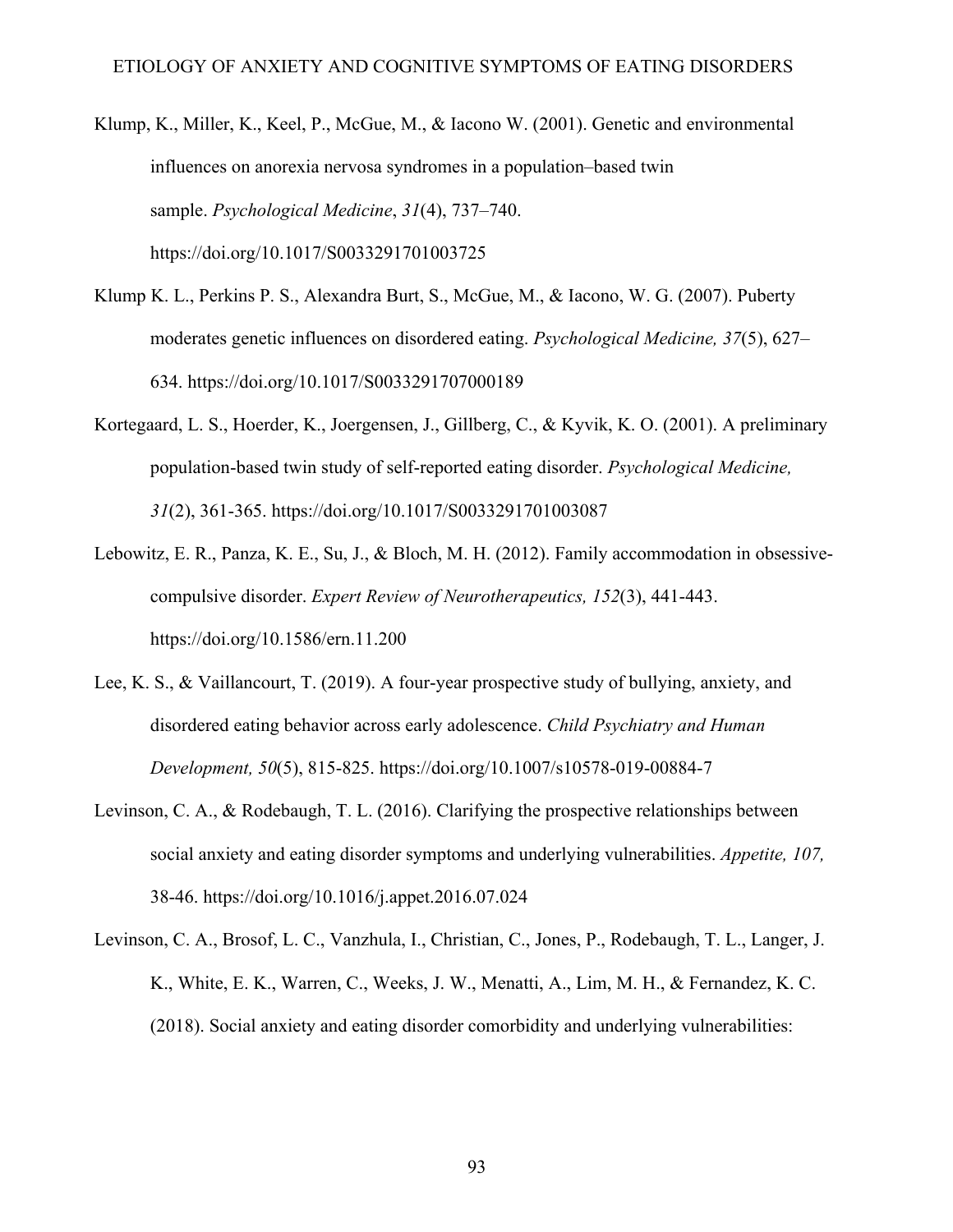Klump, K., Miller, K., Keel, P., McGue, M., & Iacono W. (2001). Genetic and environmental influences on anorexia nervosa syndromes in a population–based twin sample. *Psychological Medicine*, *31*(4), 737–740. https://doi.org/10.1017/S0033291701003725

Klump K. L., Perkins P. S., Alexandra Burt, S., McGue, M., & Iacono, W. G. (2007). Puberty moderates genetic influences on disordered eating. *Psychological Medicine, 37*(5), 627–634. https://doi.org/10.1017/S0033291707000189

Kortegaard, L. S., Hoerder, K., Joergensen, J., Gillberg, C., & Kyvik, K. O. (2001). A preliminary population-based twin study of self-reported eating disorder. *Psychological Medicine, 31*(2), 361-365. https://doi.org/10.1017/S0033291701003087

Lebowitz, E. R., Panza, K. E., Su, J., & Bloch, M. H. (2012). Family accommodation in obsessive-compulsive disorder. *Expert Review of Neurotherapeutics, 152*(3), 441-443. https://doi.org/10.1586/ern.11.200

Lee, K. S., & Vaillancourt, T. (2019). A four-year prospective study of bullying, anxiety, and disordered eating behavior across early adolescence. *Child Psychiatry and Human Development, 50*(5), 815-825. https://doi.org/10.1007/s10578-019-00884-7

Levinson, C. A., & Rodebaugh, T. L. (2016). Clarifying the prospective relationships between social anxiety and eating disorder symptoms and underlying vulnerabilities. *Appetite, 107,* 38-46. https://doi.org/10.1016/j.appet.2016.07.024

Levinson, C. A., Brosof, L. C., Vanzhula, I., Christian, C., Jones, P., Rodebaugh, T. L., Langer, J. K., White, E. K., Warren, C., Weeks, J. W., Menatti, A., Lim, M. H., & Fernandez, K. C. (2018). Social anxiety and eating disorder comorbidity and underlying vulnerabilities: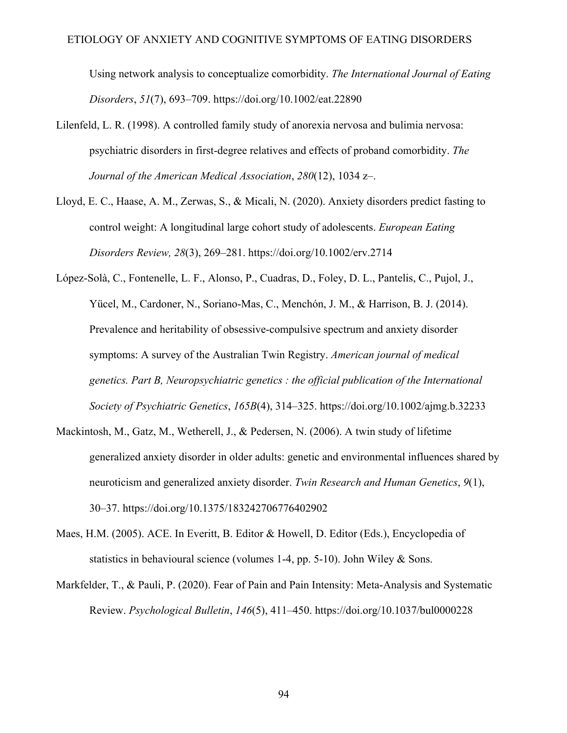Using network analysis to conceptualize comorbidity. *The International Journal of Eating Disorders*, *51*(7), 693–709. https://doi.org/10.1002/eat.22890

Lilenfeld, L. R. (1998). A controlled family study of anorexia nervosa and bulimia nervosa: psychiatric disorders in first-degree relatives and effects of proband comorbidity. *The Journal of the American Medical Association*, *280*(12), 1034 z–.

Lloyd, E. C., Haase, A. M., Zerwas, S., & Micali, N. (2020). Anxiety disorders predict fasting to control weight: A longitudinal large cohort study of adolescents. *European Eating Disorders Review, 28*(3), 269–281. https://doi.org/10.1002/erv.2714

López-Solà, C., Fontenelle, L. F., Alonso, P., Cuadras, D., Foley, D. L., Pantelis, C., Pujol, J., Yücel, M., Cardoner, N., Soriano-Mas, C., Menchón, J. M., & Harrison, B. J. (2014). Prevalence and heritability of obsessive-compulsive spectrum and anxiety disorder symptoms: A survey of the Australian Twin Registry. *American journal of medical genetics. Part B, Neuropsychiatric genetics : the official publication of the International Society of Psychiatric Genetics*, *165B*(4), 314–325. https://doi.org/10.1002/ajmg.b.32233

Mackintosh, M., Gatz, M., Wetherell, J., & Pedersen, N. (2006). A twin study of lifetime generalized anxiety disorder in older adults: genetic and environmental influences shared by neuroticism and generalized anxiety disorder. *Twin Research and Human Genetics*, *9*(1), 30–37. https://doi.org/10.1375/183242706776402902

Maes, H.M. (2005). ACE. In Everitt, B. Editor & Howell, D. Editor (Eds.), Encyclopedia of statistics in behavioural science (volumes 1-4, pp. 5-10). John Wiley & Sons.

Markfelder, T., & Pauli, P. (2020). Fear of Pain and Pain Intensity: Meta-Analysis and Systematic Review. *Psychological Bulletin*, *146*(5), 411–450. https://doi.org/10.1037/bul0000228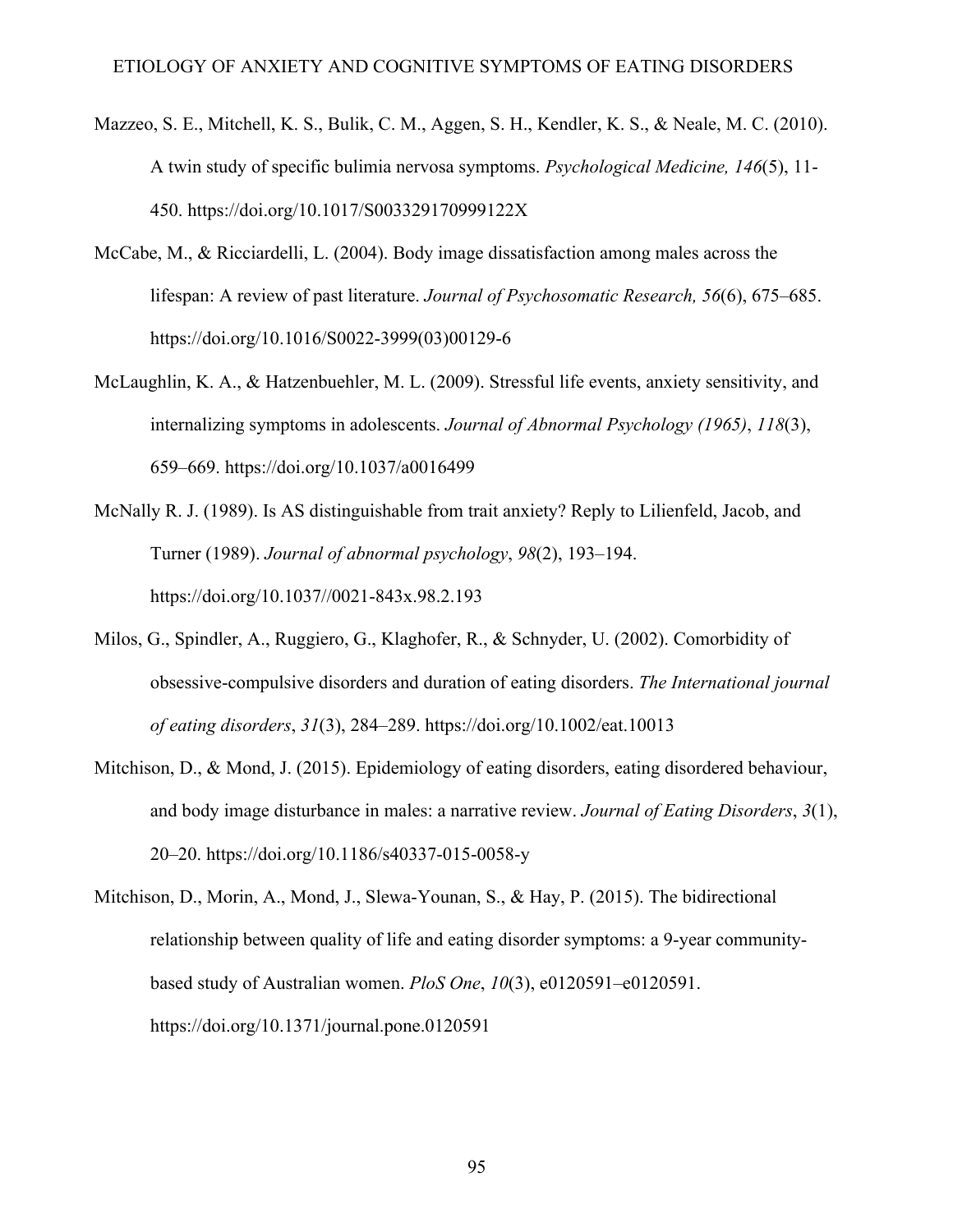Mazzeo, S. E., Mitchell, K. S., Bulik, C. M., Aggen, S. H., Kendler, K. S., & Neale, M. C. (2010). A twin study of specific bulimia nervosa symptoms. *Psychological Medicine, 146*(5), 11-450. https://doi.org/10.1017/S003329170999122X

McCabe, M., & Ricciardelli, L. (2004). Body image dissatisfaction among males across the lifespan: A review of past literature. *Journal of Psychosomatic Research, 56*(6), 675–685. https://doi.org/10.1016/S0022-3999(03)00129-6

McLaughlin, K. A., & Hatzenbuehler, M. L. (2009). Stressful life events, anxiety sensitivity, and internalizing symptoms in adolescents. *Journal of Abnormal Psychology (1965)*, *118*(3), 659–669. https://doi.org/10.1037/a0016499

McNally R. J. (1989). Is AS distinguishable from trait anxiety? Reply to Lilienfeld, Jacob, and Turner (1989). *Journal of abnormal psychology*, *98*(2), 193–194. https://doi.org/10.1037//0021-843x.98.2.193

Milos, G., Spindler, A., Ruggiero, G., Klaghofer, R., & Schnyder, U. (2002). Comorbidity of obsessive-compulsive disorders and duration of eating disorders. *The International journal of eating disorders*, *31*(3), 284–289. https://doi.org/10.1002/eat.10013

Mitchison, D., & Mond, J. (2015). Epidemiology of eating disorders, eating disordered behaviour, and body image disturbance in males: a narrative review. *Journal of Eating Disorders*, *3*(1), 20–20. https://doi.org/10.1186/s40337-015-0058-y

Mitchison, D., Morin, A., Mond, J., Slewa-Younan, S., & Hay, P. (2015). The bidirectional relationship between quality of life and eating disorder symptoms: a 9-year community-based study of Australian women. *PloS One*, *10*(3), e0120591–e0120591. https://doi.org/10.1371/journal.pone.0120591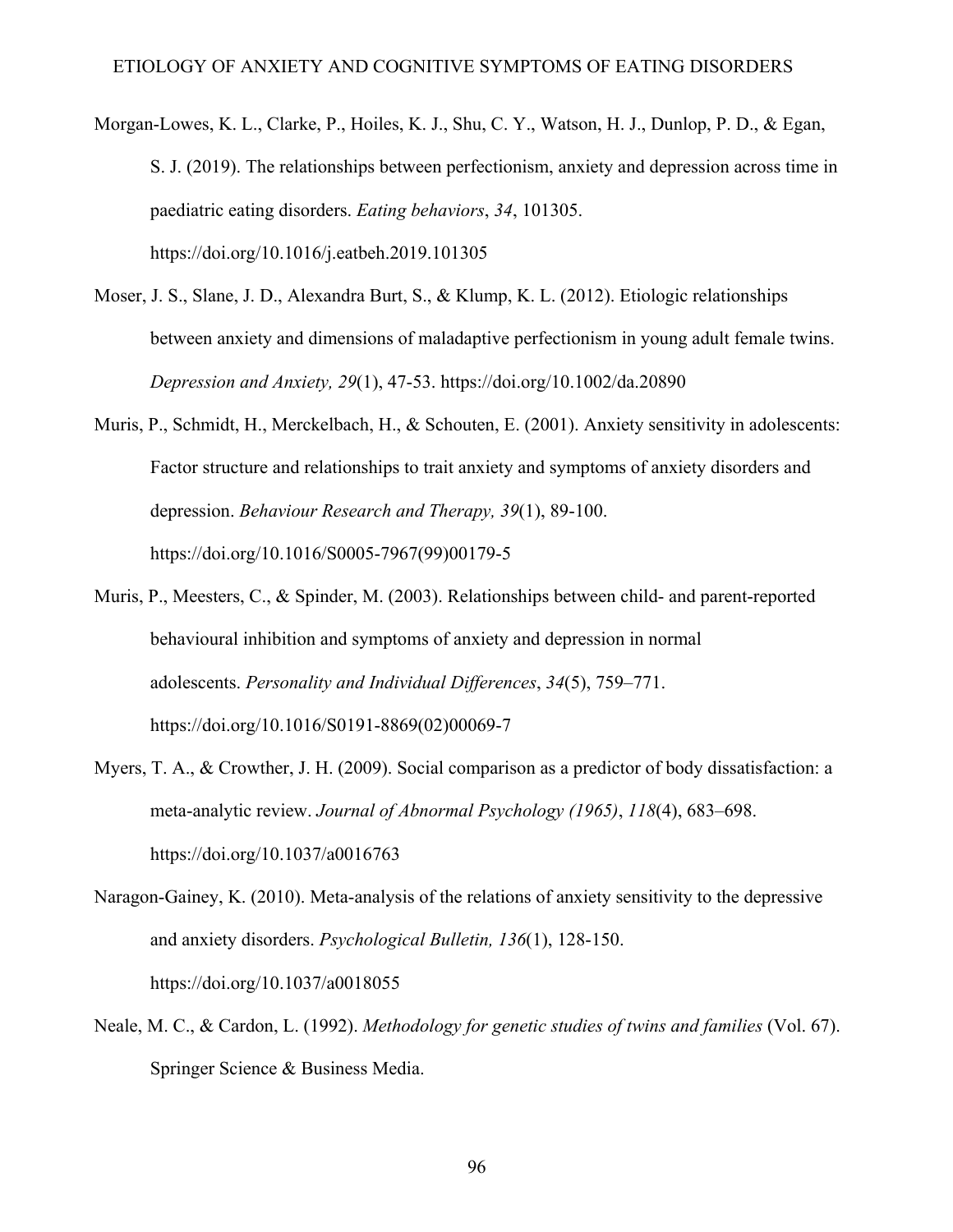Morgan-Lowes, K. L., Clarke, P., Hoiles, K. J., Shu, C. Y., Watson, H. J., Dunlop, P. D., & Egan, S. J. (2019). The relationships between perfectionism, anxiety and depression across time in paediatric eating disorders. *Eating behaviors*, *34*, 101305. https://doi.org/10.1016/j.eatbeh.2019.101305

Moser, J. S., Slane, J. D., Alexandra Burt, S., & Klump, K. L. (2012). Etiologic relationships between anxiety and dimensions of maladaptive perfectionism in young adult female twins. *Depression and Anxiety, 29*(1), 47-53. https://doi.org/10.1002/da.20890

Muris, P., Schmidt, H., Merckelbach, H., & Schouten, E. (2001). Anxiety sensitivity in adolescents: Factor structure and relationships to trait anxiety and symptoms of anxiety disorders and depression. *Behaviour Research and Therapy, 39*(1), 89-100. https://doi.org/10.1016/S0005-7967(99)00179-5

Muris, P., Meesters, C., & Spinder, M. (2003). Relationships between child- and parent-reported behavioural inhibition and symptoms of anxiety and depression in normal adolescents. *Personality and Individual Differences*, *34*(5), 759–771. https://doi.org/10.1016/S0191-8869(02)00069-7

Myers, T. A., & Crowther, J. H. (2009). Social comparison as a predictor of body dissatisfaction: a meta-analytic review. *Journal of Abnormal Psychology (1965)*, *118*(4), 683–698. https://doi.org/10.1037/a0016763

Naragon-Gainey, K. (2010). Meta-analysis of the relations of anxiety sensitivity to the depressive and anxiety disorders. *Psychological Bulletin, 136*(1), 128-150. https://doi.org/10.1037/a0018055

Neale, M. C., & Cardon, L. (1992). *Methodology for genetic studies of twins and families* (Vol. 67). Springer Science & Business Media.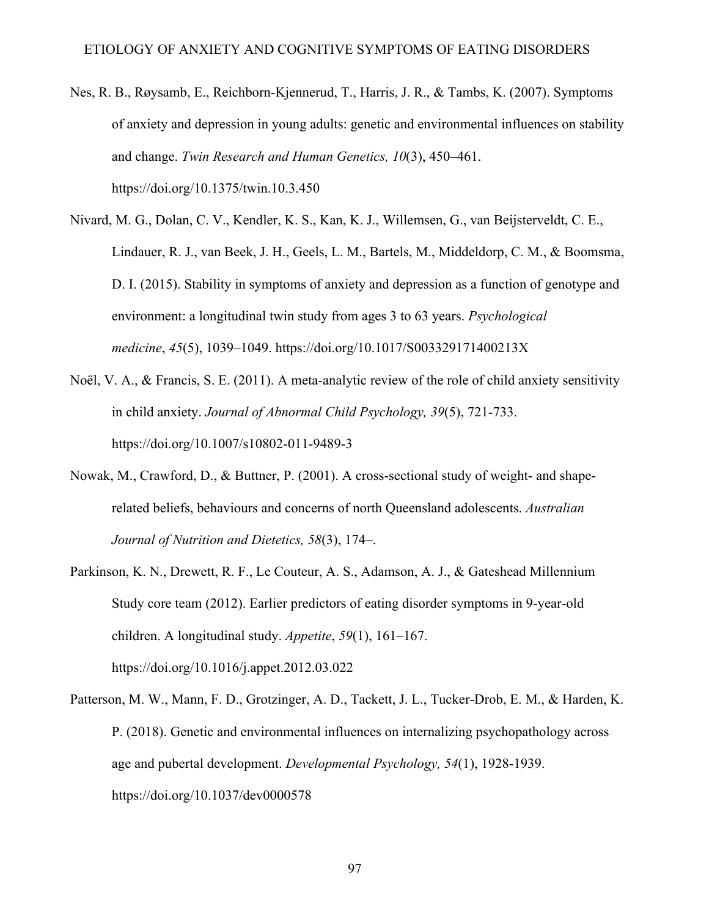Nes, R. B., Røysamb, E., Reichborn-Kjennerud, T., Harris, J. R., & Tambs, K. (2007). Symptoms of anxiety and depression in young adults: genetic and environmental influences on stability and change. *Twin Research and Human Genetics, 10*(3), 450–461. https://doi.org/10.1375/twin.10.3.450

Nivard, M. G., Dolan, C. V., Kendler, K. S., Kan, K. J., Willemsen, G., van Beijsterveldt, C. E., Lindauer, R. J., van Beek, J. H., Geels, L. M., Bartels, M., Middeldorp, C. M., & Boomsma, D. I. (2015). Stability in symptoms of anxiety and depression as a function of genotype and environment: a longitudinal twin study from ages 3 to 63 years. *Psychological medicine*, *45*(5), 1039–1049. https://doi.org/10.1017/S003329171400213X

Noël, V. A., & Francis, S. E. (2011). A meta-analytic review of the role of child anxiety sensitivity in child anxiety. *Journal of Abnormal Child Psychology, 39*(5), 721-733. https://doi.org/10.1007/s10802-011-9489-3

Nowak, M., Crawford, D., & Buttner, P. (2001). A cross-sectional study of weight- and shape-related beliefs, behaviours and concerns of north Queensland adolescents. *Australian Journal of Nutrition and Dietetics, 58*(3), 174–.

Parkinson, K. N., Drewett, R. F., Le Couteur, A. S., Adamson, A. J., & Gateshead Millennium Study core team (2012). Earlier predictors of eating disorder symptoms in 9-year-old children. A longitudinal study. *Appetite*, *59*(1), 161–167. https://doi.org/10.1016/j.appet.2012.03.022

Patterson, M. W., Mann, F. D., Grotzinger, A. D., Tackett, J. L., Tucker-Drob, E. M., & Harden, K. P. (2018). Genetic and environmental influences on internalizing psychopathology across age and pubertal development. *Developmental Psychology, 54*(1), 1928-1939. https://doi.org/10.1037/dev0000578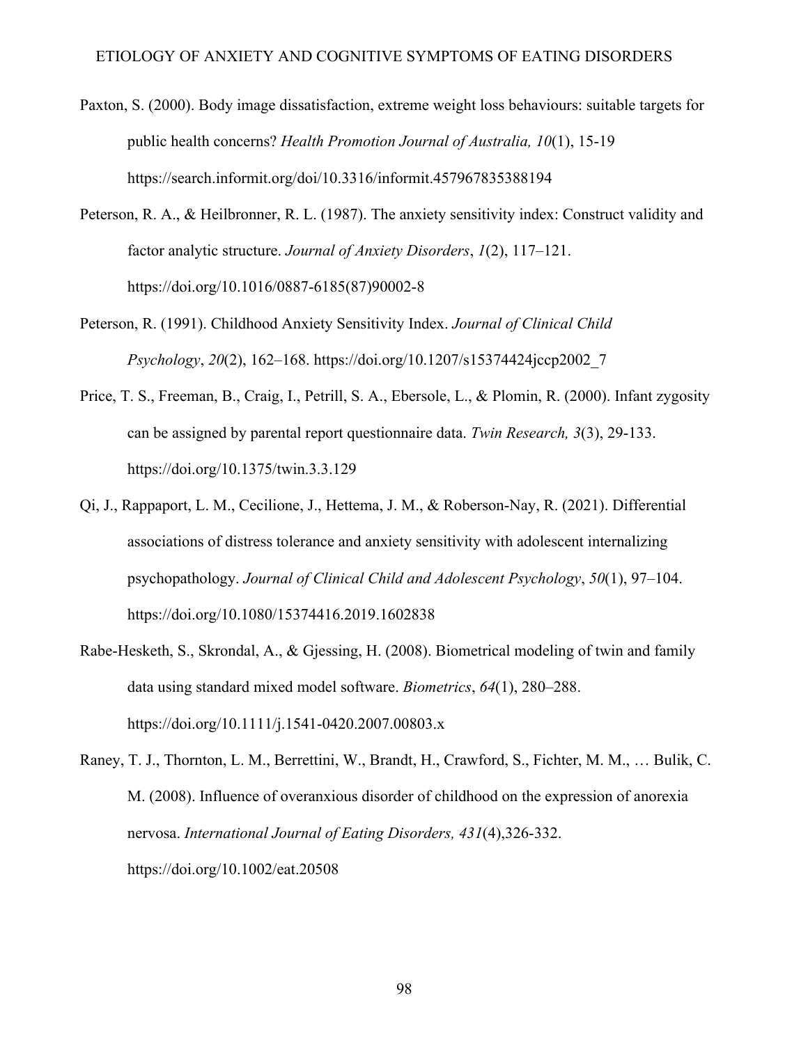Paxton, S. (2000). Body image dissatisfaction, extreme weight loss behaviours: suitable targets for public health concerns? *Health Promotion Journal of Australia, 10*(1), 15-19 https://search.informit.org/doi/10.3316/informit.457967835388194

Peterson, R. A., & Heilbronner, R. L. (1987). The anxiety sensitivity index: Construct validity and factor analytic structure. *Journal of Anxiety Disorders*, *1*(2), 117–121. https://doi.org/10.1016/0887-6185(87)90002-8

Peterson, R. (1991). Childhood Anxiety Sensitivity Index. *Journal of Clinical Child Psychology*, *20*(2), 162–168. https://doi.org/10.1207/s15374424jccp2002_7

Price, T. S., Freeman, B., Craig, I., Petrill, S. A., Ebersole, L., & Plomin, R. (2000). Infant zygosity can be assigned by parental report questionnaire data. *Twin Research, 3*(3), 29-133. https://doi.org/10.1375/twin.3.3.129

Qi, J., Rappaport, L. M., Cecilione, J., Hettema, J. M., & Roberson-Nay, R. (2021). Differential associations of distress tolerance and anxiety sensitivity with adolescent internalizing psychopathology. *Journal of Clinical Child and Adolescent Psychology*, *50*(1), 97–104. https://doi.org/10.1080/15374416.2019.1602838

Rabe-Hesketh, S., Skrondal, A., & Gjessing, H. (2008). Biometrical modeling of twin and family data using standard mixed model software. *Biometrics*, *64*(1), 280–288. https://doi.org/10.1111/j.1541-0420.2007.00803.x

Raney, T. J., Thornton, L. M., Berrettini, W., Brandt, H., Crawford, S., Fichter, M. M., … Bulik, C. M. (2008). Influence of overanxious disorder of childhood on the expression of anorexia nervosa. *International Journal of Eating Disorders, 431*(4),326-332. https://doi.org/10.1002/eat.20508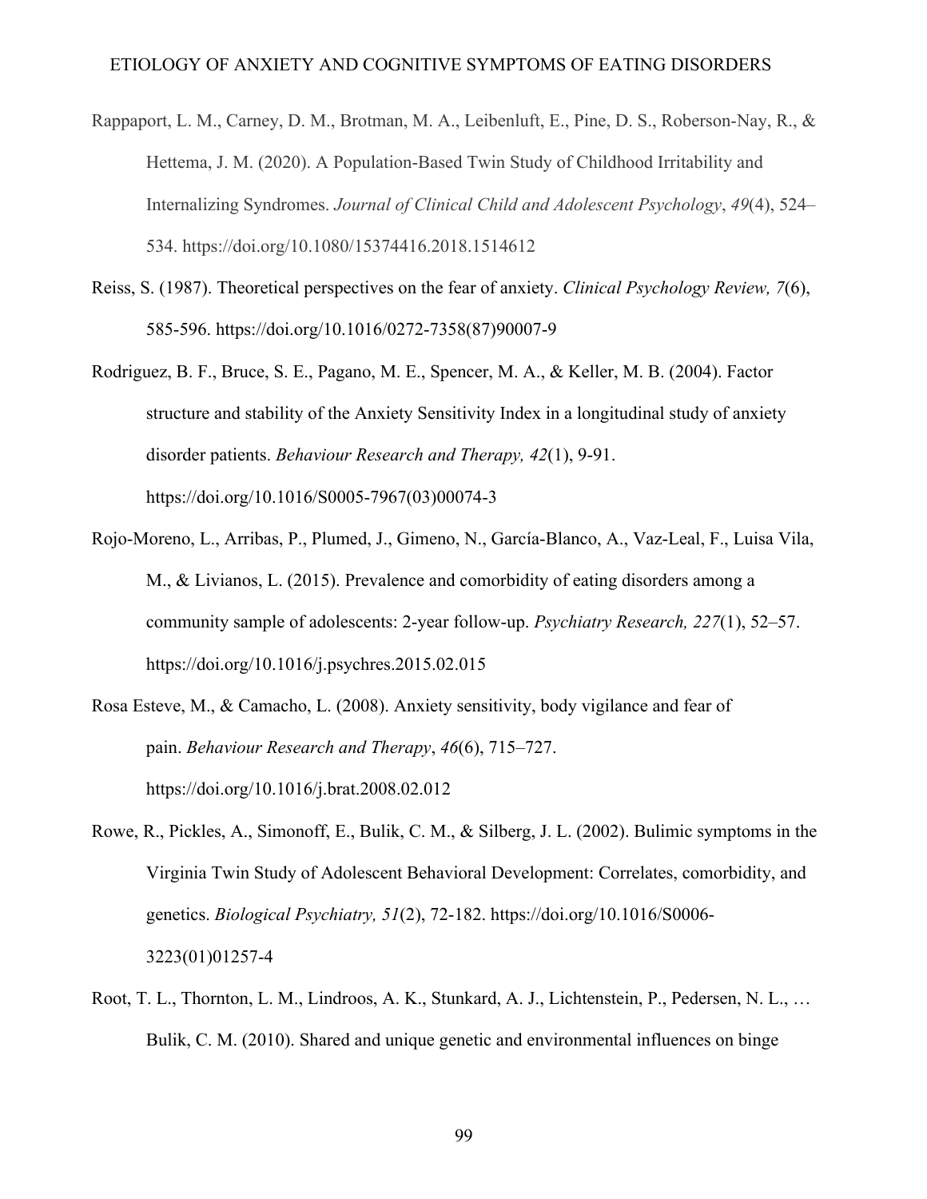Rappaport, L. M., Carney, D. M., Brotman, M. A., Leibenluft, E., Pine, D. S., Roberson-Nay, R., & Hettema, J. M. (2020). A Population-Based Twin Study of Childhood Irritability and Internalizing Syndromes. *Journal of Clinical Child and Adolescent Psychology*, *49*(4), 524–534. https://doi.org/10.1080/15374416.2018.1514612

Reiss, S. (1987). Theoretical perspectives on the fear of anxiety. *Clinical Psychology Review, 7*(6), 585-596. https://doi.org/10.1016/0272-7358(87)90007-9

Rodriguez, B. F., Bruce, S. E., Pagano, M. E., Spencer, M. A., & Keller, M. B. (2004). Factor structure and stability of the Anxiety Sensitivity Index in a longitudinal study of anxiety disorder patients. *Behaviour Research and Therapy, 42*(1), 9-91. https://doi.org/10.1016/S0005-7967(03)00074-3

Rojo-Moreno, L., Arribas, P., Plumed, J., Gimeno, N., García-Blanco, A., Vaz-Leal, F., Luisa Vila, M., & Livianos, L. (2015). Prevalence and comorbidity of eating disorders among a community sample of adolescents: 2-year follow-up. *Psychiatry Research, 227*(1), 52–57. https://doi.org/10.1016/j.psychres.2015.02.015

Rosa Esteve, M., & Camacho, L. (2008). Anxiety sensitivity, body vigilance and fear of pain. *Behaviour Research and Therapy*, *46*(6), 715–727. https://doi.org/10.1016/j.brat.2008.02.012

Rowe, R., Pickles, A., Simonoff, E., Bulik, C. M., & Silberg, J. L. (2002). Bulimic symptoms in the Virginia Twin Study of Adolescent Behavioral Development: Correlates, comorbidity, and genetics. *Biological Psychiatry, 51*(2), 72-182. https://doi.org/10.1016/S0006-3223(01)01257-4

Root, T. L., Thornton, L. M., Lindroos, A. K., Stunkard, A. J., Lichtenstein, P., Pedersen, N. L., … Bulik, C. M. (2010). Shared and unique genetic and environmental influences on binge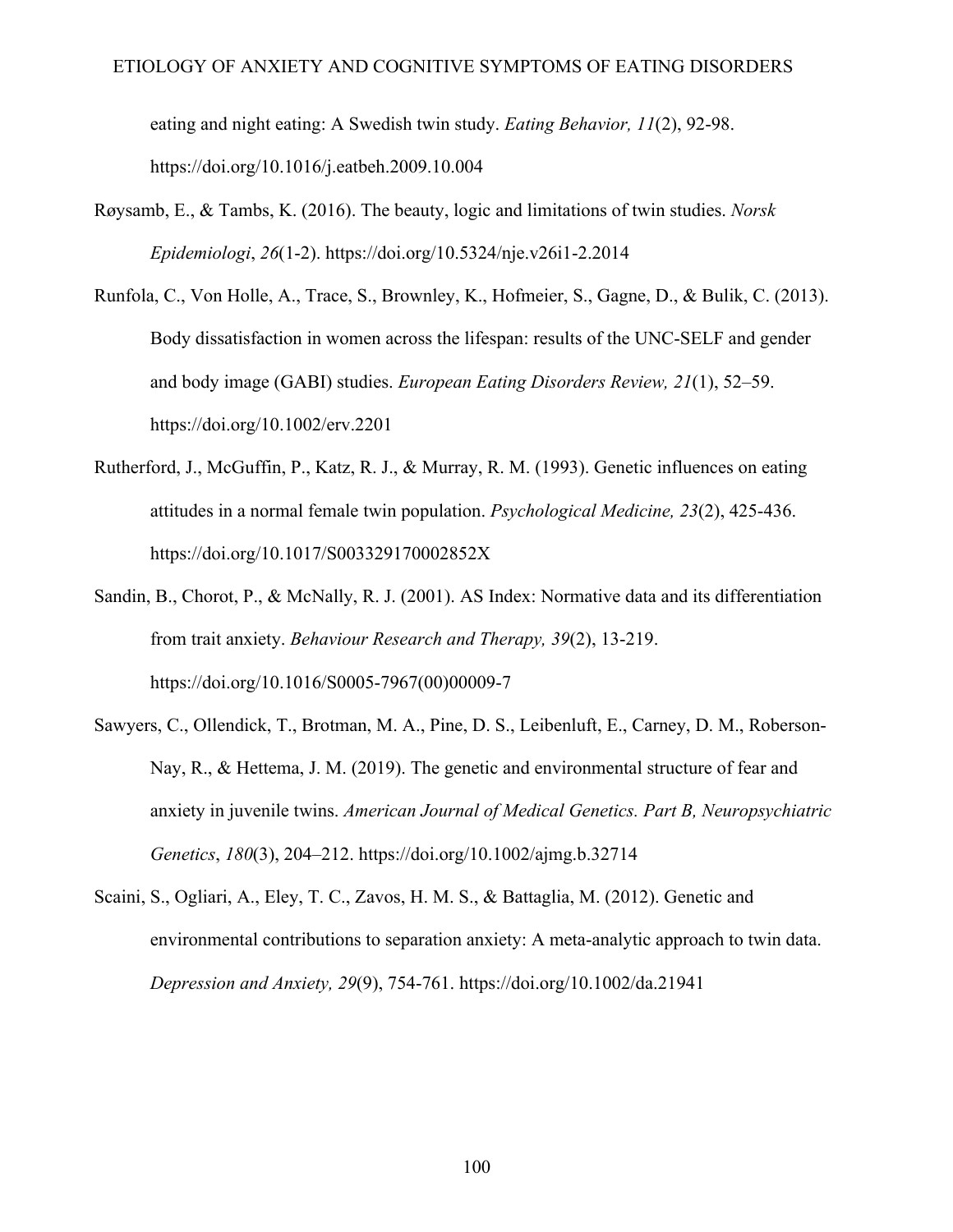eating and night eating: A Swedish twin study. *Eating Behavior, 11*(2), 92-98. https://doi.org/10.1016/j.eatbeh.2009.10.004

Røysamb, E., & Tambs, K. (2016). The beauty, logic and limitations of twin studies. *Norsk Epidemiologi*, *26*(1-2). https://doi.org/10.5324/nje.v26i1-2.2014

Runfola, C., Von Holle, A., Trace, S., Brownley, K., Hofmeier, S., Gagne, D., & Bulik, C. (2013). Body dissatisfaction in women across the lifespan: results of the UNC-SELF and gender and body image (GABI) studies. *European Eating Disorders Review, 21*(1), 52–59. https://doi.org/10.1002/erv.2201

Rutherford, J., McGuffin, P., Katz, R. J., & Murray, R. M. (1993). Genetic influences on eating attitudes in a normal female twin population. *Psychological Medicine, 23*(2), 425-436. https://doi.org/10.1017/S003329170002852X

Sandin, B., Chorot, P., & McNally, R. J. (2001). AS Index: Normative data and its differentiation from trait anxiety. *Behaviour Research and Therapy, 39*(2), 13-219. https://doi.org/10.1016/S0005-7967(00)00009-7

Sawyers, C., Ollendick, T., Brotman, M. A., Pine, D. S., Leibenluft, E., Carney, D. M., Roberson-Nay, R., & Hettema, J. M. (2019). The genetic and environmental structure of fear and anxiety in juvenile twins. *American Journal of Medical Genetics. Part B, Neuropsychiatric Genetics*, *180*(3), 204–212. https://doi.org/10.1002/ajmg.b.32714

Scaini, S., Ogliari, A., Eley, T. C., Zavos, H. M. S., & Battaglia, M. (2012). Genetic and environmental contributions to separation anxiety: A meta-analytic approach to twin data. *Depression and Anxiety, 29*(9), 754-761. https://doi.org/10.1002/da.21941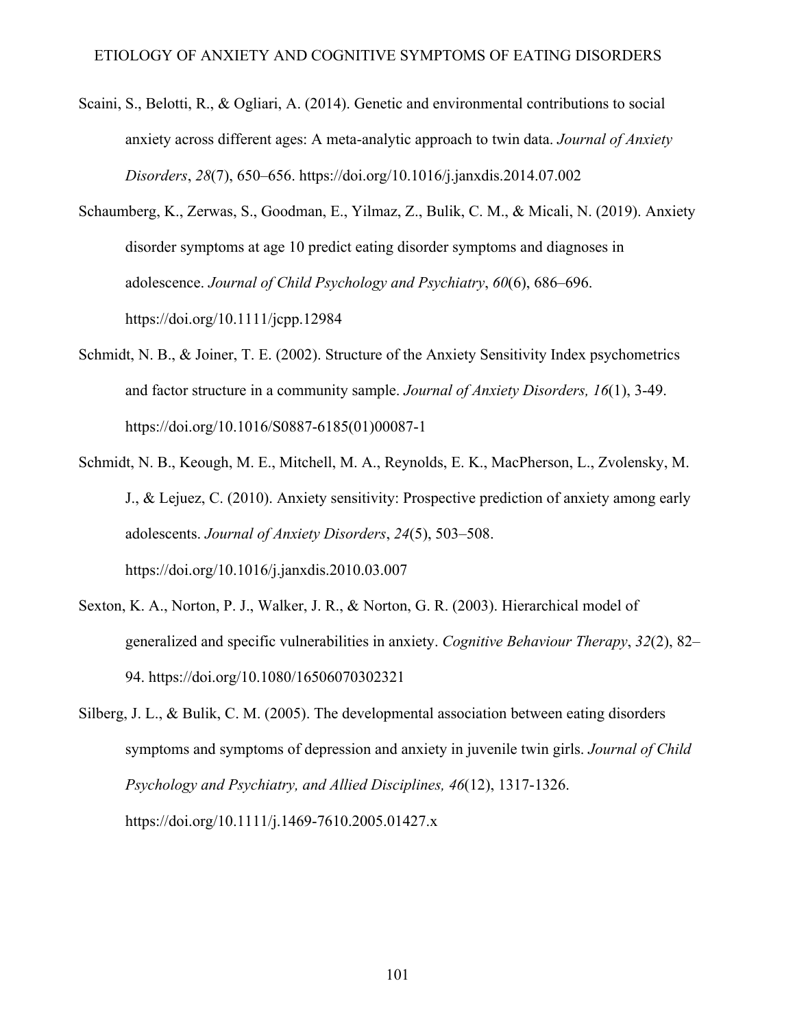Scaini, S., Belotti, R., & Ogliari, A. (2014). Genetic and environmental contributions to social anxiety across different ages: A meta-analytic approach to twin data. *Journal of Anxiety Disorders*, *28*(7), 650–656. https://doi.org/10.1016/j.janxdis.2014.07.002

Schaumberg, K., Zerwas, S., Goodman, E., Yilmaz, Z., Bulik, C. M., & Micali, N. (2019). Anxiety disorder symptoms at age 10 predict eating disorder symptoms and diagnoses in adolescence. *Journal of Child Psychology and Psychiatry*, *60*(6), 686–696. https://doi.org/10.1111/jcpp.12984

Schmidt, N. B., & Joiner, T. E. (2002). Structure of the Anxiety Sensitivity Index psychometrics and factor structure in a community sample. *Journal of Anxiety Disorders, 16*(1), 3-49. https://doi.org/10.1016/S0887-6185(01)00087-1

Schmidt, N. B., Keough, M. E., Mitchell, M. A., Reynolds, E. K., MacPherson, L., Zvolensky, M. J., & Lejuez, C. (2010). Anxiety sensitivity: Prospective prediction of anxiety among early adolescents. *Journal of Anxiety Disorders*, *24*(5), 503–508. https://doi.org/10.1016/j.janxdis.2010.03.007

Sexton, K. A., Norton, P. J., Walker, J. R., & Norton, G. R. (2003). Hierarchical model of generalized and specific vulnerabilities in anxiety. *Cognitive Behaviour Therapy*, *32*(2), 82–94. https://doi.org/10.1080/16506070302321

Silberg, J. L., & Bulik, C. M. (2005). The developmental association between eating disorders symptoms and symptoms of depression and anxiety in juvenile twin girls. *Journal of Child Psychology and Psychiatry, and Allied Disciplines, 46*(12), 1317-1326. https://doi.org/10.1111/j.1469-7610.2005.01427.x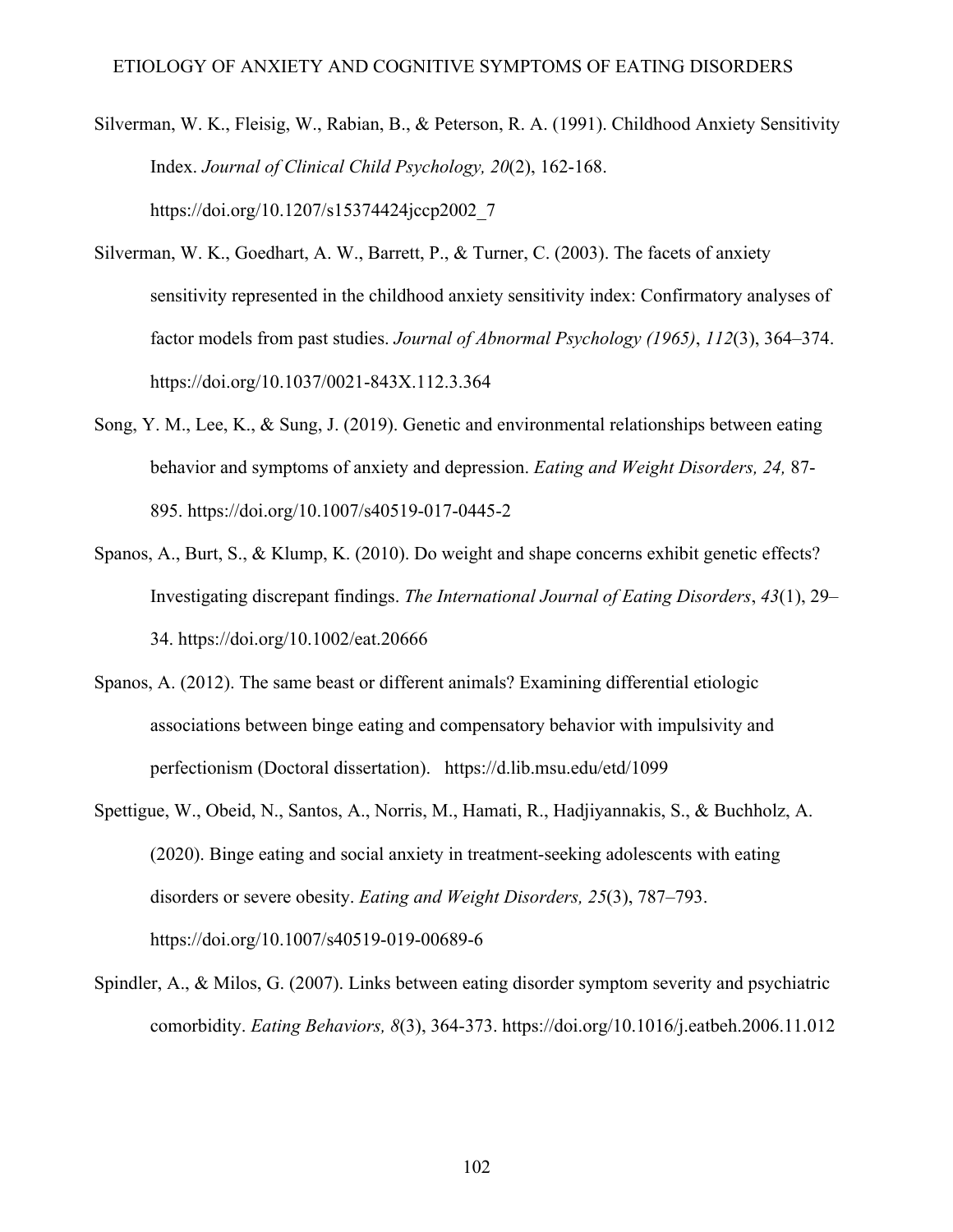Silverman, W. K., Fleisig, W., Rabian, B., & Peterson, R. A. (1991). Childhood Anxiety Sensitivity Index. *Journal of Clinical Child Psychology, 20*(2), 162-168. https://doi.org/10.1207/s15374424jccp2002_7

Silverman, W. K., Goedhart, A. W., Barrett, P., & Turner, C. (2003). The facets of anxiety sensitivity represented in the childhood anxiety sensitivity index: Confirmatory analyses of factor models from past studies. *Journal of Abnormal Psychology (1965)*, *112*(3), 364–374. https://doi.org/10.1037/0021-843X.112.3.364

Song, Y. M., Lee, K., & Sung, J. (2019). Genetic and environmental relationships between eating behavior and symptoms of anxiety and depression. *Eating and Weight Disorders, 24,* 87-895. https://doi.org/10.1007/s40519-017-0445-2

Spanos, A., Burt, S., & Klump, K. (2010). Do weight and shape concerns exhibit genetic effects? Investigating discrepant findings. *The International Journal of Eating Disorders*, *43*(1), 29–34. https://doi.org/10.1002/eat.20666

Spanos, A. (2012). The same beast or different animals? Examining differential etiologic associations between binge eating and compensatory behavior with impulsivity and perfectionism (Doctoral dissertation). https://d.lib.msu.edu/etd/1099

Spettigue, W., Obeid, N., Santos, A., Norris, M., Hamati, R., Hadjiyannakis, S., & Buchholz, A. (2020). Binge eating and social anxiety in treatment-seeking adolescents with eating disorders or severe obesity. *Eating and Weight Disorders, 25*(3), 787–793. https://doi.org/10.1007/s40519-019-00689-6

Spindler, A., & Milos, G. (2007). Links between eating disorder symptom severity and psychiatric comorbidity. *Eating Behaviors, 8*(3), 364-373. https://doi.org/10.1016/j.eatbeh.2006.11.012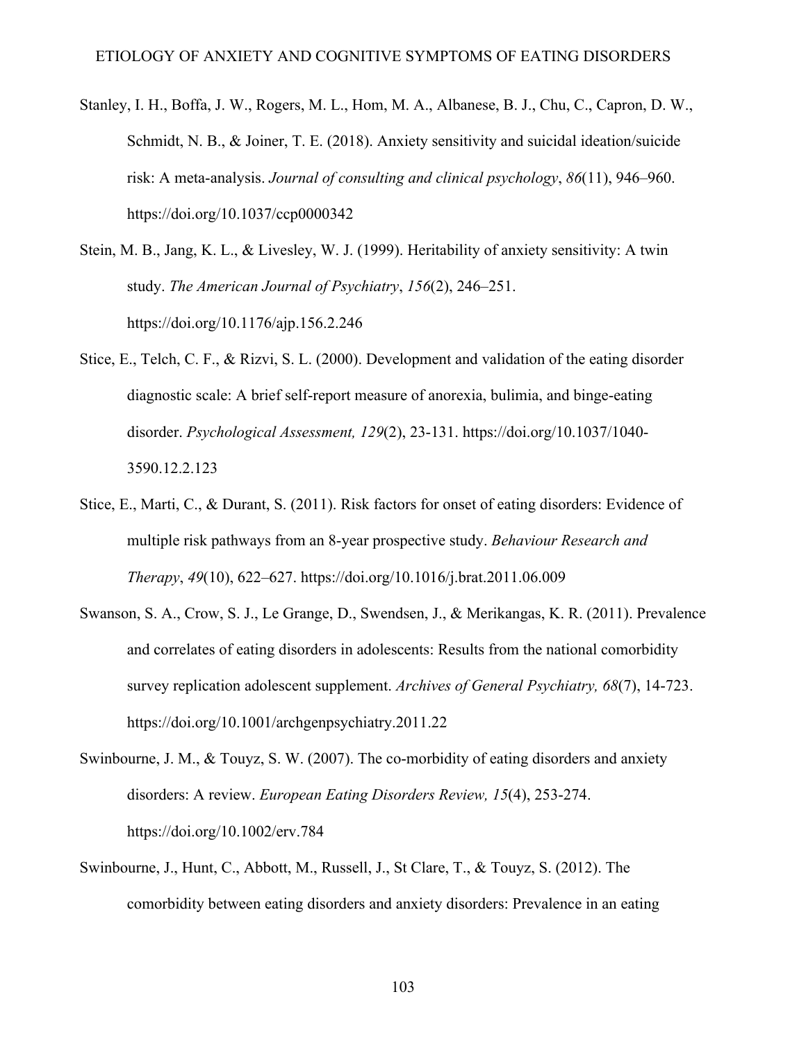Stanley, I. H., Boffa, J. W., Rogers, M. L., Hom, M. A., Albanese, B. J., Chu, C., Capron, D. W., Schmidt, N. B., & Joiner, T. E. (2018). Anxiety sensitivity and suicidal ideation/suicide risk: A meta-analysis. *Journal of consulting and clinical psychology*, *86*(11), 946–960. https://doi.org/10.1037/ccp0000342

Stein, M. B., Jang, K. L., & Livesley, W. J. (1999). Heritability of anxiety sensitivity: A twin study. *The American Journal of Psychiatry*, *156*(2), 246–251. https://doi.org/10.1176/ajp.156.2.246

Stice, E., Telch, C. F., & Rizvi, S. L. (2000). Development and validation of the eating disorder diagnostic scale: A brief self-report measure of anorexia, bulimia, and binge-eating disorder. *Psychological Assessment, 129*(2), 23-131. https://doi.org/10.1037/1040-3590.12.2.123

Stice, E., Marti, C., & Durant, S. (2011). Risk factors for onset of eating disorders: Evidence of multiple risk pathways from an 8-year prospective study. *Behaviour Research and Therapy*, *49*(10), 622–627. https://doi.org/10.1016/j.brat.2011.06.009

Swanson, S. A., Crow, S. J., Le Grange, D., Swendsen, J., & Merikangas, K. R. (2011). Prevalence and correlates of eating disorders in adolescents: Results from the national comorbidity survey replication adolescent supplement. *Archives of General Psychiatry, 68*(7), 14-723. https://doi.org/10.1001/archgenpsychiatry.2011.22

Swinbourne, J. M., & Touyz, S. W. (2007). The co-morbidity of eating disorders and anxiety disorders: A review. *European Eating Disorders Review, 15*(4), 253-274. https://doi.org/10.1002/erv.784

Swinbourne, J., Hunt, C., Abbott, M., Russell, J., St Clare, T., & Touyz, S. (2012). The comorbidity between eating disorders and anxiety disorders: Prevalence in an eating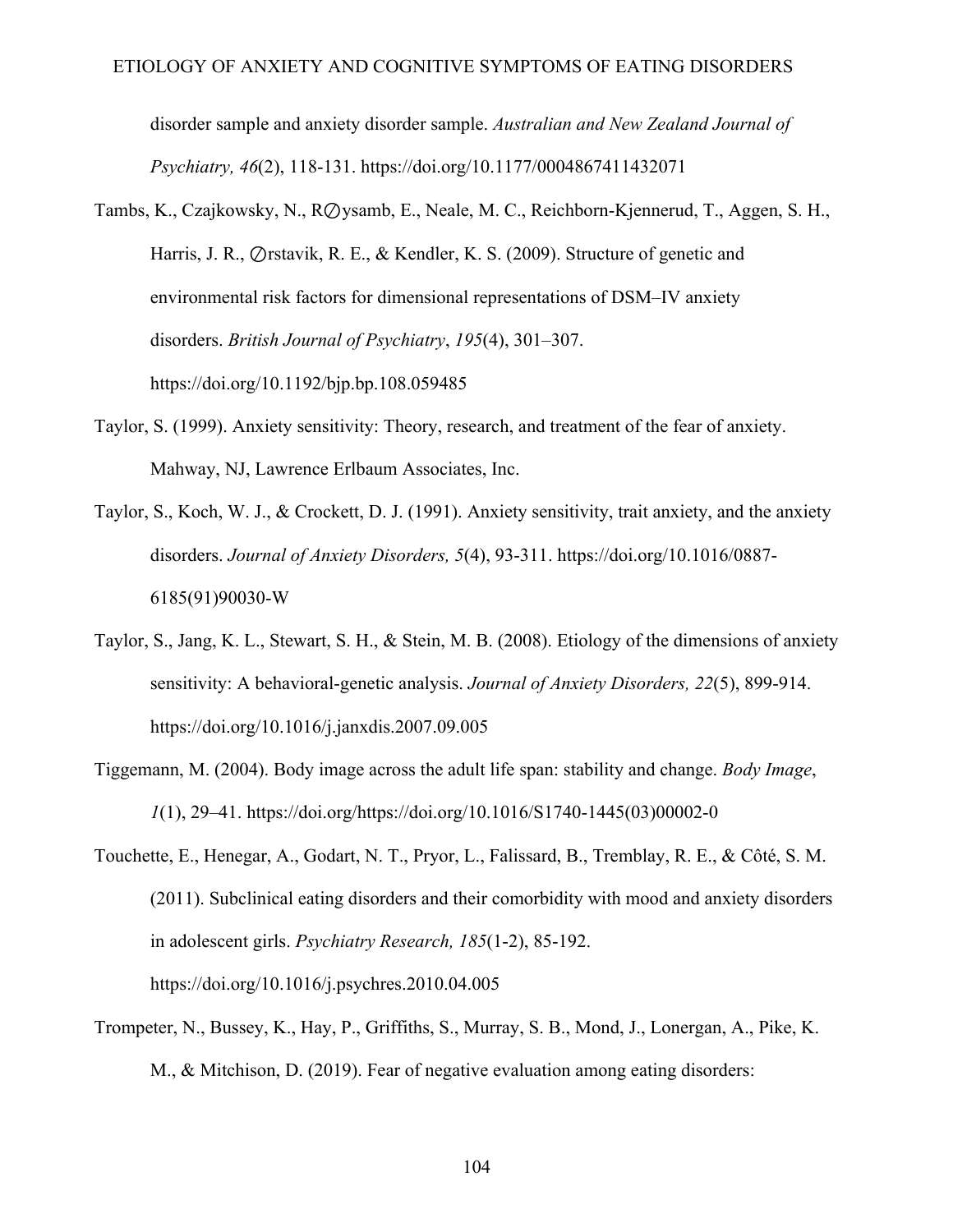disorder sample and anxiety disorder sample. *Australian and New Zealand Journal of Psychiatry, 46*(2), 118-131. https://doi.org/10.1177/0004867411432071

Tambs, K., Czajkowsky, N., R∅ysamb, E., Neale, M. C., Reichborn-Kjennerud, T., Aggen, S. H., Harris, J. R., ∅rstavik, R. E., & Kendler, K. S. (2009). Structure of genetic and environmental risk factors for dimensional representations of DSM–IV anxiety disorders. *British Journal of Psychiatry*, *195*(4), 301–307. https://doi.org/10.1192/bjp.bp.108.059485

Taylor, S. (1999). Anxiety sensitivity: Theory, research, and treatment of the fear of anxiety. Mahway, NJ, Lawrence Erlbaum Associates, Inc.

Taylor, S., Koch, W. J., & Crockett, D. J. (1991). Anxiety sensitivity, trait anxiety, and the anxiety disorders. *Journal of Anxiety Disorders, 5*(4), 93-311. https://doi.org/10.1016/0887-6185(91)90030-W

Taylor, S., Jang, K. L., Stewart, S. H., & Stein, M. B. (2008). Etiology of the dimensions of anxiety sensitivity: A behavioral-genetic analysis. *Journal of Anxiety Disorders, 22*(5), 899-914. https://doi.org/10.1016/j.janxdis.2007.09.005

Tiggemann, M. (2004). Body image across the adult life span: stability and change. *Body Image*, *1*(1), 29–41. https://doi.org/https://doi.org/10.1016/S1740-1445(03)00002-0

Touchette, E., Henegar, A., Godart, N. T., Pryor, L., Falissard, B., Tremblay, R. E., & Côté, S. M. (2011). Subclinical eating disorders and their comorbidity with mood and anxiety disorders in adolescent girls. *Psychiatry Research, 185*(1-2), 85-192. https://doi.org/10.1016/j.psychres.2010.04.005

Trompeter, N., Bussey, K., Hay, P., Griffiths, S., Murray, S. B., Mond, J., Lonergan, A., Pike, K. M., & Mitchison, D. (2019). Fear of negative evaluation among eating disorders: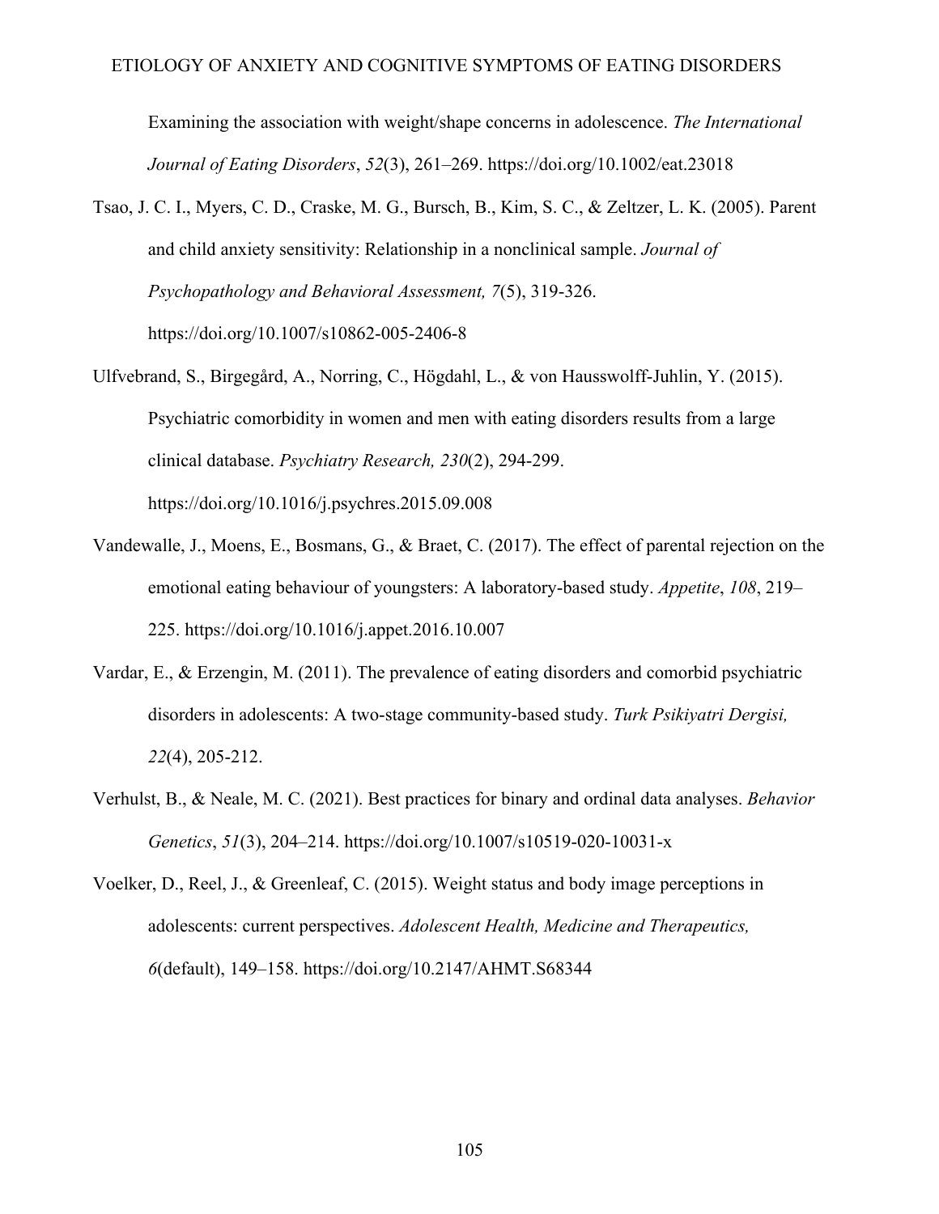Examining the association with weight/shape concerns in adolescence. *The International Journal of Eating Disorders*, *52*(3), 261–269. https://doi.org/10.1002/eat.23018

Tsao, J. C. I., Myers, C. D., Craske, M. G., Bursch, B., Kim, S. C., & Zeltzer, L. K. (2005). Parent and child anxiety sensitivity: Relationship in a nonclinical sample. *Journal of Psychopathology and Behavioral Assessment, 7*(5), 319-326. https://doi.org/10.1007/s10862-005-2406-8

Ulfvebrand, S., Birgegård, A., Norring, C., Högdahl, L., & von Hausswolff-Juhlin, Y. (2015). Psychiatric comorbidity in women and men with eating disorders results from a large clinical database. *Psychiatry Research, 230*(2), 294-299. https://doi.org/10.1016/j.psychres.2015.09.008

Vandewalle, J., Moens, E., Bosmans, G., & Braet, C. (2017). The effect of parental rejection on the emotional eating behaviour of youngsters: A laboratory-based study. *Appetite*, *108*, 219–225. https://doi.org/10.1016/j.appet.2016.10.007

Vardar, E., & Erzengin, M. (2011). The prevalence of eating disorders and comorbid psychiatric disorders in adolescents: A two-stage community-based study. *Turk Psikiyatri Dergisi, 22*(4), 205-212.

Verhulst, B., & Neale, M. C. (2021). Best practices for binary and ordinal data analyses. *Behavior Genetics*, *51*(3), 204–214. https://doi.org/10.1007/s10519-020-10031-x

Voelker, D., Reel, J., & Greenleaf, C. (2015). Weight status and body image perceptions in adolescents: current perspectives. *Adolescent Health, Medicine and Therapeutics, 6*(default), 149–158. https://doi.org/10.2147/AHMT.S68344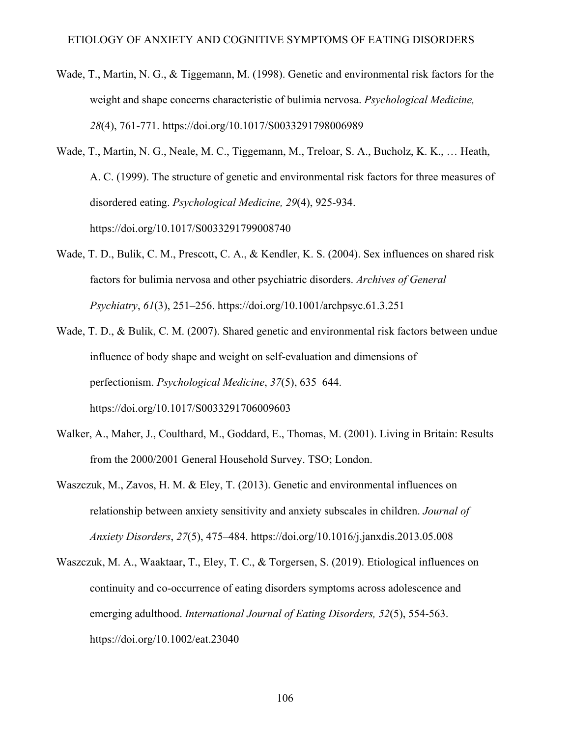Wade, T., Martin, N. G., & Tiggemann, M. (1998). Genetic and environmental risk factors for the weight and shape concerns characteristic of bulimia nervosa. *Psychological Medicine, 28*(4), 761-771. https://doi.org/10.1017/S0033291798006989

Wade, T., Martin, N. G., Neale, M. C., Tiggemann, M., Treloar, S. A., Bucholz, K. K., … Heath, A. C. (1999). The structure of genetic and environmental risk factors for three measures of disordered eating. *Psychological Medicine, 29*(4), 925-934. https://doi.org/10.1017/S0033291799008740

Wade, T. D., Bulik, C. M., Prescott, C. A., & Kendler, K. S. (2004). Sex influences on shared risk factors for bulimia nervosa and other psychiatric disorders. *Archives of General Psychiatry*, *61*(3), 251–256. https://doi.org/10.1001/archpsyc.61.3.251

Wade, T. D., & Bulik, C. M. (2007). Shared genetic and environmental risk factors between undue influence of body shape and weight on self-evaluation and dimensions of perfectionism. *Psychological Medicine*, *37*(5), 635–644. https://doi.org/10.1017/S0033291706009603

Walker, A., Maher, J., Coulthard, M., Goddard, E., Thomas, M. (2001). Living in Britain: Results from the 2000/2001 General Household Survey. TSO; London.

Waszczuk, M., Zavos, H. M. & Eley, T. (2013). Genetic and environmental influences on relationship between anxiety sensitivity and anxiety subscales in children. *Journal of Anxiety Disorders*, *27*(5), 475–484. https://doi.org/10.1016/j.janxdis.2013.05.008

Waszczuk, M. A., Waaktaar, T., Eley, T. C., & Torgersen, S. (2019). Etiological influences on continuity and co-occurrence of eating disorders symptoms across adolescence and emerging adulthood. *International Journal of Eating Disorders, 52*(5), 554-563. https://doi.org/10.1002/eat.23040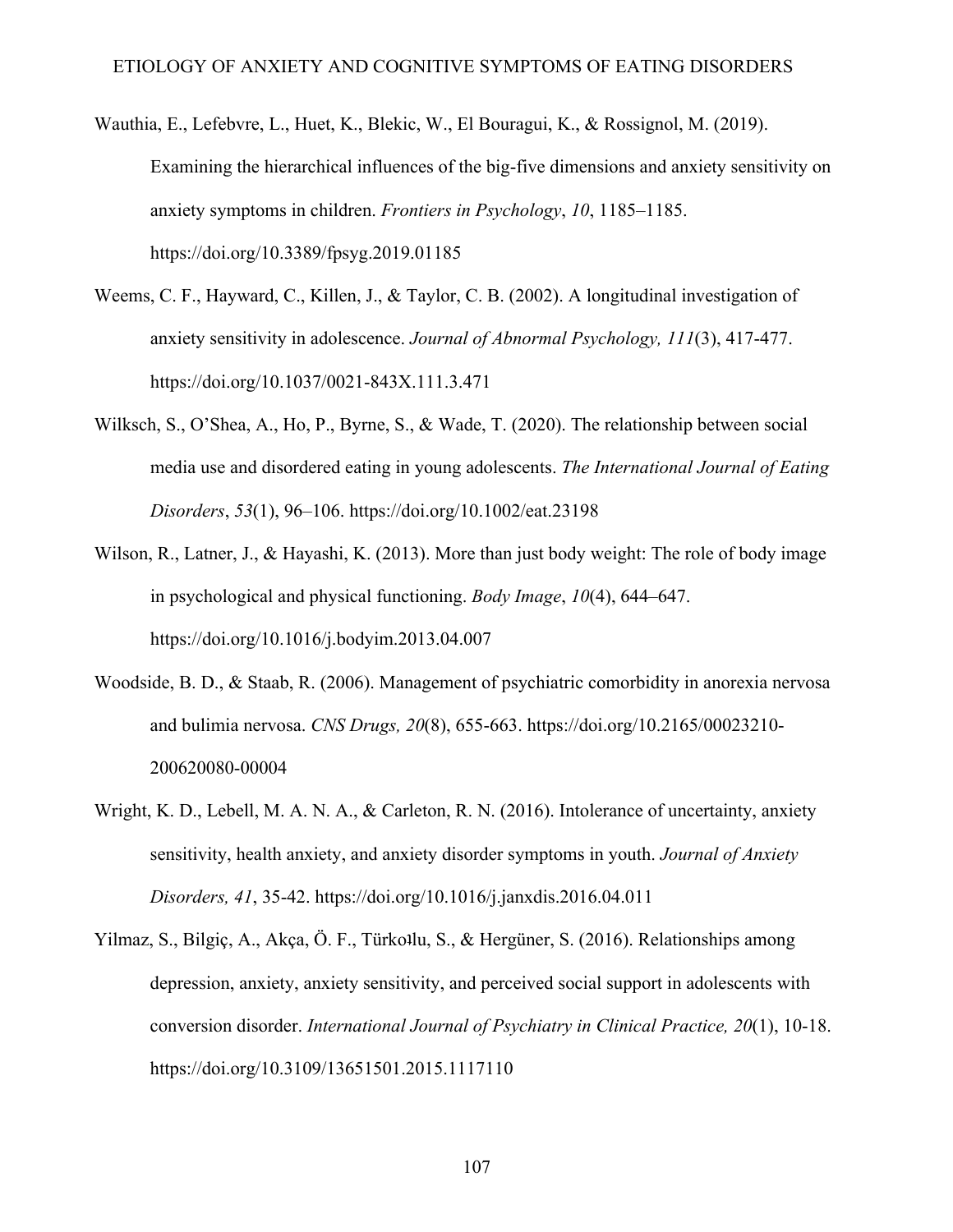Wauthia, E., Lefebvre, L., Huet, K., Blekic, W., El Bouragui, K., & Rossignol, M. (2019). Examining the hierarchical influences of the big-five dimensions and anxiety sensitivity on anxiety symptoms in children. *Frontiers in Psychology*, *10*, 1185–1185. https://doi.org/10.3389/fpsyg.2019.01185

Weems, C. F., Hayward, C., Killen, J., & Taylor, C. B. (2002). A longitudinal investigation of anxiety sensitivity in adolescence. *Journal of Abnormal Psychology, 111*(3), 417-477. https://doi.org/10.1037/0021-843X.111.3.471

Wilksch, S., O'Shea, A., Ho, P., Byrne, S., & Wade, T. (2020). The relationship between social media use and disordered eating in young adolescents. *The International Journal of Eating Disorders*, *53*(1), 96–106. https://doi.org/10.1002/eat.23198

Wilson, R., Latner, J., & Hayashi, K. (2013). More than just body weight: The role of body image in psychological and physical functioning. *Body Image*, *10*(4), 644–647. https://doi.org/10.1016/j.bodyim.2013.04.007

Woodside, B. D., & Staab, R. (2006). Management of psychiatric comorbidity in anorexia nervosa and bulimia nervosa. *CNS Drugs, 20*(8), 655-663. https://doi.org/10.2165/00023210-200620080-00004

Wright, K. D., Lebell, M. A. N. A., & Carleton, R. N. (2016). Intolerance of uncertainty, anxiety sensitivity, health anxiety, and anxiety disorder symptoms in youth. *Journal of Anxiety Disorders, 41*, 35-42. https://doi.org/10.1016/j.janxdis.2016.04.011

Yilmaz, S., Bilgiç, A., Akça, Ö. F., Türkoılu, S., & Hergüner, S. (2016). Relationships among depression, anxiety, anxiety sensitivity, and perceived social support in adolescents with conversion disorder. *International Journal of Psychiatry in Clinical Practice, 20*(1), 10-18. https://doi.org/10.3109/13651501.2015.1117110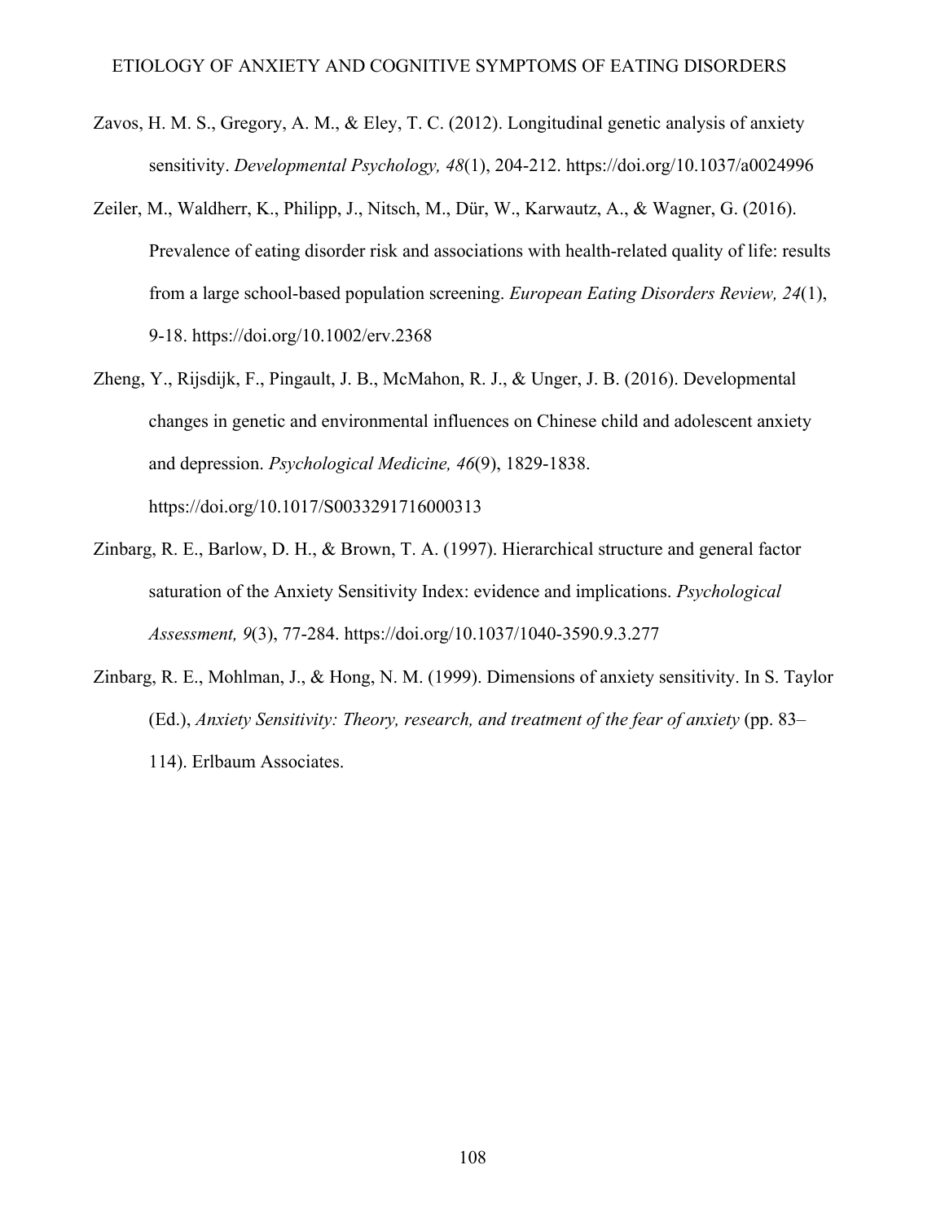Zavos, H. M. S., Gregory, A. M., & Eley, T. C. (2012). Longitudinal genetic analysis of anxiety sensitivity. *Developmental Psychology, 48*(1), 204-212. https://doi.org/10.1037/a0024996

Zeiler, M., Waldherr, K., Philipp, J., Nitsch, M., Dür, W., Karwautz, A., & Wagner, G. (2016). Prevalence of eating disorder risk and associations with health-related quality of life: results from a large school-based population screening. *European Eating Disorders Review, 24*(1), 9-18. https://doi.org/10.1002/erv.2368

Zheng, Y., Rijsdijk, F., Pingault, J. B., McMahon, R. J., & Unger, J. B. (2016). Developmental changes in genetic and environmental influences on Chinese child and adolescent anxiety and depression. *Psychological Medicine, 46*(9), 1829-1838. https://doi.org/10.1017/S0033291716000313

Zinbarg, R. E., Barlow, D. H., & Brown, T. A. (1997). Hierarchical structure and general factor saturation of the Anxiety Sensitivity Index: evidence and implications. *Psychological Assessment, 9*(3), 77-284. https://doi.org/10.1037/1040-3590.9.3.277

Zinbarg, R. E., Mohlman, J., & Hong, N. M. (1999). Dimensions of anxiety sensitivity. In S. Taylor (Ed.), *Anxiety Sensitivity: Theory, research, and treatment of the fear of anxiety* (pp. 83–114). Erlbaum Associates.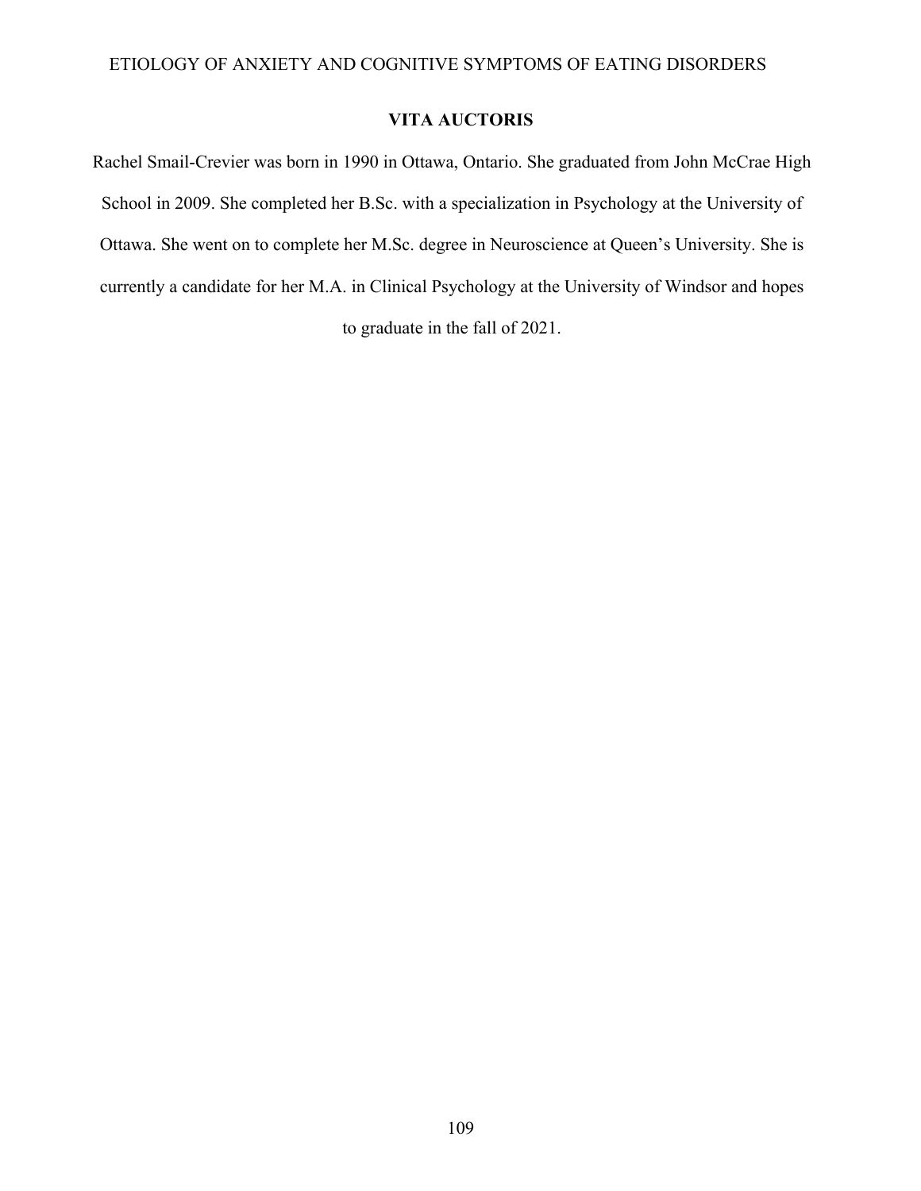## VITA AUCTORIS

Rachel Smail-Crevier was born in 1990 in Ottawa, Ontario. She graduated from John McCrae High School in 2009. She completed her B.Sc. with a specialization in Psychology at the University of Ottawa. She went on to complete her M.Sc. degree in Neuroscience at Queen's University. She is currently a candidate for her M.A. in Clinical Psychology at the University of Windsor and hopes to graduate in the fall of 2021.